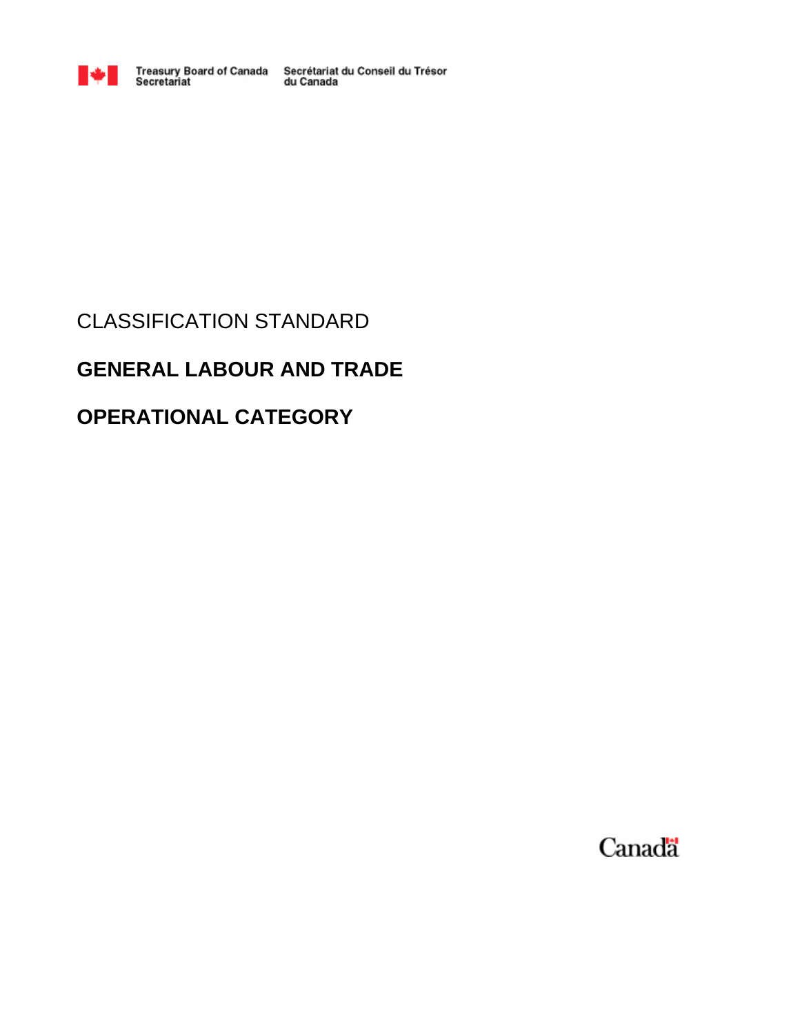Treasury Board of Canada Secretariat    Secrétariat du Conseil du Trésor du Canada

CLASSIFICATION STANDARD

# GENERAL LABOUR AND TRADE

# OPERATIONAL CATEGORY

Canada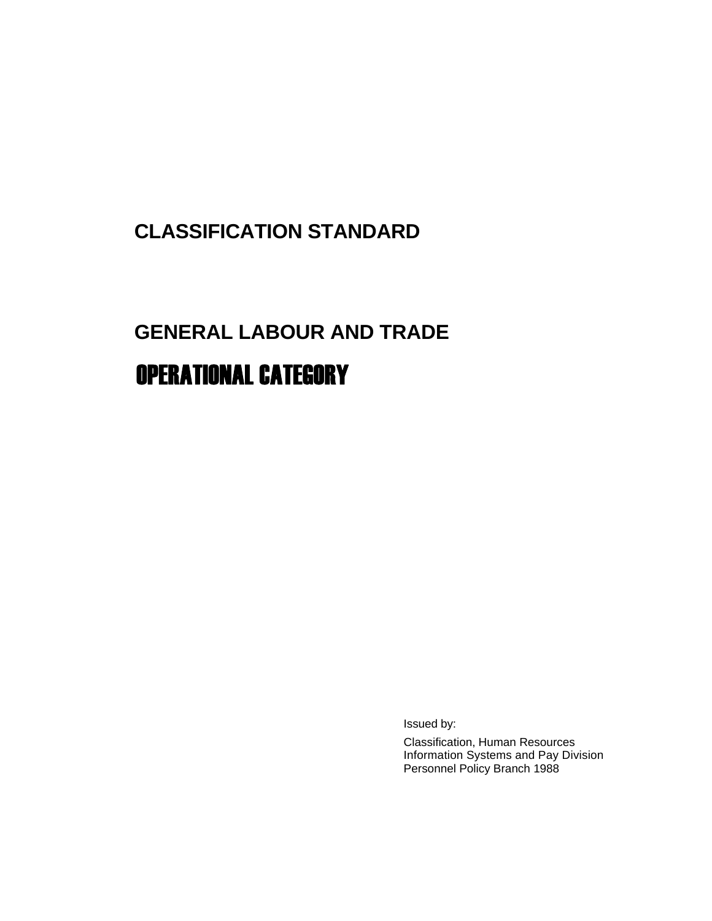# CLASSIFICATION STANDARD

# GENERAL LABOUR AND TRADE

## OPERATIONAL CATEGORY

Issued by:

Classification, Human Resources
Information Systems and Pay Division
Personnel Policy Branch 1988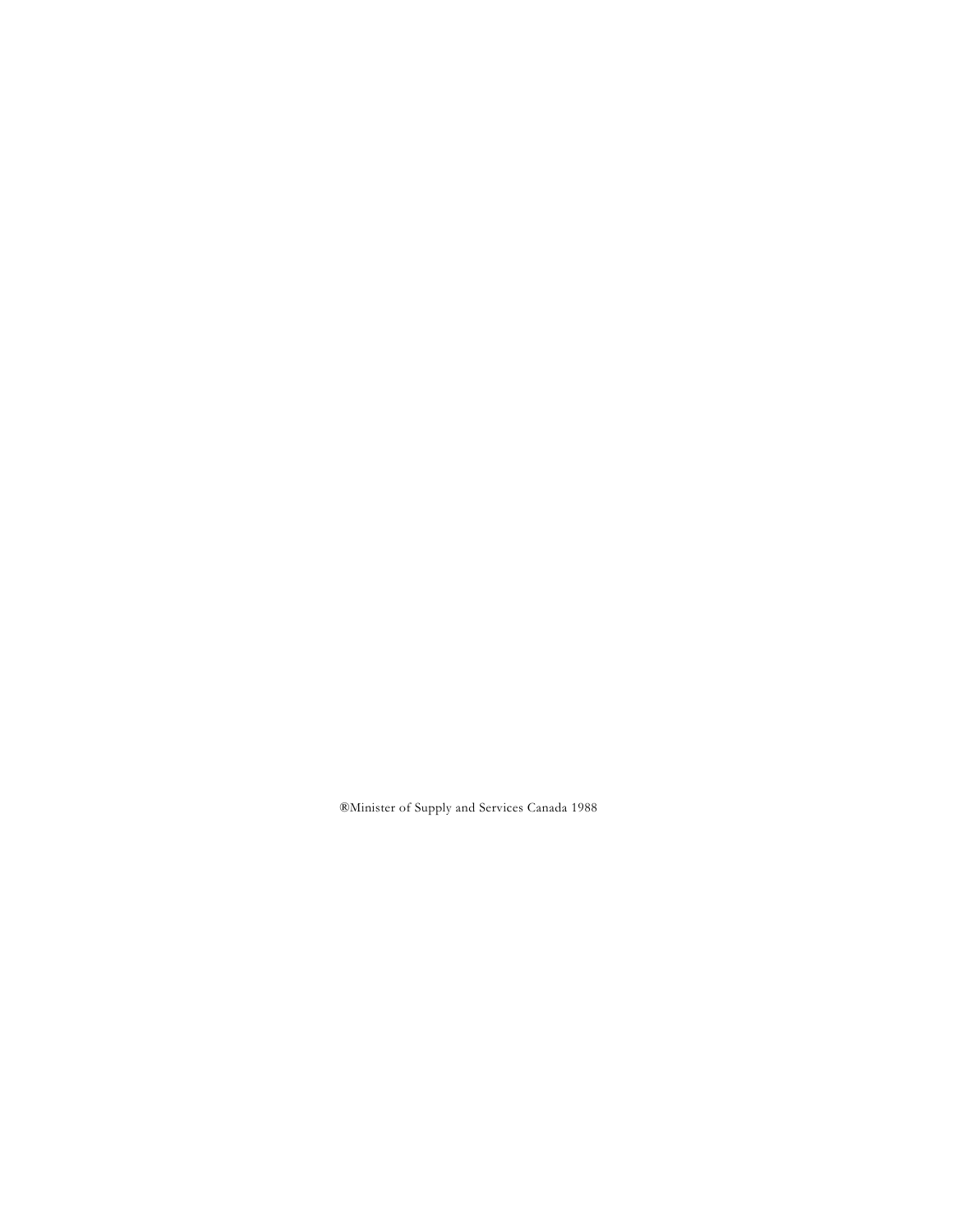®Minister of Supply and Services Canada 1988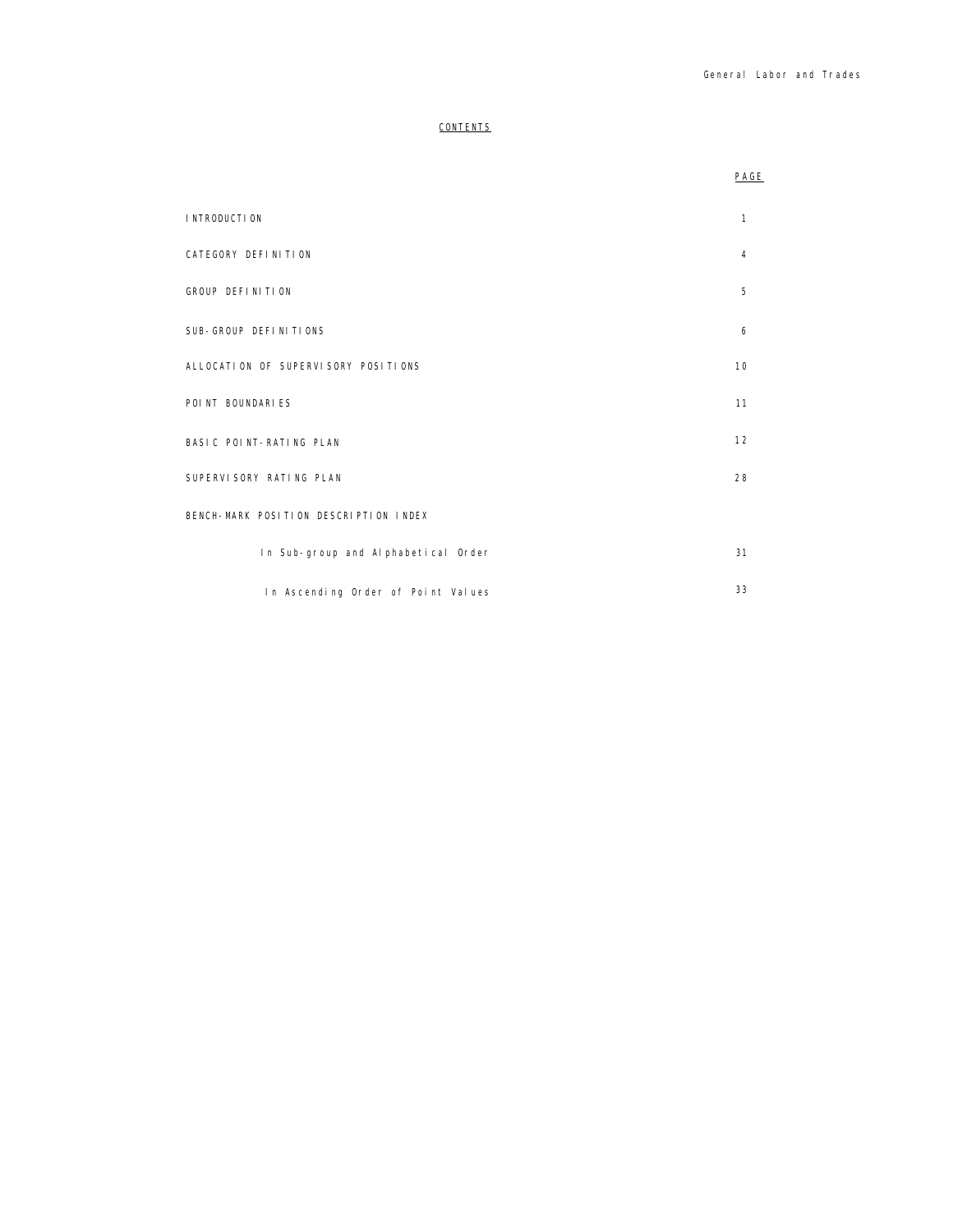# CONTENTS

| | PAGE |
|---|---|
| INTRODUCTION | 1 |
| CATEGORY DEFINITION | 4 |
| GROUP DEFINITION | 5 |
| SUB-GROUP DEFINITIONS | 6 |
| ALLOCATION OF SUPERVISORY POSITIONS | 10 |
| POINT BOUNDARIES | 11 |
| BASIC POINT-RATING PLAN | 12 |
| SUPERVISORY RATING PLAN | 28 |
| BENCH-MARK POSITION DESCRIPTION INDEX | |
| In Sub-group and Alphabetical Order | 31 |
| In Ascending Order of Point Values | 33 |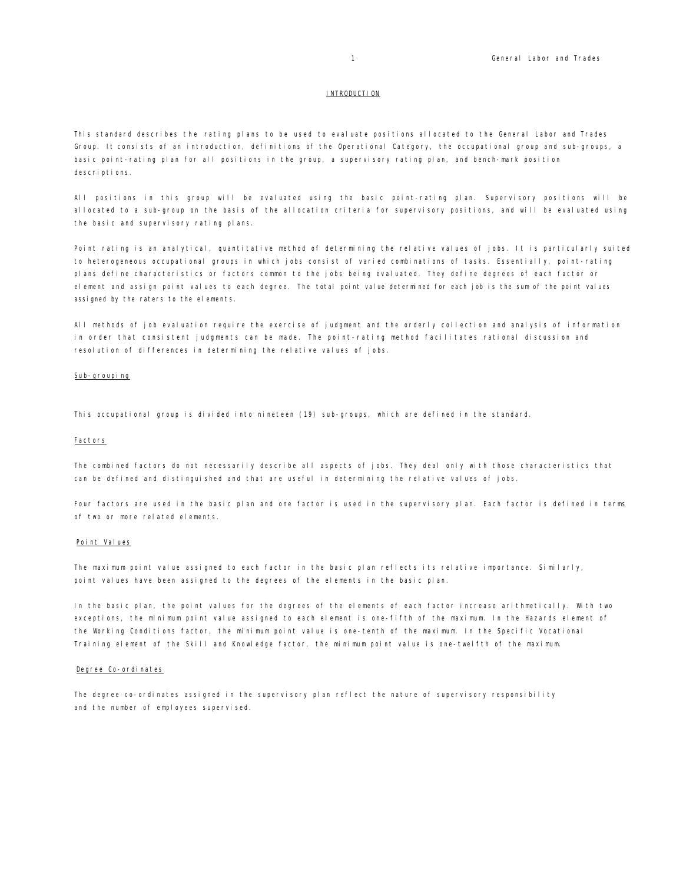## INTRODUCTION

This standard describes the rating plans to be used to evaluate positions allocated to the General Labor and Trades Group. It consists of an introduction, definitions of the Operational Category, the occupational group and sub-groups, a basic point-rating plan for all positions in the group, a supervisory rating plan, and bench-mark position descriptions.

All positions in this group will be evaluated using the basic point-rating plan. Supervisory positions will be allocated to a sub-group on the basis of the allocation criteria for supervisory positions, and will be evaluated using the basic and supervisory rating plans.

Point rating is an analytical, quantitative method of determining the relative values of jobs. It is particularly suited to heterogeneous occupational groups in which jobs consist of varied combinations of tasks. Essentially, point-rating plans define characteristics or factors common to the jobs being evaluated. They define degrees of each factor or element and assign point values to each degree. The total point value determined for each job is the sum of the point values assigned by the raters to the elements.

All methods of job evaluation require the exercise of judgment and the orderly collection and analysis of information in order that consistent judgments can be made. The point-rating method facilitates rational discussion and resolution of differences in determining the relative values of jobs.

### Sub-grouping

This occupational group is divided into nineteen (19) sub-groups, which are defined in the standard.

### Factors

The combined factors do not necessarily describe all aspects of jobs. They deal only with those characteristics that can be defined and distinguished and that are useful in determining the relative values of jobs.

Four factors are used in the basic plan and one factor is used in the supervisory plan. Each factor is defined in terms of two or more related elements.

### Point Values

The maximum point value assigned to each factor in the basic plan reflects its relative importance. Similarly, point values have been assigned to the degrees of the elements in the basic plan.

In the basic plan, the point values for the degrees of the elements of each factor increase arithmetically. With two exceptions, the minimum point value assigned to each element is one-fifth of the maximum. In the Hazards element of the Working Conditions factor, the minimum point value is one-tenth of the maximum. In the Specific Vocational Training element of the Skill and Knowledge factor, the minimum point value is one-twelfth of the maximum.

### Degree Co-ordinates

The degree co-ordinates assigned in the supervisory plan reflect the nature of supervisory responsibility and the number of employees supervised.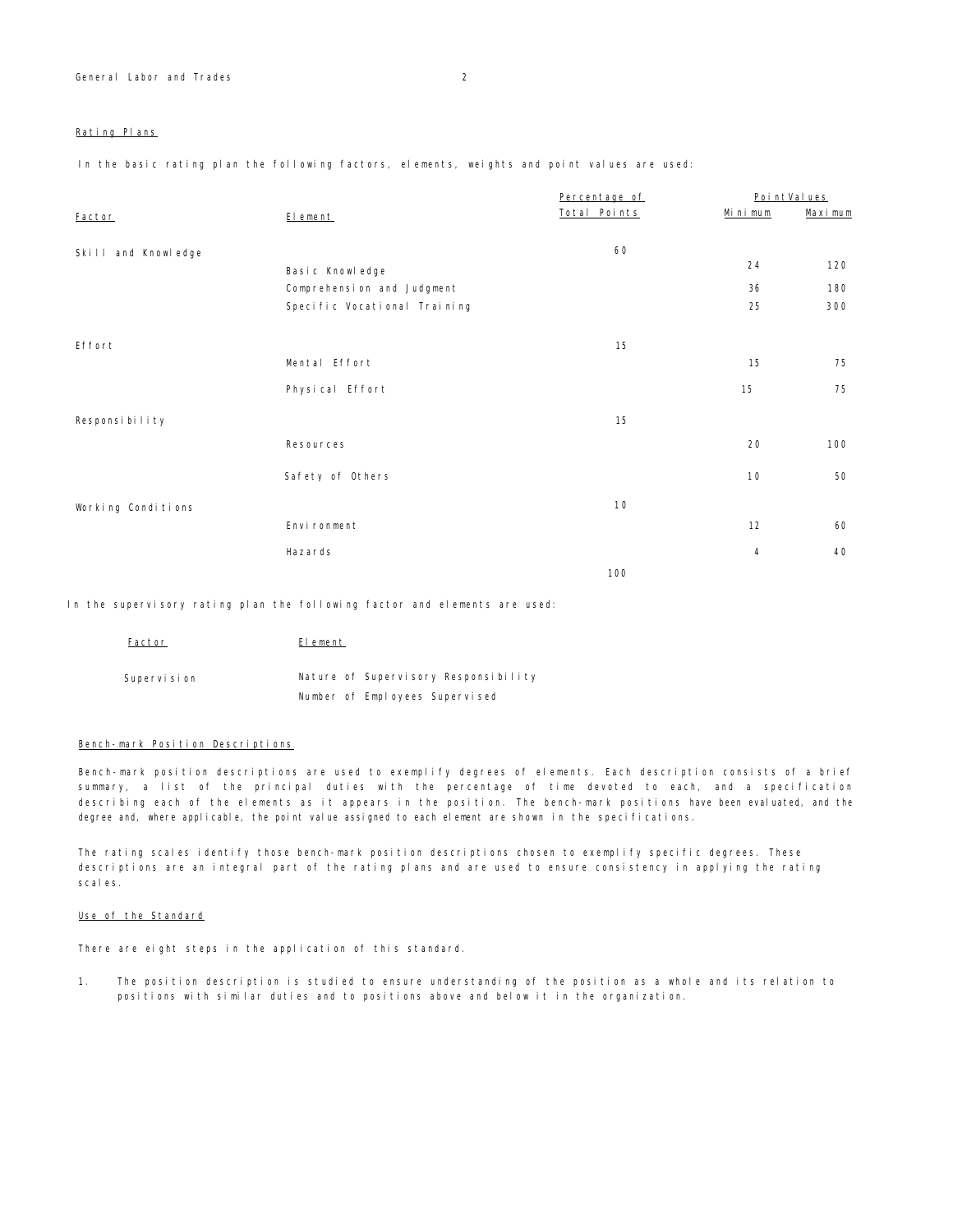## Rating Plans

In the basic rating plan the following factors, elements, weights and point values are used:

| Factor | Element | Percentage of Total Points | Point Values Minimum | Point Values Maximum |
|---|---|---|---|---|
| Skill and Knowledge | | 60 | | |
| | Basic Knowledge | | 24 | 120 |
| | Comprehension and Judgment | | 36 | 180 |
| | Specific Vocational Training | | 25 | 300 |
| Effort | | 15 | | |
| | Mental Effort | | 15 | 75 |
| | Physical Effort | | 15 | 75 |
| Responsibility | | 15 | | |
| | Resources | | 20 | 100 |
| | Safety of Others | | 10 | 50 |
| Working Conditions | | 10 | | |
| | Environment | | 12 | 60 |
| | Hazards | | 4 | 40 |
| | | 100 | | |

In the supervisory rating plan the following factor and elements are used:

| Factor | Element |
|---|---|
| Supervision | Nature of Supervisory Responsibility |
| | Number of Employees Supervised |

## Bench-mark Position Descriptions

Bench-mark position descriptions are used to exemplify degrees of elements. Each description consists of a brief summary, a list of the principal duties with the percentage of time devoted to each, and a specification describing each of the elements as it appears in the position. The bench-mark positions have been evaluated, and the degree and, where applicable, the point value assigned to each element are shown in the specifications.

The rating scales identify those bench-mark position descriptions chosen to exemplify specific degrees. These descriptions are an integral part of the rating plans and are used to ensure consistency in applying the rating scales.

## Use of the Standard

There are eight steps in the application of this standard.

1. The position description is studied to ensure understanding of the position as a whole and its relation to positions with similar duties and to positions above and below it in the organization.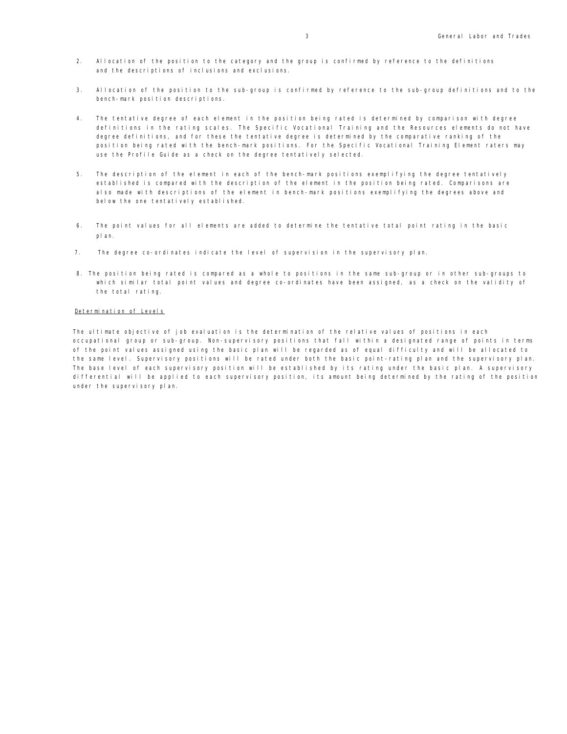2. Allocation of the position to the category and the group is confirmed by reference to the definitions and the descriptions of inclusions and exclusions.

3. Allocation of the position to the sub-group is confirmed by reference to the sub-group definitions and to the bench-mark position descriptions.

4. The tentative degree of each element in the position being rated is determined by comparison with degree definitions in the rating scales. The Specific Vocational Training and the Resources elements do not have degree definitions, and for these the tentative degree is determined by the comparative ranking of the position being rated with the bench-mark positions. For the Specific Vocational Training Element raters may use the Profile Guide as a check on the degree tentatively selected.

5. The description of the element in each of the bench-mark positions exemplifying the degree tentatively established is compared with the description of the element in the position being rated. Comparisons are also made with descriptions of the element in bench-mark positions exemplifying the degrees above and below the one tentatively established.

6. The point values for all elements are added to determine the tentative total point rating in the basic plan.

7. The degree co-ordinates indicate the level of supervision in the supervisory plan.

8. The position being rated is compared as a whole to positions in the same sub-group or in other sub-groups to which similar total point values and degree co-ordinates have been assigned, as a check on the validity of the total rating.

<u>Determination of Levels</u>

The ultimate objective of job evaluation is the determination of the relative values of positions in each occupational group or sub-group. Non-supervisory positions that fall within a designated range of points in terms of the point values assigned using the basic plan will be regarded as of equal difficulty and will be allocated to the same level. Supervisory positions will be rated under both the basic point-rating plan and the supervisory plan. The base level of each supervisory position will be established by its rating under the basic plan. A supervisory differential will be applied to each supervisory position, its amount being determined by the rating of the position under the supervisory plan.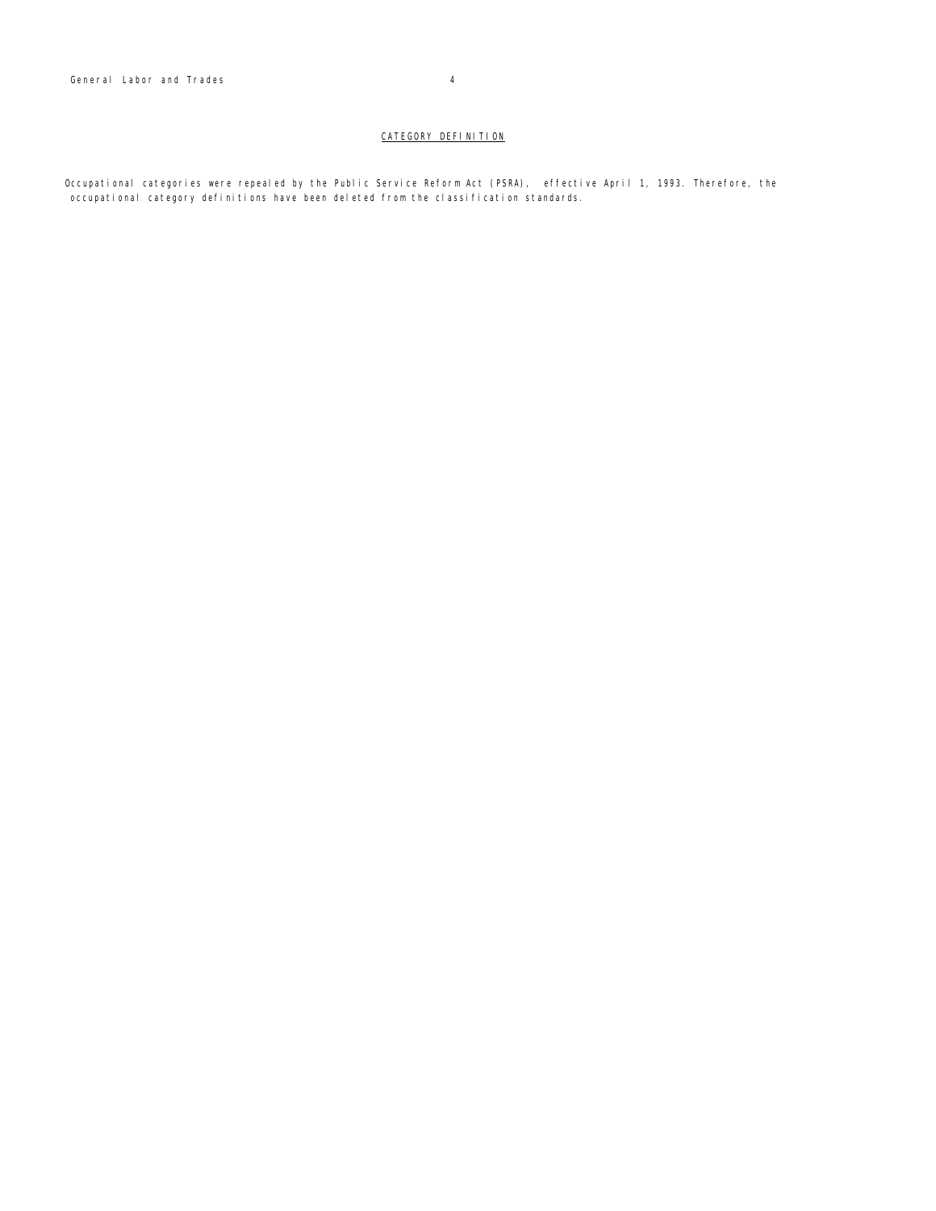## CATEGORY DEFINITION

Occupational categories were repealed by the Public Service Reform Act (PSRA), effective April 1, 1993. Therefore, the occupational category definitions have been deleted from the classification standards.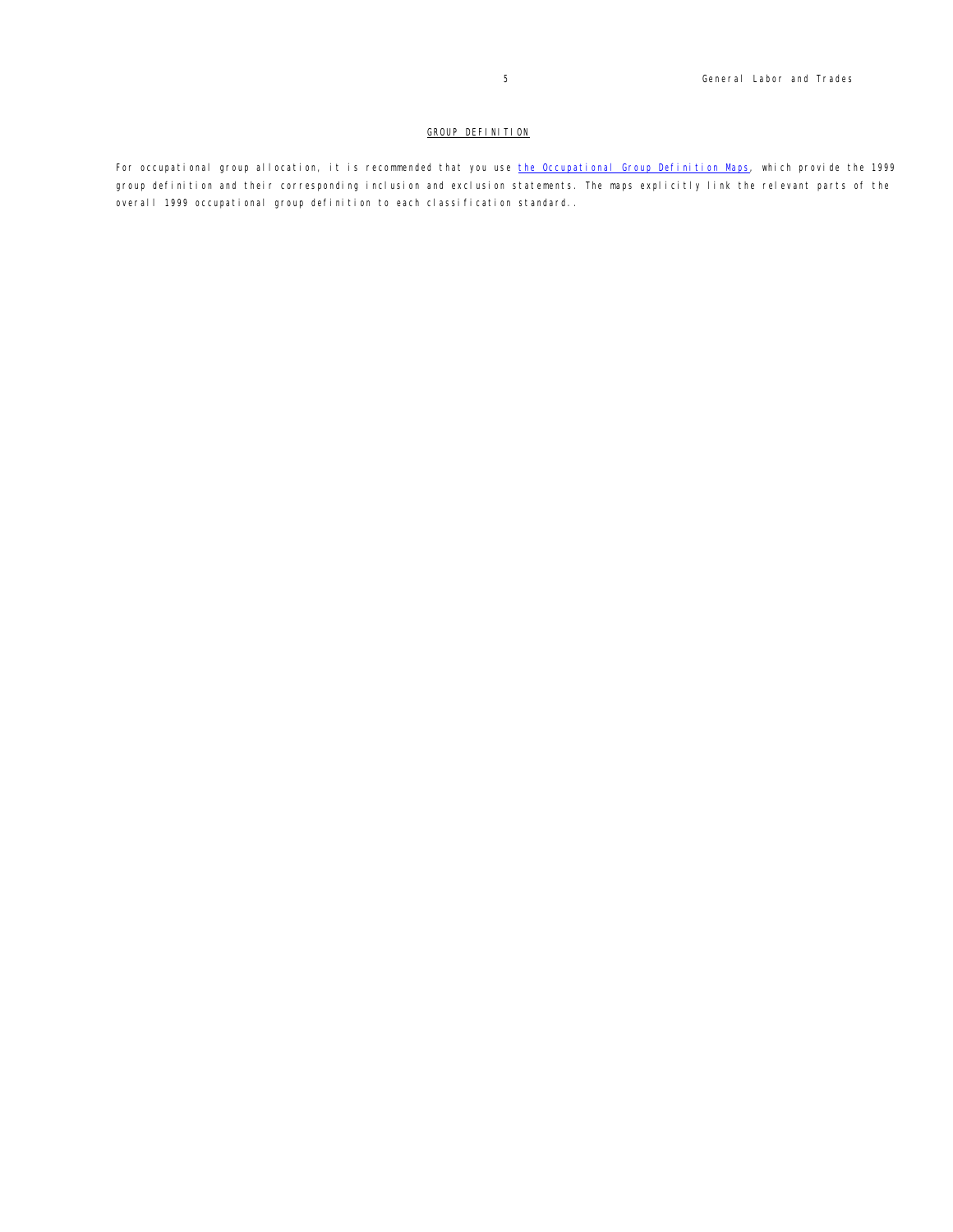## GROUP DEFINITION

For occupational group allocation, it is recommended that you use the Occupational Group Definition Maps, which provide the 1999 group definition and their corresponding inclusion and exclusion statements. The maps explicitly link the relevant parts of the overall 1999 occupational group definition to each classification standard..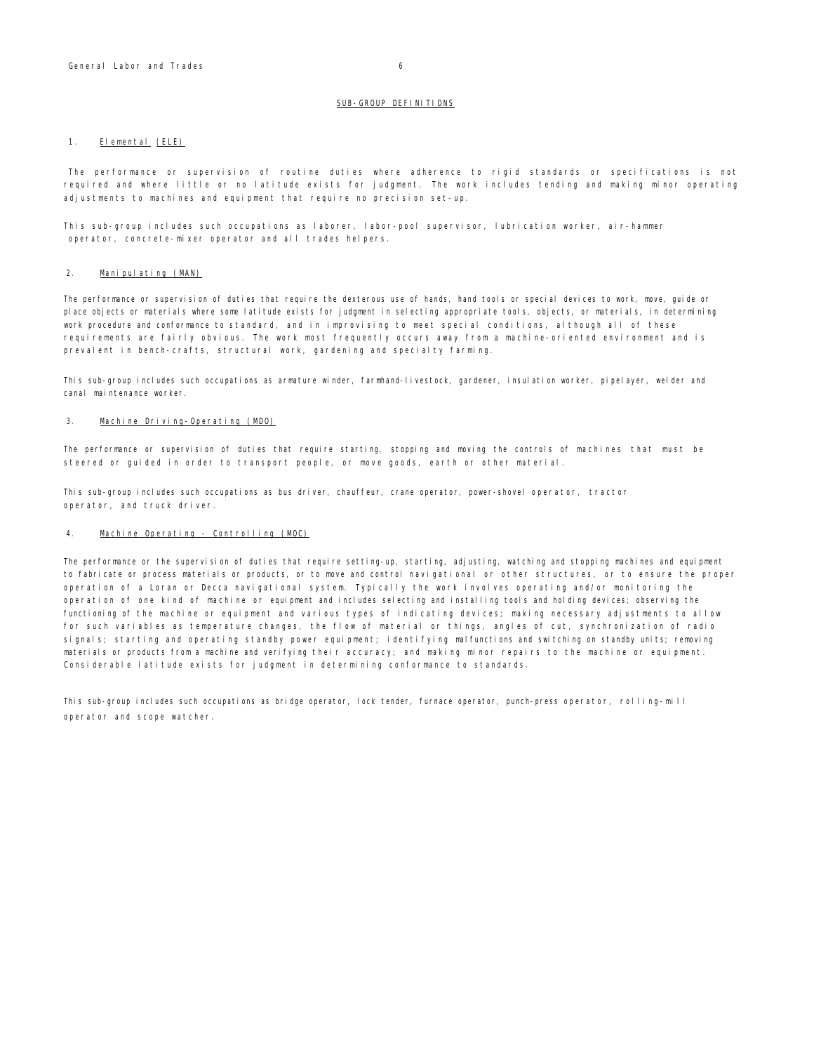## SUB-GROUP DEFINITIONS

### 1. Elemental (ELE)

The performance or supervision of routine duties where adherence to rigid standards or specifications is not required and where little or no latitude exists for judgment. The work includes tending and making minor operating adjustments to machines and equipment that require no precision set-up.

This sub-group includes such occupations as laborer, labor-pool supervisor, lubrication worker, air-hammer operator, concrete-mixer operator and all trades helpers.

### 2. Manipulating (MAN)

The performance or supervision of duties that require the dexterous use of hands, hand tools or special devices to work, move, guide or place objects or materials where some latitude exists for judgment in selecting appropriate tools, objects, or materials, in determining work procedure and conformance to standard, and in improvising to meet special conditions, although all of these requirements are fairly obvious. The work most frequently occurs away from a machine-oriented environment and is prevalent in bench-crafts, structural work, gardening and specialty farming.

This sub-group includes such occupations as armature winder, farmhand-livestock, gardener, insulation worker, pipelayer, welder and canal maintenance worker.

### 3. Machine Driving-Operating (MDO)

The performance or supervision of duties that require starting, stopping and moving the controls of machines that must be steered or guided in order to transport people, or move goods, earth or other material.

This sub-group includes such occupations as bus driver, chauffeur, crane operator, power-shovel operator, tractor operator, and truck driver.

### 4. Machine Operating - Controlling (MOC)

The performance or the supervision of duties that require setting-up, starting, adjusting, watching and stopping machines and equipment to fabricate or process materials or products, or to move and control navigational or other structures, or to ensure the proper operation of a Loran or Decca navigational system. Typically the work involves operating and/or monitoring the operation of one kind of machine or equipment and includes selecting and installing tools and holding devices; observing the functioning of the machine or equipment and various types of indicating devices; making necessary adjustments to allow for such variables as temperature changes, the flow of material or things, angles of cut, synchronization of radio signals; starting and operating standby power equipment; identifying malfunctions and switching on standby units; removing materials or products from a machine and verifying their accuracy; and making minor repairs to the machine or equipment. Considerable latitude exists for judgment in determining conformance to standards.

This sub-group includes such occupations as bridge operator, lock tender, furnace operator, punch-press operator, rolling-mill operator and scope watcher.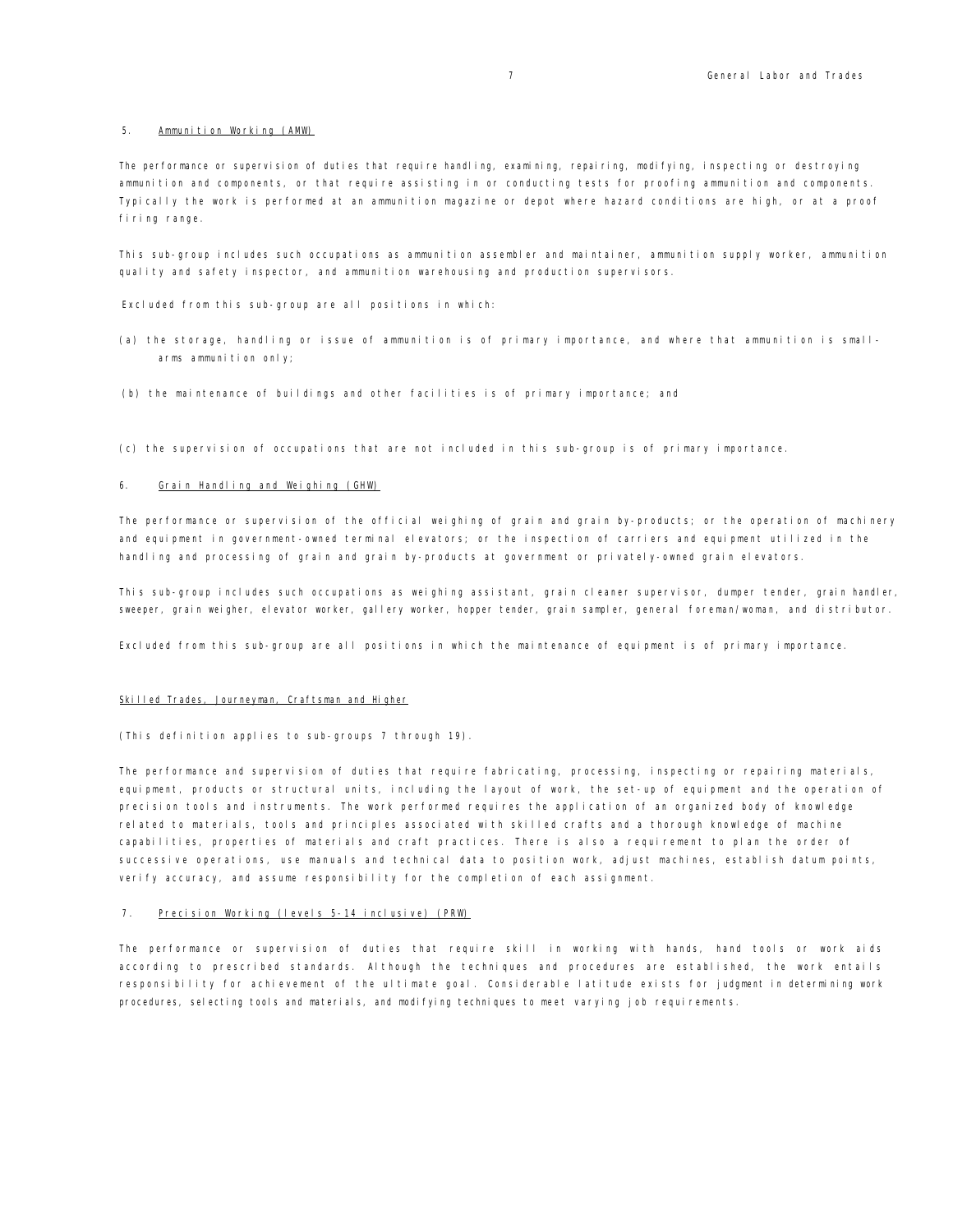### 5. Ammunition Working (AMW)

The performance or supervision of duties that require handling, examining, repairing, modifying, inspecting or destroying ammunition and components, or that require assisting in or conducting tests for proofing ammunition and components. Typically the work is performed at an ammunition magazine or depot where hazard conditions are high, or at a proof firing range.

This sub-group includes such occupations as ammunition assembler and maintainer, ammunition supply worker, ammunition quality and safety inspector, and ammunition warehousing and production supervisors.

Excluded from this sub-group are all positions in which:

(a) the storage, handling or issue of ammunition is of primary importance, and where that ammunition is small-arms ammunition only;

(b) the maintenance of buildings and other facilities is of primary importance; and

(c) the supervision of occupations that are not included in this sub-group is of primary importance.

### 6. Grain Handling and Weighing (GHW)

The performance or supervision of the official weighing of grain and grain by-products; or the operation of machinery and equipment in government-owned terminal elevators; or the inspection of carriers and equipment utilized in the handling and processing of grain and grain by-products at government or privately-owned grain elevators.

This sub-group includes such occupations as weighing assistant, grain cleaner supervisor, dumper tender, grain handler, sweeper, grain weigher, elevator worker, gallery worker, hopper tender, grain sampler, general foreman/woman, and distributor.

Excluded from this sub-group are all positions in which the maintenance of equipment is of primary importance.

### Skilled Trades, Journeyman, Craftsman and Higher

(This definition applies to sub-groups 7 through 19).

The performance and supervision of duties that require fabricating, processing, inspecting or repairing materials, equipment, products or structural units, including the layout of work, the set-up of equipment and the operation of precision tools and instruments. The work performed requires the application of an organized body of knowledge related to materials, tools and principles associated with skilled crafts and a thorough knowledge of machine capabilities, properties of materials and craft practices. There is also a requirement to plan the order of successive operations, use manuals and technical data to position work, adjust machines, establish datum points, verify accuracy, and assume responsibility for the completion of each assignment.

### 7. Precision Working (levels 5-14 inclusive) (PRW)

The performance or supervision of duties that require skill in working with hands, hand tools or work aids according to prescribed standards. Although the techniques and procedures are established, the work entails responsibility for achievement of the ultimate goal. Considerable latitude exists for judgment in determining work procedures, selecting tools and materials, and modifying techniques to meet varying job requirements.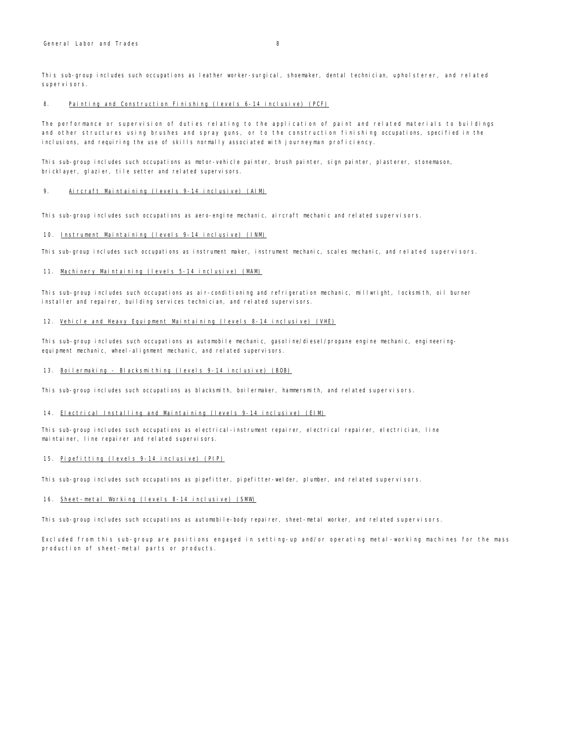This sub-group includes such occupations as leather worker-surgical, shoemaker, dental technician, upholsterer, and related supervisors.

8. <u>Painting and Construction Finishing (levels 6-14 inclusive) (PCF)</u>

The performance or supervision of duties relating to the application of paint and related materials to buildings and other structures using brushes and spray guns, or to the construction finishing occupations, specified in the inclusions, and requiring the use of skills normally associated with journeyman proficiency.

This sub-group includes such occupations as motor-vehicle painter, brush painter, sign painter, plasterer, stonemason, bricklayer, glazier, tile setter and related supervisors.

9. <u>Aircraft Maintaining (levels 9-14 inclusive) (AIM)</u>

This sub-group includes such occupations as aero-engine mechanic, aircraft mechanic and related supervisors.

10. <u>Instrument Maintaining (levels 9-14 inclusive) (INM)</u>

This sub-group includes such occupations as instrument maker, instrument mechanic, scales mechanic, and related supervisors.

11. <u>Machinery Maintaining (levels 5-14 inclusive) (MAM)</u>

This sub-group includes such occupations as air-conditioning and refrigeration mechanic, millwright, locksmith, oil burner installer and repairer, building services technician, and related supervisors.

12. <u>Vehicle and Heavy Equipment Maintaining (levels 8-14 inclusive) (VHE)</u>

This sub-group includes such occupations as automobile mechanic, gasoline/diesel/propane engine mechanic, engineering-equipment mechanic, wheel-alignment mechanic, and related supervisors.

13. <u>Boilermaking - Blacksmithing (levels 9-14 inclusive) (BOB)</u>

This sub-group includes such occupations as blacksmith, boilermaker, hammersmith, and related supervisors.

14. <u>Electrical Installing and Maintaining (levels 9-14 inclusive) (EIM)</u>

This sub-group includes such occupations as electrical-instrument repairer, electrical repairer, electrician, line maintainer, line repairer and related supervisors.

15. <u>Pipefitting (levels 9-14 inclusive) (PIP)</u>

This sub-group includes such occupations as pipefitter, pipefitter-welder, plumber, and related supervisors.

16. <u>Sheet-metal Working (levels 8-14 inclusive) (SMW)</u>

This sub-group includes such occupations as automobile-body repairer, sheet-metal worker, and related supervisors.

Excluded from this sub-group are positions engaged in setting-up and/or operating metal-working machines for the mass production of sheet-metal parts or products.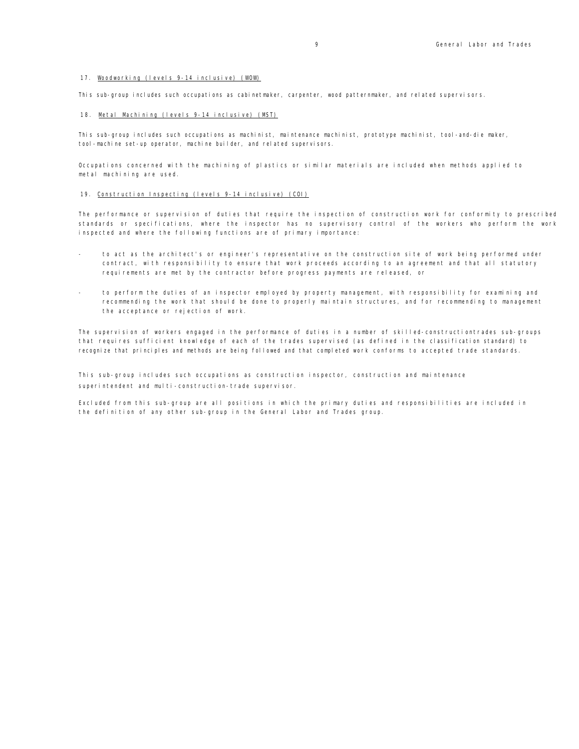17. Woodworking (levels 9-14 inclusive) (WOW)

This sub-group includes such occupations as cabinetmaker, carpenter, wood patternmaker, and related supervisors.

18. Metal Machining (levels 9-14 inclusive) (MST)

This sub-group includes such occupations as machinist, maintenance machinist, prototype machinist, tool-and-die maker, tool-machine set-up operator, machine builder, and related supervisors.

Occupations concerned with the machining of plastics or similar materials are included when methods applied to metal machining are used.

19. Construction Inspecting (levels 9-14 inclusive) (COI)

The performance or supervision of duties that require the inspection of construction work for conformity to prescribed standards or specifications, where the inspector has no supervisory control of the workers who perform the work inspected and where the following functions are of primary importance:

- to act as the architect's or engineer's representative on the construction site of work being performed under contract, with responsibility to ensure that work proceeds according to an agreement and that all statutory requirements are met by the contractor before progress payments are released, or
- to perform the duties of an inspector employed by property management, with responsibility for examining and recommending the work that should be done to properly maintain structures, and for recommending to management the acceptance or rejection of work.

The supervision of workers engaged in the performance of duties in a number of skilled-constructiontrades sub-groups that requires sufficient knowledge of each of the trades supervised (as defined in the classification standard) to recognize that principles and methods are being followed and that completed work conforms to accepted trade standards.

This sub-group includes such occupations as construction inspector, construction and maintenance superintendent and multi-construction-trade supervisor.

Excluded from this sub-group are all positions in which the primary duties and responsibilities are included in the definition of any other sub-group in the General Labor and Trades group.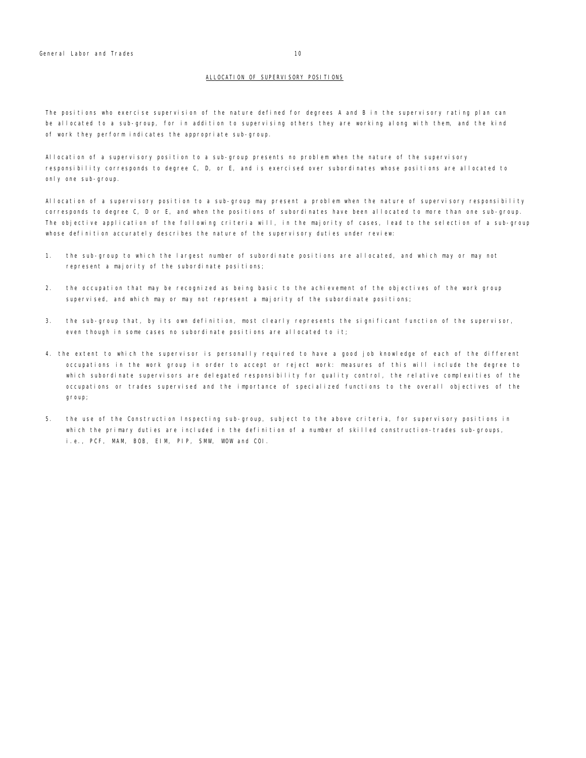## ALLOCATION OF SUPERVISORY POSITIONS

The positions who exercise supervision of the nature defined for degrees A and B in the supervisory rating plan can be allocated to a sub-group, for in addition to supervising others they are working along with them, and the kind of work they perform indicates the appropriate sub-group.

Allocation of a supervisory position to a sub-group presents no problem when the nature of the supervisory responsibility corresponds to degree C, D, or E, and is exercised over subordinates whose positions are allocated to only one sub-group.

Allocation of a supervisory position to a sub-group may present a problem when the nature of supervisory responsibility corresponds to degree C, D or E, and when the positions of subordinates have been allocated to more than one sub-group. The objective application of the following criteria will, in the majority of cases, lead to the selection of a sub-group whose definition accurately describes the nature of the supervisory duties under review:

1. the sub-group to which the largest number of subordinate positions are allocated, and which may or may not represent a majority of the subordinate positions;

2. the occupation that may be recognized as being basic to the achievement of the objectives of the work group supervised, and which may or may not represent a majority of the subordinate positions;

3. the sub-group that, by its own definition, most clearly represents the significant function of the supervisor, even though in some cases no subordinate positions are allocated to it;

4. the extent to which the supervisor is personally required to have a good job knowledge of each of the different occupations in the work group in order to accept or reject work: measures of this will include the degree to which subordinate supervisors are delegated responsibility for quality control, the relative complexities of the occupations or trades supervised and the importance of specialized functions to the overall objectives of the group;

5. the use of the Construction Inspecting sub-group, subject to the above criteria, for supervisory positions in which the primary duties are included in the definition of a number of skilled construction-trades sub-groups, i.e., PCF, MAM, BOB, EIM, PIP, SMW, WOW and COI.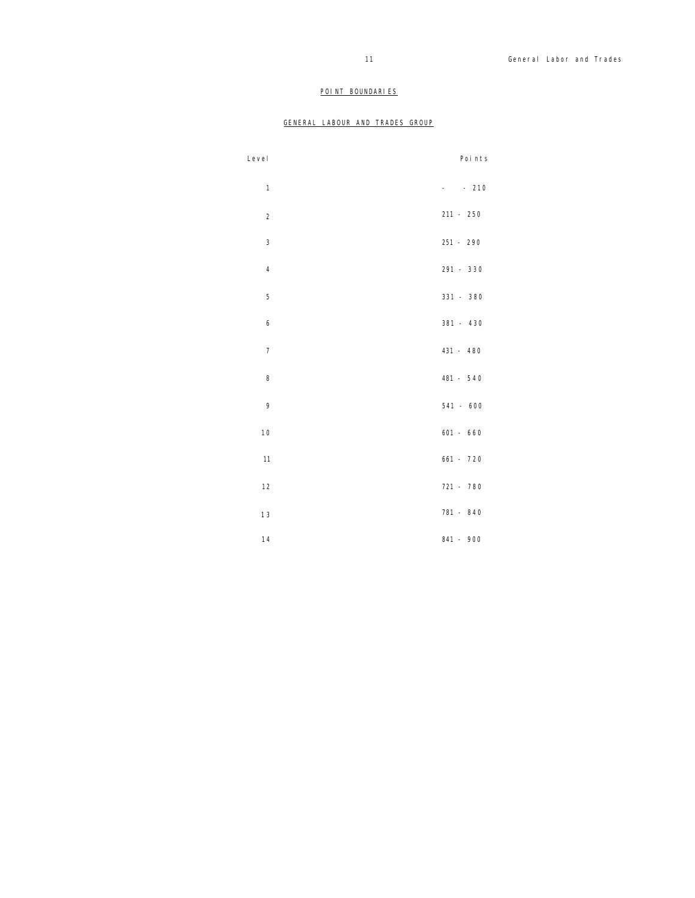## POINT BOUNDARIES

## GENERAL LABOUR AND TRADES GROUP

| Level | Points |
|---|---|
| 1 | - - 210 |
| 2 | 211 - 250 |
| 3 | 251 - 290 |
| 4 | 291 - 330 |
| 5 | 331 - 380 |
| 6 | 381 - 430 |
| 7 | 431 - 480 |
| 8 | 481 - 540 |
| 9 | 541 - 600 |
| 10 | 601 - 660 |
| 11 | 661 - 720 |
| 12 | 721 - 780 |
| 13 | 781 - 840 |
| 14 | 841 - 900 |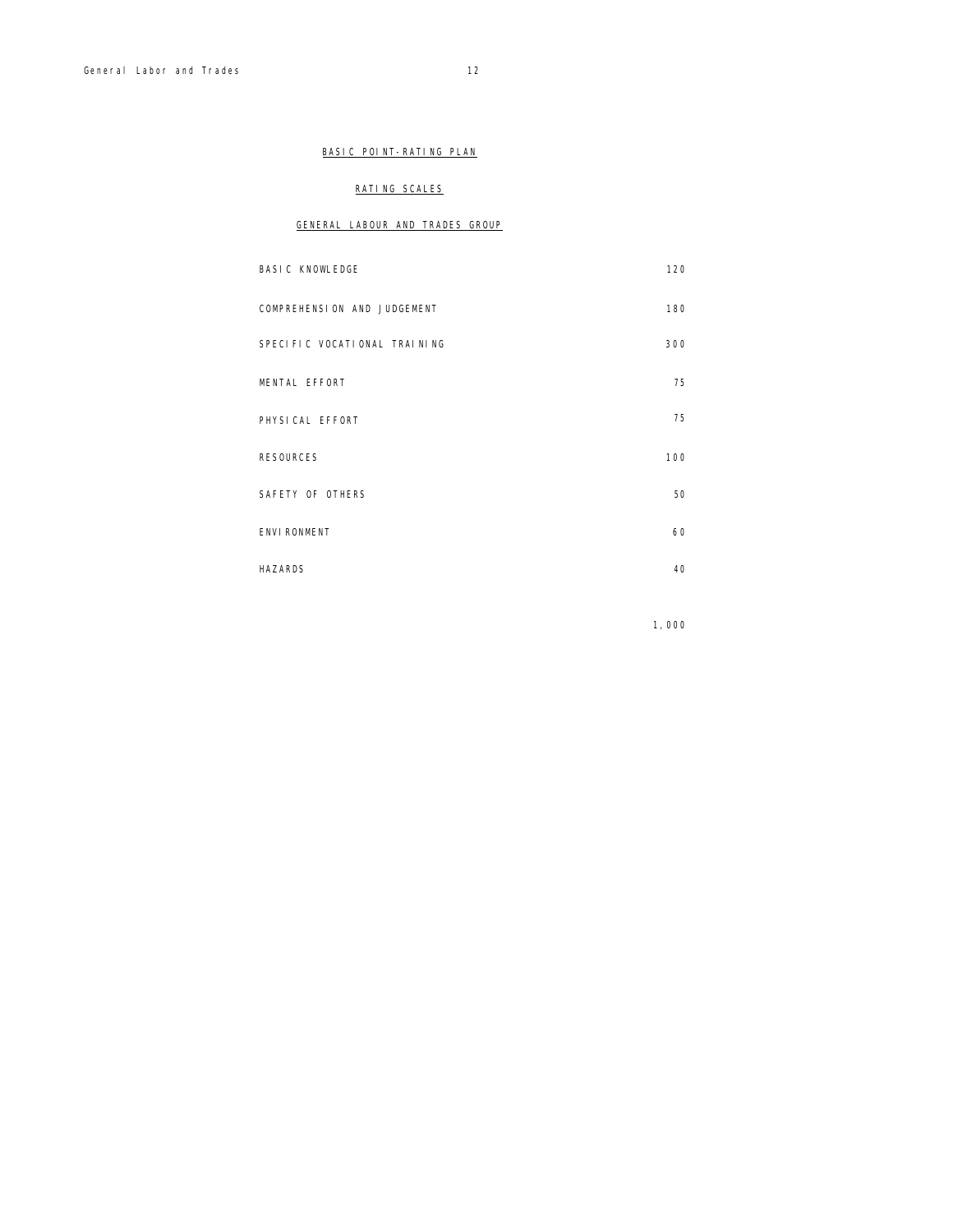## BASIC POINT-RATING PLAN

### RATING SCALES

### GENERAL LABOUR AND TRADES GROUP

| | |
|---|---|
| BASIC KNOWLEDGE | 120 |
| COMPREHENSION AND JUDGEMENT | 180 |
| SPECIFIC VOCATIONAL TRAINING | 300 |
| MENTAL EFFORT | 75 |
| PHYSICAL EFFORT | 75 |
| RESOURCES | 100 |
| SAFETY OF OTHERS | 50 |
| ENVIRONMENT | 60 |
| HAZARDS | 40 |
| | 1,000 |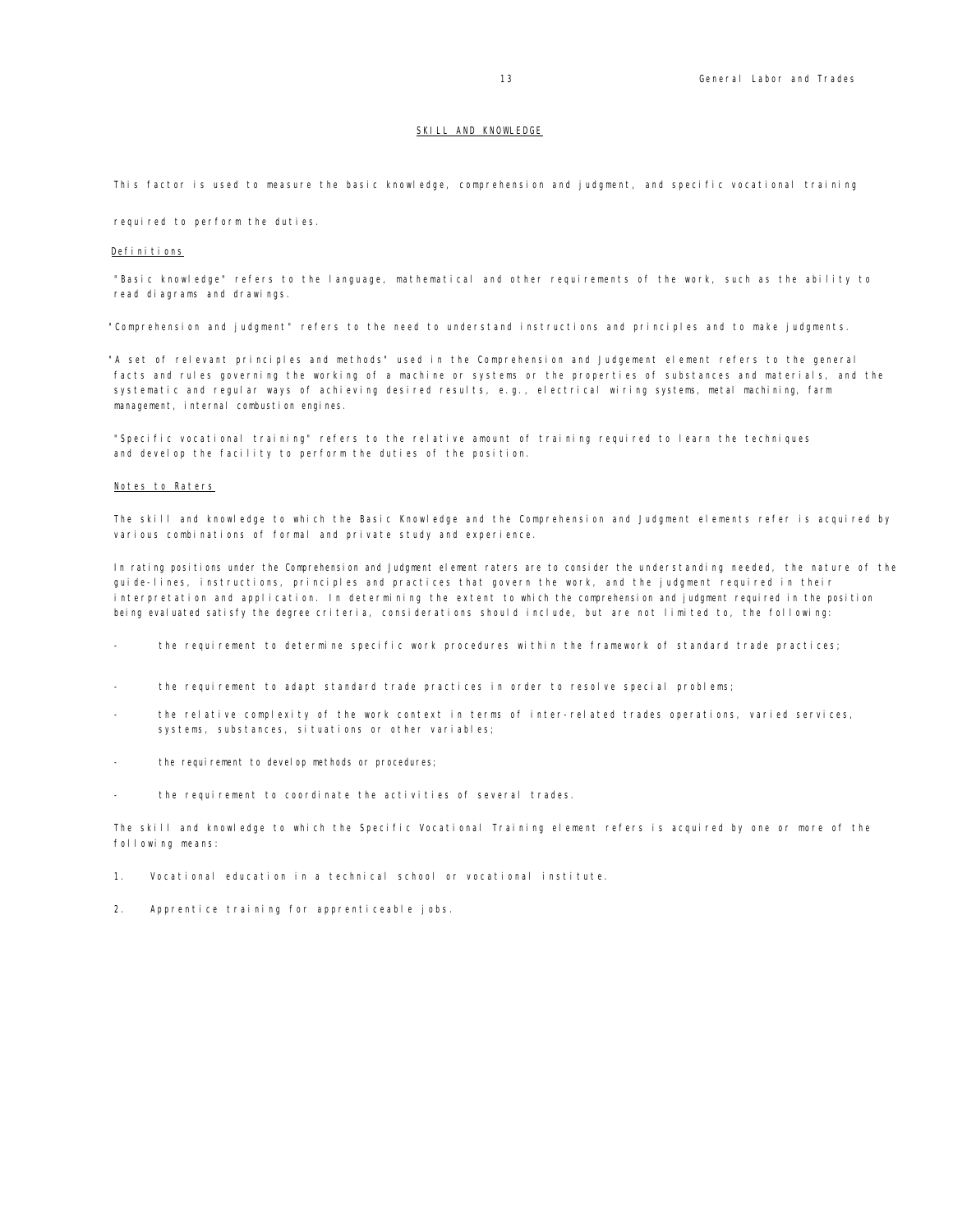## SKILL AND KNOWLEDGE

This factor is used to measure the basic knowledge, comprehension and judgment, and specific vocational training required to perform the duties.

### Definitions

"Basic knowledge" refers to the language, mathematical and other requirements of the work, such as the ability to read diagrams and drawings.

"Comprehension and judgment" refers to the need to understand instructions and principles and to make judgments.

"A set of relevant principles and methods" used in the Comprehension and Judgement element refers to the general facts and rules governing the working of a machine or systems or the properties of substances and materials, and the systematic and regular ways of achieving desired results, e.g., electrical wiring systems, metal machining, farm management, internal combustion engines.

"Specific vocational training" refers to the relative amount of training required to learn the techniques and develop the facility to perform the duties of the position.

### Notes to Raters

The skill and knowledge to which the Basic Knowledge and the Comprehension and Judgment elements refer is acquired by various combinations of formal and private study and experience.

In rating positions under the Comprehension and Judgment element raters are to consider the understanding needed, the nature of the guide-lines, instructions, principles and practices that govern the work, and the judgment required in their interpretation and application. In determining the extent to which the comprehension and judgment required in the position being evaluated satisfy the degree criteria, considerations should include, but are not limited to, the following:

- the requirement to determine specific work procedures within the framework of standard trade practices;
- the requirement to adapt standard trade practices in order to resolve special problems;
- the relative complexity of the work context in terms of inter-related trades operations, varied services, systems, substances, situations or other variables;
- the requirement to develop methods or procedures;
- the requirement to coordinate the activities of several trades.

The skill and knowledge to which the Specific Vocational Training element refers is acquired by one or more of the following means:

1. Vocational education in a technical school or vocational institute.
2. Apprentice training for apprenticeable jobs.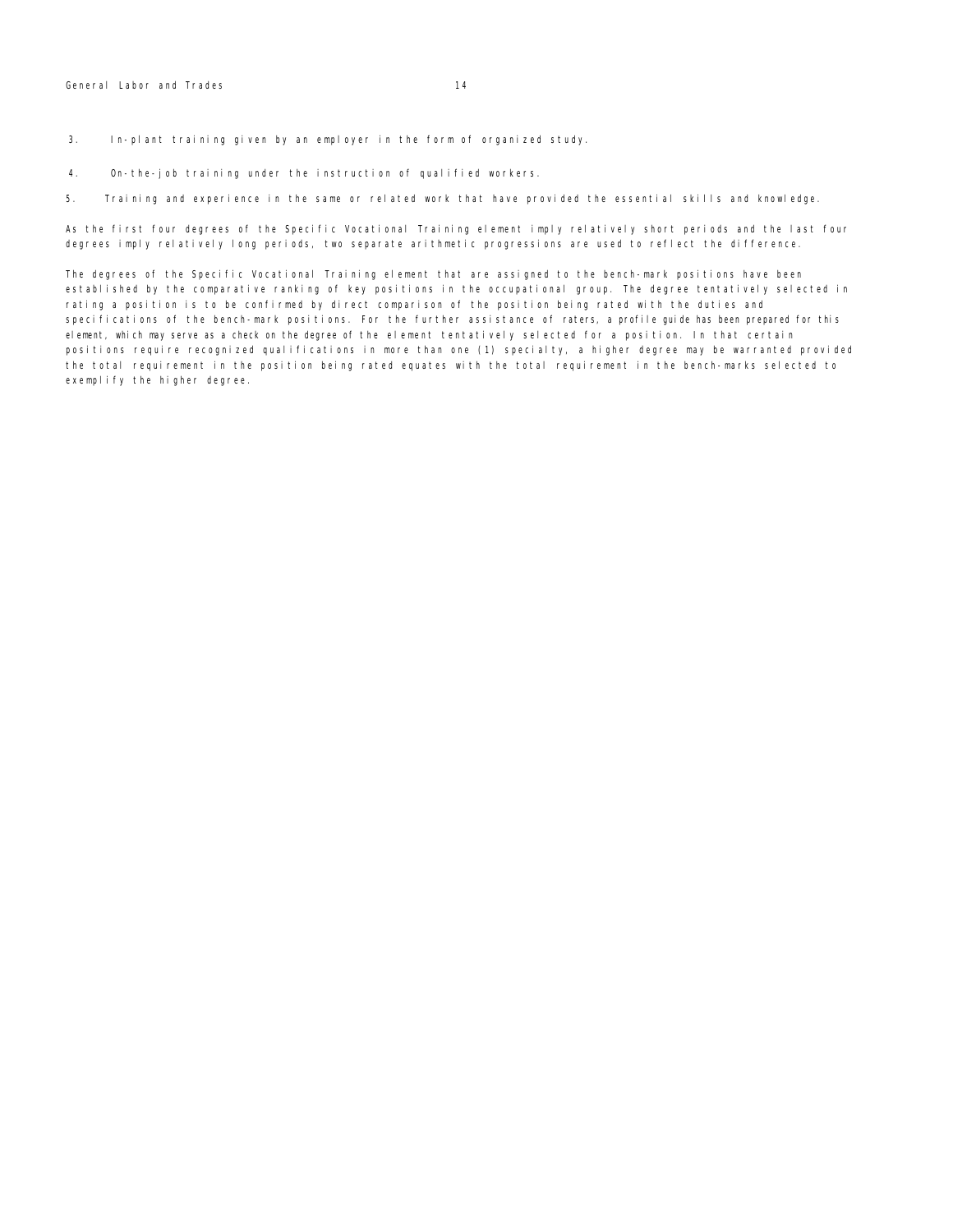3. In-plant training given by an employer in the form of organized study.

4. On-the-job training under the instruction of qualified workers.

5. Training and experience in the same or related work that have provided the essential skills and knowledge.

As the first four degrees of the Specific Vocational Training element imply relatively short periods and the last four degrees imply relatively long periods, two separate arithmetic progressions are used to reflect the difference.

The degrees of the Specific Vocational Training element that are assigned to the bench-mark positions have been established by the comparative ranking of key positions in the occupational group. The degree tentatively selected in rating a position is to be confirmed by direct comparison of the position being rated with the duties and specifications of the bench-mark positions. For the further assistance of raters, a profile guide has been prepared for this element, which may serve as a check on the degree of the element tentatively selected for a position. In that certain positions require recognized qualifications in more than one (1) specialty, a higher degree may be warranted provided the total requirement in the position being rated equates with the total requirement in the bench-marks selected to exemplify the higher degree.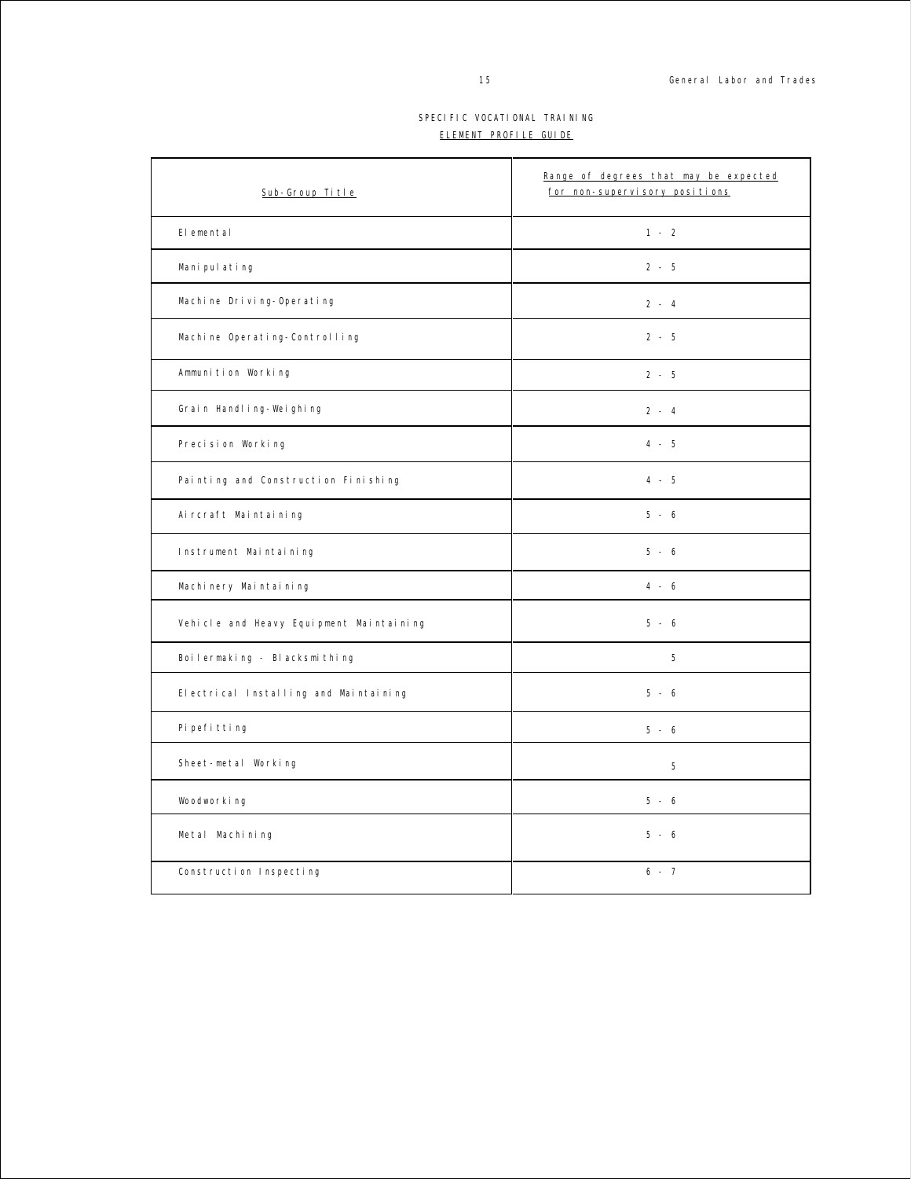# SPECIFIC VOCATIONAL TRAINING

## ELEMENT PROFILE GUIDE

| Sub-Group Title | Range of degrees that may be expected for non-supervisory positions |
|---|---|
| Elemental | 1 - 2 |
| Manipulating | 2 - 5 |
| Machine Driving-Operating | 2 - 4 |
| Machine Operating-Controlling | 2 - 5 |
| Ammunition Working | 2 - 5 |
| Grain Handling-Weighing | 2 - 4 |
| Precision Working | 4 - 5 |
| Painting and Construction Finishing | 4 - 5 |
| Aircraft Maintaining | 5 - 6 |
| Instrument Maintaining | 5 - 6 |
| Machinery Maintaining | 4 - 6 |
| Vehicle and Heavy Equipment Maintaining | 5 - 6 |
| Boilermaking - Blacksmithing | 5 |
| Electrical Installing and Maintaining | 5 - 6 |
| Pipefitting | 5 - 6 |
| Sheet-metal Working | 5 |
| Woodworking | 5 - 6 |
| Metal Machining | 5 - 6 |
| Construction Inspecting | 6 - 7 |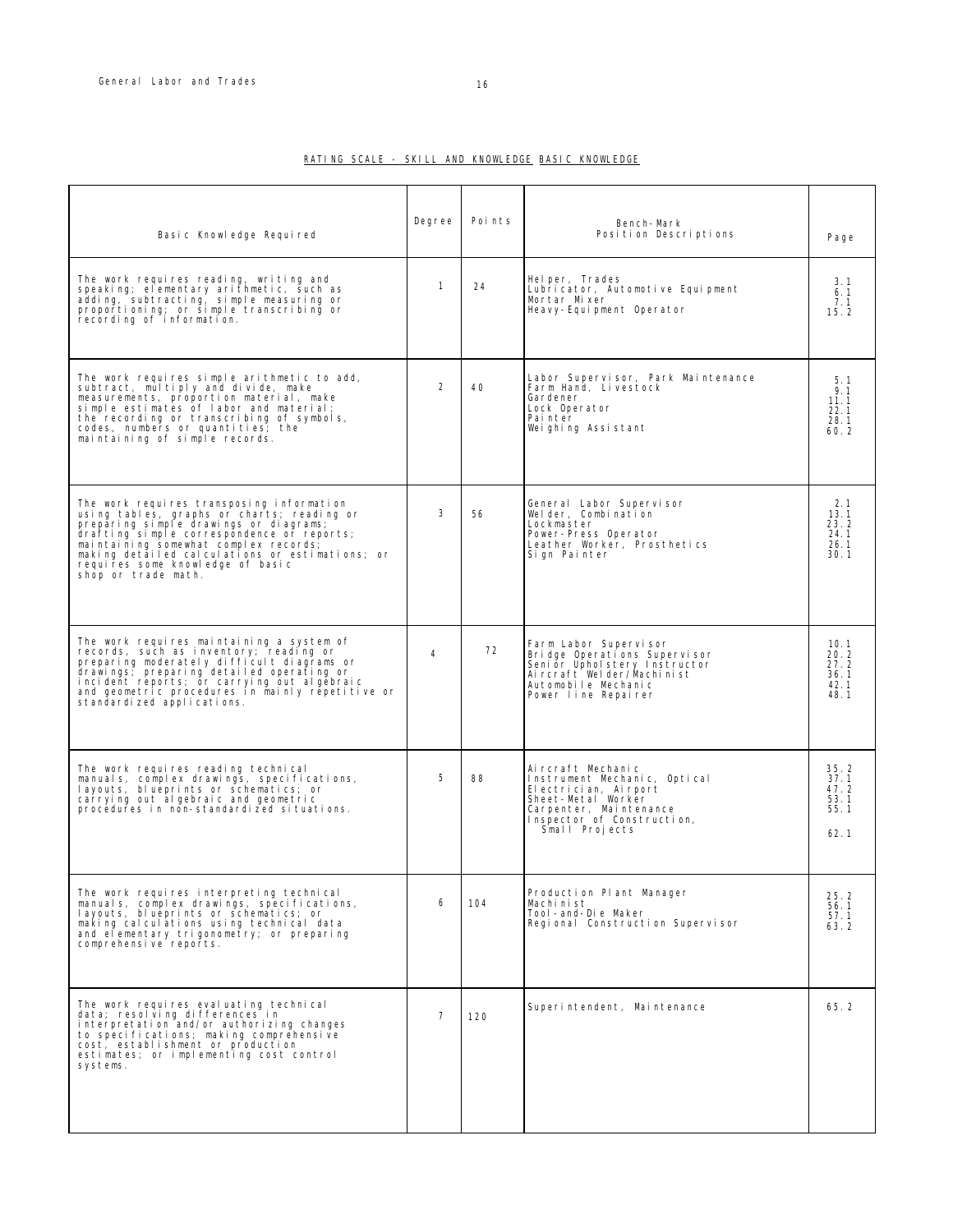RATING SCALE - SKILL AND KNOWLEDGE BASIC KNOWLEDGE

| Basic Knowledge Required | Degree | Points | Bench-Mark Position Descriptions | Page |
|---|---|---|---|---|
| The work requires reading, writing and speaking; elementary arithmetic, such as adding, subtracting, simple measuring or proportioning; or simple transcribing or recording of information. | 1 | 24 | Helper, Trades<br>Lubricator, Automotive Equipment<br>Mortar Mixer<br>Heavy-Equipment Operator | 3.1<br>6.1<br>7.1<br>15.2 |
| The work requires simple arithmetic to add, subtract, multiply and divide, make measurements, proportion material, make simple estimates of labor and material; the recording or transcribing of symbols, codes, numbers or quantities; the maintaining of simple records. | 2 | 40 | Labor Supervisor, Park Maintenance<br>Farm Hand, Livestock<br>Gardener<br>Lock Operator<br>Painter<br>Weighing Assistant | 5.1<br>9.1<br>11.1<br>22.1<br>28.1<br>60.2 |
| The work requires transposing information using tables, graphs or charts; reading or preparing simple drawings or diagrams; drafting simple correspondence or reports; maintaining somewhat complex records; making detailed calculations or estimations; or requires some knowledge of basic shop or trade math. | 3 | 56 | General Labor Supervisor<br>Welder, Combination<br>Lockmaster<br>Power-Press Operator<br>Leather Worker, Prosthetics<br>Sign Painter | 2.1<br>13.1<br>23.2<br>24.1<br>26.1<br>30.1 |
| The work requires maintaining a system of records, such as inventory; reading or preparing moderately difficult diagrams or drawings; preparing detailed operating or incident reports; or carrying out algebraic and geometric procedures in mainly repetitive or standardized applications. | 4 | 72 | Farm Labor Supervisor<br>Bridge Operations Supervisor<br>Senior Upholstery Instructor<br>Aircraft Welder/Machinist<br>Automobile Mechanic<br>Power line Repairer | 10.1<br>20.2<br>27.2<br>36.1<br>42.1<br>48.1 |
| The work requires reading technical manuals, complex drawings, specifications, layouts, blueprints or schematics; or carrying out algebraic and geometric procedures in non-standardized situations. | 5 | 88 | Aircraft Mechanic<br>Instrument Mechanic, Optical<br>Electrician, Airport<br>Sheet-Metal Worker<br>Carpenter, Maintenance<br>Inspector of Construction, Small Projects | 35.2<br>37.1<br>47.2<br>53.1<br>55.1<br>62.1 |
| The work requires interpreting technical manuals, complex drawings, specifications, layouts, blueprints or schematics; or making calculations using technical data and elementary trigonometry; or preparing comprehensive reports. | 6 | 104 | Production Plant Manager<br>Machinist<br>Tool-and-Die Maker<br>Regional Construction Supervisor | 25.2<br>56.1<br>57.1<br>63.2 |
| The work requires evaluating technical data; resolving differences in interpretation and/or authorizing changes to specifications; making comprehensive cost, establishment or production estimates; or implementing cost control systems. | 7 | 120 | Superintendent, Maintenance | 65.2 |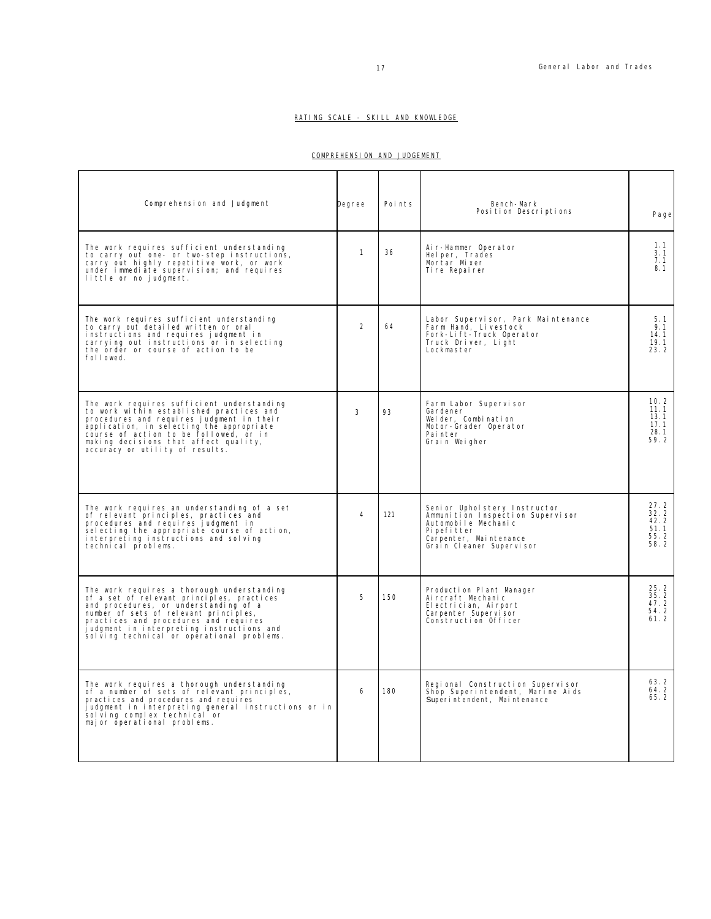## RATING SCALE - SKILL AND KNOWLEDGE

### COMPREHENSION AND JUDGEMENT

| Comprehension and Judgment | Degree | Points | Bench-Mark Position Descriptions | Page |
|---|---|---|---|---|
| The work requires sufficient understanding to carry out one- or two-step instructions, carry out highly repetitive work, or work under immediate supervision; and requires little or no judgment. | 1 | 36 | Air-Hammer Operator<br>Helper, Trades<br>Mortar Mixer<br>Tire Repairer | 1.1<br>3.1<br>7.1<br>8.1 |
| The work requires sufficient understanding to carry out detailed written or oral instructions and requires judgment in carrying out instructions or in selecting the order or course of action to be followed. | 2 | 64 | Labor Supervisor, Park Maintenance<br>Farm Hand, Livestock<br>Fork-Lift-Truck Operator<br>Truck Driver, Light<br>Lockmaster | 5.1<br>9.1<br>14.1<br>19.1<br>23.2 |
| The work requires sufficient understanding to work within established practices and procedures and requires judgment in their application, in selecting the appropriate course of action to be followed, or in making decisions that affect quality, accuracy or utility of results. | 3 | 93 | Farm Labor Supervisor<br>Gardener<br>Welder, Combination<br>Motor-Grader Operator<br>Painter<br>Grain Weigher | 10.2<br>11.1<br>13.1<br>17.1<br>28.1<br>59.2 |
| The work requires an understanding of a set of relevant principles, practices and procedures and requires judgment in selecting the appropriate course of action, interpreting instructions and solving technical problems. | 4 | 121 | Senior Upholstery Instructor<br>Ammunition Inspection Supervisor<br>Automobile Mechanic<br>Pipefitter<br>Carpenter, Maintenance<br>Grain Cleaner Supervisor | 27.2<br>32.2<br>42.2<br>51.1<br>55.2<br>58.2 |
| The work requires a thorough understanding of a set of relevant principles, practices and procedures, or understanding of a number of sets of relevant principles, practices and procedures and requires judgment in interpreting instructions and solving technical or operational problems. | 5 | 150 | Production Plant Manager<br>Aircraft Mechanic<br>Electrician, Airport<br>Carpenter Supervisor<br>Construction Officer | 25.2<br>35.2<br>47.2<br>54.2<br>61.2 |
| The work requires a thorough understanding of a number of sets of relevant principles, practices and procedures and requires judgment in interpreting general instructions or in solving complex technical or major operational problems. | 6 | 180 | Regional Construction Supervisor<br>Shop Superintendent, Marine Aids<br>Superintendent, Maintenance | 63.2<br>64.2<br>65.2 |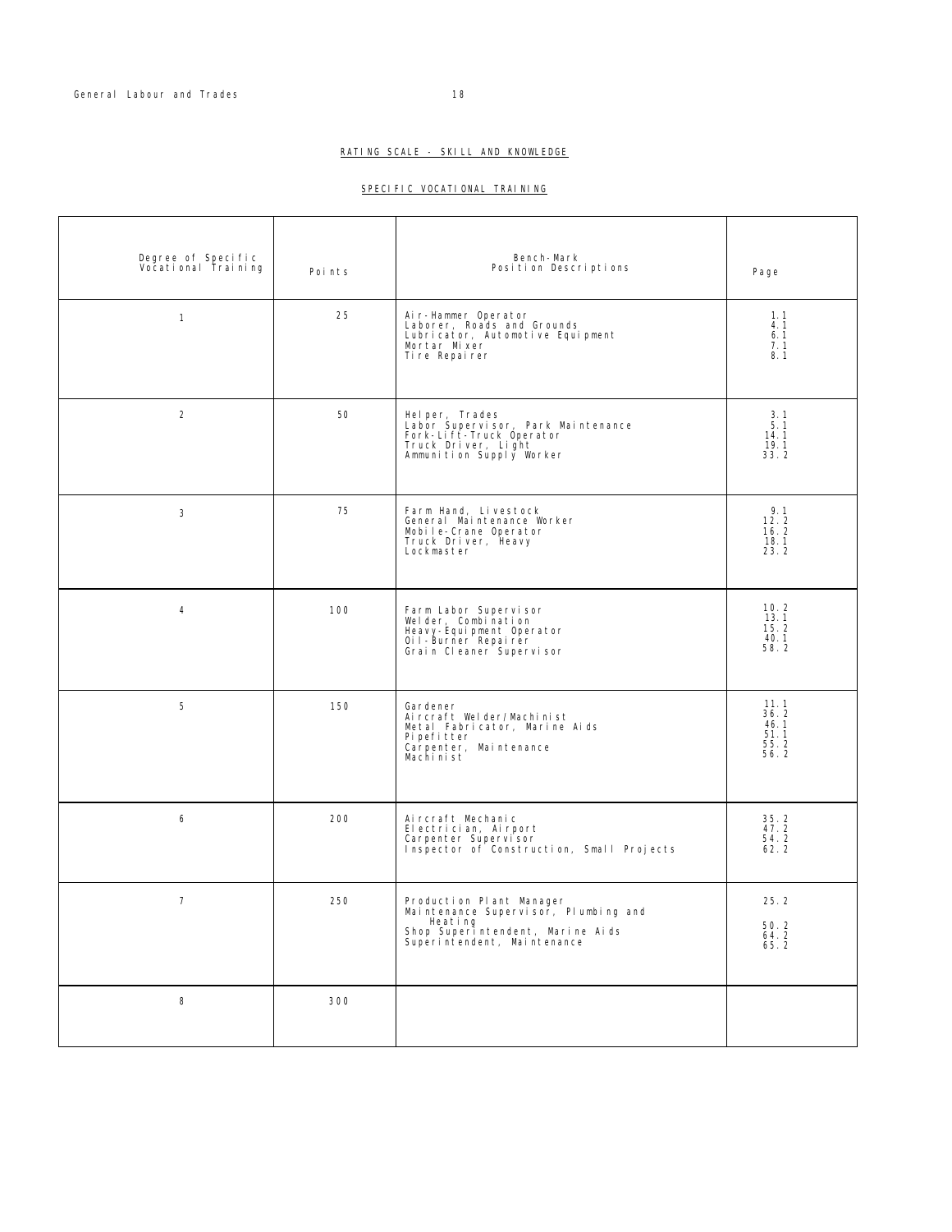RATING SCALE - SKILL AND KNOWLEDGE

SPECIFIC VOCATIONAL TRAINING

| Degree of Specific Vocational Training | Points | Bench-Mark Position Descriptions | Page |
|---|---|---|---|
| 1 | 25 | Air-Hammer Operator<br>Laborer, Roads and Grounds<br>Lubricator, Automotive Equipment<br>Mortar Mixer<br>Tire Repairer | 1.1<br>4.1<br>6.1<br>7.1<br>8.1 |
| 2 | 50 | Helper, Trades<br>Labor Supervisor, Park Maintenance<br>Fork-Lift-Truck Operator<br>Truck Driver, Light<br>Ammunition Supply Worker | 3.1<br>5.1<br>14.1<br>19.1<br>33.2 |
| 3 | 75 | Farm Hand, Livestock<br>General Maintenance Worker<br>Mobile-Crane Operator<br>Truck Driver, Heavy<br>Lockmaster | 9.1<br>12.2<br>16.2<br>18.1<br>23.2 |
| 4 | 100 | Farm Labor Supervisor<br>Welder, Combination<br>Heavy-Equipment Operator<br>Oil-Burner Repairer<br>Grain Cleaner Supervisor | 10.2<br>13.1<br>15.2<br>40.1<br>58.2 |
| 5 | 150 | Gardener<br>Aircraft Welder/Machinist<br>Metal Fabricator, Marine Aids<br>Pipefitter<br>Carpenter, Maintenance<br>Machinist | 11.1<br>36.2<br>46.1<br>51.1<br>55.2<br>56.2 |
| 6 | 200 | Aircraft Mechanic<br>Electrician, Airport<br>Carpenter Supervisor<br>Inspector of Construction, Small Projects | 35.2<br>47.2<br>54.2<br>62.2 |
| 7 | 250 | Production Plant Manager<br>Maintenance Supervisor, Plumbing and Heating<br>Shop Superintendent, Marine Aids<br>Superintendent, Maintenance | 25.2<br>50.2<br>64.2<br>65.2 |
| 8 | 300 | | |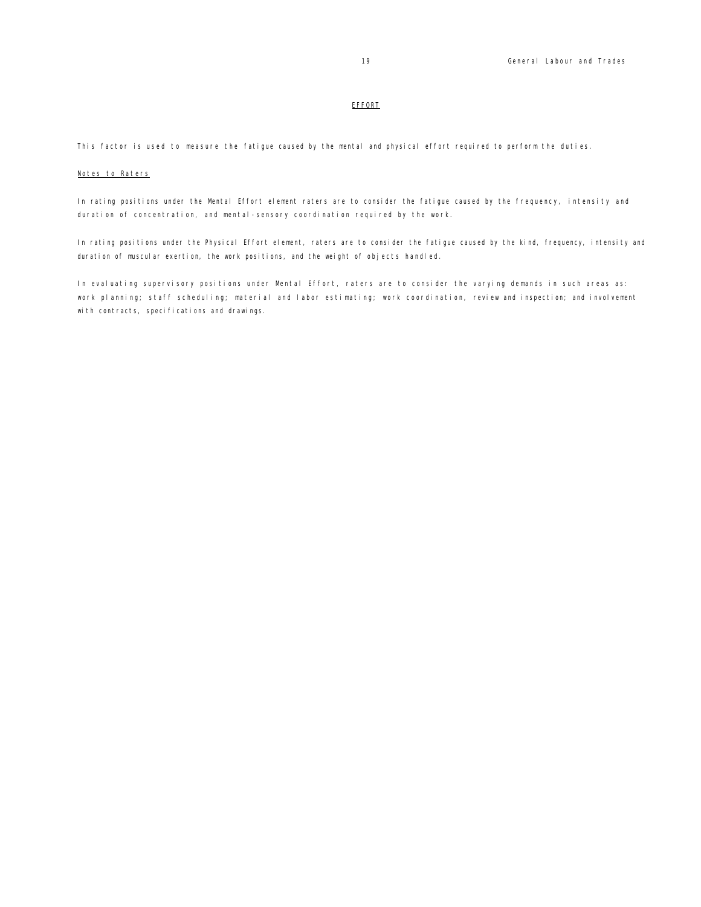## EFFORT

This factor is used to measure the fatigue caused by the mental and physical effort required to perform the duties.

### Notes to Raters

In rating positions under the Mental Effort element raters are to consider the fatigue caused by the frequency, intensity and duration of concentration, and mental-sensory coordination required by the work.

In rating positions under the Physical Effort element, raters are to consider the fatigue caused by the kind, frequency, intensity and duration of muscular exertion, the work positions, and the weight of objects handled.

In evaluating supervisory positions under Mental Effort, raters are to consider the varying demands in such areas as: work planning; staff scheduling; material and labor estimating; work coordination, review and inspection; and involvement with contracts, specifications and drawings.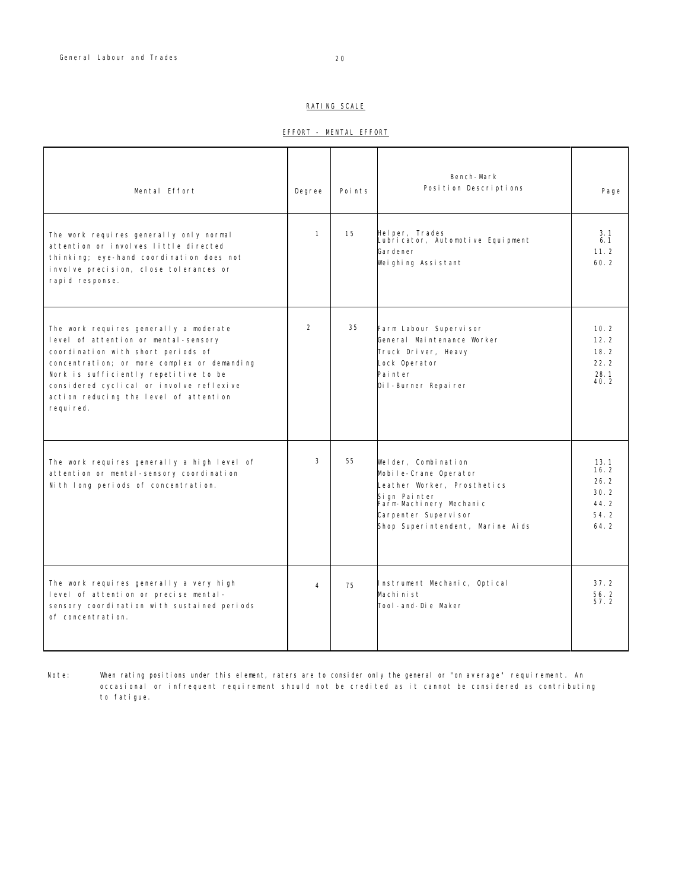## RATING SCALE

### EFFORT - MENTAL EFFORT

| Mental Effort | Degree | Points | Bench-Mark Position Descriptions | Page |
|---|---|---|---|---|
| The work requires generally only normal attention or involves little directed thinking; eye-hand coordination does not involve precision, close tolerances or rapid response. | 1 | 15 | Helper, Trades<br>Lubricator, Automotive Equipment<br>Gardener<br>Weighing Assistant | 3.1<br>6.1<br>11.2<br>60.2 |
| The work requires generally a moderate level of attention or mental-sensory coordination with short periods of concentration; or more complex or demanding work is sufficiently repetitive to be considered cyclical or involve reflexive action reducing the level of attention required. | 2 | 35 | Farm Labour Supervisor<br>General Maintenance Worker<br>Truck Driver, Heavy<br>Lock Operator<br>Painter<br>Oil-Burner Repairer | 10.2<br>12.2<br>18.2<br>22.2<br>28.1<br>40.2 |
| The work requires generally a high level of attention or mental-sensory coordination with long periods of concentration. | 3 | 55 | Welder, Combination<br>Mobile-Crane Operator<br>Leather Worker, Prosthetics<br>Sign Painter<br>Farm-Machinery Mechanic<br>Carpenter Supervisor<br>Shop Superintendent, Marine Aids | 13.1<br>16.2<br>26.2<br>30.2<br>44.2<br>54.2<br>64.2 |
| The work requires generally a very high level of attention or precise mental-sensory coordination with sustained periods of concentration. | 4 | 75 | Instrument Mechanic, Optical<br>Machinist<br>Tool-and-Die Maker | 37.2<br>56.2<br>57.2 |

Note: When rating positions under this element, raters are to consider only the general or "on average" requirement. An occasional or infrequent requirement should not be credited as it cannot be considered as contributing to fatigue.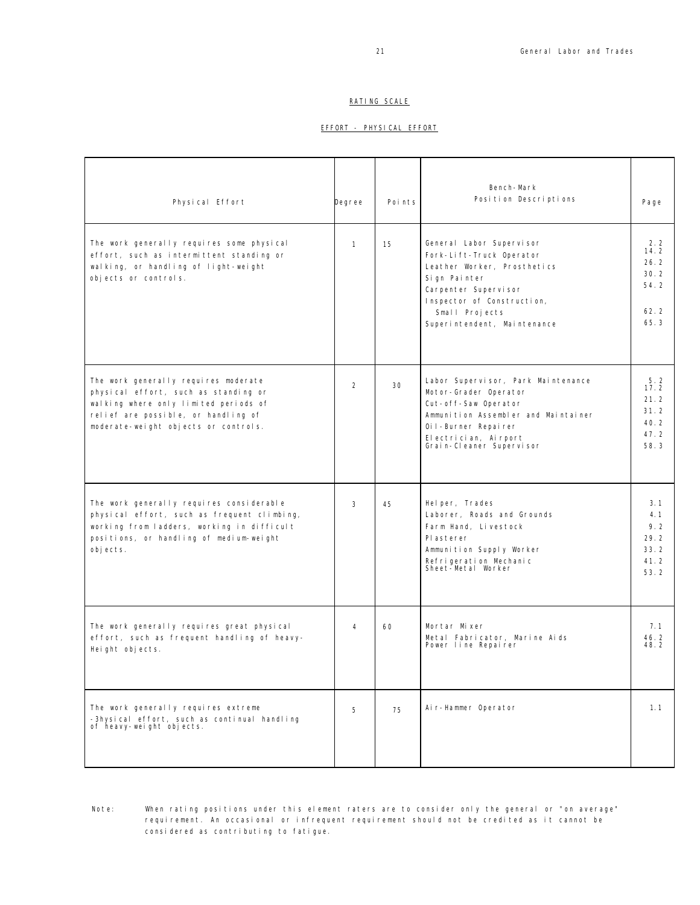RATING SCALE

EFFORT - PHYSICAL EFFORT

| Physical Effort | Degree | Points | Bench-Mark Position Descriptions | Page |
|---|---|---|---|---|
| The work generally requires some physical effort, such as intermittent standing or walking, or handling of light-weight objects or controls. | 1 | 15 | General Labor Supervisor<br>Fork-Lift-Truck Operator<br>Leather Worker, Prosthetics<br>Sign Painter<br>Carpenter Supervisor<br>Inspector of Construction, Small Projects<br>Superintendent, Maintenance | 2.2<br>14.2<br>26.2<br>30.2<br>54.2<br>62.2<br>65.3 |
| The work generally requires moderate physical effort, such as standing or walking where only limited periods of relief are possible, or handling of moderate-weight objects or controls. | 2 | 30 | Labor Supervisor, Park Maintenance<br>Motor-Grader Operator<br>Cut-off-Saw Operator<br>Ammunition Assembler and Maintainer<br>Oil-Burner Repairer<br>Electrician, Airport<br>Grain-Cleaner Supervisor | 5.2<br>17.2<br>21.2<br>31.2<br>40.2<br>47.2<br>58.3 |
| The work generally requires considerable physical effort, such as frequent climbing, working from ladders, working in difficult positions, or handling of medium-weight objects. | 3 | 45 | Helper, Trades<br>Laborer, Roads and Grounds<br>Farm Hand, Livestock<br>Plasterer<br>Ammunition Supply Worker<br>Refrigeration Mechanic<br>Sheet-Metal Worker | 3.1<br>4.1<br>9.2<br>29.2<br>33.2<br>41.2<br>53.2 |
| The work generally requires great physical effort, such as frequent handling of heavy-Height objects. | 4 | 60 | Mortar Mixer<br>Metal Fabricator, Marine Aids<br>Power line Repairer | 7.1<br>46.2<br>48.2 |
| The work generally requires extreme -3hysical effort, such as continual handling of heavy-weight objects. | 5 | 75 | Air-Hammer Operator | 1.1 |

Note: When rating positions under this element raters are to consider only the general or "on average" requirement. An occasional or infrequent requirement should not be credited as it cannot be considered as contributing to fatigue.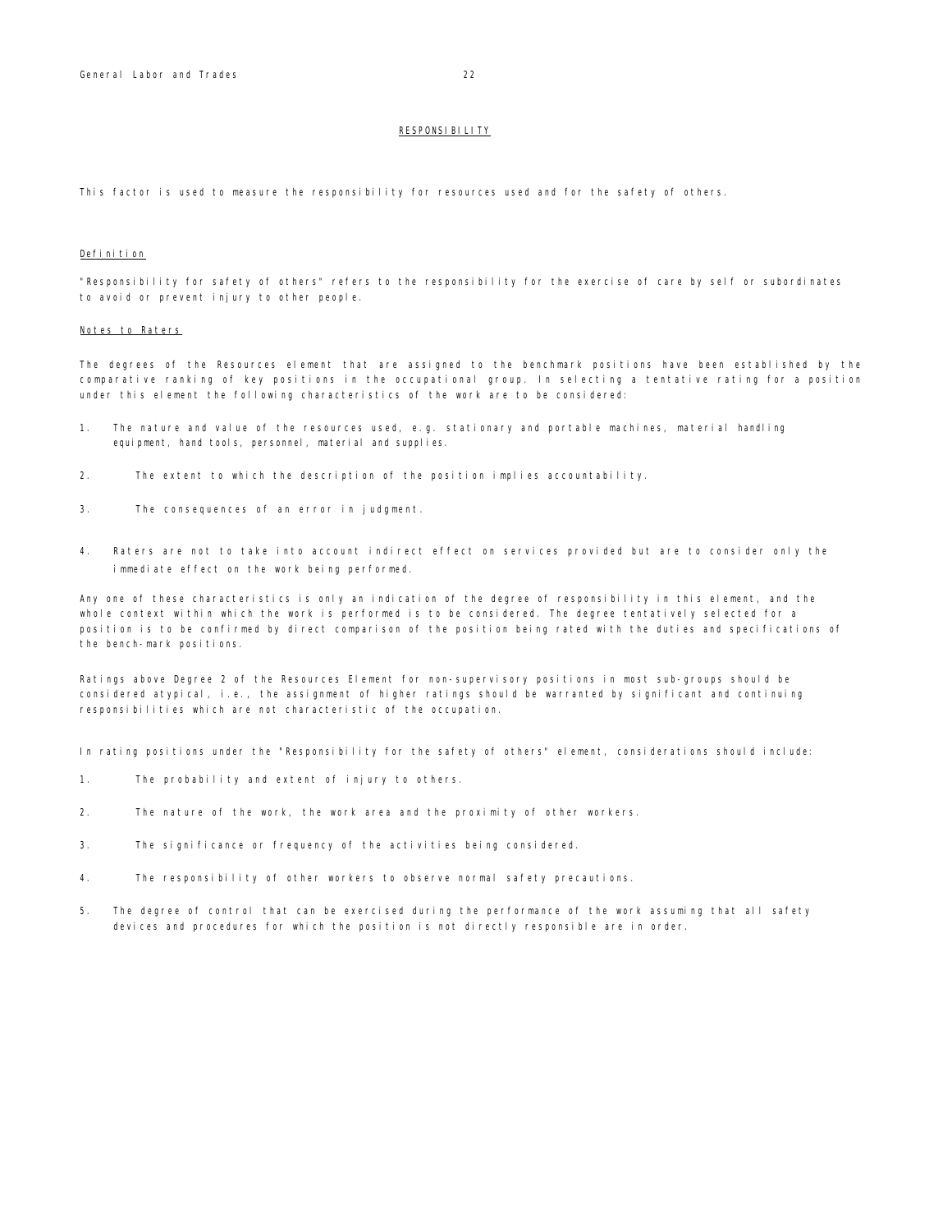## RESPONSIBILITY

This factor is used to measure the responsibility for resources used and for the safety of others.

### Definition

"Responsibility for safety of others" refers to the responsibility for the exercise of care by self or subordinates to avoid or prevent injury to other people.

### Notes to Raters

The degrees of the Resources element that are assigned to the benchmark positions have been established by the comparative ranking of key positions in the occupational group. In selecting a tentative rating for a position under this element the following characteristics of the work are to be considered:

1. The nature and value of the resources used, e.g. stationary and portable machines, material handling equipment, hand tools, personnel, material and supplies.
2. The extent to which the description of the position implies accountability.
3. The consequences of an error in judgment.
4. Raters are not to take into account indirect effect on services provided but are to consider only the immediate effect on the work being performed.

Any one of these characteristics is only an indication of the degree of responsibility in this element, and the whole context within which the work is performed is to be considered. The degree tentatively selected for a position is to be confirmed by direct comparison of the position being rated with the duties and specifications of the bench-mark positions.

Ratings above Degree 2 of the Resources Element for non-supervisory positions in most sub-groups should be considered atypical, i.e., the assignment of higher ratings should be warranted by significant and continuing responsibilities which are not characteristic of the occupation.

In rating positions under the "Responsibility for the safety of others" element, considerations should include:

1. The probability and extent of injury to others.
2. The nature of the work, the work area and the proximity of other workers.
3. The significance or frequency of the activities being considered.
4. The responsibility of other workers to observe normal safety precautions.
5. The degree of control that can be exercised during the performance of the work assuming that all safety devices and procedures for which the position is not directly responsible are in order.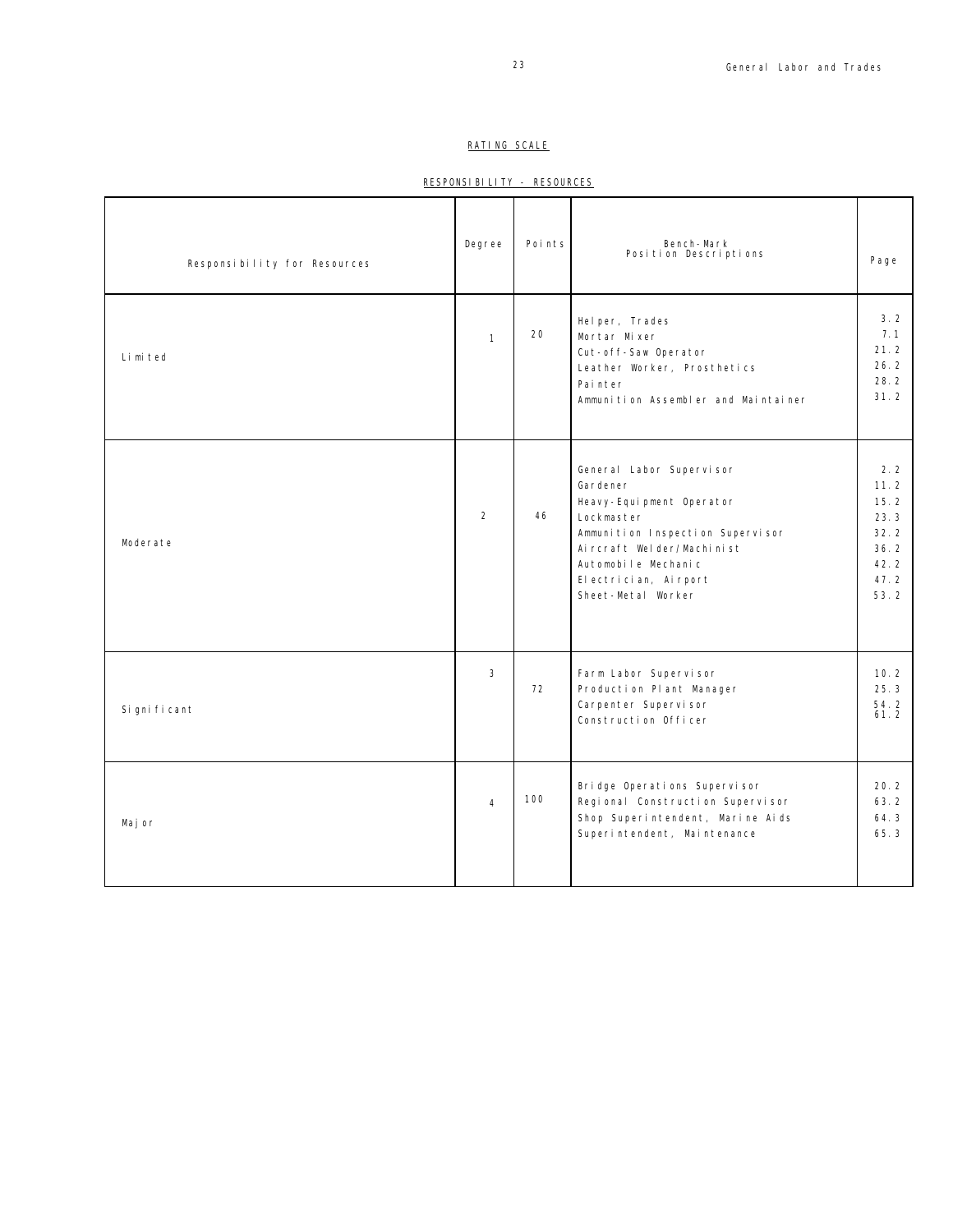## RATING SCALE

## RESPONSIBILITY - RESOURCES

| Responsibility for Resources | Degree | Points | Bench-Mark Position Descriptions | Page |
|---|---|---|---|---|
| Limited | 1 | 20 | Helper, Trades<br>Mortar Mixer<br>Cut-off-Saw Operator<br>Leather Worker, Prosthetics<br>Painter<br>Ammunition Assembler and Maintainer | 3.2<br>7.1<br>21.2<br>26.2<br>28.2<br>31.2 |
| Moderate | 2 | 46 | General Labor Supervisor<br>Gardener<br>Heavy-Equipment Operator<br>Lockmaster<br>Ammunition Inspection Supervisor<br>Aircraft Welder/Machinist<br>Automobile Mechanic<br>Electrician, Airport<br>Sheet-Metal Worker | 2.2<br>11.2<br>15.2<br>23.3<br>32.2<br>36.2<br>42.2<br>47.2<br>53.2 |
| Significant | 3 | 72 | Farm Labor Supervisor<br>Production Plant Manager<br>Carpenter Supervisor<br>Construction Officer | 10.2<br>25.3<br>54.2<br>61.2 |
| Major | 4 | 100 | Bridge Operations Supervisor<br>Regional Construction Supervisor<br>Shop Superintendent, Marine Aids<br>Superintendent, Maintenance | 20.2<br>63.2<br>64.3<br>65.3 |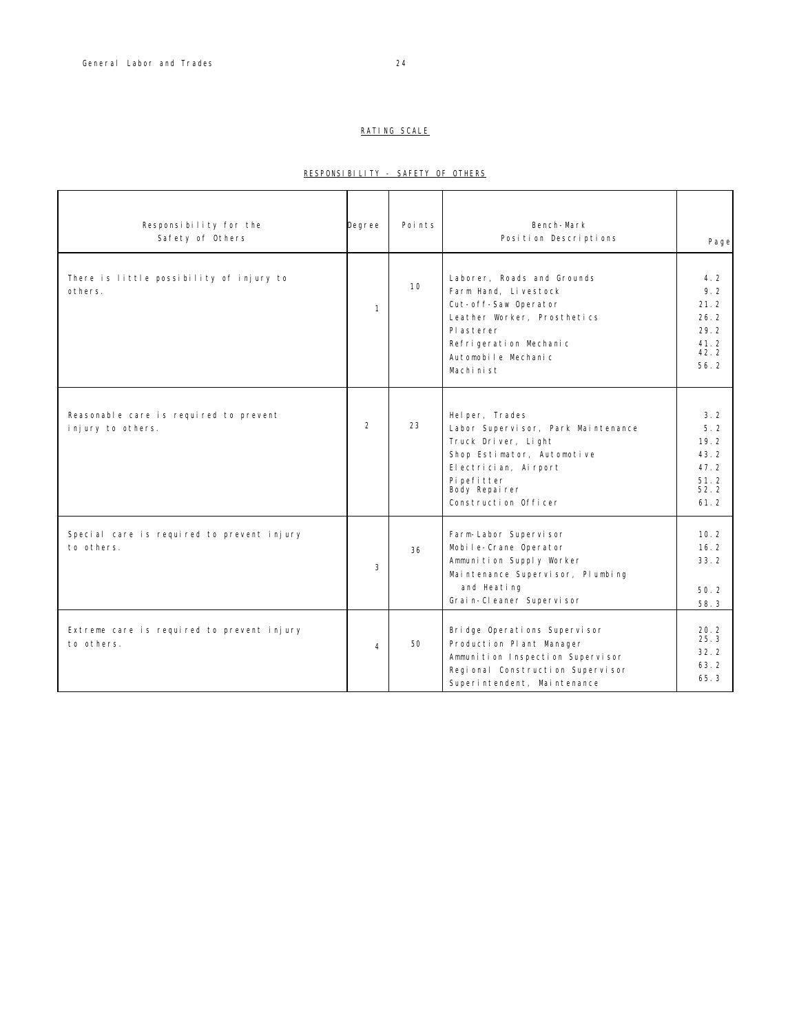## RATING SCALE

### RESPONSIBILITY - SAFETY OF OTHERS

| Responsibility for the Safety of Others | Degree | Points | Bench-Mark Position Descriptions | Page |
|---|---|---|---|---|
| There is little possibility of injury to others. | 1 | 10 | Laborer, Roads and Grounds<br>Farm Hand, Livestock<br>Cut-off-Saw Operator<br>Leather Worker, Prosthetics<br>Plasterer<br>Refrigeration Mechanic<br>Automobile Mechanic<br>Machinist | 4.2<br>9.2<br>21.2<br>26.2<br>29.2<br>41.2<br>42.2<br>56.2 |
| Reasonable care is required to prevent injury to others. | 2 | 23 | Helper, Trades<br>Labor Supervisor, Park Maintenance<br>Truck Driver, Light<br>Shop Estimator, Automotive<br>Electrician, Airport<br>Pipefitter<br>Body Repairer<br>Construction Officer | 3.2<br>5.2<br>19.2<br>43.2<br>47.2<br>51.2<br>52.2<br>61.2 |
| Special care is required to prevent injury to others. | 3 | 36 | Farm-Labor Supervisor<br>Mobile-Crane Operator<br>Ammunition Supply Worker<br>Maintenance Supervisor, Plumbing and Heating<br>Grain-Cleaner Supervisor | 10.2<br>16.2<br>33.2<br>50.2<br>58.3 |
| Extreme care is required to prevent injury to others. | 4 | 50 | Bridge Operations Supervisor<br>Production Plant Manager<br>Ammunition Inspection Supervisor<br>Regional Construction Supervisor<br>Superintendent, Maintenance | 20.2<br>25.3<br>32.2<br>63.2<br>65.3 |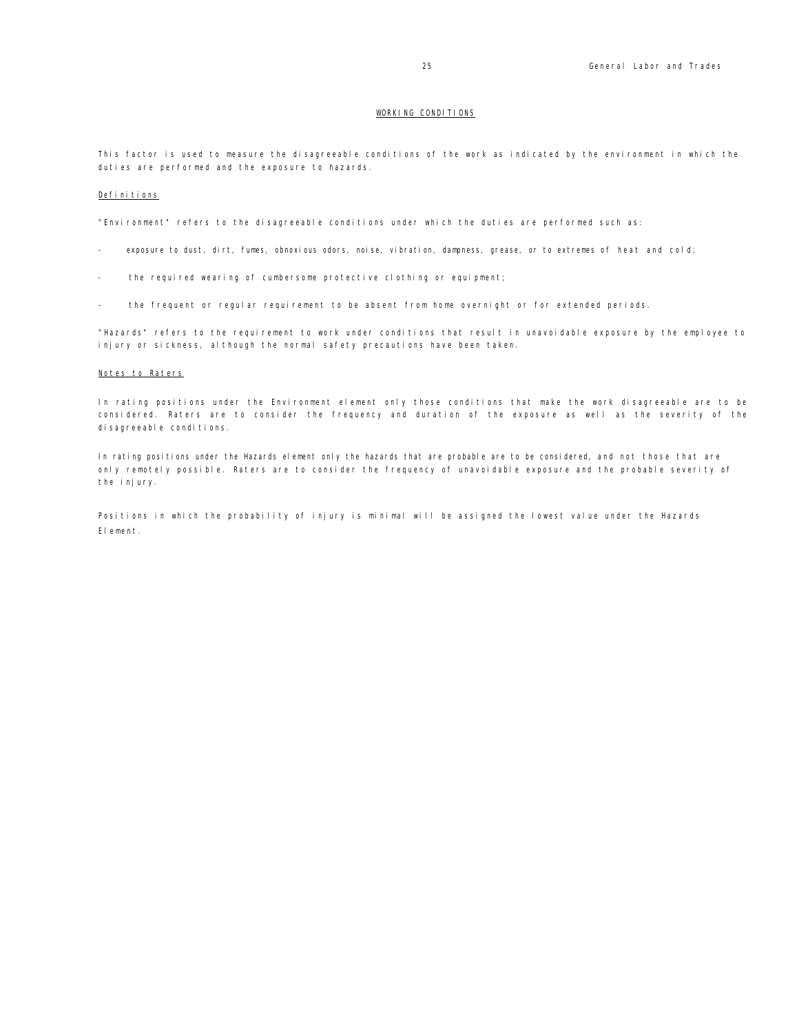## WORKING CONDITIONS

This factor is used to measure the disagreeable conditions of the work as indicated by the environment in which the duties are performed and the exposure to hazards.

### Definitions

"Environment" refers to the disagreeable conditions under which the duties are performed such as:

- exposure to dust, dirt, fumes, obnoxious odors, noise, vibration, dampness, grease, or to extremes of heat and cold;
- the required wearing of cumbersome protective clothing or equipment;
- the frequent or regular requirement to be absent from home overnight or for extended periods.

"Hazards" refers to the requirement to work under conditions that result in unavoidable exposure by the employee to injury or sickness, although the normal safety precautions have been taken.

### Notes to Raters

In rating positions under the Environment element only those conditions that make the work disagreeable are to be considered. Raters are to consider the frequency and duration of the exposure as well as the severity of the disagreeable conditions.

In rating positions under the Hazards element only the hazards that are probable are to be considered, and not those that are only remotely possible. Raters are to consider the frequency of unavoidable exposure and the probable severity of the injury.

Positions in which the probability of injury is minimal will be assigned the lowest value under the Hazards Element.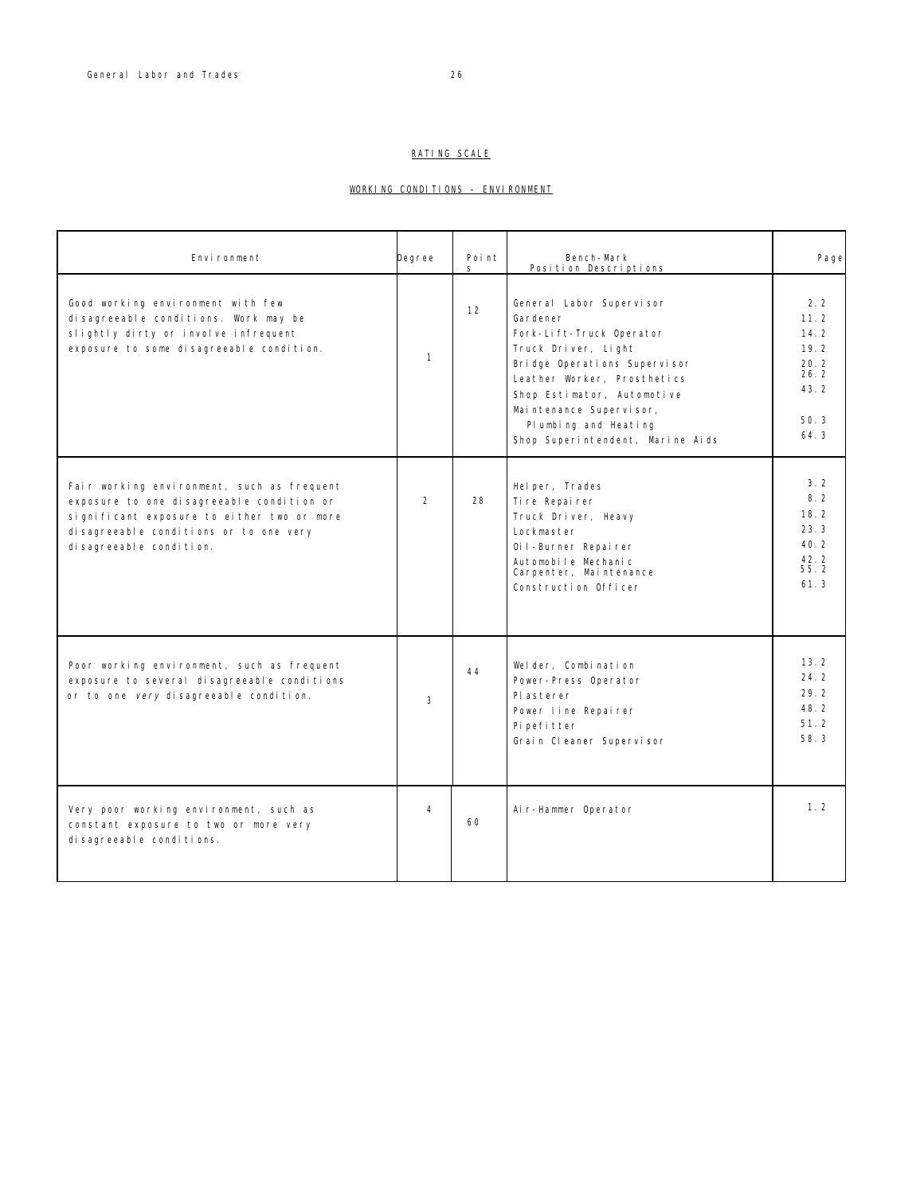## RATING SCALE

### WORKING CONDITIONS - ENVIRONMENT

| Environment | Degree | Points | Bench-Mark Position Descriptions | Page |
|---|---|---|---|---|
| Good working environment with few disagreeable conditions. Work may be slightly dirty or involve infrequent exposure to some disagreeable condition. | 1 | 12 | General Labor Supervisor<br>Gardener<br>Fork-Lift-Truck Operator<br>Truck Driver, Light<br>Bridge Operations Supervisor<br>Leather Worker, Prosthetics<br>Shop Estimator, Automotive<br>Maintenance Supervisor, Plumbing and Heating<br>Shop Superintendent, Marine Aids | 2.2<br>11.2<br>14.2<br>19.2<br>20.2<br>26.2<br>43.2<br>50.3<br>64.3 |
| Fair working environment, such as frequent exposure to one disagreeable condition or significant exposure to either two or more disagreeable conditions or to one very disagreeable condition. | 2 | 28 | Helper, Trades<br>Tire Repairer<br>Truck Driver, Heavy<br>Lockmaster<br>Oil-Burner Repairer<br>Automobile Mechanic<br>Carpenter, Maintenance<br>Construction Officer | 3.2<br>8.2<br>18.2<br>23.3<br>40.2<br>42.2<br>55.2<br>61.3 |
| Poor working environment, such as frequent exposure to several disagreeable conditions or to one *very* disagreeable condition. | 3 | 44 | Welder, Combination<br>Power-Press Operator<br>Plasterer<br>Power line Repairer<br>Pipefitter<br>Grain Cleaner Supervisor | 13.2<br>24.2<br>29.2<br>48.2<br>51.2<br>58.3 |
| Very poor working environment, such as constant exposure to two or more very disagreeable conditions. | 4 | 60 | Air-Hammer Operator | 1.2 |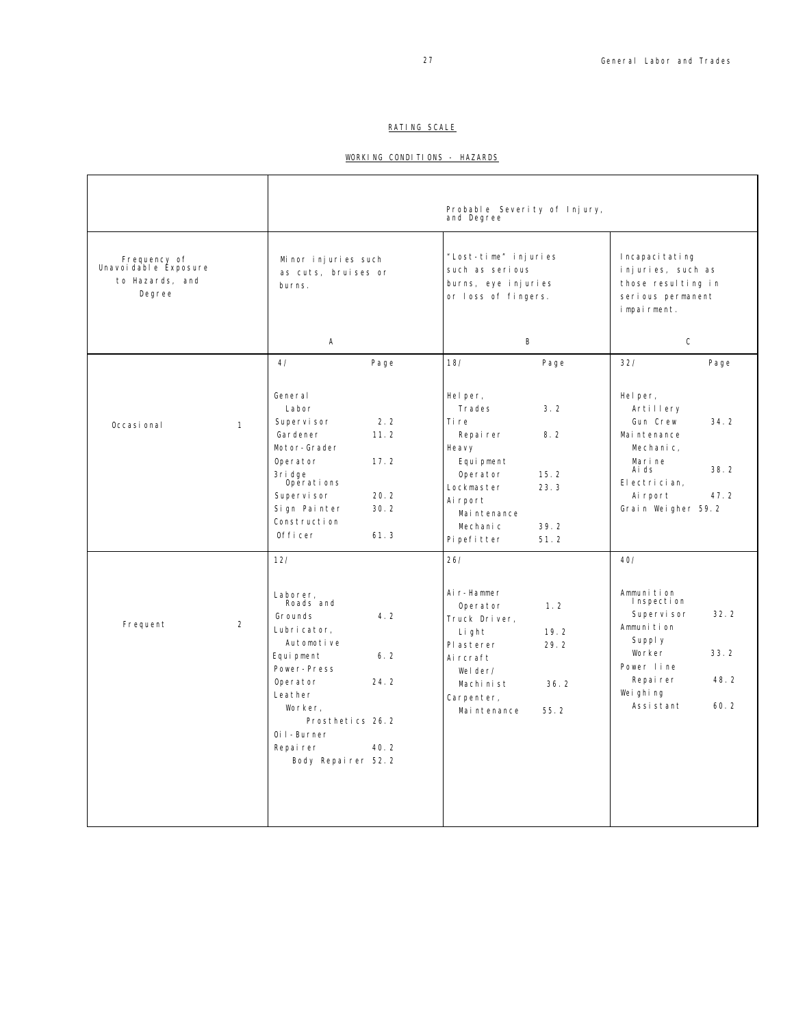## RATING SCALE

### WORKING CONDITIONS - HAZARDS

| Frequency of Unavoidable Exposure to Hazards, and Degree | Probable Severity of Injury, and Degree | | |
|---|---|---|---|
| | Minor injuries such as cuts, bruises or burns. | "Lost-time" injuries such as serious burns, eye injuries or loss of fingers. | Incapacitating injuries, such as those resulting in serious permanent impairment. |
| | A | B | C |
| Occasional 1 | 4/ Page<br><br>General Labor Supervisor 2.2<br>Gardener 11.2<br>Motor-Grader Operator 17.2<br>Bridge Operations Supervisor 20.2<br>Sign Painter 30.2<br>Construction Officer 61.3 | 18/ Page<br><br>Helper, Trades 3.2<br>Tire Repairer 8.2<br>Heavy Equipment Operator 15.2<br>Lockmaster 23.3<br>Airport Maintenance Mechanic 39.2<br>Pipefitter 51.2 | 32/ Page<br><br>Helper, Artillery Gun Crew 34.2<br>Maintenance Mechanic, Marine Aids 38.2<br>Electrician, Airport 47.2<br>Grain Weigher 59.2 |
| Frequent 2 | 12/<br><br>Laborer, Roads and Grounds 4.2<br>Lubricator, Automotive Equipment 6.2<br>Power-Press Operator 24.2<br>Leather Worker, Prosthetics 26.2<br>Oil-Burner Repairer 40.2<br>Body Repairer 52.2 | 26/<br><br>Air-Hammer Operator 1.2<br>Truck Driver, Light 19.2<br>Plasterer 29.2<br>Aircraft Welder/ Machinist 36.2<br>Carpenter, Maintenance 55.2 | 40/<br><br>Ammunition Inspection Supervisor 32.2<br>Ammunition Supply Worker 33.2<br>Power line Repairer 48.2<br>Weighing Assistant 60.2 |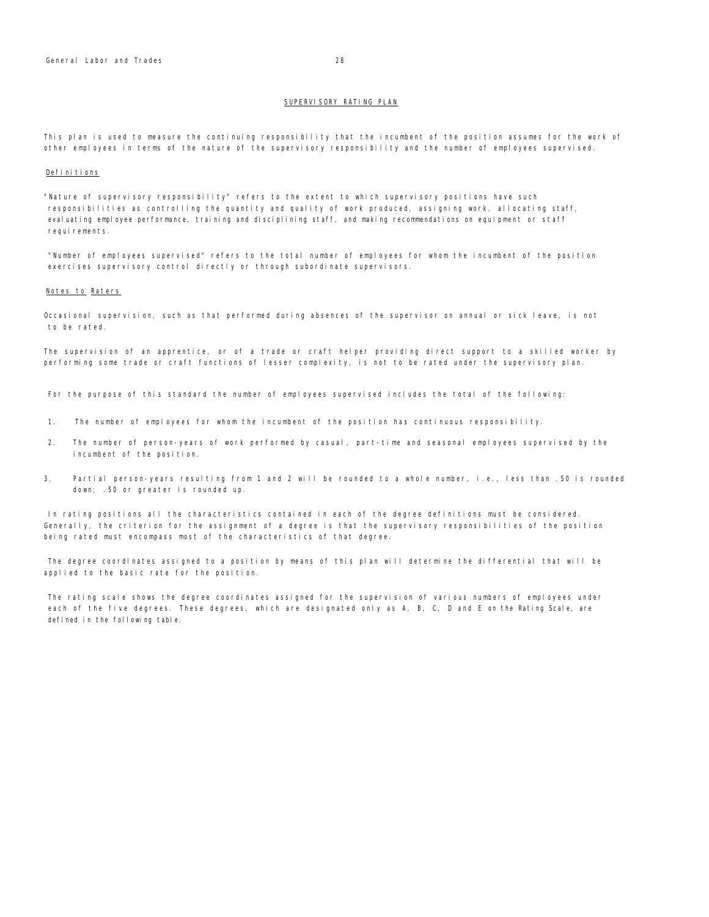## SUPERVISORY RATING PLAN

This plan is used to measure the continuing responsibility that the incumbent of the position assumes for the work of other employees in terms of the nature of the supervisory responsibility and the number of employees supervised.

### Definitions

"Nature of supervisory responsibility" refers to the extent to which supervisory positions have such responsibilities as controlling the quantity and quality of work produced, assigning work, allocating staff, evaluating employee performance, training and disciplining staff, and making recommendations on equipment or staff requirements.

"Number of employees supervised" refers to the total number of employees for whom the incumbent of the position exercises supervisory control directly or through subordinate supervisors.

### Notes to Raters

Occasional supervision, such as that performed during absences of the supervisor on annual or sick leave, is not to be rated.

The supervision of an apprentice, or of a trade or craft helper providing direct support to a skilled worker by performing some trade or craft functions of lesser complexity, is not to be rated under the supervisory plan.

For the purpose of this standard the number of employees supervised includes the total of the following:

1. The number of employees for whom the incumbent of the position has continuous responsibility.
2. The number of person-years of work performed by casual, part-time and seasonal employees supervised by the incumbent of the position.
3. Partial person-years resulting from 1 and 2 will be rounded to a whole number, i.e., less than .50 is rounded down; .50 or greater is rounded up.

In rating positions all the characteristics contained in each of the degree definitions must be considered. Generally, the criterion for the assignment of a degree is that the supervisory responsibilities of the position being rated must encompass most of the characteristics of that degree.

The degree coordinates assigned to a position by means of this plan will determine the differential that will be applied to the basic rate for the position.

The rating scale shows the degree coordinates assigned for the supervision of various numbers of employees under each of the five degrees. These degrees, which are designated only as A, B, C, D and E on the Rating Scale, are defined in the following table.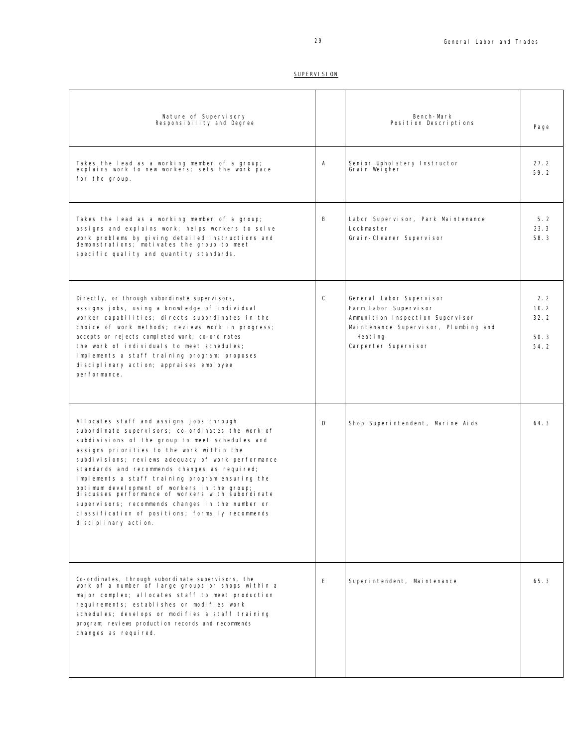## SUPERVISION

| Nature of Supervisory Responsibility and Degree | | Bench-Mark Position Descriptions | Page |
|---|---|---|---|
| Takes the lead as a working member of a group; explains work to new workers; sets the work pace for the group. | A | Senior Upholstery Instructor<br>Grain Weigher | 27.2<br>59.2 |
| Takes the lead as a working member of a group; assigns and explains work; helps workers to solve work problems by giving detailed instructions and demonstrations; motivates the group to meet specific quality and quantity standards. | B | Labor Supervisor, Park Maintenance<br>Lockmaster<br>Grain-Cleaner Supervisor | 5.2<br>23.3<br>58.3 |
| Directly, or through subordinate supervisors, assigns jobs, using a knowledge of individual worker capabilities; directs subordinates in the choice of work methods; reviews work in progress; accepts or rejects completed work; co-ordinates the work of individuals to meet schedules; implements a staff training program; proposes disciplinary action; appraises employee performance. | C | General Labor Supervisor<br>Farm Labor Supervisor<br>Ammunition Inspection Supervisor<br>Maintenance Supervisor, Plumbing and Heating<br>Carpenter Supervisor | 2.2<br>10.2<br>32.2<br>50.3<br>54.2 |
| Allocates staff and assigns jobs through subordinate supervisors; co-ordinates the work of subdivisions of the group to meet schedules and assigns priorities to the work within the subdivisions; reviews adequacy of work performance standards and recommends changes as required; implements a staff training program ensuring the optimum development of workers in the group; discusses performance of workers with subordinate supervisors; recommends changes in the number or classification of positions; formally recommends disciplinary action. | D | Shop Superintendent, Marine Aids | 64.3 |
| Co-ordinates, through subordinate supervisors, the work of a number of large groups or shops within a major complex; allocates staff to meet production requirements; establishes or modifies work schedules; develops or modifies a staff training program; reviews production records and recommends changes as required. | E | Superintendent, Maintenance | 65.3 |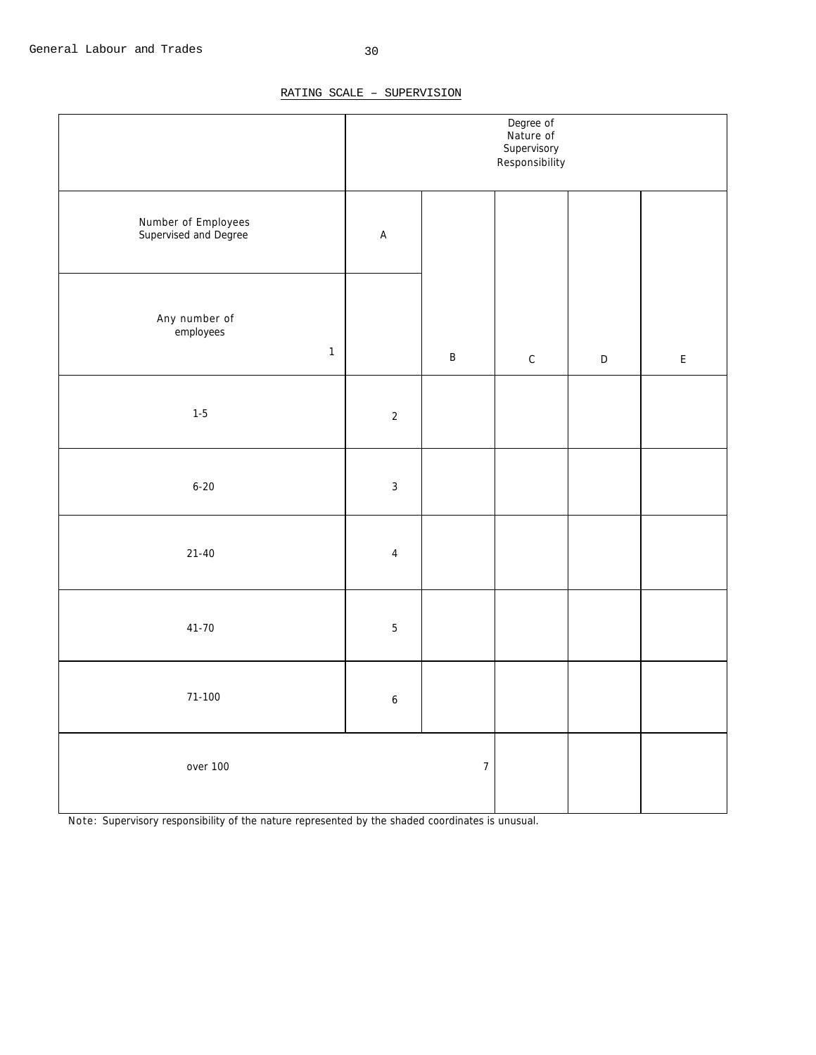## RATING SCALE – SUPERVISION

| | Degree of Nature of Supervisory Responsibility | | | | |
|---|---|---|---|---|---|
| Number of Employees Supervised and Degree | A | | | | |
| Any number of employees 1 | | B | C | D | E |
| 1-5 | 2 | | | | |
| 6-20 | 3 | | | | |
| 21-40 | 4 | | | | |
| 41-70 | 5 | | | | |
| 71-100 | 6 | | | | |
| over 100 | | 7 | | | |

*Note*: Supervisory responsibility of the nature represented by the shaded coordinates is unusual.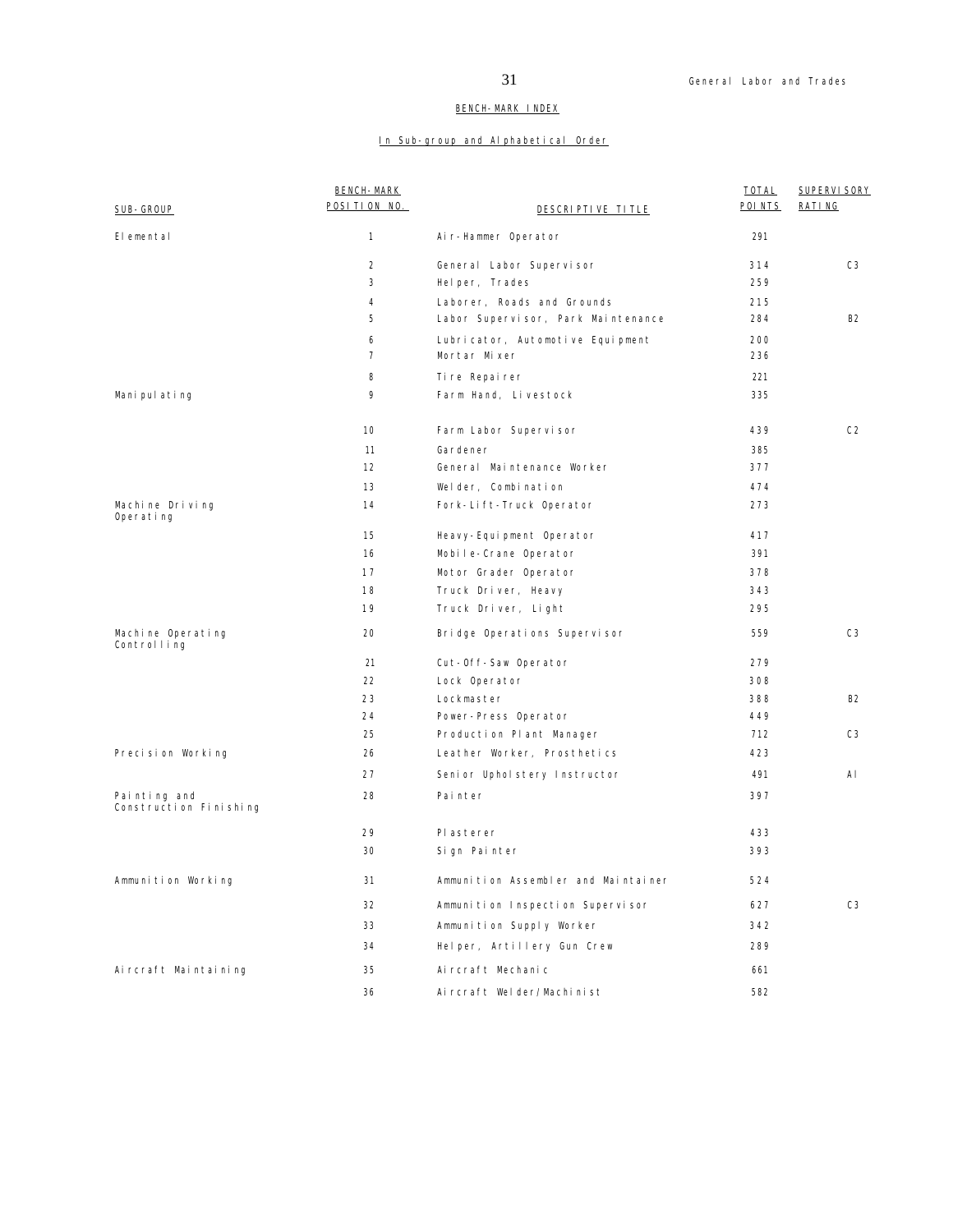## BENCH-MARK INDEX

### In Sub-group and Alphabetical Order

| SUB-GROUP | BENCH-MARK POSITION NO. | DESCRIPTIVE TITLE | TOTAL POINTS | SUPERVISORY RATING |
|---|---|---|---|---|
| Elemental | 1 | Air-Hammer Operator | 291 | |
| | 2 | General Labor Supervisor | 314 | C3 |
| | 3 | Helper, Trades | 259 | |
| | 4 | Laborer, Roads and Grounds | 215 | |
| | 5 | Labor Supervisor, Park Maintenance | 284 | B2 |
| | 6 | Lubricator, Automotive Equipment | 200 | |
| | 7 | Mortar Mixer | 236 | |
| | 8 | Tire Repairer | 221 | |
| Manipulating | 9 | Farm Hand, Livestock | 335 | |
| | 10 | Farm Labor Supervisor | 439 | C2 |
| | 11 | Gardener | 385 | |
| | 12 | General Maintenance Worker | 377 | |
| | 13 | Welder, Combination | 474 | |
| Machine Driving Operating | 14 | Fork-Lift-Truck Operator | 273 | |
| | 15 | Heavy-Equipment Operator | 417 | |
| | 16 | Mobile-Crane Operator | 391 | |
| | 17 | Motor Grader Operator | 378 | |
| | 18 | Truck Driver, Heavy | 343 | |
| | 19 | Truck Driver, Light | 295 | |
| Machine Operating Controlling | 20 | Bridge Operations Supervisor | 559 | C3 |
| | 21 | Cut-Off-Saw Operator | 279 | |
| | 22 | Lock Operator | 308 | |
| | 23 | Lockmaster | 388 | B2 |
| | 24 | Power-Press Operator | 449 | |
| | 25 | Production Plant Manager | 712 | C3 |
| Precision Working | 26 | Leather Worker, Prosthetics | 423 | |
| | 27 | Senior Upholstery Instructor | 491 | Al |
| Painting and Construction Finishing | 28 | Painter | 397 | |
| | 29 | Plasterer | 433 | |
| | 30 | Sign Painter | 393 | |
| Ammunition Working | 31 | Ammunition Assembler and Maintainer | 524 | |
| | 32 | Ammunition Inspection Supervisor | 627 | C3 |
| | 33 | Ammunition Supply Worker | 342 | |
| | 34 | Helper, Artillery Gun Crew | 289 | |
| Aircraft Maintaining | 35 | Aircraft Mechanic | 661 | |
| | 36 | Aircraft Welder/Machinist | 582 | |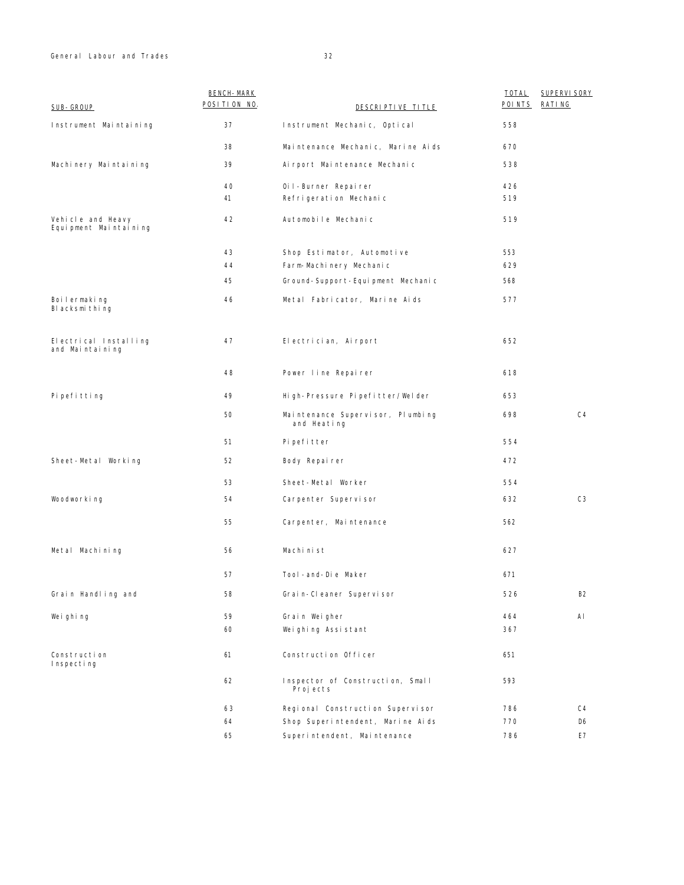| SUB-GROUP | BENCH-MARK POSITION NO. | DESCRIPTIVE TITLE | TOTAL POINTS | SUPERVISORY RATING |
| --- | --- | --- | --- | --- |
| Instrument Maintaining | 37 | Instrument Mechanic, Optical | 558 | |
| | 38 | Maintenance Mechanic, Marine Aids | 670 | |
| Machinery Maintaining | 39 | Airport Maintenance Mechanic | 538 | |
| | 40 | Oil-Burner Repairer | 426 | |
| | 41 | Refrigeration Mechanic | 519 | |
| Vehicle and Heavy Equipment Maintaining | 42 | Automobile Mechanic | 519 | |
| | 43 | Shop Estimator, Automotive | 553 | |
| | 44 | Farm-Machinery Mechanic | 629 | |
| | 45 | Ground-Support-Equipment Mechanic | 568 | |
| Boilermaking Blacksmithing | 46 | Metal Fabricator, Marine Aids | 577 | |
| Electrical Installing and Maintaining | 47 | Electrician, Airport | 652 | |
| | 48 | Power line Repairer | 618 | |
| Pipefitting | 49 | High-Pressure Pipefitter/Welder | 653 | |
| | 50 | Maintenance Supervisor, Plumbing and Heating | 698 | C4 |
| | 51 | Pipefitter | 554 | |
| Sheet-Metal Working | 52 | Body Repairer | 472 | |
| | 53 | Sheet-Metal Worker | 554 | |
| Woodworking | 54 | Carpenter Supervisor | 632 | C3 |
| | 55 | Carpenter, Maintenance | 562 | |
| Metal Machining | 56 | Machinist | 627 | |
| | 57 | Tool-and-Die Maker | 671 | |
| Grain Handling and | 58 | Grain-Cleaner Supervisor | 526 | B2 |
| Weighing | 59 | Grain Weigher | 464 | Al |
| | 60 | Weighing Assistant | 367 | |
| Construction Inspecting | 61 | Construction Officer | 651 | |
| | 62 | Inspector of Construction, Small Projects | 593 | |
| | 63 | Regional Construction Supervisor | 786 | C4 |
| | 64 | Shop Superintendent, Marine Aids | 770 | D6 |
| | 65 | Superintendent, Maintenance | 786 | E7 |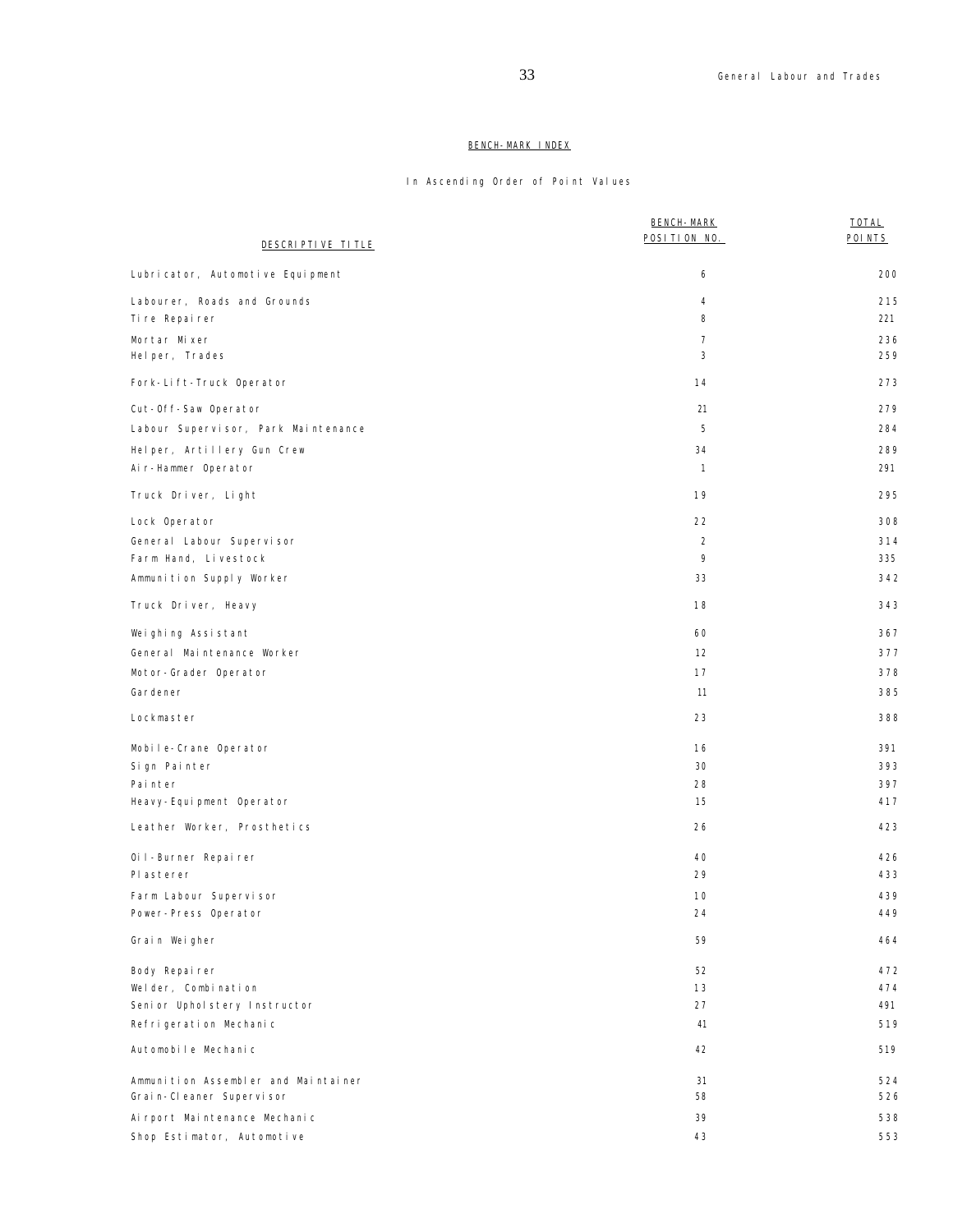## BENCH-MARK INDEX

In Ascending Order of Point Values

| DESCRIPTIVE TITLE | BENCH-MARK POSITION NO. | TOTAL POINTS |
|---|---|---|
| Lubricator, Automotive Equipment | 6 | 200 |
| Labourer, Roads and Grounds | 4 | 215 |
| Tire Repairer | 8 | 221 |
| Mortar Mixer | 7 | 236 |
| Helper, Trades | 3 | 259 |
| Fork-Lift-Truck Operator | 14 | 273 |
| Cut-Off-Saw Operator | 21 | 279 |
| Labour Supervisor, Park Maintenance | 5 | 284 |
| Helper, Artillery Gun Crew | 34 | 289 |
| Air-Hammer Operator | 1 | 291 |
| Truck Driver, Light | 19 | 295 |
| Lock Operator | 22 | 308 |
| General Labour Supervisor | 2 | 314 |
| Farm Hand, Livestock | 9 | 335 |
| Ammunition Supply Worker | 33 | 342 |
| Truck Driver, Heavy | 18 | 343 |
| Weighing Assistant | 60 | 367 |
| General Maintenance Worker | 12 | 377 |
| Motor-Grader Operator | 17 | 378 |
| Gardener | 11 | 385 |
| Lockmaster | 23 | 388 |
| Mobile-Crane Operator | 16 | 391 |
| Sign Painter | 30 | 393 |
| Painter | 28 | 397 |
| Heavy-Equipment Operator | 15 | 417 |
| Leather Worker, Prosthetics | 26 | 423 |
| Oil-Burner Repairer | 40 | 426 |
| Plasterer | 29 | 433 |
| Farm Labour Supervisor | 10 | 439 |
| Power-Press Operator | 24 | 449 |
| Grain Weigher | 59 | 464 |
| Body Repairer | 52 | 472 |
| Welder, Combination | 13 | 474 |
| Senior Upholstery Instructor | 27 | 491 |
| Refrigeration Mechanic | 41 | 519 |
| Automobile Mechanic | 42 | 519 |
| Ammunition Assembler and Maintainer | 31 | 524 |
| Grain-Cleaner Supervisor | 58 | 526 |
| Airport Maintenance Mechanic | 39 | 538 |
| Shop Estimator, Automotive | 43 | 553 |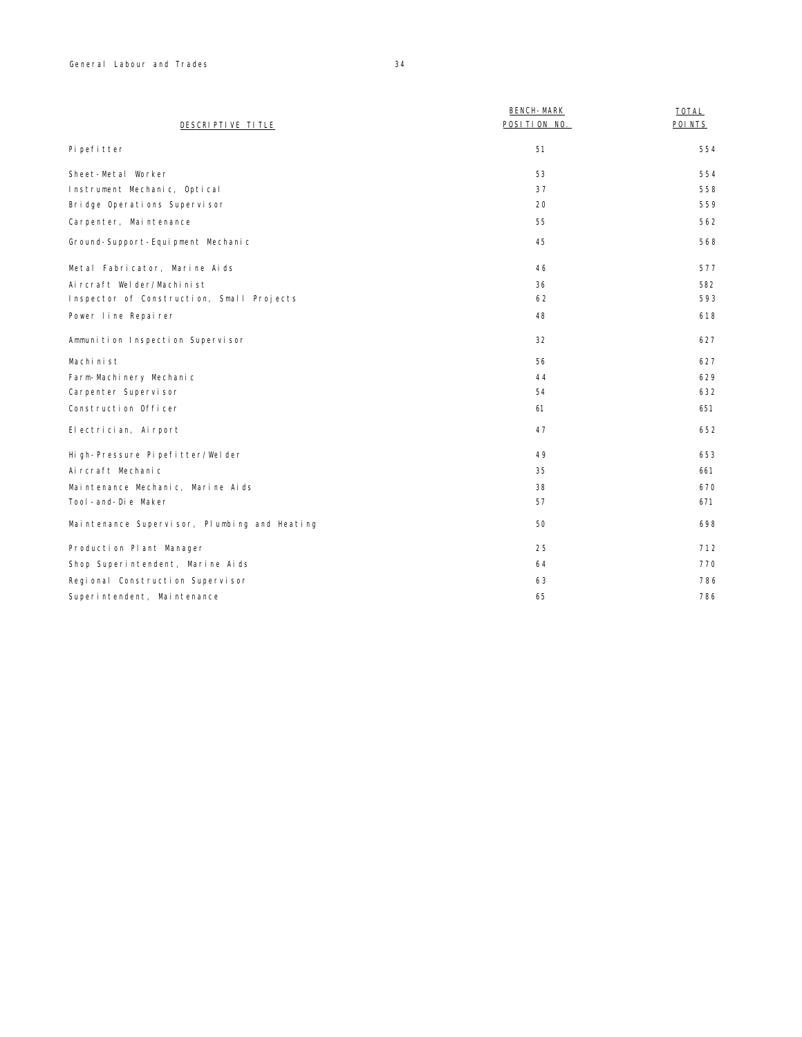| DESCRIPTIVE TITLE | BENCH-MARK POSITION NO. | TOTAL POINTS |
|---|---|---|
| Pipefitter | 51 | 554 |
| Sheet-Metal Worker | 53 | 554 |
| Instrument Mechanic, Optical | 37 | 558 |
| Bridge Operations Supervisor | 20 | 559 |
| Carpenter, Maintenance | 55 | 562 |
| Ground-Support-Equipment Mechanic | 45 | 568 |
| Metal Fabricator, Marine Aids | 46 | 577 |
| Aircraft Welder/Machinist | 36 | 582 |
| Inspector of Construction, Small Projects | 62 | 593 |
| Power line Repairer | 48 | 618 |
| Ammunition Inspection Supervisor | 32 | 627 |
| Machinist | 56 | 627 |
| Farm-Machinery Mechanic | 44 | 629 |
| Carpenter Supervisor | 54 | 632 |
| Construction Officer | 61 | 651 |
| Electrician, Airport | 47 | 652 |
| High-Pressure Pipefitter/Welder | 49 | 653 |
| Aircraft Mechanic | 35 | 661 |
| Maintenance Mechanic, Marine Aids | 38 | 670 |
| Tool-and-Die Maker | 57 | 671 |
| Maintenance Supervisor, Plumbing and Heating | 50 | 698 |
| Production Plant Manager | 25 | 712 |
| Shop Superintendent, Marine Aids | 64 | 770 |
| Regional Construction Supervisor | 63 | 786 |
| Superintendent, Maintenance | 65 | 786 |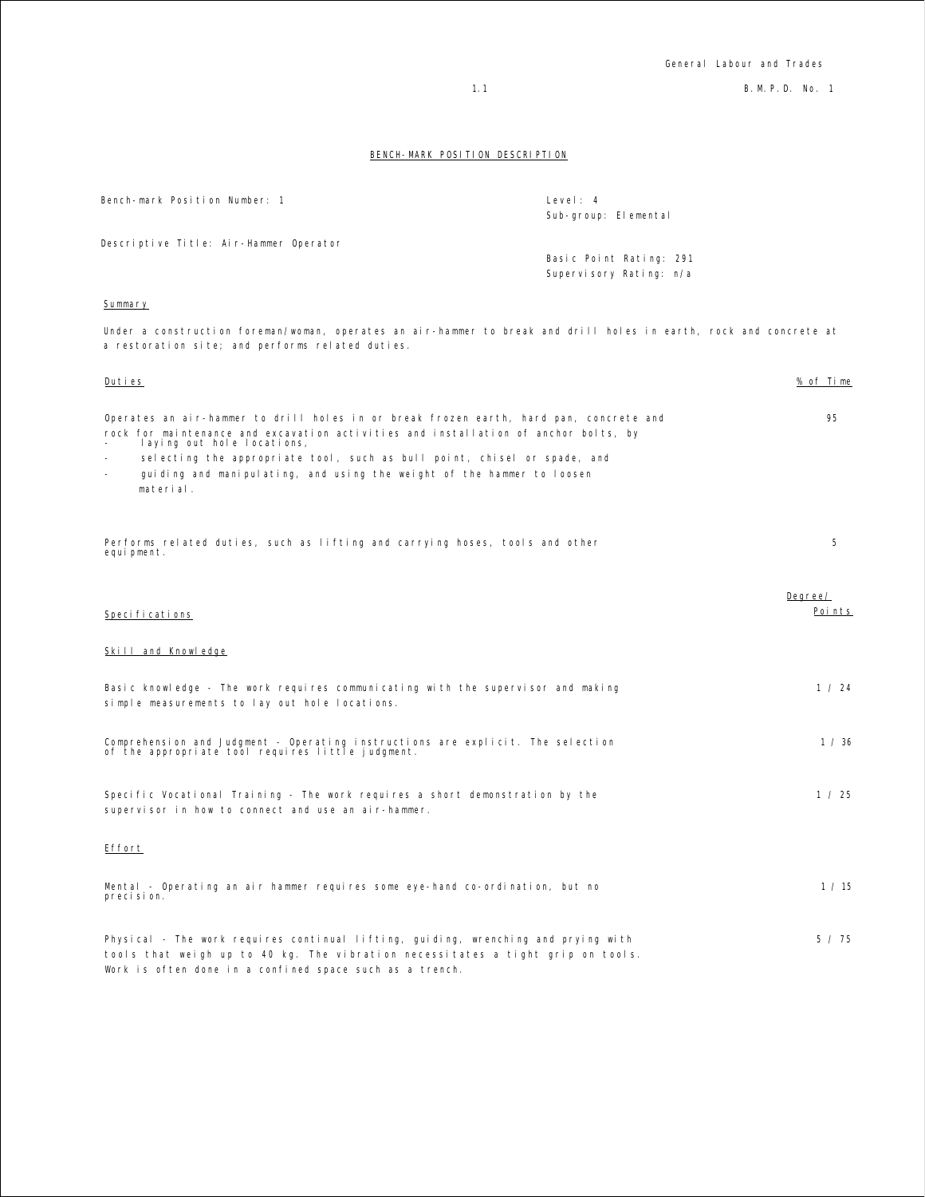## BENCH-MARK POSITION DESCRIPTION

Bench-mark Position Number: 1

Level: 4
Sub-group: Elemental

Descriptive Title: Air-Hammer Operator

Basic Point Rating: 291
Supervisory Rating: n/a

### Summary

Under a construction foreman/woman, operates an air-hammer to break and drill holes in earth, rock and concrete at a restoration site; and performs related duties.

| Duties | % of Time |
|---|---|
| Operates an air-hammer to drill holes in or break frozen earth, hard pan, concrete and rock for maintenance and excavation activities and installation of anchor bolts, by<br>- laying out hole locations,<br>- selecting the appropriate tool, such as bull point, chisel or spade, and<br>- guiding and manipulating, and using the weight of the hammer to loosen material. | 95 |
| Performs related duties, such as lifting and carrying hoses, tools and other equipment. | 5 |

| Specifications | Degree/ Points |
|---|---|
| **Skill and Knowledge** | |
| Basic knowledge - The work requires communicating with the supervisor and making simple measurements to lay out hole locations. | 1 / 24 |
| Comprehension and Judgment - Operating instructions are explicit. The selection of the appropriate tool requires little judgment. | 1 / 36 |
| Specific Vocational Training - The work requires a short demonstration by the supervisor in how to connect and use an air-hammer. | 1 / 25 |
| **Effort** | |
| Mental - Operating an air hammer requires some eye-hand co-ordination, but no precision. | 1 / 15 |
| Physical - The work requires continual lifting, guiding, wrenching and prying with tools that weigh up to 40 kg. The vibration necessitates a tight grip on tools. Work is often done in a confined space such as a trench. | 5 / 75 |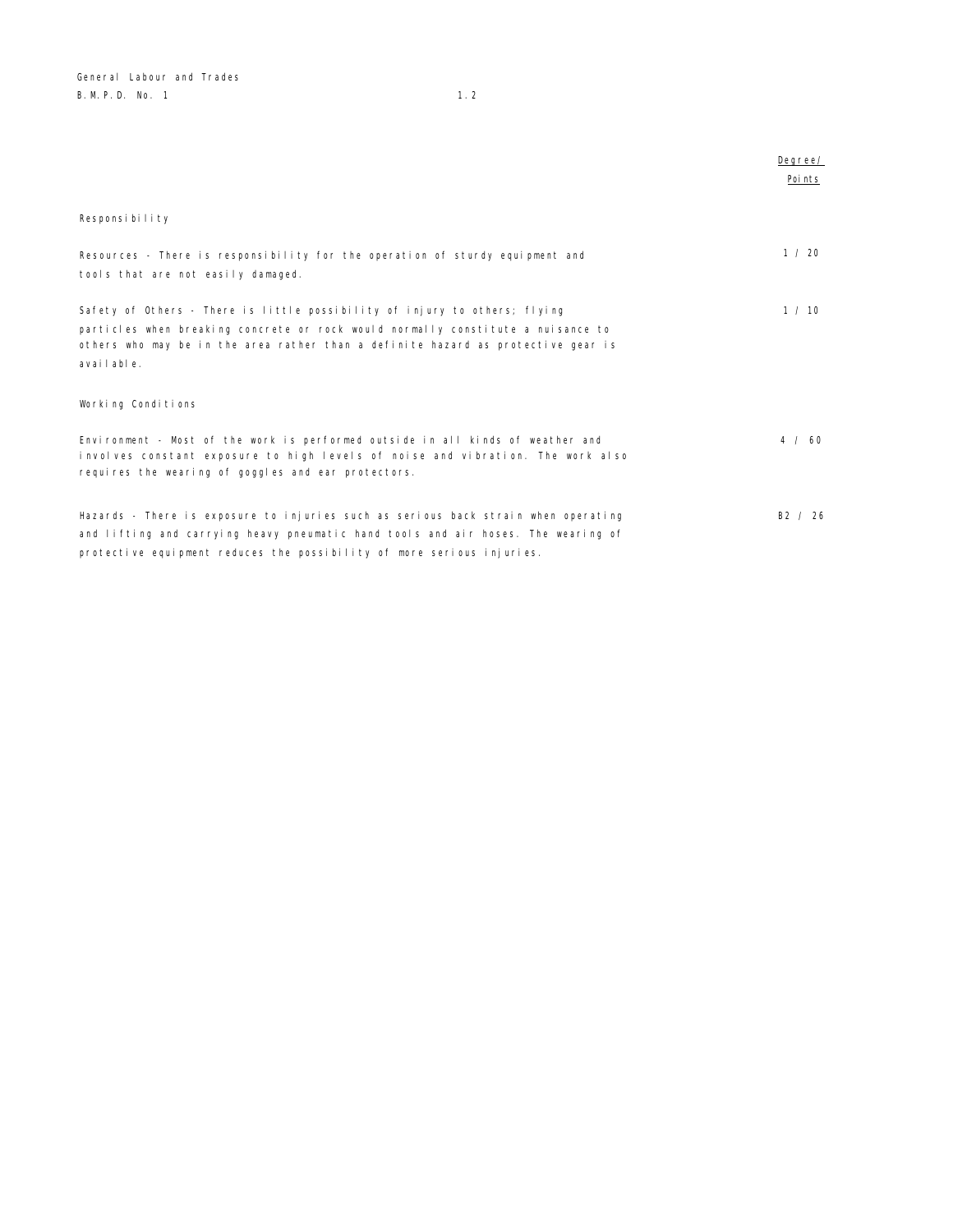| | Degree/ Points |
|---|---|
| **Responsibility** | |
| Resources - There is responsibility for the operation of sturdy equipment and tools that are not easily damaged. | 1 / 20 |
| Safety of Others - There is little possibility of injury to others; flying particles when breaking concrete or rock would normally constitute a nuisance to others who may be in the area rather than a definite hazard as protective gear is available. | 1 / 10 |
| **Working Conditions** | |
| Environment - Most of the work is performed outside in all kinds of weather and involves constant exposure to high levels of noise and vibration. The work also requires the wearing of goggles and ear protectors. | 4 / 60 |
| Hazards - There is exposure to injuries such as serious back strain when operating and lifting and carrying heavy pneumatic hand tools and air hoses. The wearing of protective equipment reduces the possibility of more serious injuries. | B2 / 26 |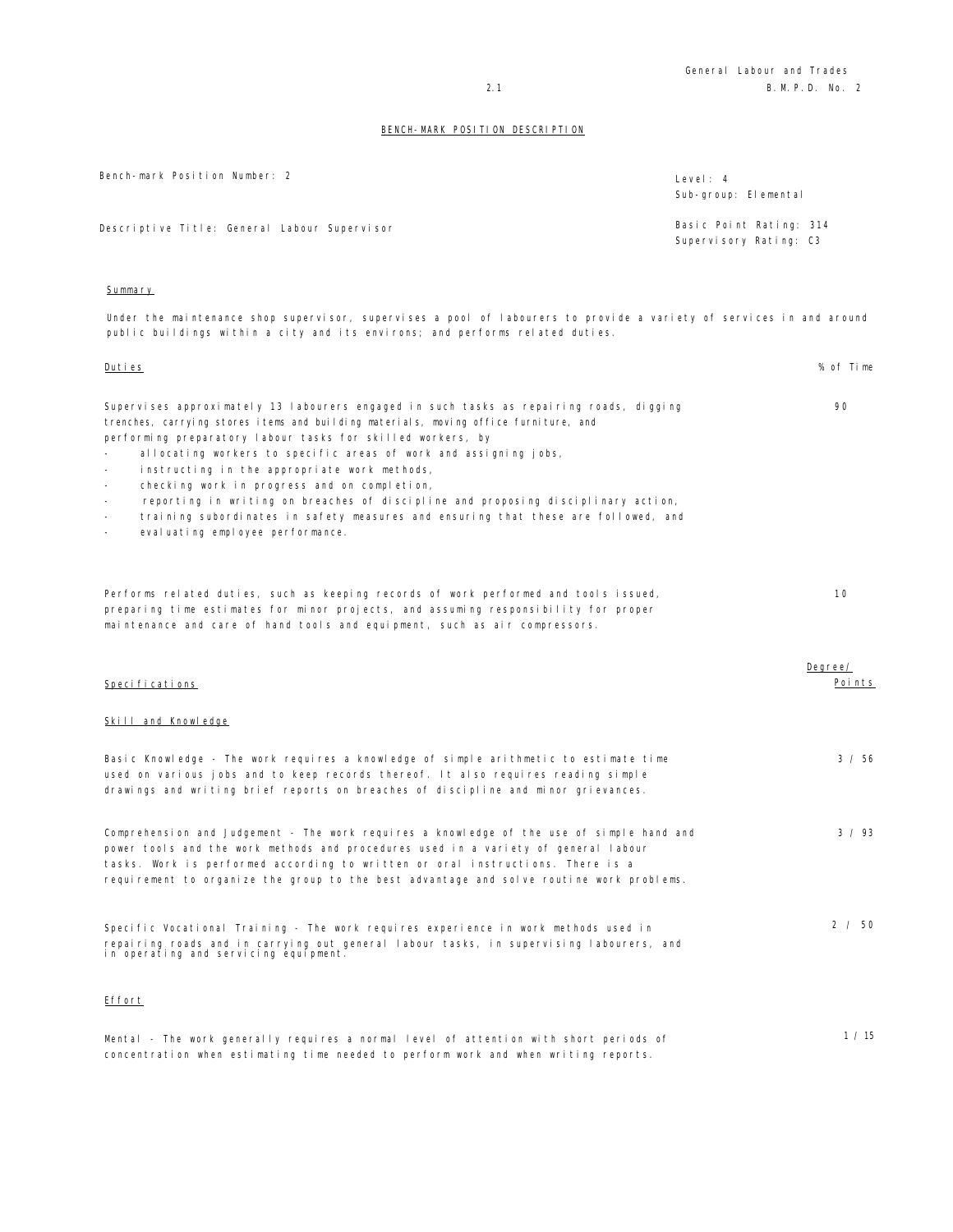## BENCH-MARK POSITION DESCRIPTION

| | |
|---|---|
| Bench-mark Position Number: 2 | Level: 4<br>Sub-group: Elemental |
| Descriptive Title: General Labour Supervisor | Basic Point Rating: 314<br>Supervisory Rating: C3 |

### Summary

Under the maintenance shop supervisor, supervises a pool of labourers to provide a variety of services in and around public buildings within a city and its environs; and performs related duties.

| Duties | % of Time |
|---|---|
| Supervises approximately 13 labourers engaged in such tasks as repairing roads, digging trenches, carrying stores items and building materials, moving office furniture, and performing preparatory labour tasks for skilled workers, by<br>- allocating workers to specific areas of work and assigning jobs,<br>- instructing in the appropriate work methods,<br>- checking work in progress and on completion,<br>- reporting in writing on breaches of discipline and proposing disciplinary action,<br>- training subordinates in safety measures and ensuring that these are followed, and<br>- evaluating employee performance. | 90 |
| Performs related duties, such as keeping records of work performed and tools issued, preparing time estimates for minor projects, and assuming responsibility for proper maintenance and care of hand tools and equipment, such as air compressors. | 10 |

| Specifications | Degree/ Points |
|---|---|
| **Skill and Knowledge** | |
| Basic Knowledge - The work requires a knowledge of simple arithmetic to estimate time used on various jobs and to keep records thereof. It also requires reading simple drawings and writing brief reports on breaches of discipline and minor grievances. | 3 / 56 |
| Comprehension and Judgement - The work requires a knowledge of the use of simple hand and power tools and the work methods and procedures used in a variety of general labour tasks. Work is performed according to written or oral instructions. There is a requirement to organize the group to the best advantage and solve routine work problems. | 3 / 93 |
| Specific Vocational Training - The work requires experience in work methods used in repairing roads and in carrying out general labour tasks, in supervising labourers, and in operating and servicing equipment. | 2 / 50 |
| **Effort** | |
| Mental - The work generally requires a normal level of attention with short periods of concentration when estimating time needed to perform work and when writing reports. | 1 / 15 |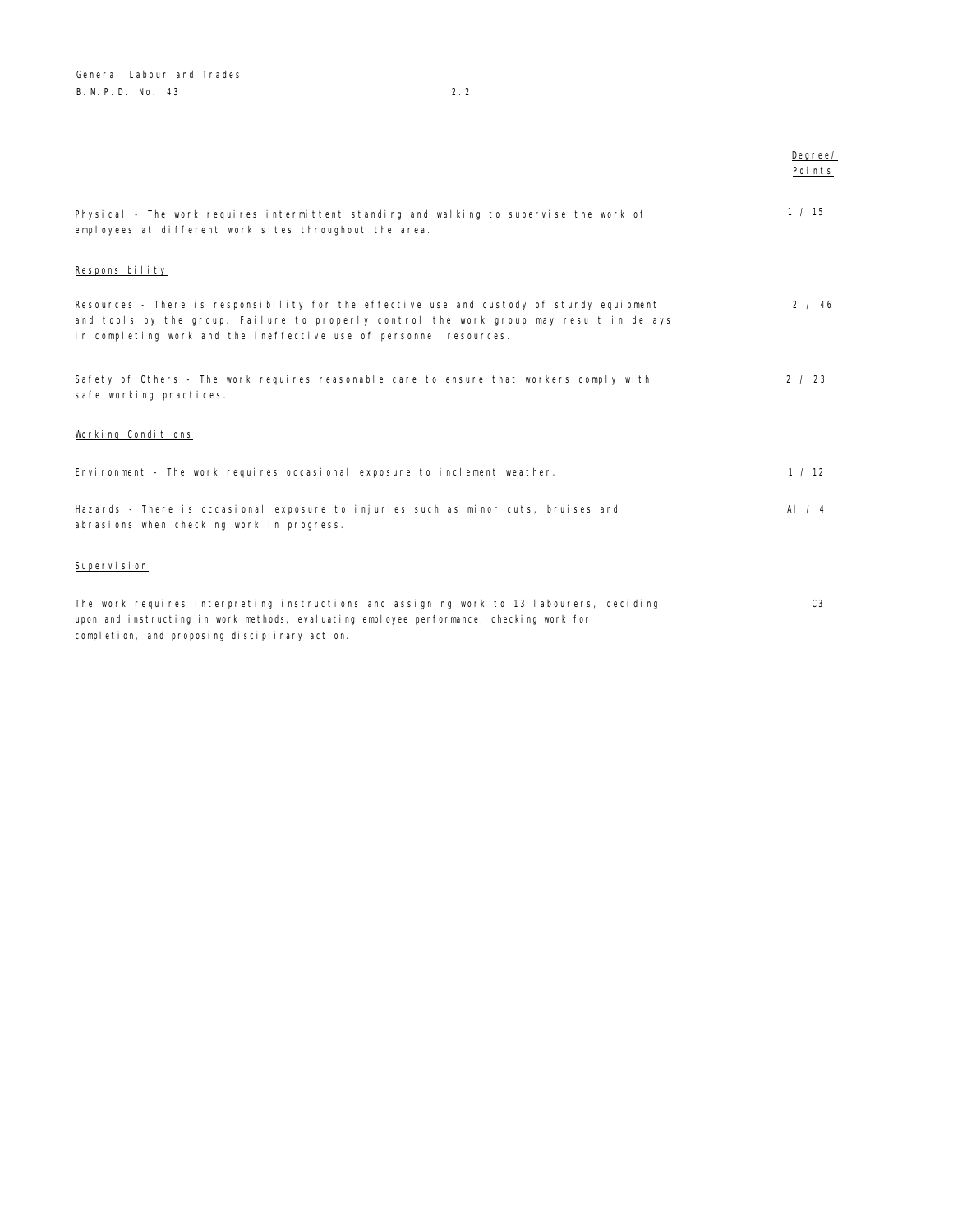| | Degree/ Points |
|---|---|
| Physical - The work requires intermittent standing and walking to supervise the work of employees at different work sites throughout the area. | 1 / 15 |

**Responsibility**

| | |
|---|---|
| Resources - There is responsibility for the effective use and custody of sturdy equipment and tools by the group. Failure to properly control the work group may result in delays in completing work and the ineffective use of personnel resources. | 2 / 46 |
| Safety of Others - The work requires reasonable care to ensure that workers comply with safe working practices. | 2 / 23 |

**Working Conditions**

| | |
|---|---|
| Environment - The work requires occasional exposure to inclement weather. | 1 / 12 |
| Hazards - There is occasional exposure to injuries such as minor cuts, bruises and abrasions when checking work in progress. | AI / 4 |

**Supervision**

| | |
|---|---|
| The work requires interpreting instructions and assigning work to 13 labourers, deciding upon and instructing in work methods, evaluating employee performance, checking work for completion, and proposing disciplinary action. | C3 |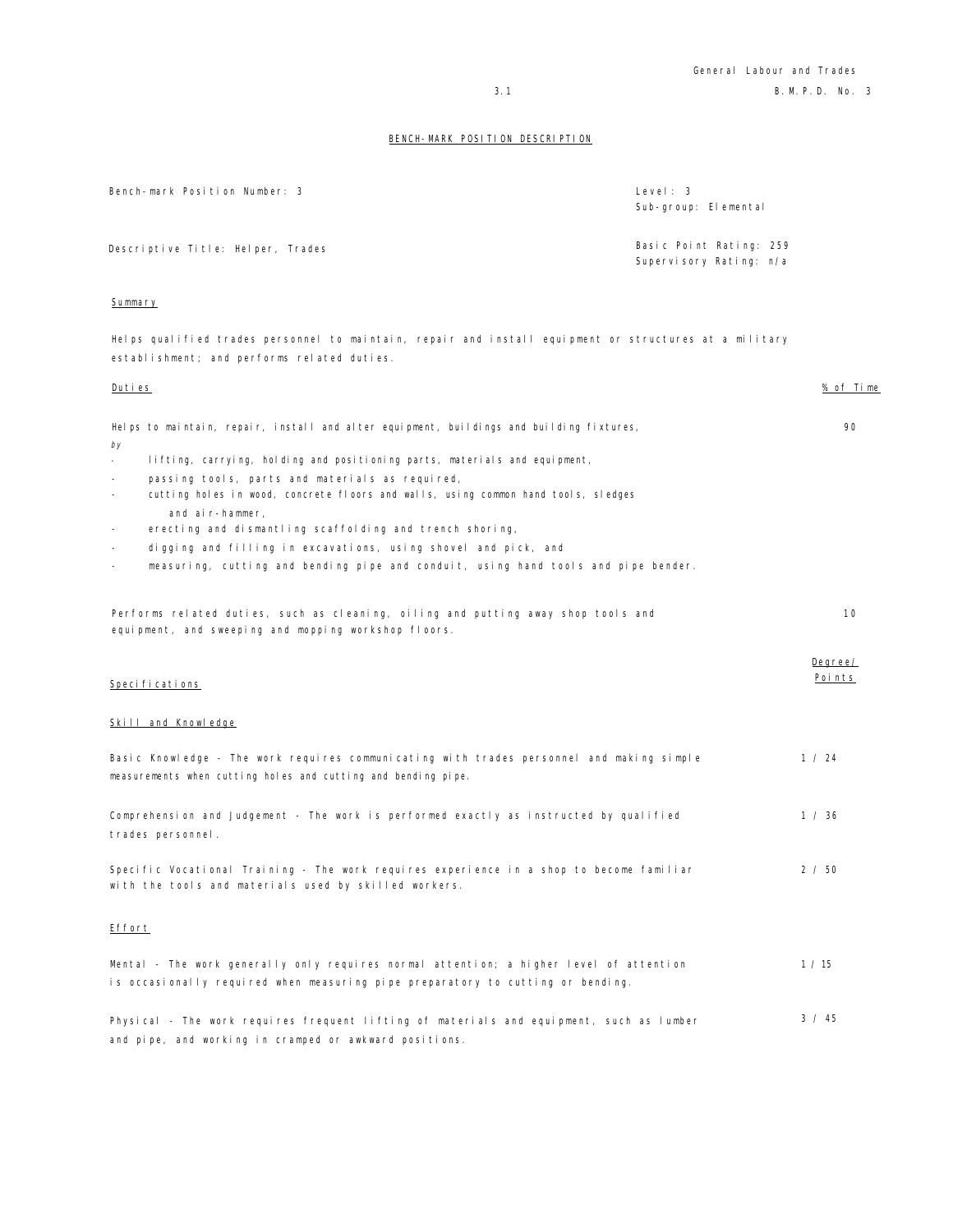## BENCH-MARK POSITION DESCRIPTION

| | |
|---|---|
| Bench-mark Position Number: 3 | Level: 3<br>Sub-group: Elemental |
| Descriptive Title: Helper, Trades | Basic Point Rating: 259<br>Supervisory Rating: n/a |

### Summary

Helps qualified trades personnel to maintain, repair and install equipment or structures at a military establishment; and performs related duties.

| Duties | % of Time |
|---|---|
| Helps to maintain, repair, install and alter equipment, buildings and building fixtures, *by*<br>- lifting, carrying, holding and positioning parts, materials and equipment,<br>- passing tools, parts and materials as required,<br>- cutting holes in wood, concrete floors and walls, using common hand tools, sledges and air-hammer,<br>- erecting and dismantling scaffolding and trench shoring,<br>- digging and filling in excavations, using shovel and pick, and<br>- measuring, cutting and bending pipe and conduit, using hand tools and pipe bender. | 90 |
| Performs related duties, such as cleaning, oiling and putting away shop tools and equipment, and sweeping and mopping workshop floors. | 10 |

| Specifications | Degree/ Points |
|---|---|
| **Skill and Knowledge** | |
| Basic Knowledge - The work requires communicating with trades personnel and making simple measurements when cutting holes and cutting and bending pipe. | 1 / 24 |
| Comprehension and Judgement - The work is performed exactly as instructed by qualified trades personnel. | 1 / 36 |
| Specific Vocational Training - The work requires experience in a shop to become familiar with the tools and materials used by skilled workers. | 2 / 50 |
| **Effort** | |
| Mental - The work generally only requires normal attention; a higher level of attention is occasionally required when measuring pipe preparatory to cutting or bending. | 1 / 15 |
| Physical - The work requires frequent lifting of materials and equipment, such as lumber and pipe, and working in cramped or awkward positions. | 3 / 45 |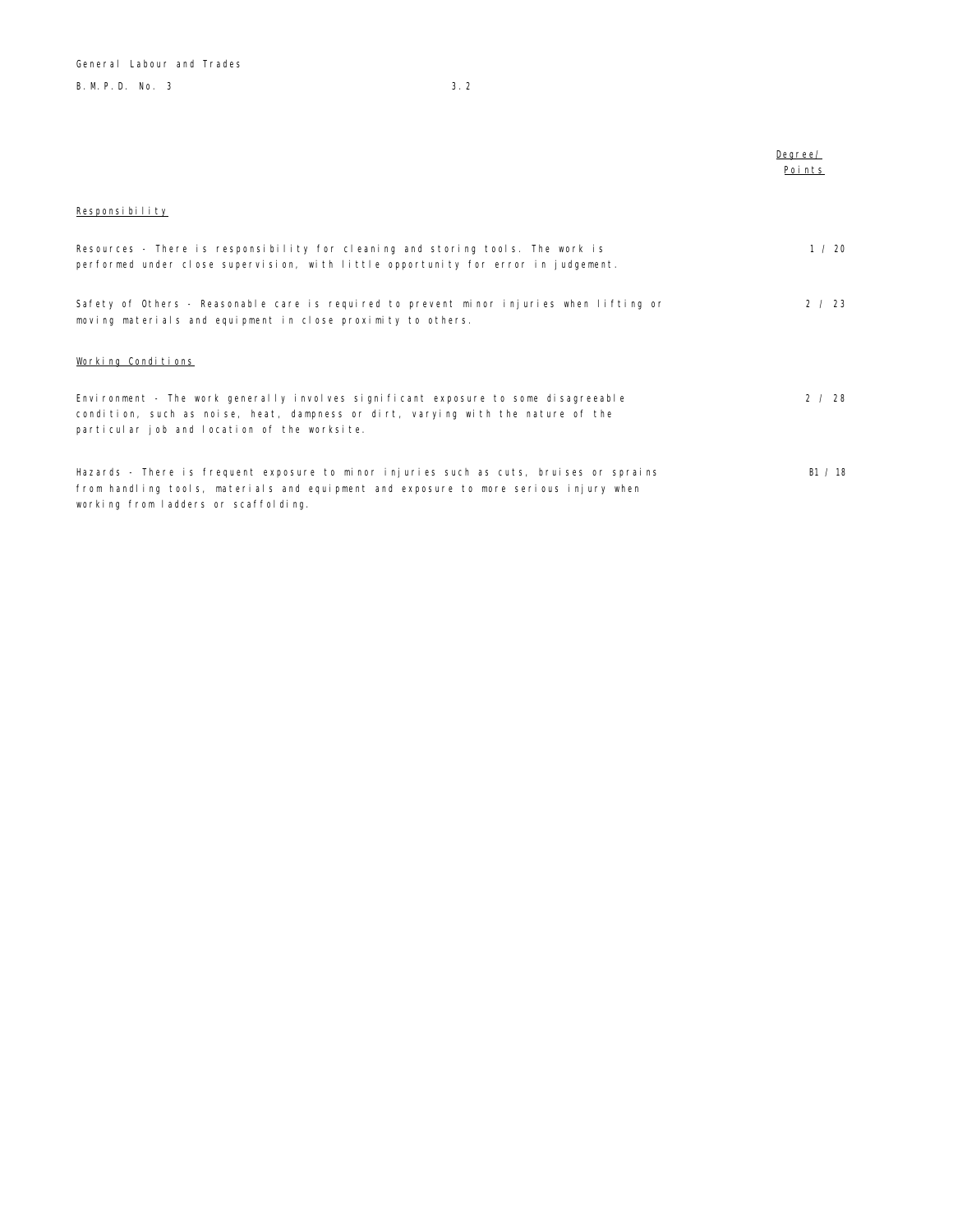| | Degree/ Points |
|---|---|
| **Responsibility** | |
| Resources - There is responsibility for cleaning and storing tools. The work is performed under close supervision, with little opportunity for error in judgement. | 1 / 20 |
| Safety of Others - Reasonable care is required to prevent minor injuries when lifting or moving materials and equipment in close proximity to others. | 2 / 23 |
| **Working Conditions** | |
| Environment - The work generally involves significant exposure to some disagreeable condition, such as noise, heat, dampness or dirt, varying with the nature of the particular job and location of the worksite. | 2 / 28 |
| Hazards - There is frequent exposure to minor injuries such as cuts, bruises or sprains from handling tools, materials and equipment and exposure to more serious injury when working from ladders or scaffolding. | B1 / 18 |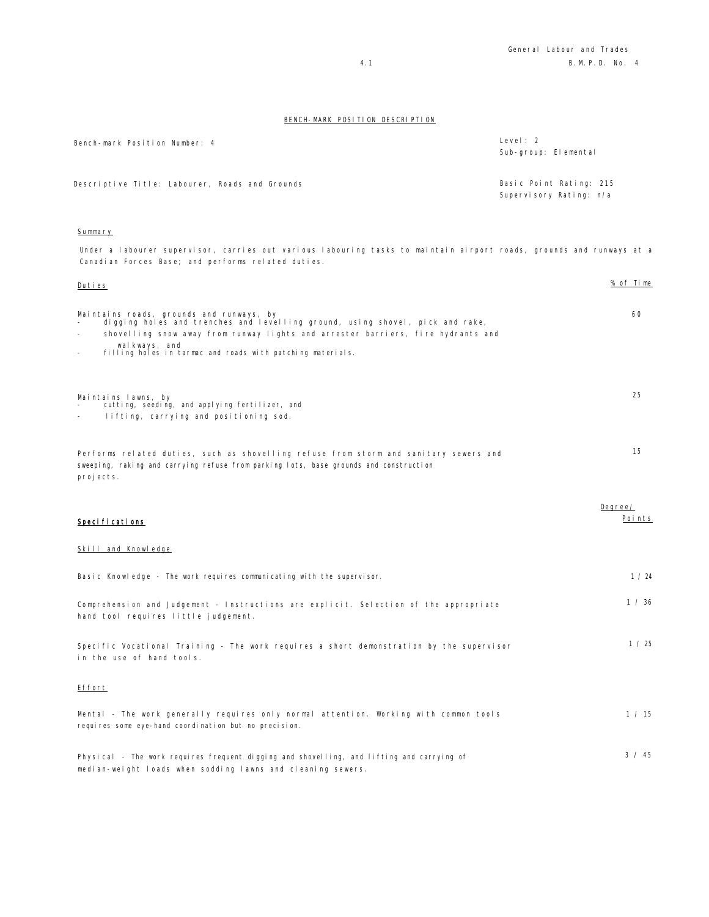## BENCH-MARK POSITION DESCRIPTION

| | |
|---|---|
| Bench-mark Position Number: 4 | Level: 2<br>Sub-group: Elemental |
| Descriptive Title: Labourer, Roads and Grounds | Basic Point Rating: 215<br>Supervisory Rating: n/a |

### Summary

Under a labourer supervisor, carries out various labouring tasks to maintain airport roads, grounds and runways at a Canadian Forces Base; and performs related duties.

| Duties | % of Time |
|---|---|
| Maintains roads, grounds and runways, by<br>- digging holes and trenches and levelling ground, using shovel, pick and rake,<br>- shovelling snow away from runway lights and arrester barriers, fire hydrants and walkways, and<br>- filling holes in tarmac and roads with patching materials. | 60 |
| Maintains lawns, by<br>- cutting, seeding, and applying fertilizer, and<br>- lifting, carrying and positioning sod. | 25 |
| Performs related duties, such as shovelling refuse from storm and sanitary sewers and sweeping, raking and carrying refuse from parking lots, base grounds and construction projects. | 15 |

| **Specifications** | Degree/ Points |
|---|---|
| **Skill and Knowledge** | |
| Basic Knowledge - The work requires communicating with the supervisor. | 1 / 24 |
| Comprehension and Judgement - Instructions are explicit. Selection of the appropriate hand tool requires little judgement. | 1 / 36 |
| Specific Vocational Training - The work requires a short demonstration by the supervisor in the use of hand tools. | 1 / 25 |
| **Effort** | |
| Mental - The work generally requires only normal attention. Working with common tools requires some eye-hand coordination but no precision. | 1 / 15 |
| Physical - The work requires frequent digging and shovelling, and lifting and carrying of median-weight loads when sodding lawns and cleaning sewers. | 3 / 45 |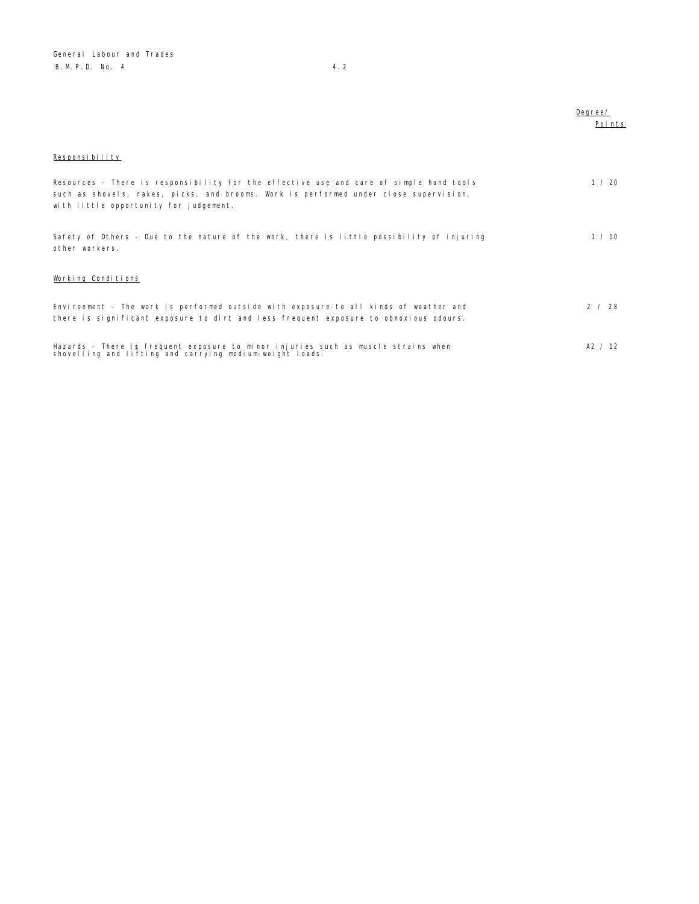| | Degree/ Points |
|---|---|
| **Responsibility** | |
| Resources - There is responsibility for the effective use and care of simple hand tools such as shovels, rakes, picks, and brooms. Work is performed under close supervision, with little opportunity for judgement. | 1 / 20 |
| Safety of Others - Due to the nature of the work, there is little possibility of injuring other workers. | 1 / 10 |
| **Working Conditions** | |
| Environment - The work is performed outside with exposure to all kinds of weather and there is significant exposure to dirt and less frequent exposure to obnoxious odours. | 2 / 28 |
| Hazards - There is frequent exposure to minor injuries such as muscle strains when shovelling and lifting and carrying medium-weight loads. | A2 / 12 |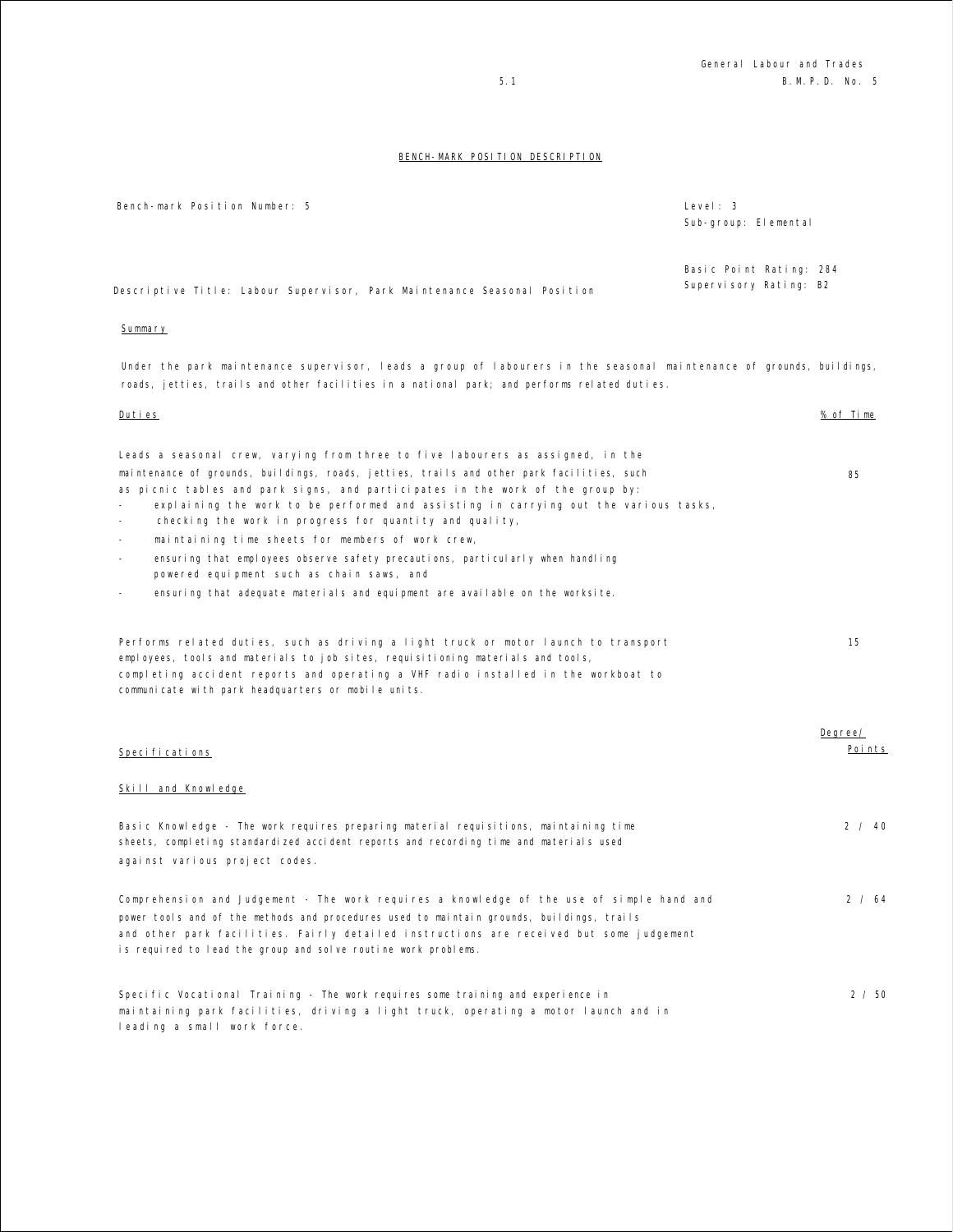## BENCH-MARK POSITION DESCRIPTION

Bench-mark Position Number: 5

Level: 3
Sub-group: Elemental

Basic Point Rating: 284
Supervisory Rating: B2

Descriptive Title: Labour Supervisor, Park Maintenance Seasonal Position

### Summary

Under the park maintenance supervisor, leads a group of labourers in the seasonal maintenance of grounds, buildings, roads, jetties, trails and other facilities in a national park; and performs related duties.

| Duties | % of Time |
|---|---|
| Leads a seasonal crew, varying from three to five labourers as assigned, in the maintenance of grounds, buildings, roads, jetties, trails and other park facilities, such as picnic tables and park signs, and participates in the work of the group by:<br>- explaining the work to be performed and assisting in carrying out the various tasks,<br>- checking the work in progress for quantity and quality,<br>- maintaining time sheets for members of work crew,<br>- ensuring that employees observe safety precautions, particularly when handling powered equipment such as chain saws, and<br>- ensuring that adequate materials and equipment are available on the worksite. | 85 |
| Performs related duties, such as driving a light truck or motor launch to transport employees, tools and materials to job sites, requisitioning materials and tools, completing accident reports and operating a VHF radio installed in the workboat to communicate with park headquarters or mobile units. | 15 |

| Specifications | Degree/ Points |
|---|---|
| **Skill and Knowledge** | |
| Basic Knowledge - The work requires preparing material requisitions, maintaining time sheets, completing standardized accident reports and recording time and materials used against various project codes. | 2 / 40 |
| Comprehension and Judgement - The work requires a knowledge of the use of simple hand and power tools and of the methods and procedures used to maintain grounds, buildings, trails and other park facilities. Fairly detailed instructions are received but some judgement is required to lead the group and solve routine work problems. | 2 / 64 |
| Specific Vocational Training - The work requires some training and experience in maintaining park facilities, driving a light truck, operating a motor launch and in leading a small work force. | 2 / 50 |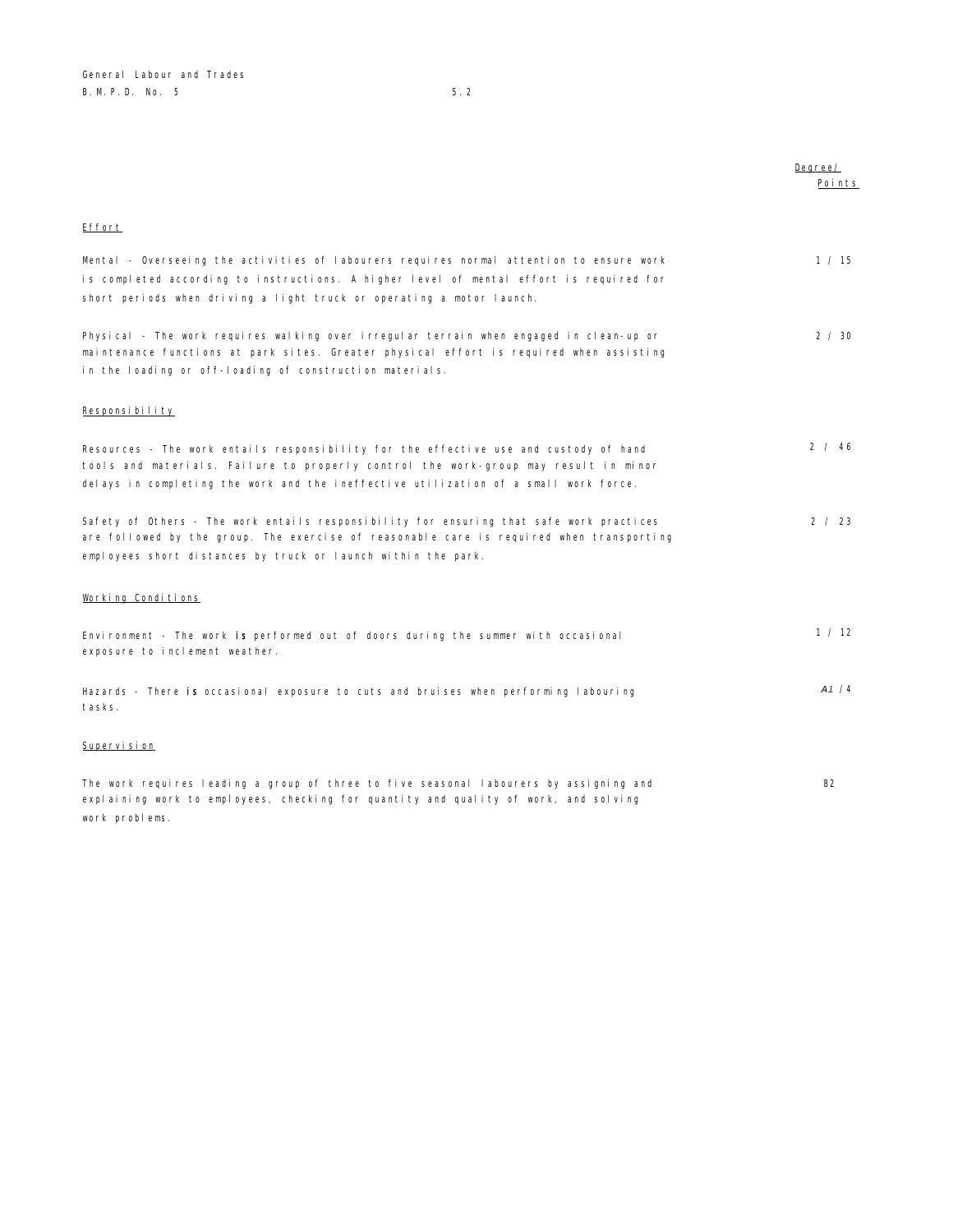| | Degree/ Points |
|---|---|
| **Effort** | |
| Mental - Overseeing the activities of labourers requires normal attention to ensure work is completed according to instructions. A higher level of mental effort is required for short periods when driving a light truck or operating a motor launch. | 1 / 15 |
| Physical - The work requires walking over irregular terrain when engaged in clean-up or maintenance functions at park sites. Greater physical effort is required when assisting in the loading or off-loading of construction materials. | 2 / 30 |
| **Responsibility** | |
| Resources - The work entails responsibility for the effective use and custody of hand tools and materials. Failure to properly control the work-group may result in minor delays in completing the work and the ineffective utilization of a small work force. | 2 / 46 |
| Safety of Others - The work entails responsibility for ensuring that safe work practices are followed by the group. The exercise of reasonable care is required when transporting employees short distances by truck or launch within the park. | 2 / 23 |
| **Working Conditions** | |
| Environment - The work is performed out of doors during the summer with occasional exposure to inclement weather. | 1 / 12 |
| Hazards - There is occasional exposure to cuts and bruises when performing labouring tasks. | A1 / 4 |
| **Supervision** | |
| The work requires leading a group of three to five seasonal labourers by assigning and explaining work to employees, checking for quantity and quality of work, and solving work problems. | B2 |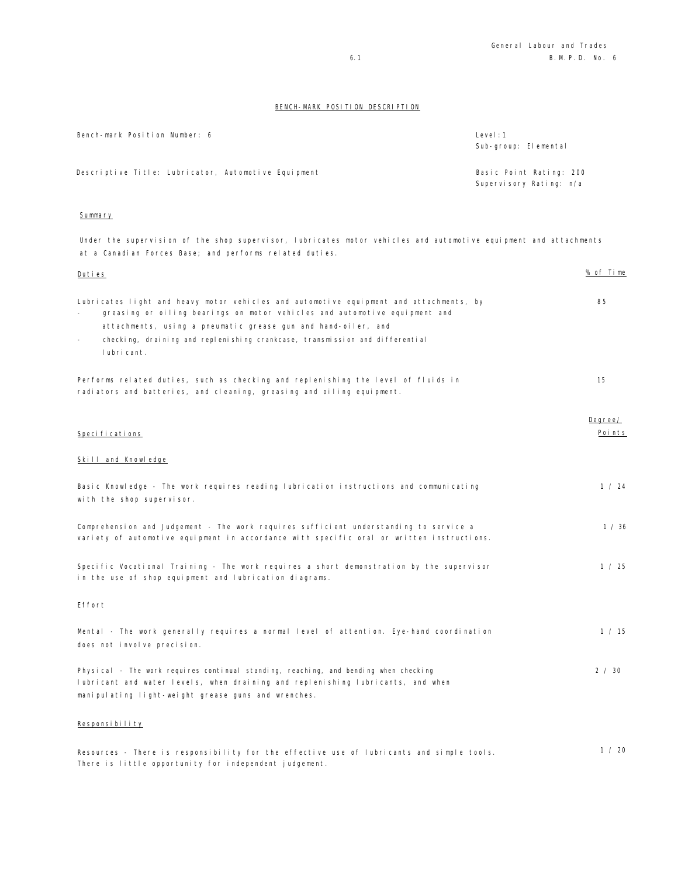## BENCH-MARK POSITION DESCRIPTION

Bench-mark Position Number: 6

Level: 1
Sub-group: Elemental

Descriptive Title: Lubricator, Automotive Equipment

Basic Point Rating: 200
Supervisory Rating: n/a

### Summary

Under the supervision of the shop supervisor, lubricates motor vehicles and automotive equipment and attachments at a Canadian Forces Base; and performs related duties.

| Duties | % of Time |
|---|---|
| Lubricates light and heavy motor vehicles and automotive equipment and attachments, by<br>- greasing or oiling bearings on motor vehicles and automotive equipment and attachments, using a pneumatic grease gun and hand-oiler, and<br>- checking, draining and replenishing crankcase, transmission and differential lubricant. | 85 |
| Performs related duties, such as checking and replenishing the level of fluids in radiators and batteries, and cleaning, greasing and oiling equipment. | 15 |

| Specifications | Degree/ Points |
|---|---|
| **Skill and Knowledge** | |
| Basic Knowledge - The work requires reading lubrication instructions and communicating with the shop supervisor. | 1 / 24 |
| Comprehension and Judgement - The work requires sufficient understanding to service a variety of automotive equipment in accordance with specific oral or written instructions. | 1 / 36 |
| Specific Vocational Training - The work requires a short demonstration by the supervisor in the use of shop equipment and lubrication diagrams. | 1 / 25 |
| **Effort** | |
| Mental - The work generally requires a normal level of attention. Eye-hand coordination does not involve precision. | 1 / 15 |
| Physical - The work requires continual standing, reaching, and bending when checking lubricant and water levels, when draining and replenishing lubricants, and when manipulating light-weight grease guns and wrenches. | 2 / 30 |
| **Responsibility** | |
| Resources - There is responsibility for the effective use of lubricants and simple tools. There is little opportunity for independent judgement. | 1 / 20 |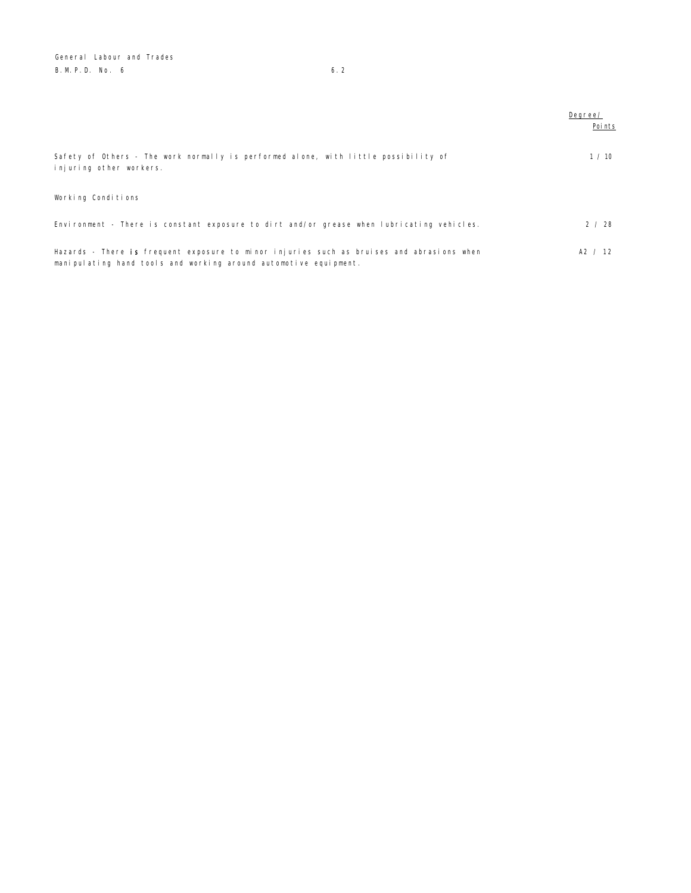| | Degree/ Points |
|---|---|
| Safety of Others - The work normally is performed alone, with little possibility of injuring other workers. | 1 / 10 |
| **Working Conditions** | |
| Environment - There is constant exposure to dirt and/or grease when lubricating vehicles. | 2 / 28 |
| Hazards - There **is** frequent exposure to minor injuries such as bruises and abrasions when manipulating hand tools and working around automotive equipment. | A2 / 12 |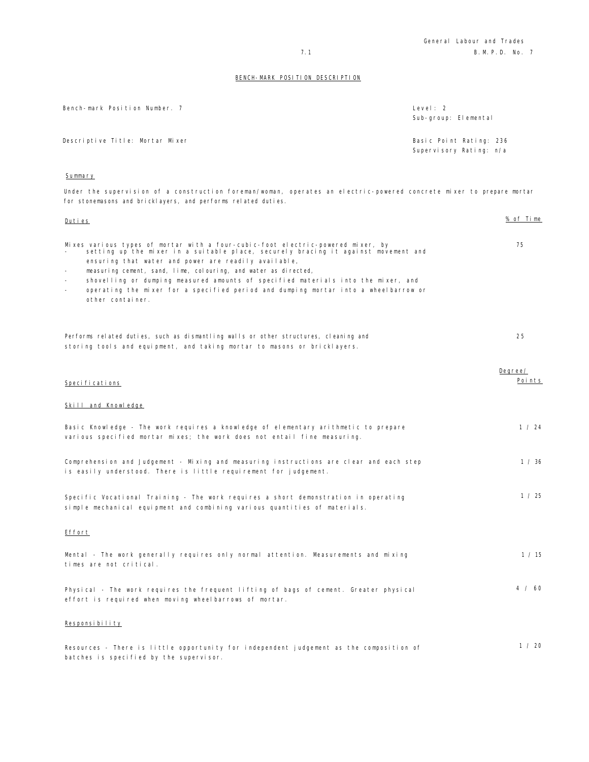General Labour and Trades
B.M.P.D. No. 7

## BENCH-MARK POSITION DESCRIPTION

Bench-mark Position Number. 7

Level: 2
Sub-group: Elemental

Descriptive Title: Mortar Mixer

Basic Point Rating: 236
Supervisory Rating: n/a

### Summary

Under the supervision of a construction foreman/woman, operates an electric-powered concrete mixer to prepare mortar for stonemasons and bricklayers, and performs related duties.

| Duties | % of Time |
|---|---|
| Mixes various types of mortar with a four-cubic-foot electric-powered mixer, by<br>- setting up the mixer in a suitable place, securely bracing it against movement and ensuring that water and power are readily available,<br>- measuring cement, sand, lime, colouring, and water as directed,<br>- shovelling or dumping measured amounts of specified materials into the mixer, and<br>- operating the mixer for a specified period and dumping mortar into a wheelbarrow or other container. | 75 |
| Performs related duties, such as dismantling walls or other structures, cleaning and storing tools and equipment, and taking mortar to masons or bricklayers. | 25 |

| Specifications | Degree/ Points |
|---|---|
| **Skill and Knowledge** | |
| Basic Knowledge - The work requires a knowledge of elementary arithmetic to prepare various specified mortar mixes; the work does not entail fine measuring. | 1 / 24 |
| Comprehension and Judgement - Mixing and measuring instructions are clear and each step is easily understood. There is little requirement for judgement. | 1 / 36 |
| Specific Vocational Training - The work requires a short demonstration in operating simple mechanical equipment and combining various quantities of materials. | 1 / 25 |
| **Effort** | |
| Mental - The work generally requires only normal attention. Measurements and mixing times are not critical. | 1 / 15 |
| Physical - The work requires the frequent lifting of bags of cement. Greater physical effort is required when moving wheelbarrows of mortar. | 4 / 60 |
| **Responsibility** | |
| Resources - There is little opportunity for independent judgement as the composition of batches is specified by the supervisor. | 1 / 20 |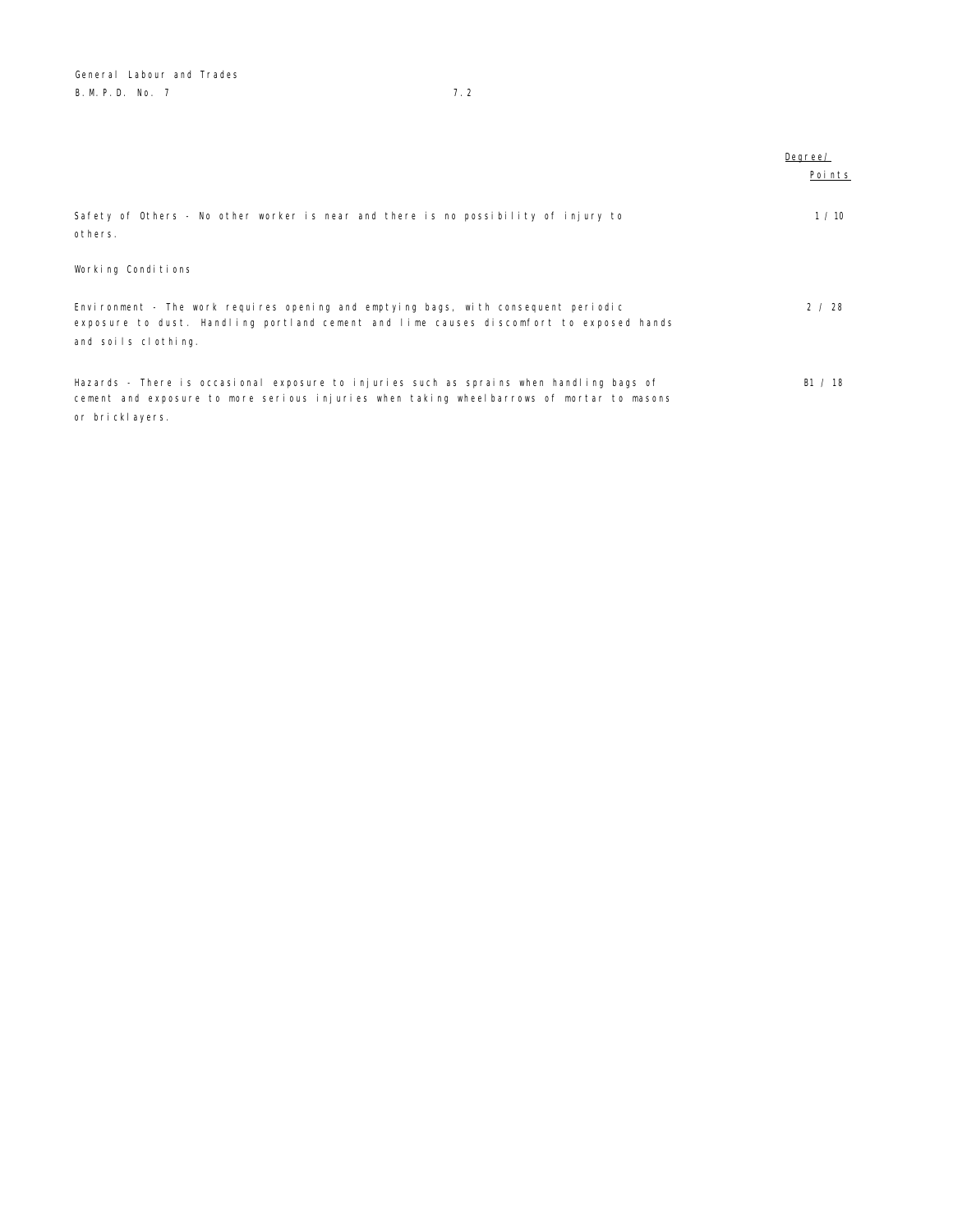| | Degree/ Points |
|---|---|
| Safety of Others - No other worker is near and there is no possibility of injury to others. | 1 / 10 |
| **Working Conditions** | |
| Environment - The work requires opening and emptying bags, with consequent periodic exposure to dust. Handling portland cement and lime causes discomfort to exposed hands and soils clothing. | 2 / 28 |
| Hazards - There is occasional exposure to injuries such as sprains when handling bags of cement and exposure to more serious injuries when taking wheelbarrows of mortar to masons or bricklayers. | B1 / 18 |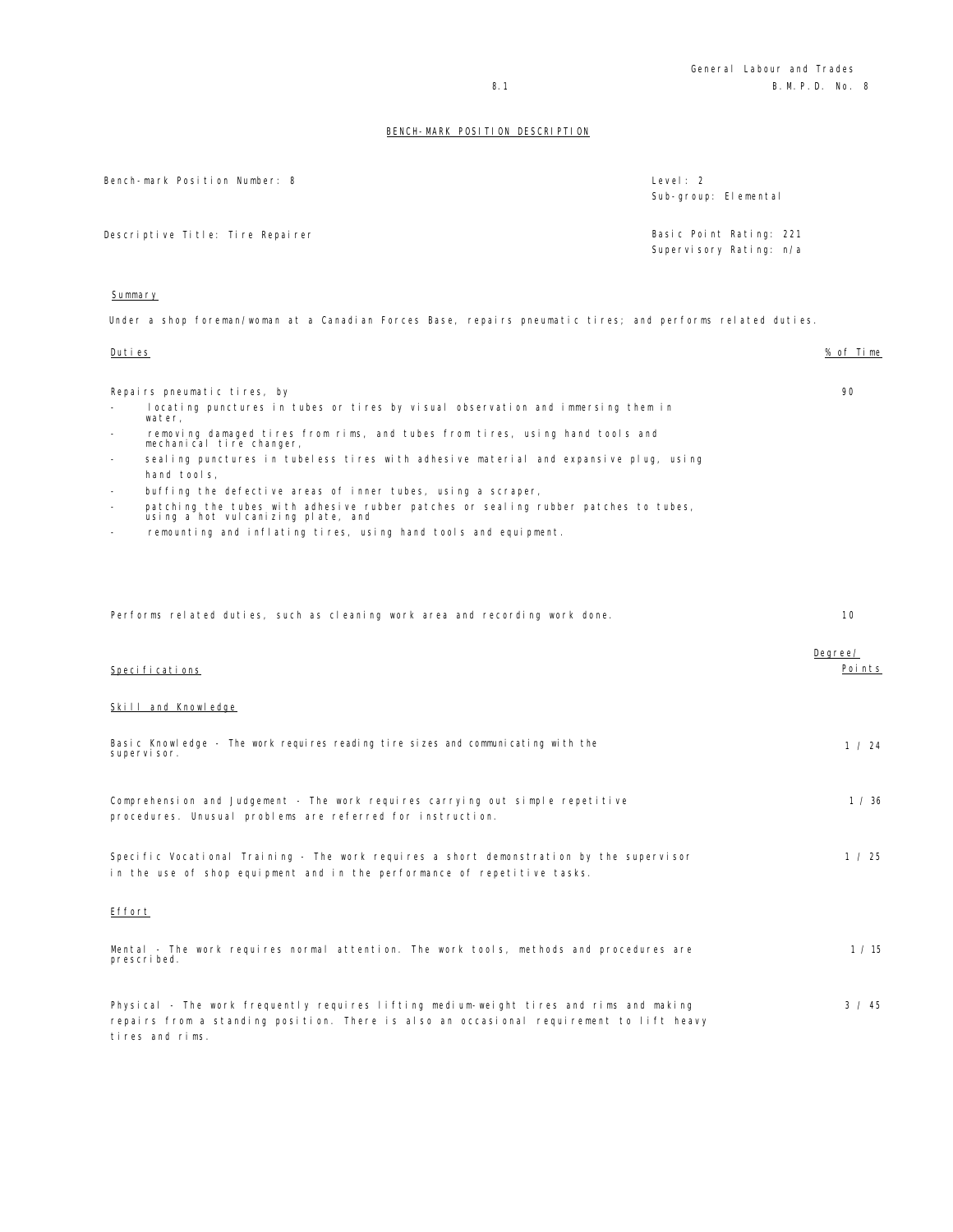## BENCH-MARK POSITION DESCRIPTION

Bench-mark Position Number: 8

Level: 2
Sub-group: Elemental

Descriptive Title: Tire Repairer

Basic Point Rating: 221
Supervisory Rating: n/a

### Summary

Under a shop foreman/woman at a Canadian Forces Base, repairs pneumatic tires; and performs related duties.

| Duties | % of Time |
|---|---|
| Repairs pneumatic tires, by<br>- locating punctures in tubes or tires by visual observation and immersing them in water,<br>- removing damaged tires from rims, and tubes from tires, using hand tools and mechanical tire changer,<br>- sealing punctures in tubeless tires with adhesive material and expansive plug, using hand tools,<br>- buffing the defective areas of inner tubes, using a scraper,<br>- patching the tubes with adhesive rubber patches or sealing rubber patches to tubes, using a hot vulcanizing plate, and<br>- remounting and inflating tires, using hand tools and equipment. | 90 |
| Performs related duties, such as cleaning work area and recording work done. | 10 |

| Specifications | Degree/ Points |
|---|---|
| **Skill and Knowledge** | |
| Basic Knowledge - The work requires reading tire sizes and communicating with the supervisor. | 1 / 24 |
| Comprehension and Judgement - The work requires carrying out simple repetitive procedures. Unusual problems are referred for instruction. | 1 / 36 |
| Specific Vocational Training - The work requires a short demonstration by the supervisor in the use of shop equipment and in the performance of repetitive tasks. | 1 / 25 |
| **Effort** | |
| Mental - The work requires normal attention. The work tools, methods and procedures are prescribed. | 1 / 15 |
| Physical - The work frequently requires lifting medium-weight tires and rims and making repairs from a standing position. There is also an occasional requirement to lift heavy tires and rims. | 3 / 45 |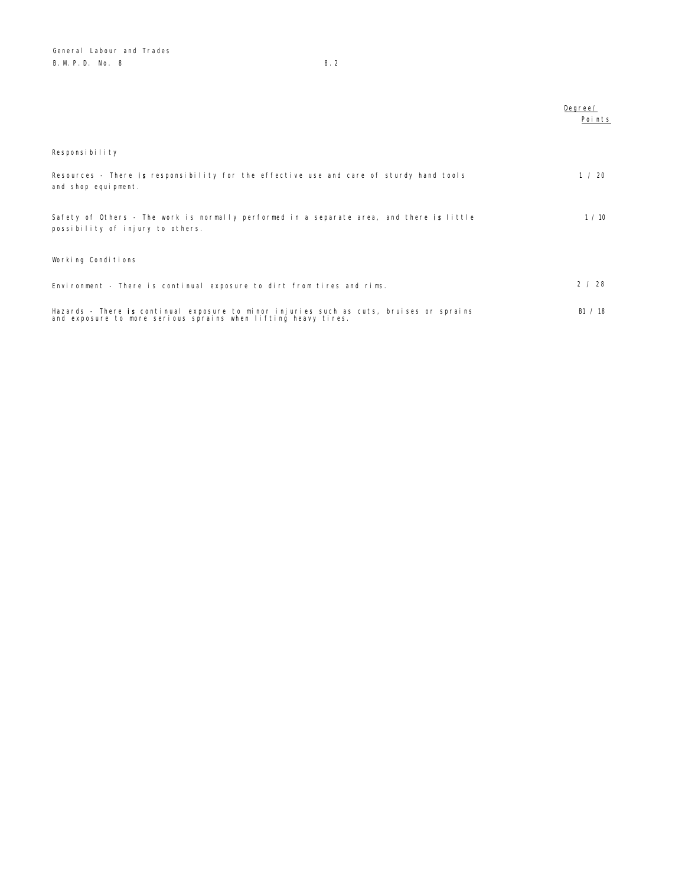| | Degree/ Points |
|---|---|
| **Responsibility** | |
| Resources - There is responsibility for the effective use and care of sturdy hand tools and shop equipment. | 1 / 20 |
| Safety of Others - The work is normally performed in a separate area, and there is little possibility of injury to others. | 1 / 10 |
| **Working Conditions** | |
| Environment - There is continual exposure to dirt from tires and rims. | 2 / 28 |
| Hazards - There is continual exposure to minor injuries such as cuts, bruises or sprains and exposure to more serious sprains when lifting heavy tires. | B1 / 18 |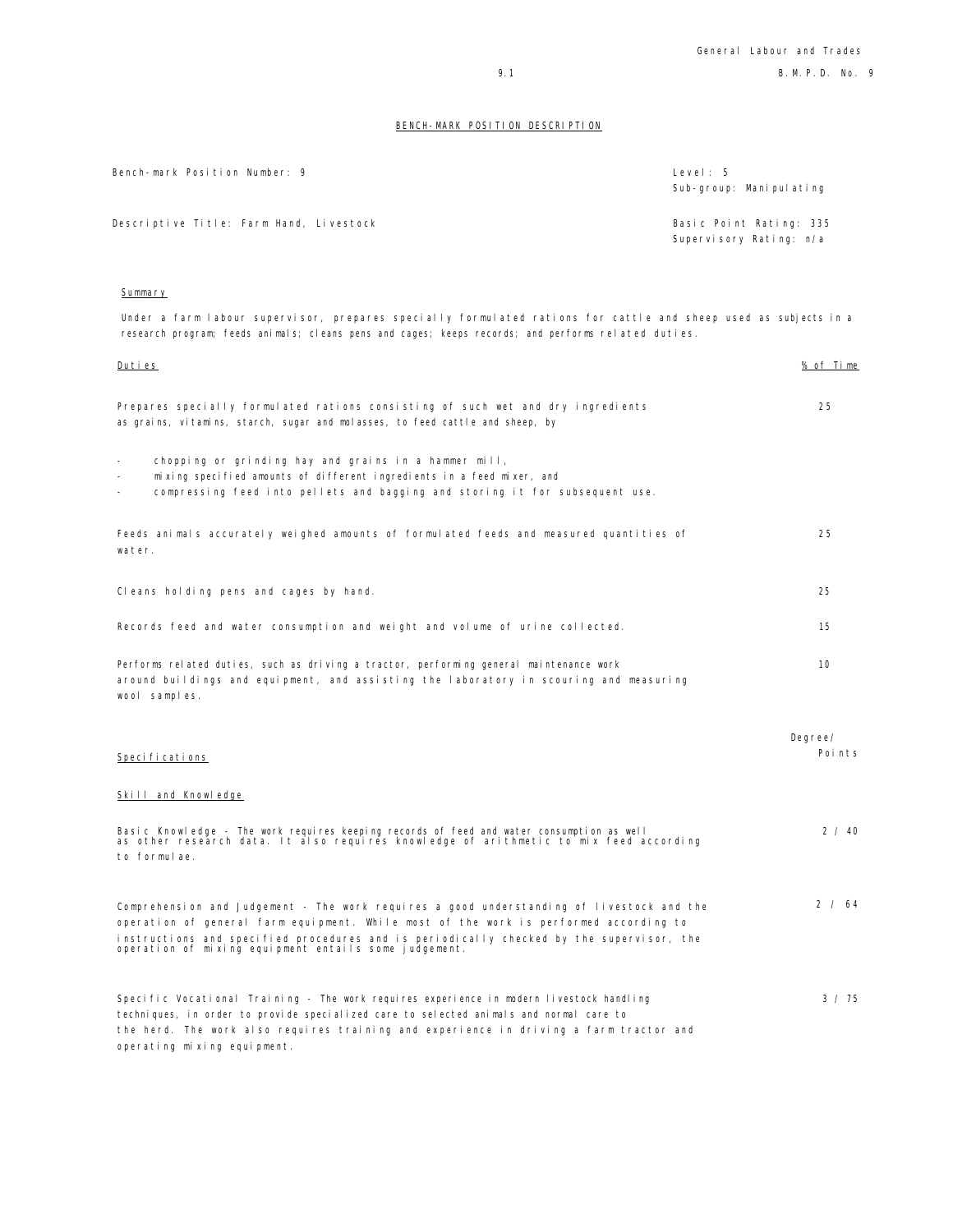## BENCH-MARK POSITION DESCRIPTION

| | |
|---|---|
| Bench-mark Position Number: 9 | Level: 5<br>Sub-group: Manipulating |
| Descriptive Title: Farm Hand, Livestock | Basic Point Rating: 335<br>Supervisory Rating: n/a |

### Summary

Under a farm labour supervisor, prepares specially formulated rations for cattle and sheep used as subjects in a research program; feeds animals; cleans pens and cages; keeps records; and performs related duties.

| Duties | % of Time |
|---|---|
| Prepares specially formulated rations consisting of such wet and dry ingredients as grains, vitamins, starch, sugar and molasses, to feed cattle and sheep, by<br>- chopping or grinding hay and grains in a hammer mill,<br>- mixing specified amounts of different ingredients in a feed mixer, and<br>- compressing feed into pellets and bagging and storing it for subsequent use. | 25 |
| Feeds animals accurately weighed amounts of formulated feeds and measured quantities of water. | 25 |
| Cleans holding pens and cages by hand. | 25 |
| Records feed and water consumption and weight and volume of urine collected. | 15 |
| Performs related duties, such as driving a tractor, performing general maintenance work around buildings and equipment, and assisting the laboratory in scouring and measuring wool samples. | 10 |

| Specifications | Degree/ Points |
|---|---|
| **Skill and Knowledge** | |
| Basic Knowledge - The work requires keeping records of feed and water consumption as well as other research data. It also requires knowledge of arithmetic to mix feed according to formulae. | 2 / 40 |
| Comprehension and Judgement - The work requires a good understanding of livestock and the operation of general farm equipment. While most of the work is performed according to instructions and specified procedures and is periodically checked by the supervisor, the operation of mixing equipment entails some judgement. | 2 / 64 |
| Specific Vocational Training - The work requires experience in modern livestock handling techniques, in order to provide specialized care to selected animals and normal care to the herd. The work also requires training and experience in driving a farm tractor and operating mixing equipment. | 3 / 75 |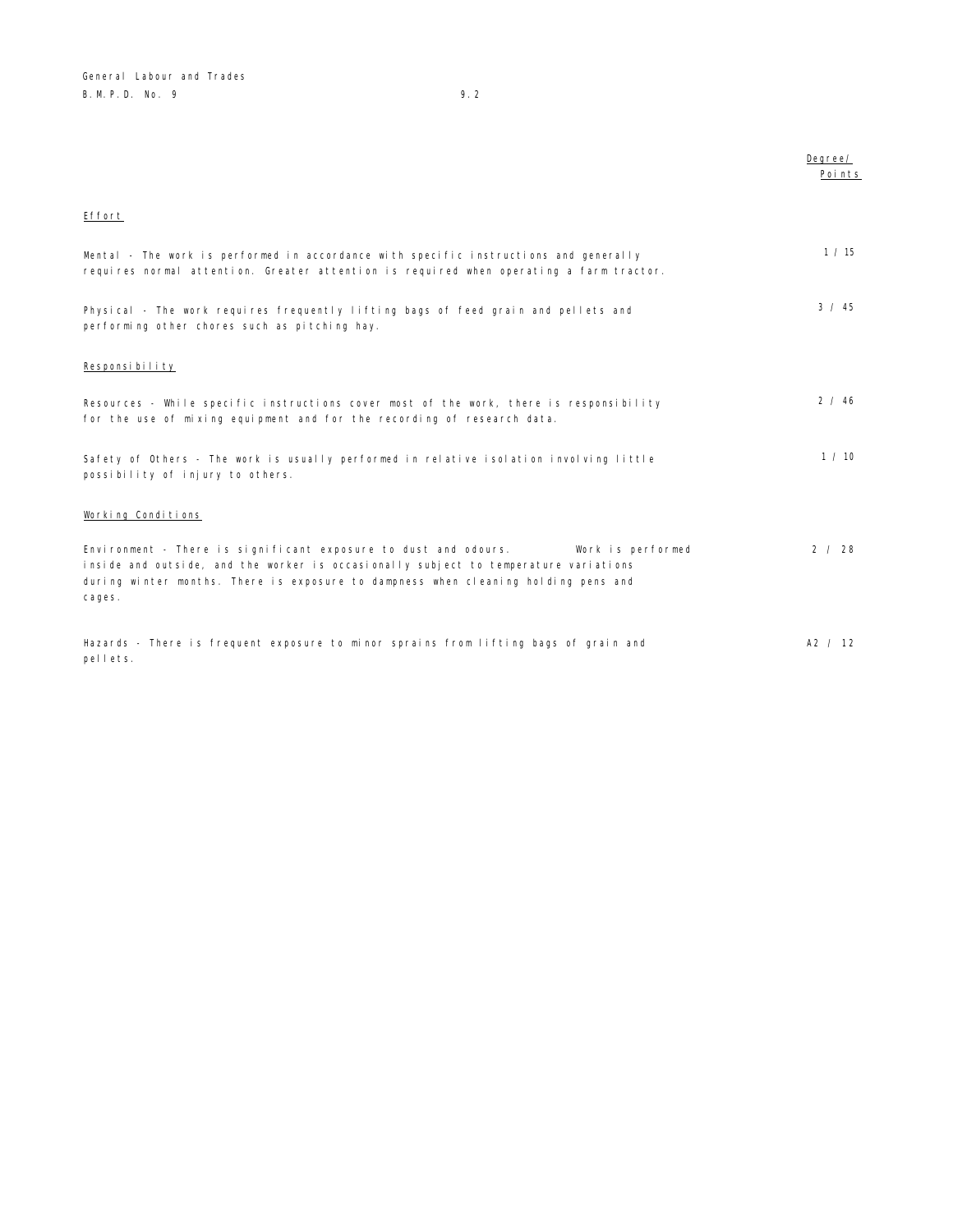| | Degree/ Points |
|---|---|
| **Effort** | |
| Mental - The work is performed in accordance with specific instructions and generally requires normal attention. Greater attention is required when operating a farm tractor. | 1 / 15 |
| Physical - The work requires frequently lifting bags of feed grain and pellets and performing other chores such as pitching hay. | 3 / 45 |
| **Responsibility** | |
| Resources - While specific instructions cover most of the work, there is responsibility for the use of mixing equipment and for the recording of research data. | 2 / 46 |
| Safety of Others - The work is usually performed in relative isolation involving little possibility of injury to others. | 1 / 10 |
| **Working Conditions** | |
| Environment - There is significant exposure to dust and odours. Work is performed inside and outside, and the worker is occasionally subject to temperature variations during winter months. There is exposure to dampness when cleaning holding pens and cages. | 2 / 28 |
| Hazards - There is frequent exposure to minor sprains from lifting bags of grain and pellets. | A2 / 12 |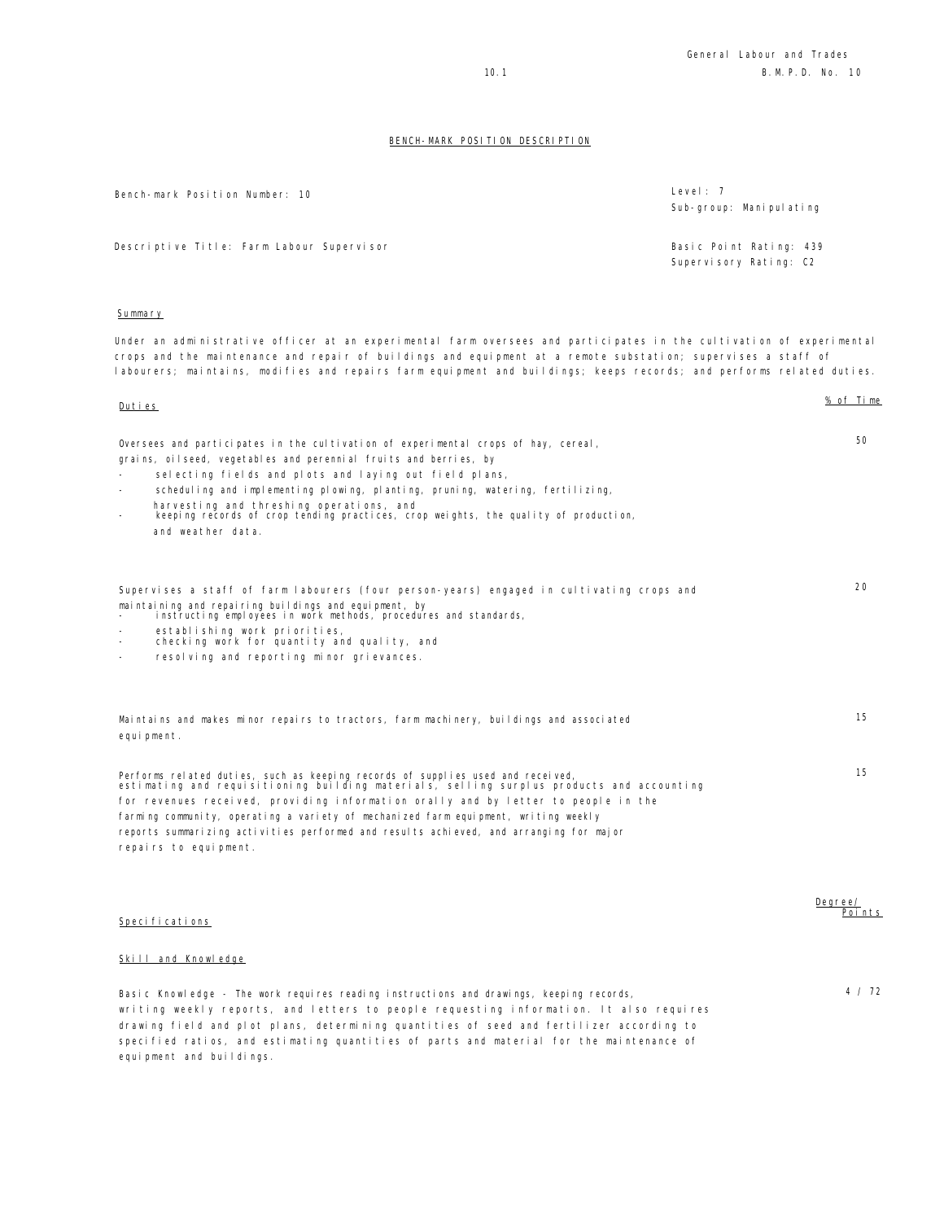## BENCH-MARK POSITION DESCRIPTION

Bench-mark Position Number: 10

Level: 7
Sub-group: Manipulating

Descriptive Title: Farm Labour Supervisor

Basic Point Rating: 439
Supervisory Rating: C2

### Summary

Under an administrative officer at an experimental farm oversees and participates in the cultivation of experimental crops and the maintenance and repair of buildings and equipment at a remote substation; supervises a staff of labourers; maintains, modifies and repairs farm equipment and buildings; keeps records; and performs related duties.

| Duties | % of Time |
|---|---|
| Oversees and participates in the cultivation of experimental crops of hay, cereal, grains, oilseed, vegetables and perennial fruits and berries, by<br>- selecting fields and plots and laying out field plans,<br>- scheduling and implementing plowing, planting, pruning, watering, fertilizing, harvesting and threshing operations, and<br>- keeping records of crop tending practices, crop weights, the quality of production, and weather data. | 50 |
| Supervises a staff of farm labourers (four person-years) engaged in cultivating crops and maintaining and repairing buildings and equipment, by<br>- instructing employees in work methods, procedures and standards,<br>- establishing work priorities,<br>- checking work for quantity and quality, and<br>- resolving and reporting minor grievances. | 20 |
| Maintains and makes minor repairs to tractors, farm machinery, buildings and associated equipment. | 15 |
| Performs related duties, such as keeping records of supplies used and received, estimating and requisitioning building materials, selling surplus products and accounting for revenues received, providing information orally and by letter to people in the farming community, operating a variety of mechanized farm equipment, writing weekly reports summarizing activities performed and results achieved, and arranging for major repairs to equipment. | 15 |

| Specifications | Degree/ Points |
|---|---|
| **Skill and Knowledge** | |
| Basic Knowledge - The work requires reading instructions and drawings, keeping records, writing weekly reports, and letters to people requesting information. It also requires drawing field and plot plans, determining quantities of seed and fertilizer according to specified ratios, and estimating quantities of parts and material for the maintenance of equipment and buildings. | 4 / 72 |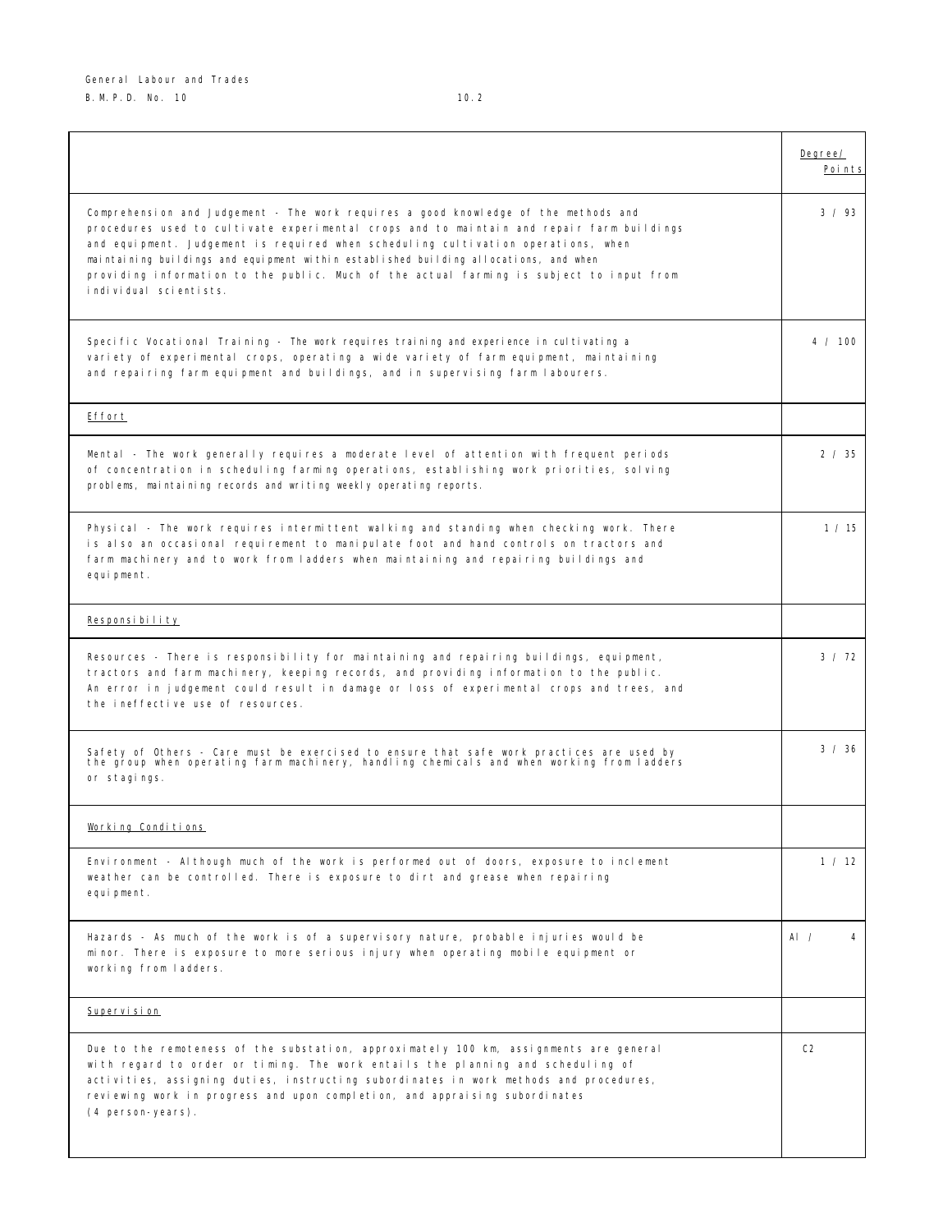| | Degree/ Points |
|---|---|
| Comprehension and Judgement - The work requires a good knowledge of the methods and procedures used to cultivate experimental crops and to maintain and repair farm buildings and equipment. Judgement is required when scheduling cultivation operations, when maintaining buildings and equipment within established building allocations, and when providing information to the public. Much of the actual farming is subject to input from individual scientists. | 3 / 93 |
| Specific Vocational Training - The work requires training and experience in cultivating a variety of experimental crops, operating a wide variety of farm equipment, maintaining and repairing farm equipment and buildings, and in supervising farm labourers. | 4 / 100 |
| <u>Effort</u> | |
| Mental - The work generally requires a moderate level of attention with frequent periods of concentration in scheduling farming operations, establishing work priorities, solving problems, maintaining records and writing weekly operating reports. | 2 / 35 |
| Physical - The work requires intermittent walking and standing when checking work. There is also an occasional requirement to manipulate foot and hand controls on tractors and farm machinery and to work from ladders when maintaining and repairing buildings and equipment. | 1 / 15 |
| <u>Responsibility</u> | |
| Resources - There is responsibility for maintaining and repairing buildings, equipment, tractors and farm machinery, keeping records, and providing information to the public. An error in judgement could result in damage or loss of experimental crops and trees, and the ineffective use of resources. | 3 / 72 |
| Safety of Others - Care must be exercised to ensure that safe work practices are used by the group when operating farm machinery, handling chemicals and when working from ladders or stagings. | 3 / 36 |
| <u>Working Conditions</u> | |
| Environment - Although much of the work is performed out of doors, exposure to inclement weather can be controlled. There is exposure to dirt and grease when repairing equipment. | 1 / 12 |
| Hazards - As much of the work is of a supervisory nature, probable injuries would be minor. There is exposure to more serious injury when operating mobile equipment or working from ladders. | AI / 4 |
| <u>Supervision</u> | |
| Due to the remoteness of the substation, approximately 100 km, assignments are general with regard to order or timing. The work entails the planning and scheduling of activities, assigning duties, instructing subordinates in work methods and procedures, reviewing work in progress and upon completion, and appraising subordinates (4 person-years). | C2 |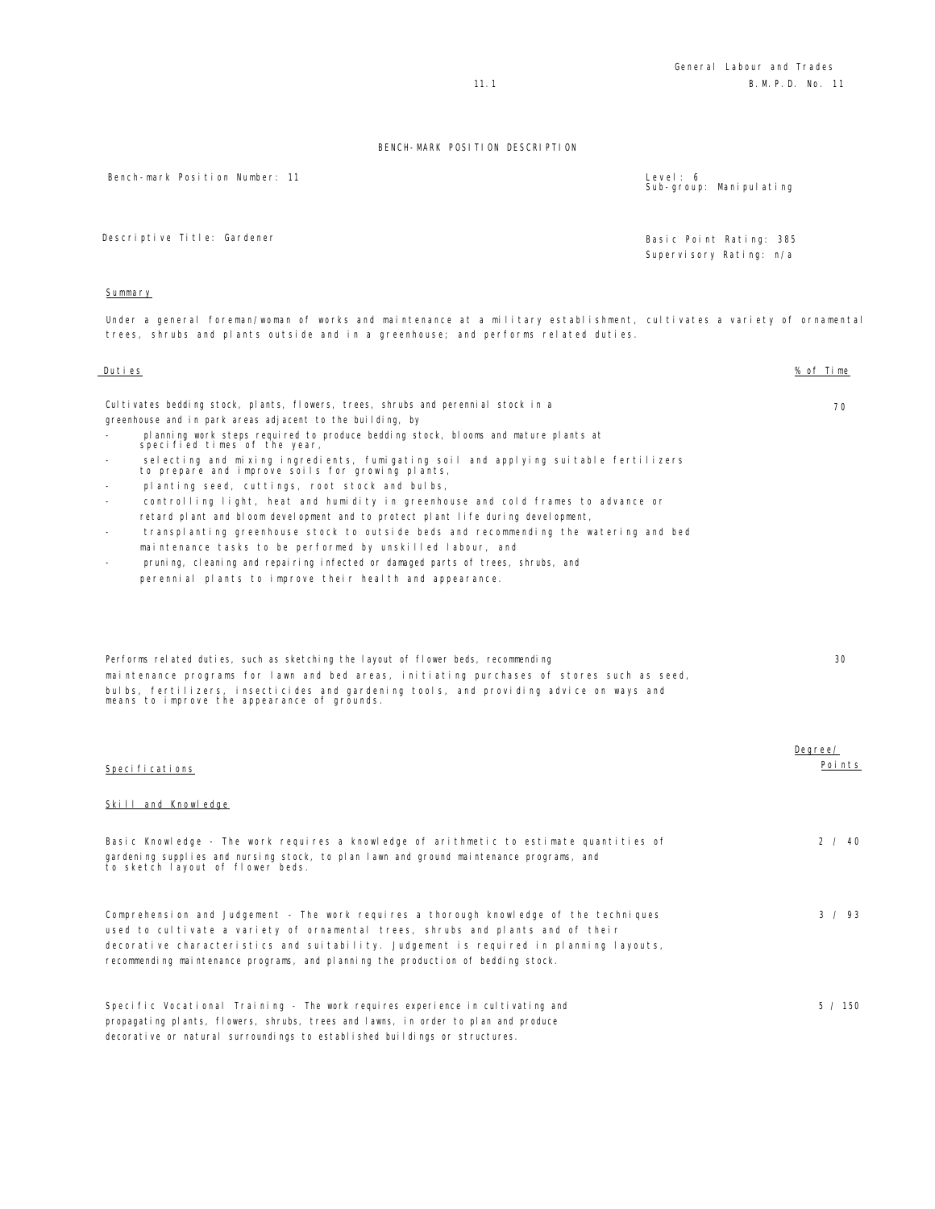# BENCH-MARK POSITION DESCRIPTION

Bench-mark Position Number: 11

Level: 6
Sub-group: Manipulating

Descriptive Title: Gardener

Basic Point Rating: 385
Supervisory Rating: n/a

## Summary

Under a general foreman/woman of works and maintenance at a military establishment, cultivates a variety of ornamental trees, shrubs and plants outside and in a greenhouse; and performs related duties.

## Duties

| Duties | % of Time |
|---|---|
| Cultivates bedding stock, plants, flowers, trees, shrubs and perennial stock in a greenhouse and in park areas adjacent to the building, by<br>- planning work steps required to produce bedding stock, blooms and mature plants at specified times of the year,<br>- selecting and mixing ingredients, fumigating soil and applying suitable fertilizers to prepare and improve soils for growing plants,<br>- planting seed, cuttings, root stock and bulbs,<br>- controlling light, heat and humidity in greenhouse and cold frames to advance or retard plant and bloom development and to protect plant life during development,<br>- transplanting greenhouse stock to outside beds and recommending the watering and bed maintenance tasks to be performed by unskilled labour, and<br>- pruning, cleaning and repairing infected or damaged parts of trees, shrubs, and perennial plants to improve their health and appearance. | 70 |
| Performs related duties, such as sketching the layout of flower beds, recommending maintenance programs for lawn and bed areas, initiating purchases of stores such as seed, bulbs, fertilizers, insecticides and gardening tools, and providing advice on ways and means to improve the appearance of grounds. | 30 |

## Specifications

### Skill and Knowledge

| Specifications | Degree/ Points |
|---|---|
| Basic Knowledge - The work requires a knowledge of arithmetic to estimate quantities of gardening supplies and nursing stock, to plan lawn and ground maintenance programs, and to sketch layout of flower beds. | 2 / 40 |
| Comprehension and Judgement - The work requires a thorough knowledge of the techniques used to cultivate a variety of ornamental trees, shrubs and plants and of their decorative characteristics and suitability. Judgement is required in planning layouts, recommending maintenance programs, and planning the production of bedding stock. | 3 / 93 |
| Specific Vocational Training - The work requires experience in cultivating and propagating plants, flowers, shrubs, trees and lawns, in order to plan and produce decorative or natural surroundings to established buildings or structures. | 5 / 150 |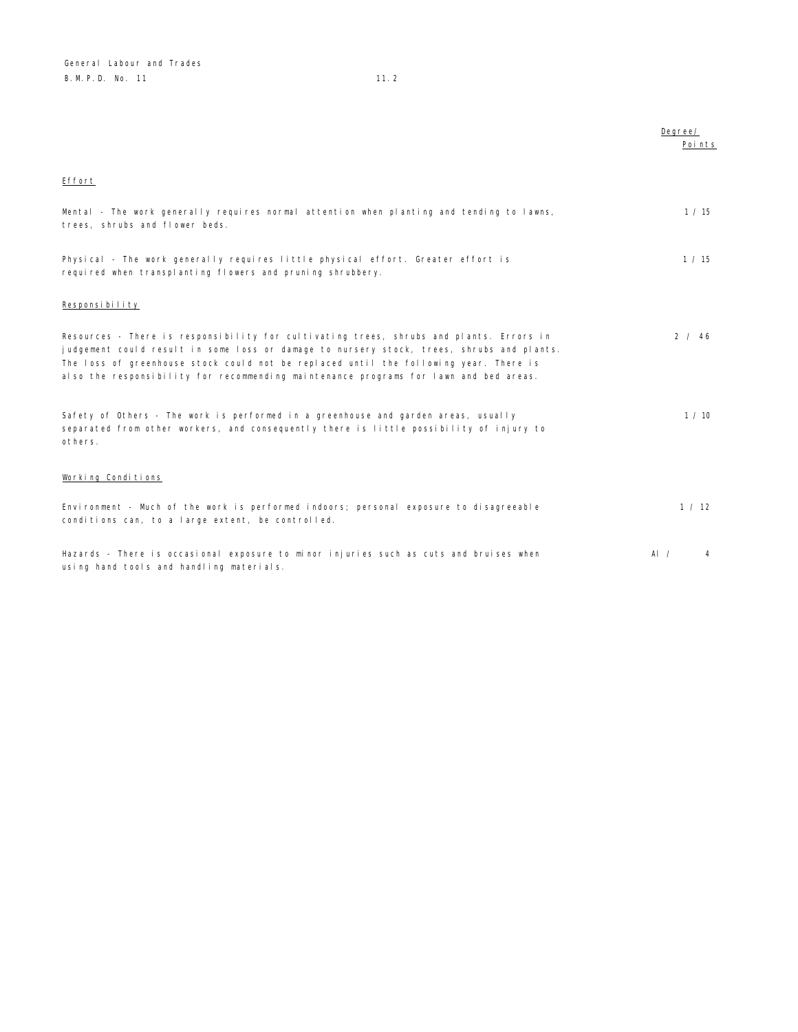| | Degree/ Points |
|---|---|
| **Effort** | |
| Mental - The work generally requires normal attention when planting and tending to lawns, trees, shrubs and flower beds. | 1 / 15 |
| Physical - The work generally requires little physical effort. Greater effort is required when transplanting flowers and pruning shrubbery. | 1 / 15 |
| **Responsibility** | |
| Resources - There is responsibility for cultivating trees, shrubs and plants. Errors in judgement could result in some loss or damage to nursery stock, trees, shrubs and plants. The loss of greenhouse stock could not be replaced until the following year. There is also the responsibility for recommending maintenance programs for lawn and bed areas. | 2 / 46 |
| Safety of Others - The work is performed in a greenhouse and garden areas, usually separated from other workers, and consequently there is little possibility of injury to others. | 1 / 10 |
| **Working Conditions** | |
| Environment - Much of the work is performed indoors; personal exposure to disagreeable conditions can, to a large extent, be controlled. | 1 / 12 |
| Hazards - There is occasional exposure to minor injuries such as cuts and bruises when using hand tools and handling materials. | A1 / 4 |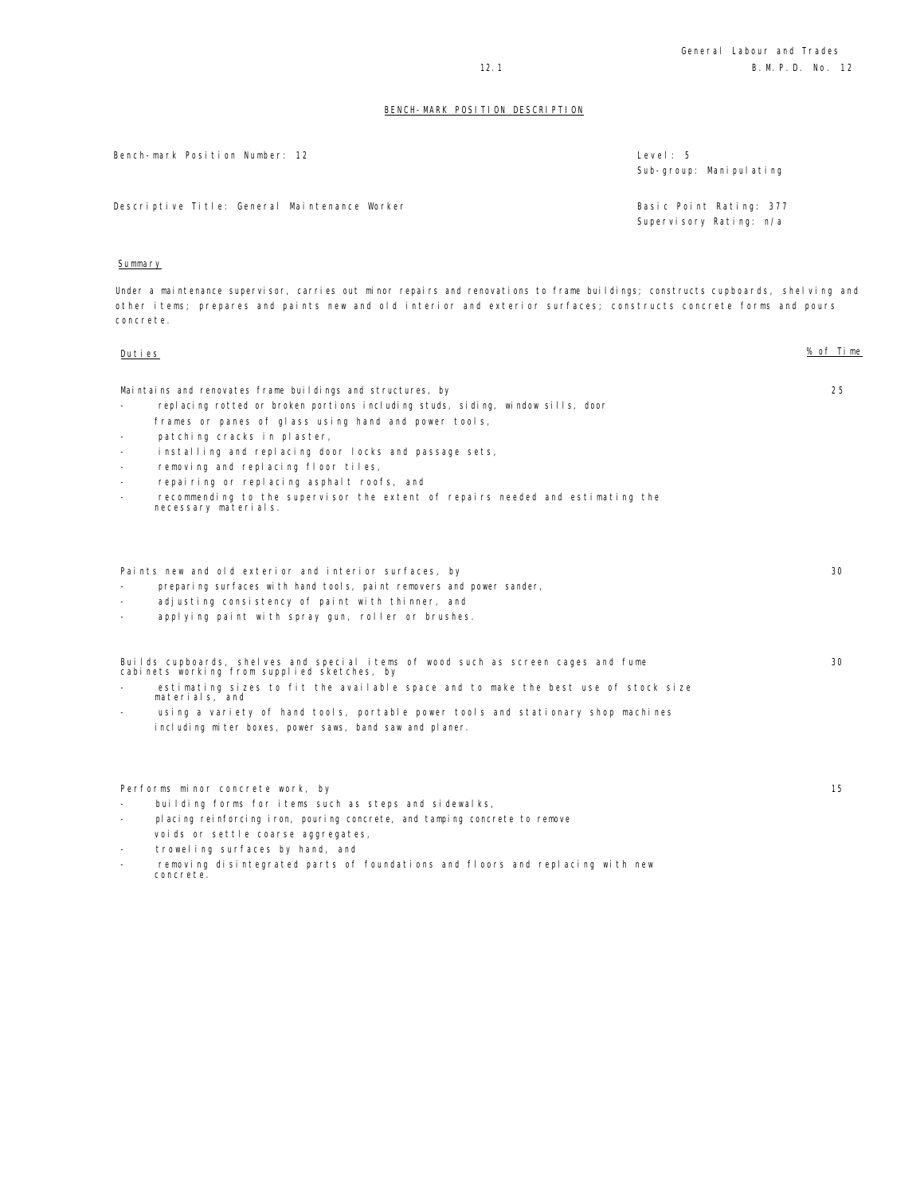## BENCH-MARK POSITION DESCRIPTION

| | |
|---|---|
| Bench-mark Position Number: 12 | Level: 5 |
| | Sub-group: Manipulating |
| Descriptive Title: General Maintenance Worker | Basic Point Rating: 377 |
| | Supervisory Rating: n/a |

**Summary**

Under a maintenance supervisor, carries out minor repairs and renovations to frame buildings; constructs cupboards, shelving and other items; prepares and paints new and old interior and exterior surfaces; constructs concrete forms and pours concrete.

| Duties | % of Time |
|---|---|
| Maintains and renovates frame buildings and structures, by<br>- replacing rotted or broken portions including studs, siding, window sills, door frames or panes of glass using hand and power tools,<br>- patching cracks in plaster,<br>- installing and replacing door locks and passage sets,<br>- removing and replacing floor tiles,<br>- repairing or replacing asphalt roofs, and<br>- recommending to the supervisor the extent of repairs needed and estimating the necessary materials. | 25 |
| Paints new and old exterior and interior surfaces, by<br>- preparing surfaces with hand tools, paint removers and power sander,<br>- adjusting consistency of paint with thinner, and<br>- applying paint with spray gun, roller or brushes. | 30 |
| Builds cupboards, shelves and special items of wood such as screen cages and fume cabinets working from supplied sketches, by<br>- estimating sizes to fit the available space and to make the best use of stock size materials, and<br>- using a variety of hand tools, portable power tools and stationary shop machines including miter boxes, power saws, band saw and planer. | 30 |
| Performs minor concrete work, by<br>- building forms for items such as steps and sidewalks,<br>- placing reinforcing iron, pouring concrete, and tamping concrete to remove voids or settle coarse aggregates,<br>- troweling surfaces by hand, and<br>- removing disintegrated parts of foundations and floors and replacing with new concrete. | 15 |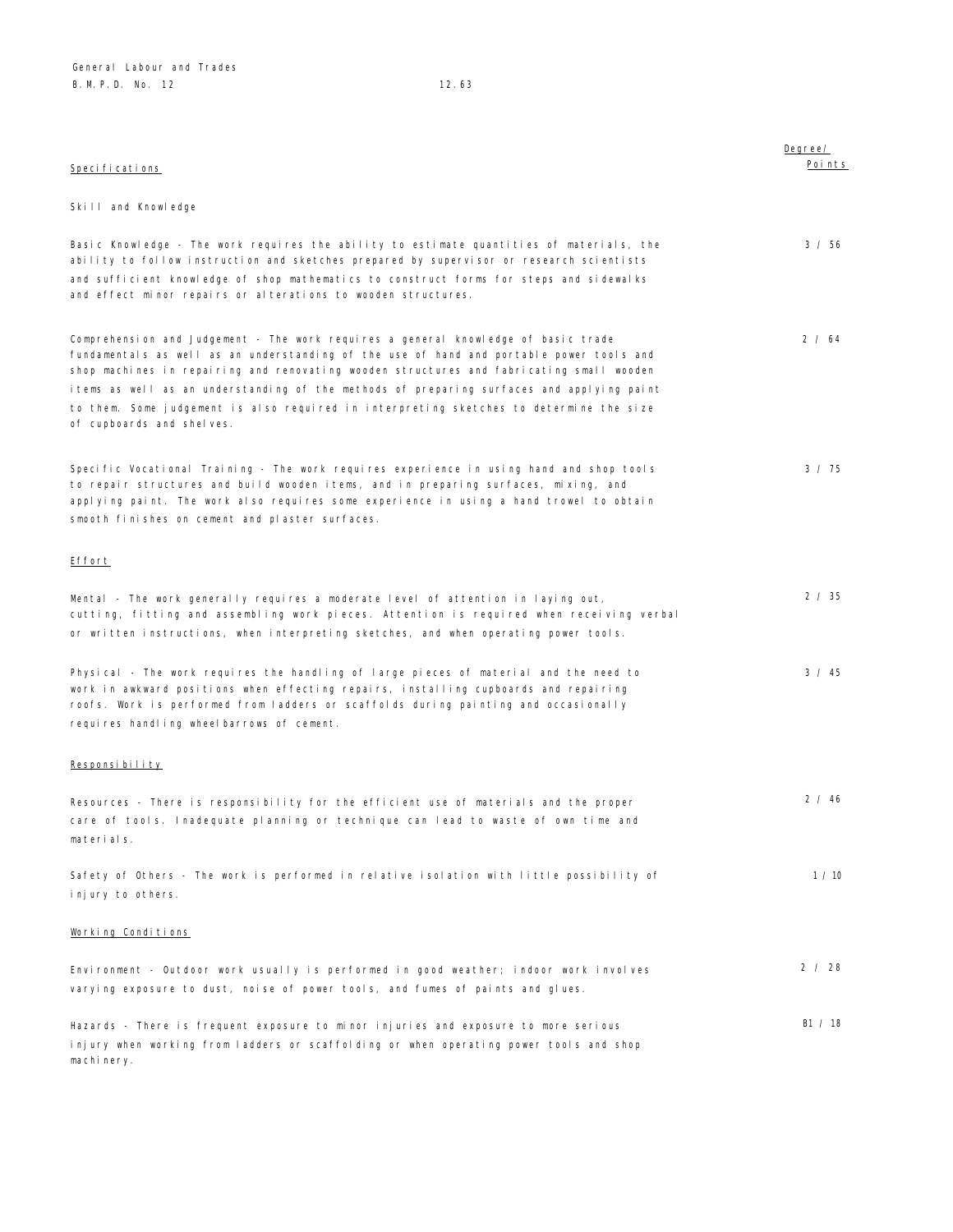| Specifications | Degree/ Points |
|---|---|
| **Skill and Knowledge** | |
| Basic Knowledge - The work requires the ability to estimate quantities of materials, the ability to follow instruction and sketches prepared by supervisor or research scientists and sufficient knowledge of shop mathematics to construct forms for steps and sidewalks and effect minor repairs or alterations to wooden structures. | 3 / 56 |
| Comprehension and Judgement - The work requires a general knowledge of basic trade fundamentals as well as an understanding of the use of hand and portable power tools and shop machines in repairing and renovating wooden structures and fabricating small wooden items as well as an understanding of the methods of preparing surfaces and applying paint to them. Some judgement is also required in interpreting sketches to determine the size of cupboards and shelves. | 2 / 64 |
| Specific Vocational Training - The work requires experience in using hand and shop tools to repair structures and build wooden items, and in preparing surfaces, mixing, and applying paint. The work also requires some experience in using a hand trowel to obtain smooth finishes on cement and plaster surfaces. | 3 / 75 |
| **Effort** | |
| Mental - The work generally requires a moderate level of attention in laying out, cutting, fitting and assembling work pieces. Attention is required when receiving verbal or written instructions, when interpreting sketches, and when operating power tools. | 2 / 35 |
| Physical - The work requires the handling of large pieces of material and the need to work in awkward positions when effecting repairs, installing cupboards and repairing roofs. Work is performed from ladders or scaffolds during painting and occasionally requires handling wheelbarrows of cement. | 3 / 45 |
| **Responsibility** | |
| Resources - There is responsibility for the efficient use of materials and the proper care of tools. Inadequate planning or technique can lead to waste of own time and materials. | 2 / 46 |
| Safety of Others - The work is performed in relative isolation with little possibility of injury to others. | 1 / 10 |
| **Working Conditions** | |
| Environment - Outdoor work usually is performed in good weather; indoor work involves varying exposure to dust, noise of power tools, and fumes of paints and glues. | 2 / 28 |
| Hazards - There is frequent exposure to minor injuries and exposure to more serious injury when working from ladders or scaffolding or when operating power tools and shop machinery. | B1 / 18 |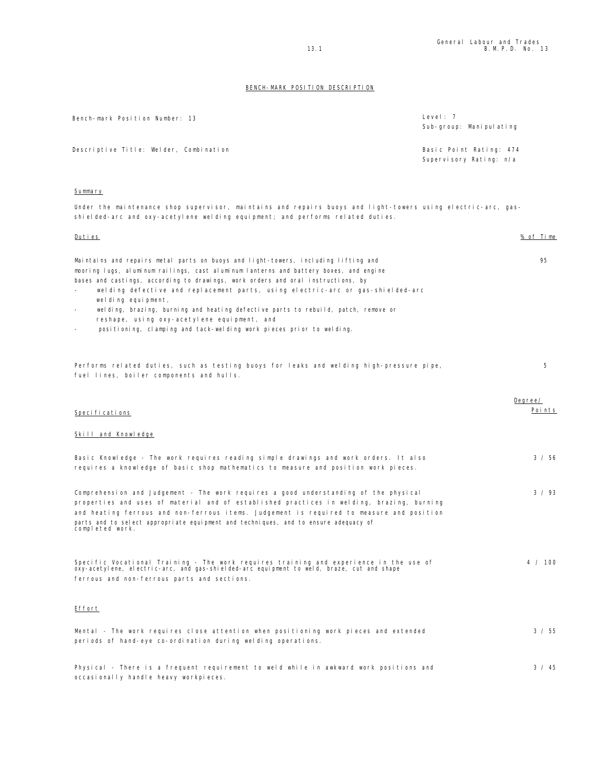# BENCH-MARK POSITION DESCRIPTION

| | |
|---|---|
| Bench-mark Position Number: 13 | Level: 7<br>Sub-group: Manipulating |
| Descriptive Title: Welder, Combination | Basic Point Rating: 474<br>Supervisory Rating: n/a |

## Summary

Under the maintenance shop supervisor, maintains and repairs buoys and light-towers using electric-arc, gas-shielded-arc and oxy-acetylene welding equipment; and performs related duties.

| Duties | % of Time |
|---|---|
| Maintains and repairs metal parts on buoys and light-towers, including lifting and mooring lugs, aluminum railings, cast aluminum lanterns and battery boxes, and engine bases and castings, according to drawings, work orders and oral instructions, by<br>- welding defective and replacement parts, using electric-arc or gas-shielded-arc welding equipment,<br>- welding, brazing, burning and heating defective parts to rebuild, patch, remove or reshape, using oxy-acetylene equipment, and<br>- positioning, clamping and tack-welding work pieces prior to welding. | 95 |
| Performs related duties, such as testing buoys for leaks and welding high-pressure pipe, fuel lines, boiler components and hulls. | 5 |

| Specifications | Degree/ Points |
|---|---|
| **Skill and Knowledge** | |
| Basic Knowledge - The work requires reading simple drawings and work orders. It also requires a knowledge of basic shop mathematics to measure and position work pieces. | 3 / 56 |
| Comprehension and Judgement - The work requires a good understanding of the physical properties and uses of material and of established practices in welding, brazing, burning and heating ferrous and non-ferrous items. Judgement is required to measure and position parts and to select appropriate equipment and techniques, and to ensure adequacy of completed work. | 3 / 93 |
| Specific Vocational Training - The work requires training and experience in the use of oxy-acetylene, electric-arc, and gas-shielded-arc equipment to weld, braze, cut and shape ferrous and non-ferrous parts and sections. | 4 / 100 |
| **Effort** | |
| Mental - The work requires close attention when positioning work pieces and extended periods of hand-eye co-ordination during welding operations. | 3 / 55 |
| Physical - There is a frequent requirement to weld while in awkward work positions and occasionally handle heavy workpieces. | 3 / 45 |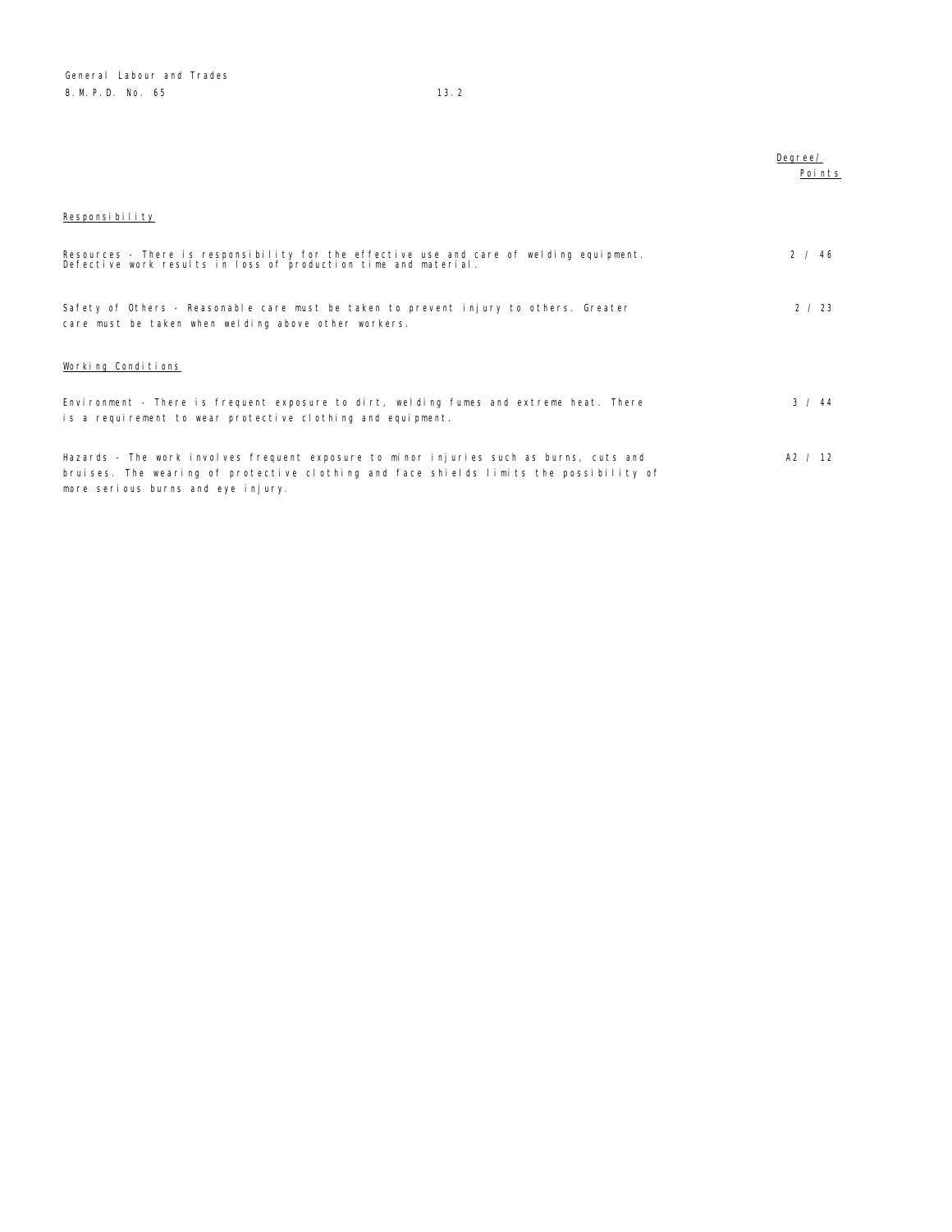| | Degree/ Points |
|---|---|
| **Responsibility** | |
| Resources - There is responsibility for the effective use and care of welding equipment. Defective work results in loss of production time and material. | 2 / 46 |
| Safety of Others - Reasonable care must be taken to prevent injury to others. Greater care must be taken when welding above other workers. | 2 / 23 |
| **Working Conditions** | |
| Environment - There is frequent exposure to dirt, welding fumes and extreme heat. There is a requirement to wear protective clothing and equipment. | 3 / 44 |
| Hazards - The work involves frequent exposure to minor injuries such as burns, cuts and bruises. The wearing of protective clothing and face shields limits the possibility of more serious burns and eye injury. | A2 / 12 |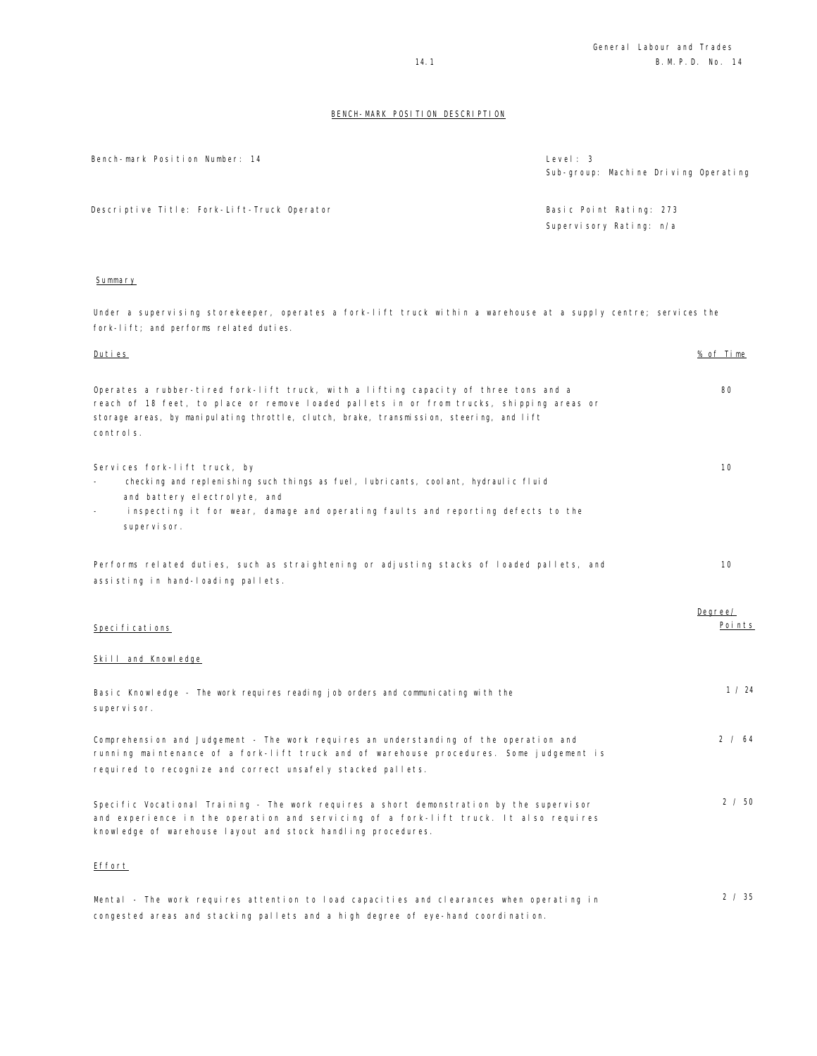## BENCH-MARK POSITION DESCRIPTION

| | |
|---|---|
| Bench-mark Position Number: 14 | Level: 3<br>Sub-group: Machine Driving Operating |
| Descriptive Title: Fork-Lift-Truck Operator | Basic Point Rating: 273<br>Supervisory Rating: n/a |

### Summary

Under a supervising storekeeper, operates a fork-lift truck within a warehouse at a supply centre; services the fork-lift; and performs related duties.

| Duties | % of Time |
|---|---|
| Operates a rubber-tired fork-lift truck, with a lifting capacity of three tons and a reach of 18 feet, to place or remove loaded pallets in or from trucks, shipping areas or storage areas, by manipulating throttle, clutch, brake, transmission, steering, and lift controls. | 80 |
| Services fork-lift truck, by<br>- checking and replenishing such things as fuel, lubricants, coolant, hydraulic fluid and battery electrolyte, and<br>- inspecting it for wear, damage and operating faults and reporting defects to the supervisor. | 10 |
| Performs related duties, such as straightening or adjusting stacks of loaded pallets, and assisting in hand-loading pallets. | 10 |

| Specifications | Degree/ Points |
|---|---|
| **Skill and Knowledge** | |
| Basic Knowledge - The work requires reading job orders and communicating with the supervisor. | 1 / 24 |
| Comprehension and Judgement - The work requires an understanding of the operation and running maintenance of a fork-lift truck and of warehouse procedures. Some judgement is required to recognize and correct unsafely stacked pallets. | 2 / 64 |
| Specific Vocational Training - The work requires a short demonstration by the supervisor and experience in the operation and servicing of a fork-lift truck. It also requires knowledge of warehouse layout and stock handling procedures. | 2 / 50 |
| **Effort** | |
| Mental - The work requires attention to load capacities and clearances when operating in congested areas and stacking pallets and a high degree of eye-hand coordination. | 2 / 35 |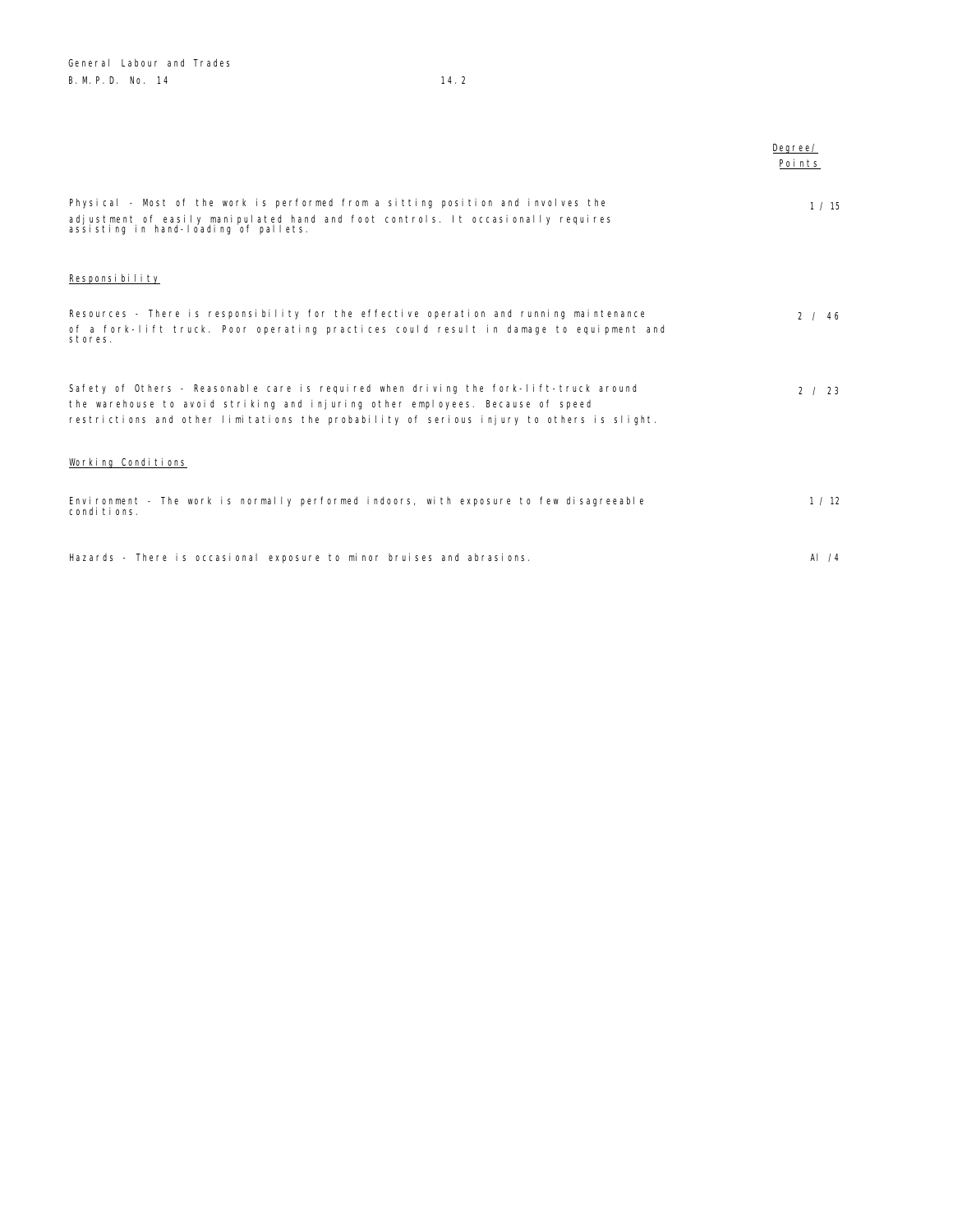| | Degree/ Points |
|---|---|
| Physical - Most of the work is performed from a sitting position and involves the adjustment of easily manipulated hand and foot controls. It occasionally requires assisting in hand-loading of pallets. | 1 / 15 |
| **Responsibility** | |
| Resources - There is responsibility for the effective operation and running maintenance of a fork-lift truck. Poor operating practices could result in damage to equipment and stores. | 2 / 46 |
| Safety of Others - Reasonable care is required when driving the fork-lift-truck around the warehouse to avoid striking and injuring other employees. Because of speed restrictions and other limitations the probability of serious injury to others is slight. | 2 / 23 |
| **Working Conditions** | |
| Environment - The work is normally performed indoors, with exposure to few disagreeable conditions. | 1 / 12 |
| Hazards - There is occasional exposure to minor bruises and abrasions. | Al /4 |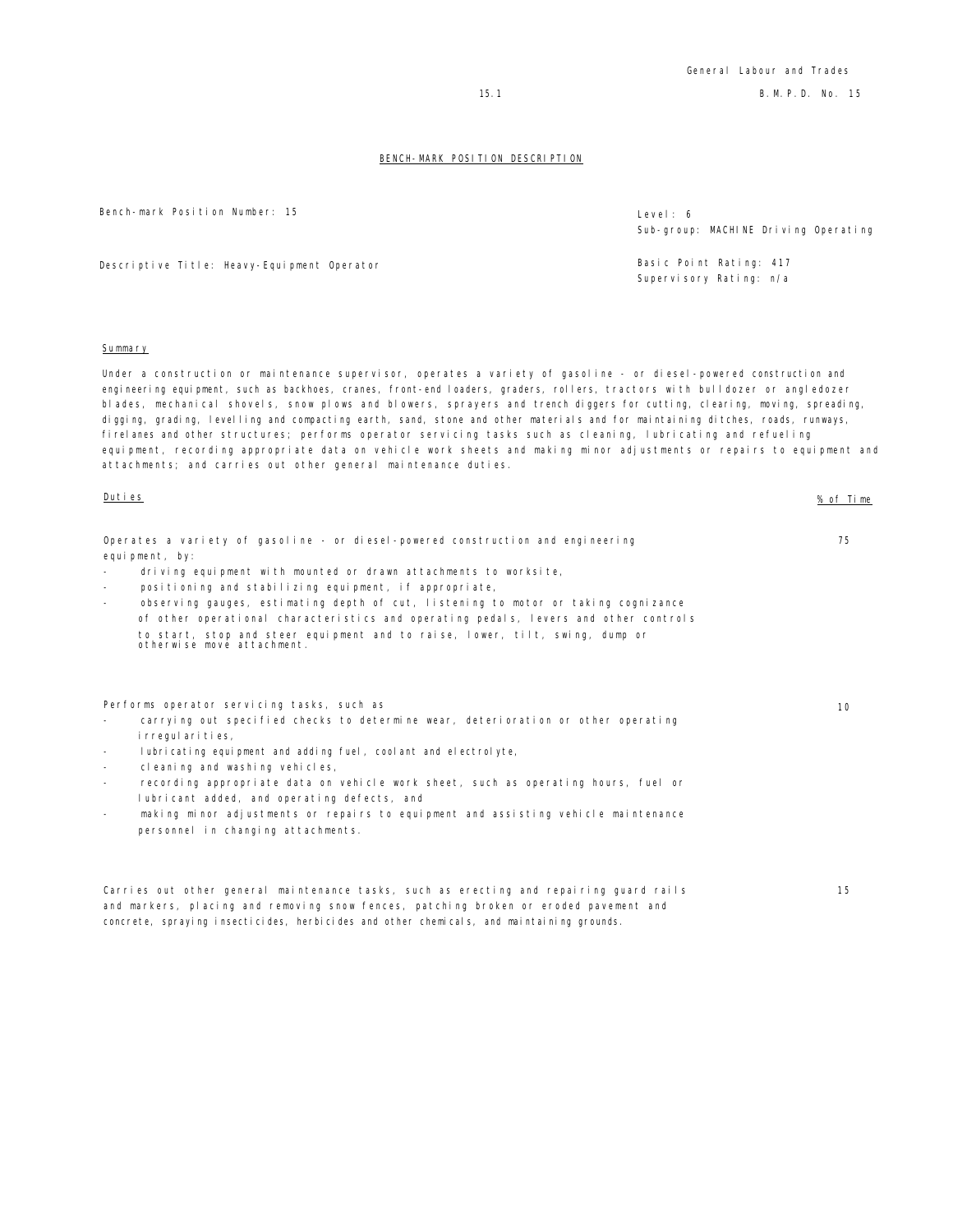## BENCH-MARK POSITION DESCRIPTION

Bench-mark Position Number: 15

Level: 6
Sub-group: MACHINE Driving Operating

Descriptive Title: Heavy-Equipment Operator

Basic Point Rating: 417
Supervisory Rating: n/a

### Summary

Under a construction or maintenance supervisor, operates a variety of gasoline - or diesel-powered construction and engineering equipment, such as backhoes, cranes, front-end loaders, graders, rollers, tractors with bulldozer or angledozer blades, mechanical shovels, snow plows and blowers, sprayers and trench diggers for cutting, clearing, moving, spreading, digging, grading, levelling and compacting earth, sand, stone and other materials and for maintaining ditches, roads, runways, firelanes and other structures; performs operator servicing tasks such as cleaning, lubricating and refueling equipment, recording appropriate data on vehicle work sheets and making minor adjustments or repairs to equipment and attachments; and carries out other general maintenance duties.

| Duties | % of Time |
|---|---|
| Operates a variety of gasoline - or diesel-powered construction and engineering equipment, by:<br>- driving equipment with mounted or drawn attachments to worksite,<br>- positioning and stabilizing equipment, if appropriate,<br>- observing gauges, estimating depth of cut, listening to motor or taking cognizance of other operational characteristics and operating pedals, levers and other controls to start, stop and steer equipment and to raise, lower, tilt, swing, dump or otherwise move attachment. | 75 |
| Performs operator servicing tasks, such as<br>- carrying out specified checks to determine wear, deterioration or other operating irregularities,<br>- lubricating equipment and adding fuel, coolant and electrolyte,<br>- cleaning and washing vehicles,<br>- recording appropriate data on vehicle work sheet, such as operating hours, fuel or lubricant added, and operating defects, and<br>- making minor adjustments or repairs to equipment and assisting vehicle maintenance personnel in changing attachments. | 10 |
| Carries out other general maintenance tasks, such as erecting and repairing guard rails and markers, placing and removing snow fences, patching broken or eroded pavement and concrete, spraying insecticides, herbicides and other chemicals, and maintaining grounds. | 15 |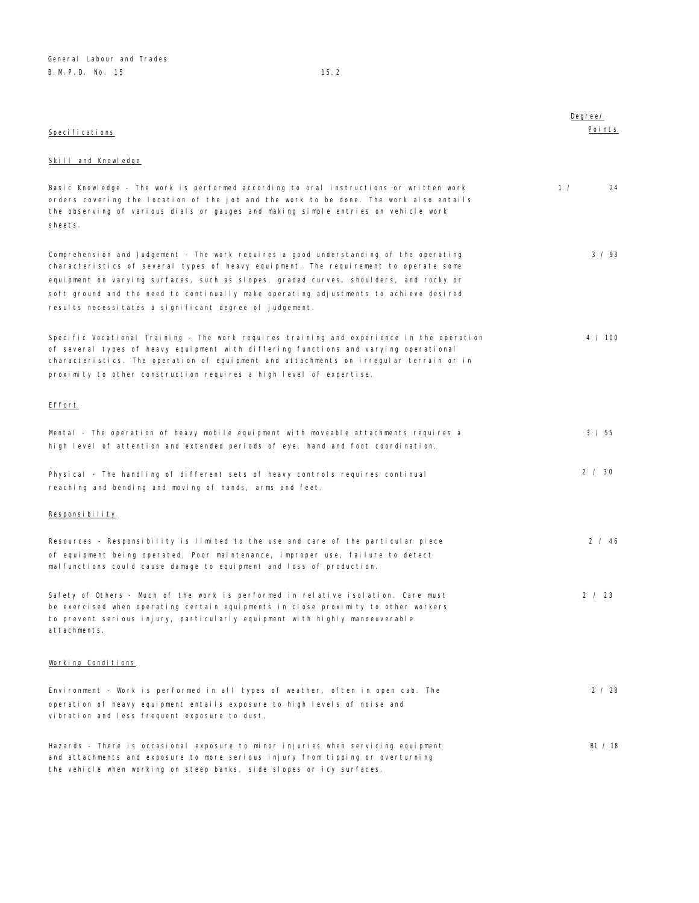| Specifications | Degree/ Points |
|---|---|
| **Skill and Knowledge** | |
| Basic Knowledge - The work is performed according to oral instructions or written work orders covering the location of the job and the work to be done. The work also entails the observing of various dials or gauges and making simple entries on vehicle work sheets. | 1 / 24 |
| Comprehension and Judgement - The work requires a good understanding of the operating characteristics of several types of heavy equipment. The requirement to operate some equipment on varying surfaces, such as slopes, graded curves, shoulders, and rocky or soft ground and the need to continually make operating adjustments to achieve desired results necessitates a significant degree of judgement. | 3 / 93 |
| Specific Vocational Training - The work requires training and experience in the operation of several types of heavy equipment with differing functions and varying operational characteristics. The operation of equipment and attachments on irregular terrain or in proximity to other construction requires a high level of expertise. | 4 / 100 |
| **Effort** | |
| Mental - The operation of heavy mobile equipment with moveable attachments requires a high level of attention and extended periods of eye, hand and foot coordination. | 3 / 55 |
| Physical - The handling of different sets of heavy controls requires continual reaching and bending and moving of hands, arms and feet. | 2 / 30 |
| **Responsibility** | |
| Resources - Responsibility is limited to the use and care of the particular piece of equipment being operated. Poor maintenance, improper use, failure to detect malfunctions could cause damage to equipment and loss of production. | 2 / 46 |
| Safety of Others - Much of the work is performed in relative isolation. Care must be exercised when operating certain equipments in close proximity to other workers to prevent serious injury, particularly equipment with highly manoeuverable attachments. | 2 / 23 |
| **Working Conditions** | |
| Environment - Work is performed in all types of weather, often in open cab. The operation of heavy equipment entails exposure to high levels of noise and vibration and less frequent exposure to dust. | 2 / 28 |
| Hazards - There is occasional exposure to minor injuries when servicing equipment and attachments and exposure to more serious injury from tipping or overturning the vehicle when working on steep banks, side slopes or icy surfaces. | B1 / 18 |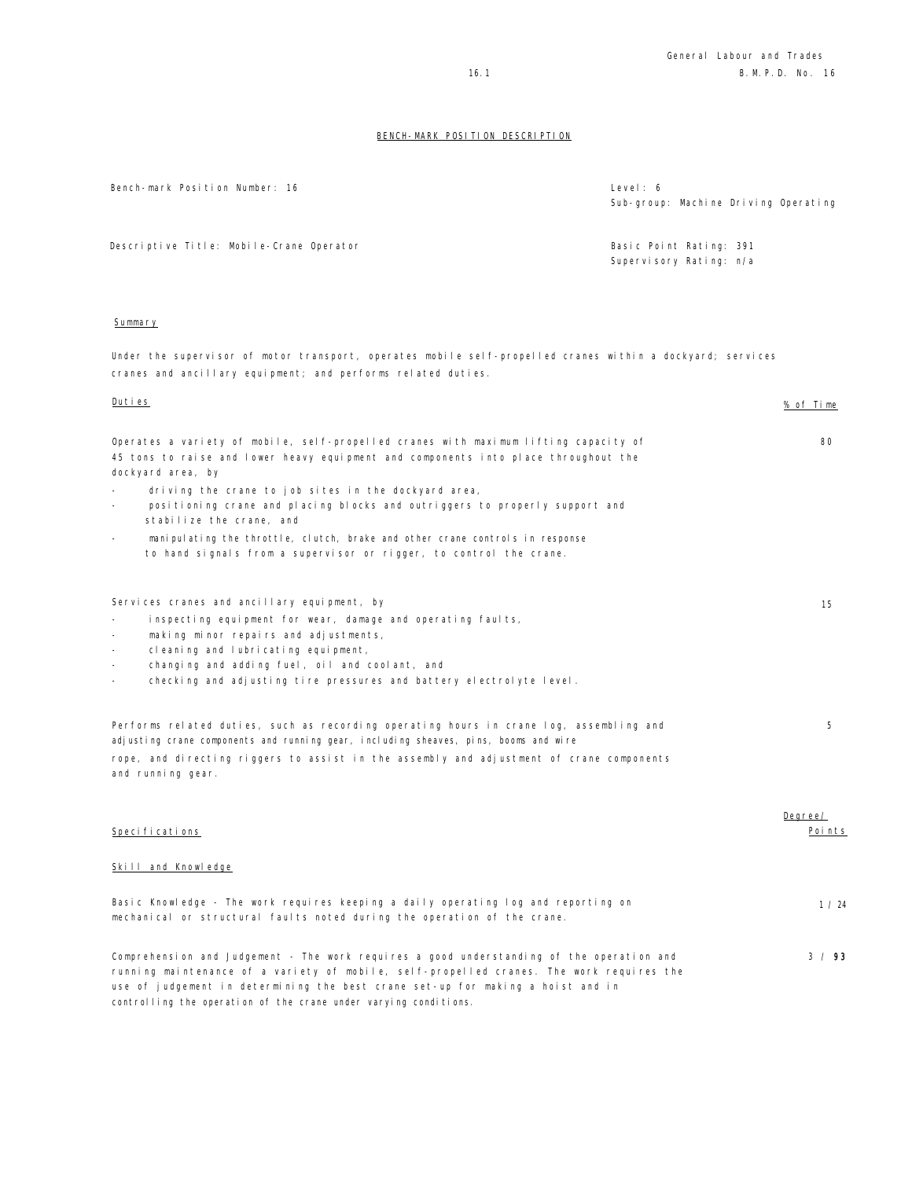## BENCH-MARK POSITION DESCRIPTION

| | |
|---|---|
| Bench-mark Position Number: 16 | Level: 6<br>Sub-group: Machine Driving Operating |
| Descriptive Title: Mobile-Crane Operator | Basic Point Rating: 391<br>Supervisory Rating: n/a |

### Summary

Under the supervisor of motor transport, operates mobile self-propelled cranes within a dockyard; services cranes and ancillary equipment; and performs related duties.

| Duties | % of Time |
|---|---|
| Operates a variety of mobile, self-propelled cranes with maximum lifting capacity of 45 tons to raise and lower heavy equipment and components into place throughout the dockyard area, by<br>- driving the crane to job sites in the dockyard area,<br>- positioning crane and placing blocks and outriggers to properly support and stabilize the crane, and<br>- manipulating the throttle, clutch, brake and other crane controls in response to hand signals from a supervisor or rigger, to control the crane. | 80 |
| Services cranes and ancillary equipment, by<br>- inspecting equipment for wear, damage and operating faults,<br>- making minor repairs and adjustments,<br>- cleaning and lubricating equipment,<br>- changing and adding fuel, oil and coolant, and<br>- checking and adjusting tire pressures and battery electrolyte level. | 15 |
| Performs related duties, such as recording operating hours in crane log, assembling and adjusting crane components and running gear, including sheaves, pins, booms and wire rope, and directing riggers to assist in the assembly and adjustment of crane components and running gear. | 5 |

| Specifications | Degree/ Points |
|---|---|
| **Skill and Knowledge** | |
| Basic Knowledge - The work requires keeping a daily operating log and reporting on mechanical or structural faults noted during the operation of the crane. | 1 / 24 |
| Comprehension and Judgement - The work requires a good understanding of the operation and running maintenance of a variety of mobile, self-propelled cranes. The work requires the use of judgement in determining the best crane set-up for making a hoist and in controlling the operation of the crane under varying conditions. | 3 / **93** |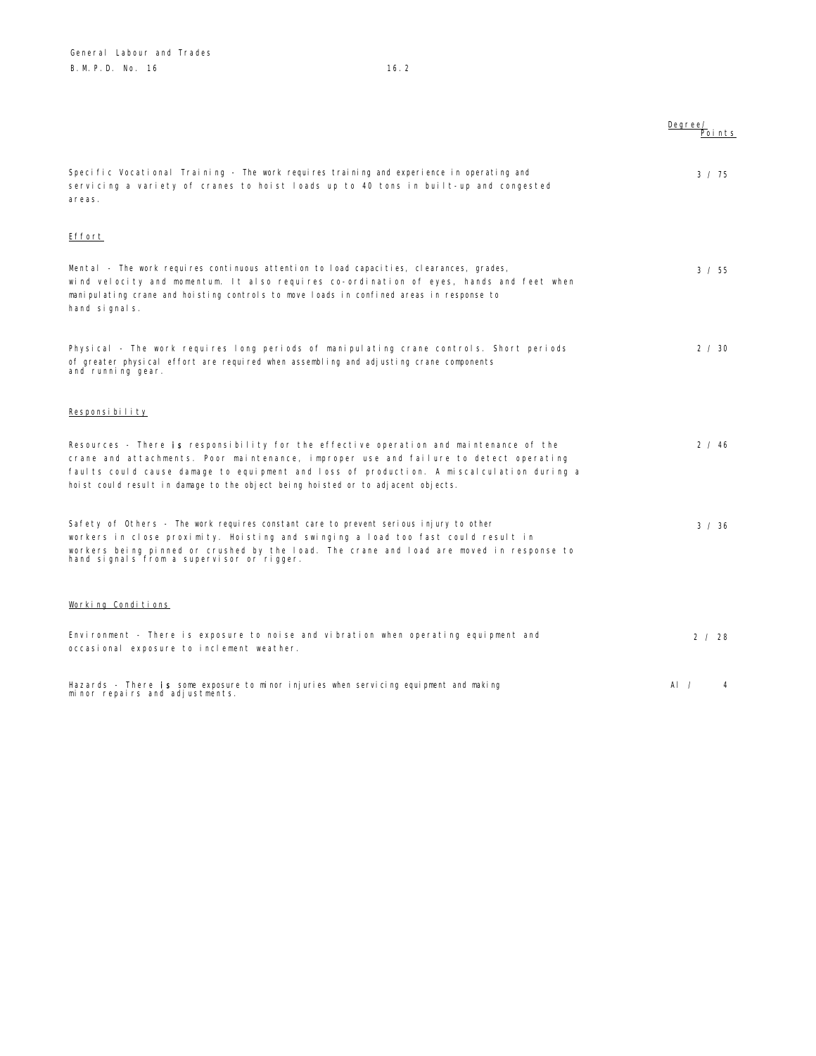| | Degree/ Points |
|---|---|
| Specific Vocational Training - The work requires training and experience in operating and servicing a variety of cranes to hoist loads up to 40 tons in built-up and congested areas. | 3 / 75 |
| **Effort** | |
| Mental - The work requires continuous attention to load capacities, clearances, grades, wind velocity and momentum. It also requires co-ordination of eyes, hands and feet when manipulating crane and hoisting controls to move loads in confined areas in response to hand signals. | 3 / 55 |
| Physical - The work requires long periods of manipulating crane controls. Short periods of greater physical effort are required when assembling and adjusting crane components and running gear. | 2 / 30 |
| **Responsibility** | |
| Resources - There is responsibility for the effective operation and maintenance of the crane and attachments. Poor maintenance, improper use and failure to detect operating faults could cause damage to equipment and loss of production. A miscalculation during a hoist could result in damage to the object being hoisted or to adjacent objects. | 2 / 46 |
| Safety of Others - The work requires constant care to prevent serious injury to other workers in close proximity. Hoisting and swinging a load too fast could result in workers being pinned or crushed by the load. The crane and load are moved in response to hand signals from a supervisor or rigger. | 3 / 36 |
| **Working Conditions** | |
| Environment - There is exposure to noise and vibration when operating equipment and occasional exposure to inclement weather. | 2 / 28 |
| Hazards - There is some exposure to minor injuries when servicing equipment and making minor repairs and adjustments. | Al / 4 |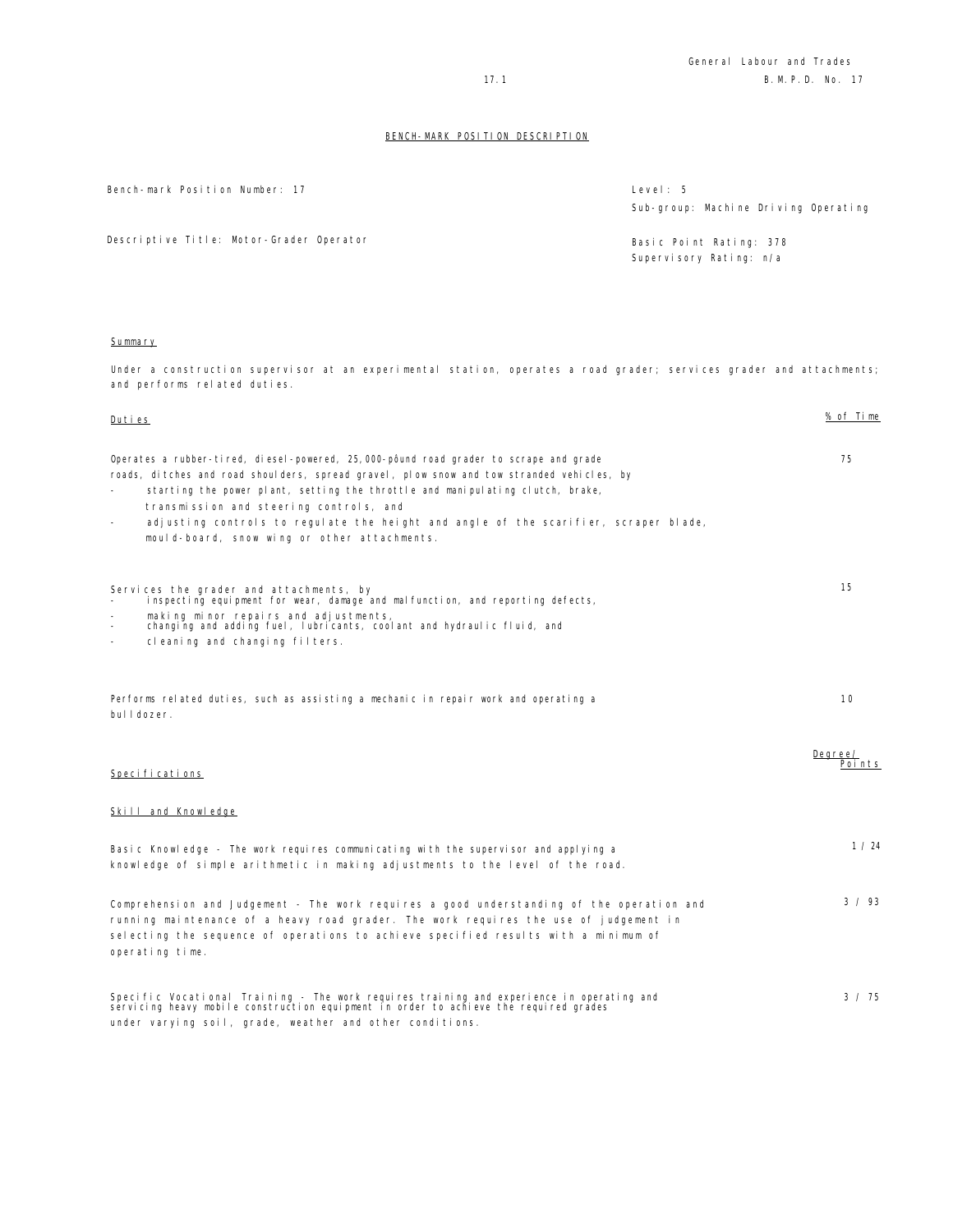## BENCH-MARK POSITION DESCRIPTION

| | |
|---|---|
| Bench-mark Position Number: 17 | Level: 5 |
| | Sub-group: Machine Driving Operating |
| Descriptive Title: Motor-Grader Operator | Basic Point Rating: 378 |
| | Supervisory Rating: n/a |

### Summary

Under a construction supervisor at an experimental station, operates a road grader; services grader and attachments; and performs related duties.

| Duties | % of Time |
|---|---|
| Operates a rubber-tired, diesel-powered, 25,000-pôund road grader to scrape and grade roads, ditches and road shoulders, spread gravel, plow snow and tow stranded vehicles, by<br>- starting the power plant, setting the throttle and manipulating clutch, brake, transmission and steering controls, and<br>- adjusting controls to regulate the height and angle of the scarifier, scraper blade, mould-board, snow wing or other attachments. | 75 |
| Services the grader and attachments, by<br>- inspecting equipment for wear, damage and malfunction, and reporting defects,<br>- making minor repairs and adjustments,<br>- changing and adding fuel, lubricants, coolant and hydraulic fluid, and<br>- cleaning and changing filters. | 15 |
| Performs related duties, such as assisting a mechanic in repair work and operating a bulldozer. | 10 |

### Specifications

| Skill and Knowledge | Degree/ Points |
|---|---|
| Basic Knowledge - The work requires communicating with the supervisor and applying a knowledge of simple arithmetic in making adjustments to the level of the road. | 1 / 24 |
| Comprehension and Judgement - The work requires a good understanding of the operation and running maintenance of a heavy road grader. The work requires the use of judgement in selecting the sequence of operations to achieve specified results with a minimum of operating time. | 3 / 93 |
| Specific Vocational Training - The work requires training and experience in operating and servicing heavy mobile construction equipment in order to achieve the required grades under varying soil, grade, weather and other conditions. | 3 / 75 |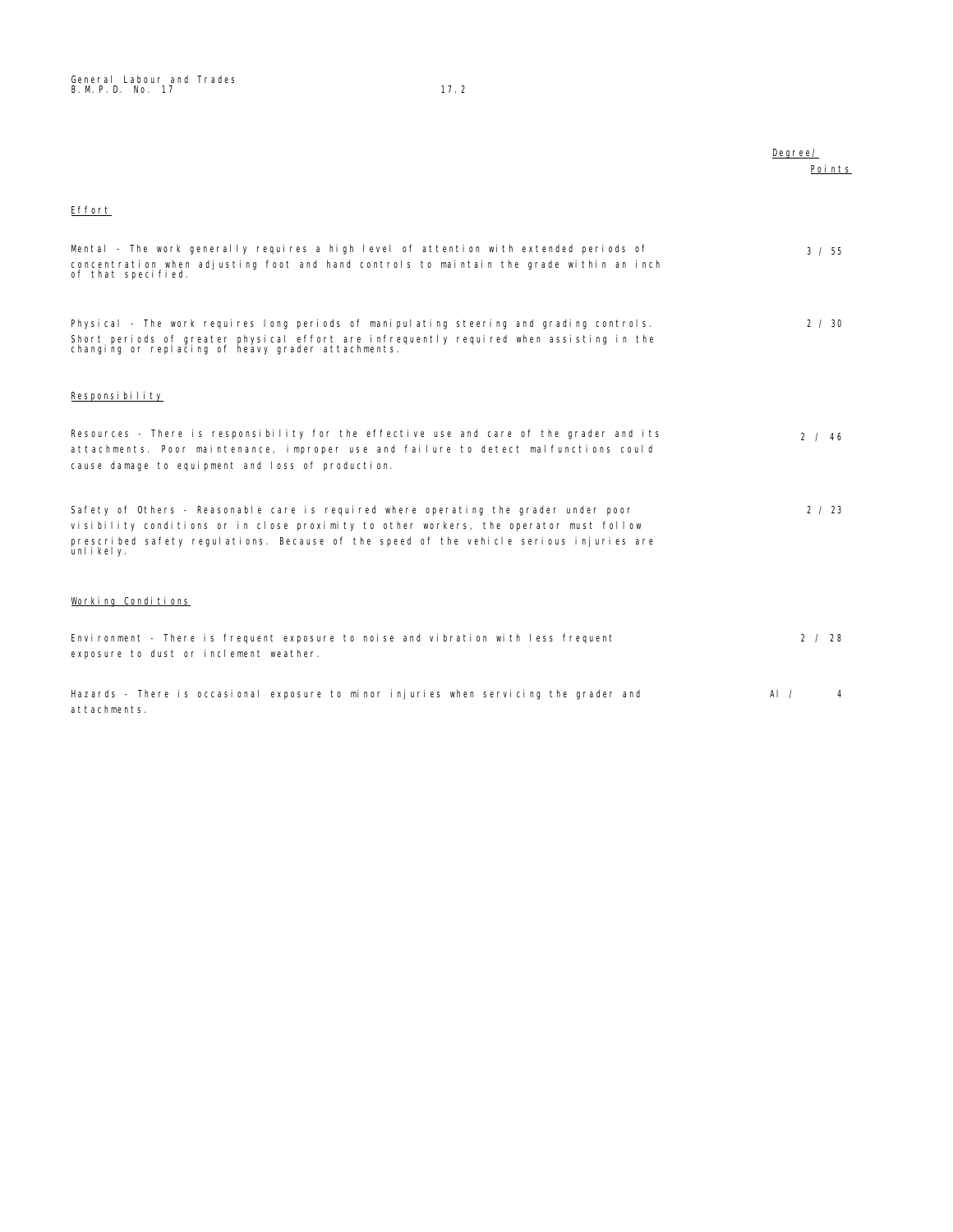| | Degree/ Points |
|---|---|
| **Effort** | |
| Mental - The work generally requires a high level of attention with extended periods of concentration when adjusting foot and hand controls to maintain the grade within an inch of that specified. | 3 / 55 |
| Physical - The work requires long periods of manipulating steering and grading controls. Short periods of greater physical effort are infrequently required when assisting in the changing or replacing of heavy grader attachments. | 2 / 30 |
| **Responsibility** | |
| Resources - There is responsibility for the effective use and care of the grader and its attachments. Poor maintenance, improper use and failure to detect malfunctions could cause damage to equipment and loss of production. | 2 / 46 |
| Safety of Others - Reasonable care is required where operating the grader under poor visibility conditions or in close proximity to other workers, the operator must follow prescribed safety regulations. Because of the speed of the vehicle serious injuries are unlikely. | 2 / 23 |
| **Working Conditions** | |
| Environment - There is frequent exposure to noise and vibration with less frequent exposure to dust or inclement weather. | 2 / 28 |
| Hazards - There is occasional exposure to minor injuries when servicing the grader and attachments. | A1 / 4 |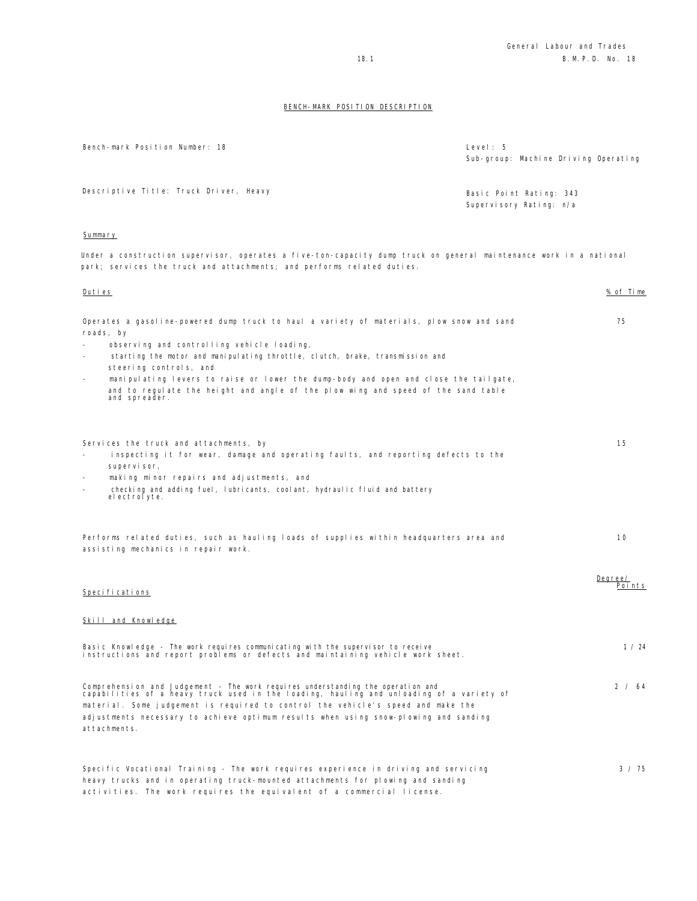## BENCH-MARK POSITION DESCRIPTION

Bench-mark Position Number: 18

Level: 5
Sub-group: Machine Driving Operating

Descriptive Title: Truck Driver, Heavy

Basic Point Rating: 343
Supervisory Rating: n/a

### Summary

Under a construction supervisor, operates a five-ton-capacity dump truck on general maintenance work in a national park; services the truck and attachments; and performs related duties.

### Duties

| Duties | % of Time |
|---|---|
| Operates a gasoline-powered dump truck to haul a variety of materials, plow snow and sand roads, by<br>- observing and controlling vehicle loading,<br>- starting the motor and manipulating throttle, clutch, brake, transmission and steering controls, and<br>- manipulating levers to raise or lower the dump-body and open and close the tailgate, and to regulate the height and angle of the plow wing and speed of the sand table and spreader. | 75 |
| Services the truck and attachments, by<br>- inspecting it for wear, damage and operating faults, and reporting defects to the supervisor,<br>- making minor repairs and adjustments, and<br>- checking and adding fuel, lubricants, coolant, hydraulic fluid and battery electrolyte. | 15 |
| Performs related duties, such as hauling loads of supplies within headquarters area and assisting mechanics in repair work. | 10 |

### Specifications

| Specifications | Degree/ Points |
|---|---|
| **Skill and Knowledge** | |
| Basic Knowledge - The work requires communicating with the supervisor to receive instructions and report problems or defects and maintaining vehicle work sheet. | 1 / 24 |
| Comprehension and Judgement - The work requires understanding the operation and capabilities of a heavy truck used in the loading, hauling and unloading of a variety of material. Some judgement is required to control the vehicle's speed and make the adjustments necessary to achieve optimum results when using snow-plowing and sanding attachments. | 2 / 64 |
| Specific Vocational Training - The work requires experience in driving and servicing heavy trucks and in operating truck-mounted attachments for plowing and sanding activities. The work requires the equivalent of a commercial license. | 3 / 75 |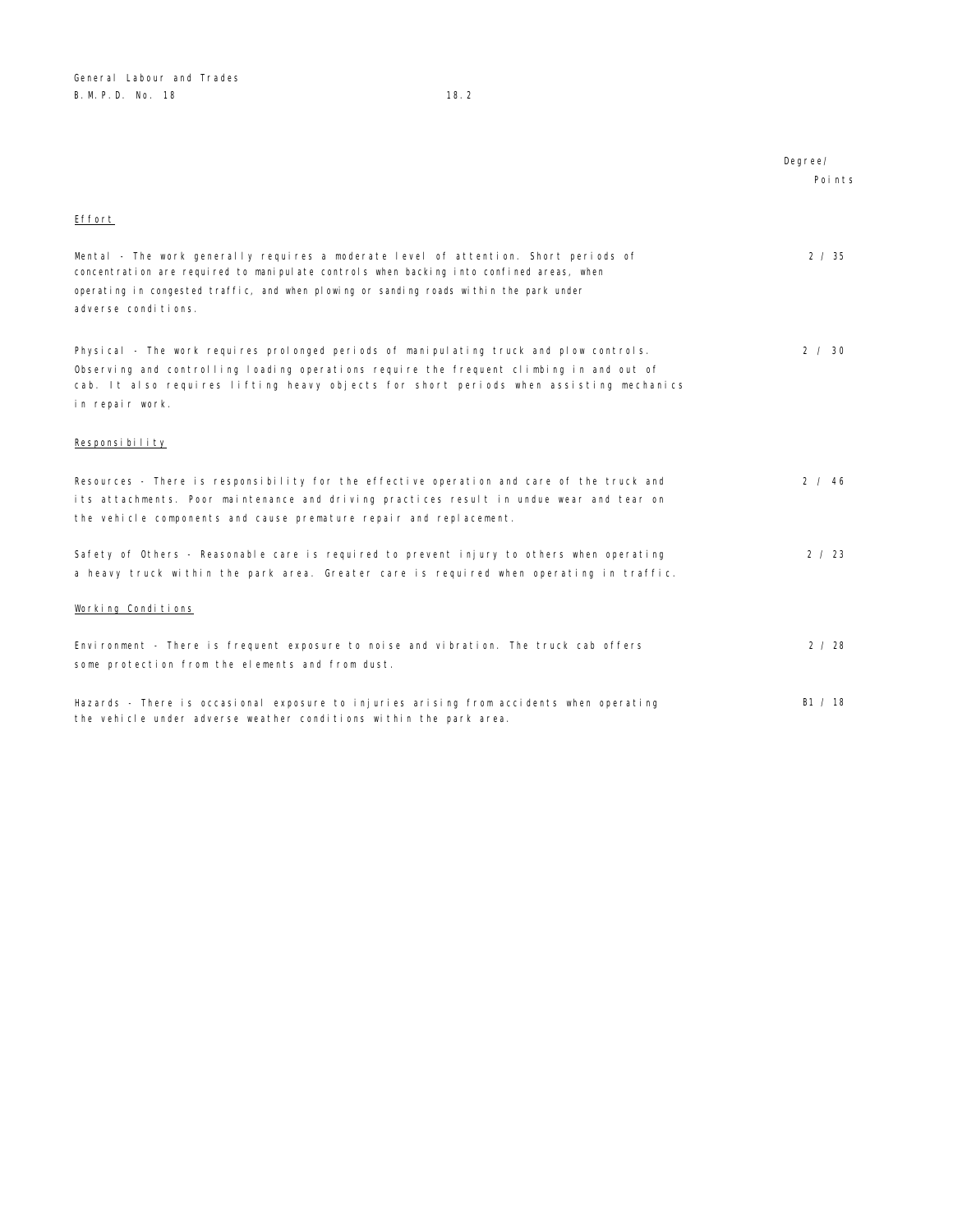| | Degree/ Points |
|---|---|
| **Effort** | |
| Mental - The work generally requires a moderate level of attention. Short periods of concentration are required to manipulate controls when backing into confined areas, when operating in congested traffic, and when plowing or sanding roads within the park under adverse conditions. | 2 / 35 |
| Physical - The work requires prolonged periods of manipulating truck and plow controls. Observing and controlling loading operations require the frequent climbing in and out of cab. It also requires lifting heavy objects for short periods when assisting mechanics in repair work. | 2 / 30 |
| **Responsibility** | |
| Resources - There is responsibility for the effective operation and care of the truck and its attachments. Poor maintenance and driving practices result in undue wear and tear on the vehicle components and cause premature repair and replacement. | 2 / 46 |
| Safety of Others - Reasonable care is required to prevent injury to others when operating a heavy truck within the park area. Greater care is required when operating in traffic. | 2 / 23 |
| **Working Conditions** | |
| Environment - There is frequent exposure to noise and vibration. The truck cab offers some protection from the elements and from dust. | 2 / 28 |
| Hazards - There is occasional exposure to injuries arising from accidents when operating the vehicle under adverse weather conditions within the park area. | B1 / 18 |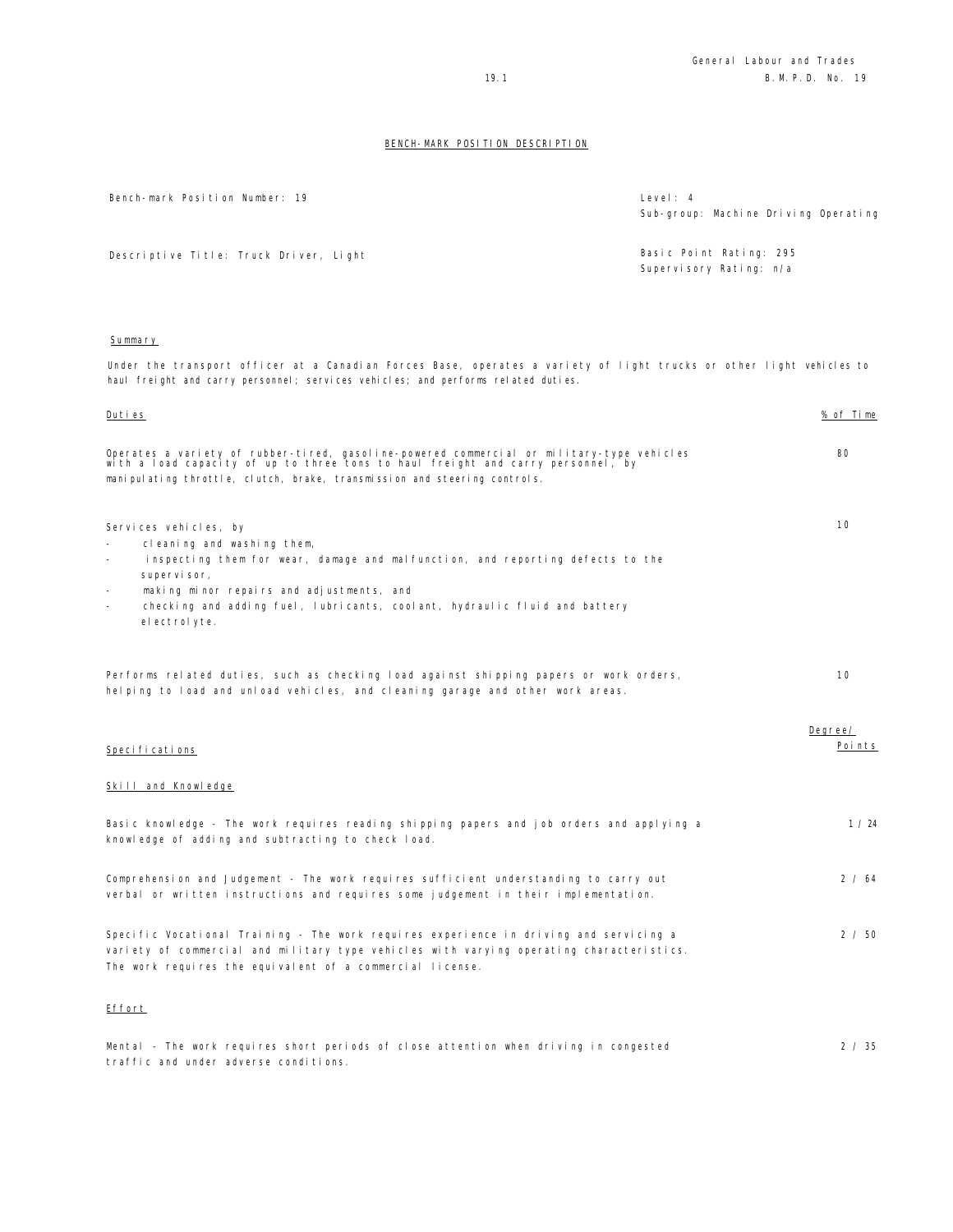## BENCH-MARK POSITION DESCRIPTION

| | |
|---|---|
| Bench-mark Position Number: 19 | Level: 4<br>Sub-group: Machine Driving Operating |
| Descriptive Title: Truck Driver, Light | Basic Point Rating: 295<br>Supervisory Rating: n/a |

### Summary

Under the transport officer at a Canadian Forces Base, operates a variety of light trucks or other light vehicles to haul freight and carry personnel; services vehicles; and performs related duties.

| Duties | % of Time |
|---|---|
| Operates a variety of rubber-tired, gasoline-powered commercial or military-type vehicles with a load capacity of up to three tons to haul freight and carry personnel, by manipulating throttle, clutch, brake, transmission and steering controls. | 80 |
| Services vehicles, by<br>- cleaning and washing them,<br>- inspecting them for wear, damage and malfunction, and reporting defects to the supervisor,<br>- making minor repairs and adjustments, and<br>- checking and adding fuel, lubricants, coolant, hydraulic fluid and battery electrolyte. | 10 |
| Performs related duties, such as checking load against shipping papers or work orders, helping to load and unload vehicles, and cleaning garage and other work areas. | 10 |

| Specifications | Degree/ Points |
|---|---|
| **Skill and Knowledge** | |
| Basic knowledge - The work requires reading shipping papers and job orders and applying a knowledge of adding and subtracting to check load. | 1 / 24 |
| Comprehension and Judgement - The work requires sufficient understanding to carry out verbal or written instructions and requires some judgement in their implementation. | 2 / 64 |
| Specific Vocational Training - The work requires experience in driving and servicing a variety of commercial and military type vehicles with varying operating characteristics. The work requires the equivalent of a commercial license. | 2 / 50 |
| **Effort** | |
| Mental - The work requires short periods of close attention when driving in congested traffic and under adverse conditions. | 2 / 35 |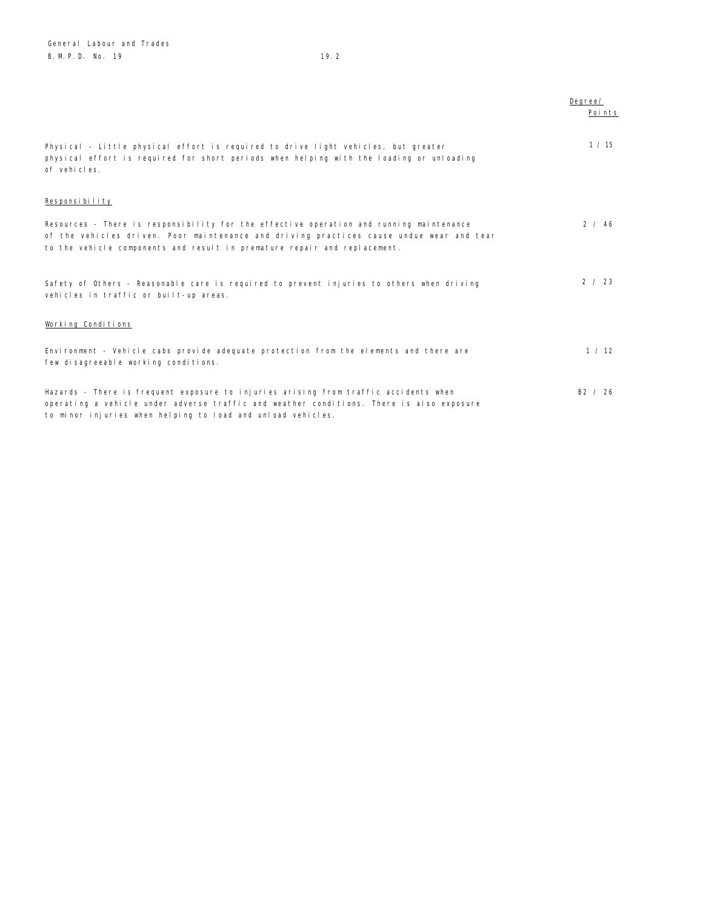| | Degree/ Points |
|---|---|
| Physical - Little physical effort is required to drive light vehicles, but greater physical effort is required for short periods when helping with the loading or unloading of vehicles. | 1 / 15 |
| **Responsibility** | |
| Resources - There is responsibility for the effective operation and running maintenance of the vehicles driven. Poor maintenance and driving practices cause undue wear and tear to the vehicle components and result in premature repair and replacement. | 2 / 46 |
| Safety of Others - Reasonable care is required to prevent injuries to others when driving vehicles in traffic or built-up areas. | 2 / 23 |
| **Working Conditions** | |
| Environment - Vehicle cabs provide adequate protection from the elements and there are few disagreeable working conditions. | 1 / 12 |
| Hazards - There is frequent exposure to injuries arising from traffic accidents when operating a vehicle under adverse traffic and weather conditions. There is also exposure to minor injuries when helping to load and unload vehicles. | B2 / 26 |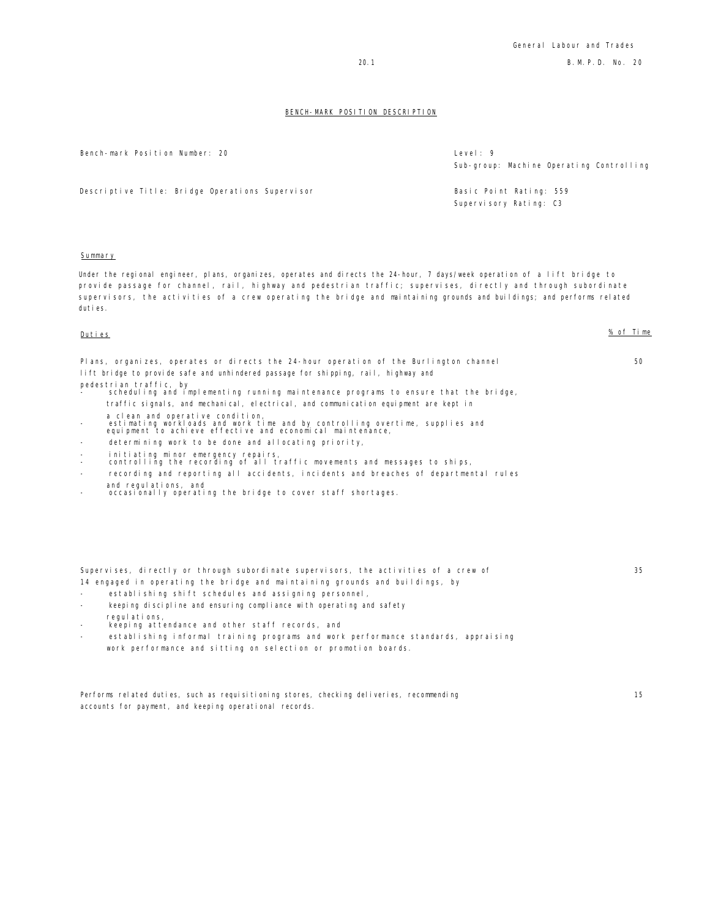# BENCH-MARK POSITION DESCRIPTION

| | |
|---|---|
| Bench-mark Position Number: 20 | Level: 9<br>Sub-group: Machine Operating Controlling |
| Descriptive Title: Bridge Operations Supervisor | Basic Point Rating: 559<br>Supervisory Rating: C3 |

## Summary

Under the regional engineer, plans, organizes, operates and directs the 24-hour, 7 days/week operation of a lift bridge to provide passage for channel, rail, highway and pedestrian traffic; supervises, directly and through subordinate supervisors, the activities of a crew operating the bridge and maintaining grounds and buildings; and performs related duties.

| Duties | % of Time |
|---|---|
| Plans, organizes, operates or directs the 24-hour operation of the Burlington channel lift bridge to provide safe and unhindered passage for shipping, rail, highway and pedestrian traffic, by<br>- scheduling and implementing running maintenance programs to ensure that the bridge, traffic signals, and mechanical, electrical, and communication equipment are kept in a clean and operative condition,<br>- estimating workloads and work time and by controlling overtime, supplies and equipment to achieve effective and economical maintenance,<br>- determining work to be done and allocating priority,<br>- initiating minor emergency repairs,<br>- controlling the recording of all traffic movements and messages to ships,<br>- recording and reporting all accidents, incidents and breaches of departmental rules and regulations, and<br>- occasionally operating the bridge to cover staff shortages. | 50 |
| Supervises, directly or through subordinate supervisors, the activities of a crew of 14 engaged in operating the bridge and maintaining grounds and buildings, by<br>- establishing shift schedules and assigning personnel,<br>- keeping discipline and ensuring compliance with operating and safety regulations,<br>- keeping attendance and other staff records, and<br>- establishing informal training programs and work performance standards, appraising work performance and sitting on selection or promotion boards. | 35 |
| Performs related duties, such as requisitioning stores, checking deliveries, recommending accounts for payment, and keeping operational records. | 15 |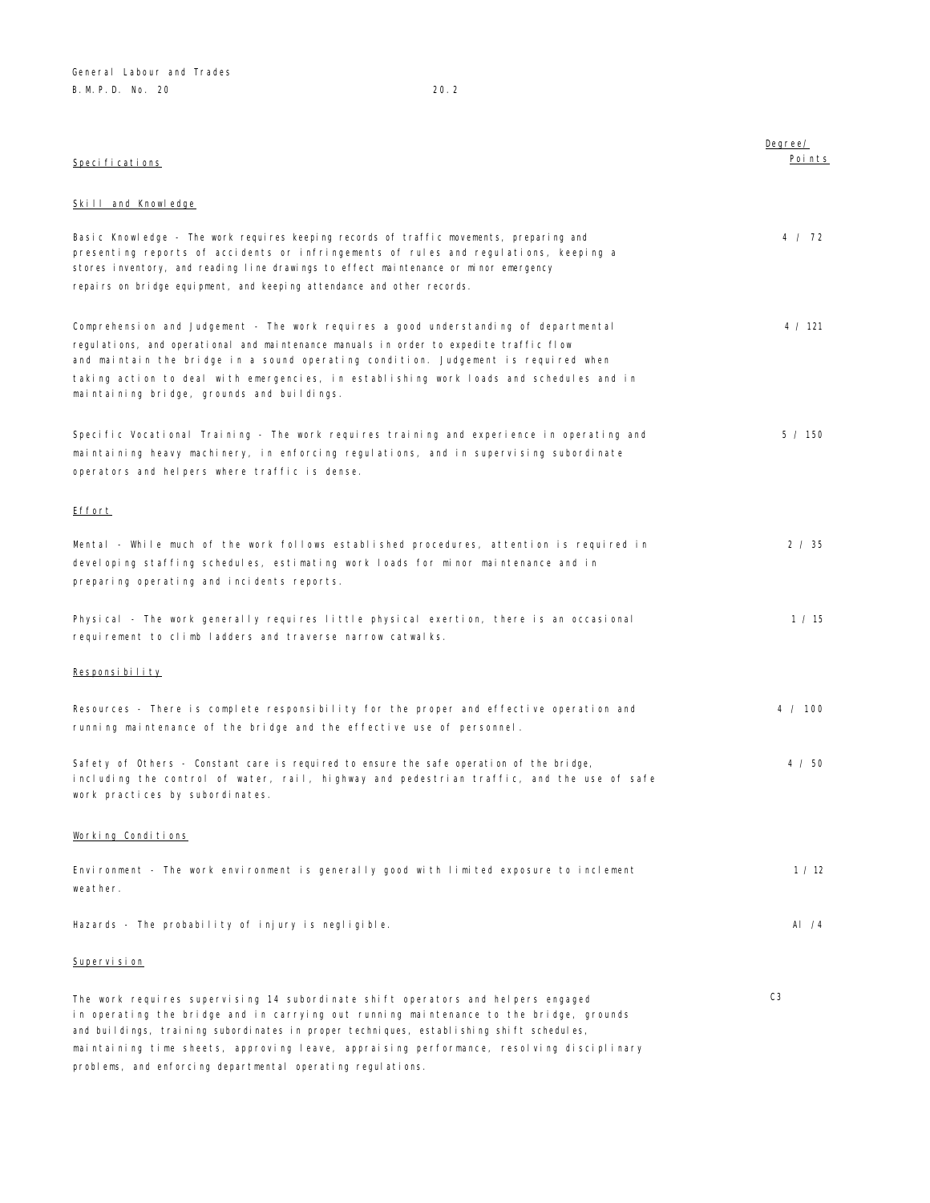| Specifications | Degree/ Points |
|---|---|
| **Skill and Knowledge** | |
| Basic Knowledge - The work requires keeping records of traffic movements, preparing and presenting reports of accidents or infringements of rules and regulations, keeping a stores inventory, and reading line drawings to effect maintenance or minor emergency repairs on bridge equipment, and keeping attendance and other records. | 4 / 72 |
| Comprehension and Judgement - The work requires a good understanding of departmental regulations, and operational and maintenance manuals in order to expedite traffic flow and maintain the bridge in a sound operating condition. Judgement is required when taking action to deal with emergencies, in establishing work loads and schedules and in maintaining bridge, grounds and buildings. | 4 / 121 |
| Specific Vocational Training - The work requires training and experience in operating and maintaining heavy machinery, in enforcing regulations, and in supervising subordinate operators and helpers where traffic is dense. | 5 / 150 |
| **Effort** | |
| Mental - While much of the work follows established procedures, attention is required in developing staffing schedules, estimating work loads for minor maintenance and in preparing operating and incidents reports. | 2 / 35 |
| Physical - The work generally requires little physical exertion, there is an occasional requirement to climb ladders and traverse narrow catwalks. | 1 / 15 |
| **Responsibility** | |
| Resources - There is complete responsibility for the proper and effective operation and running maintenance of the bridge and the effective use of personnel. | 4 / 100 |
| Safety of Others - Constant care is required to ensure the safe operation of the bridge, including the control of water, rail, highway and pedestrian traffic, and the use of safe work practices by subordinates. | 4 / 50 |
| **Working Conditions** | |
| Environment - The work environment is generally good with limited exposure to inclement weather. | 1 / 12 |
| Hazards - The probability of injury is negligible. | A1 /4 |
| **Supervision** | |
| The work requires supervising 14 subordinate shift operators and helpers engaged in operating the bridge and in carrying out running maintenance to the bridge, grounds and buildings, training subordinates in proper techniques, establishing shift schedules, maintaining time sheets, approving leave, appraising performance, resolving disciplinary problems, and enforcing departmental operating regulations. | C3 |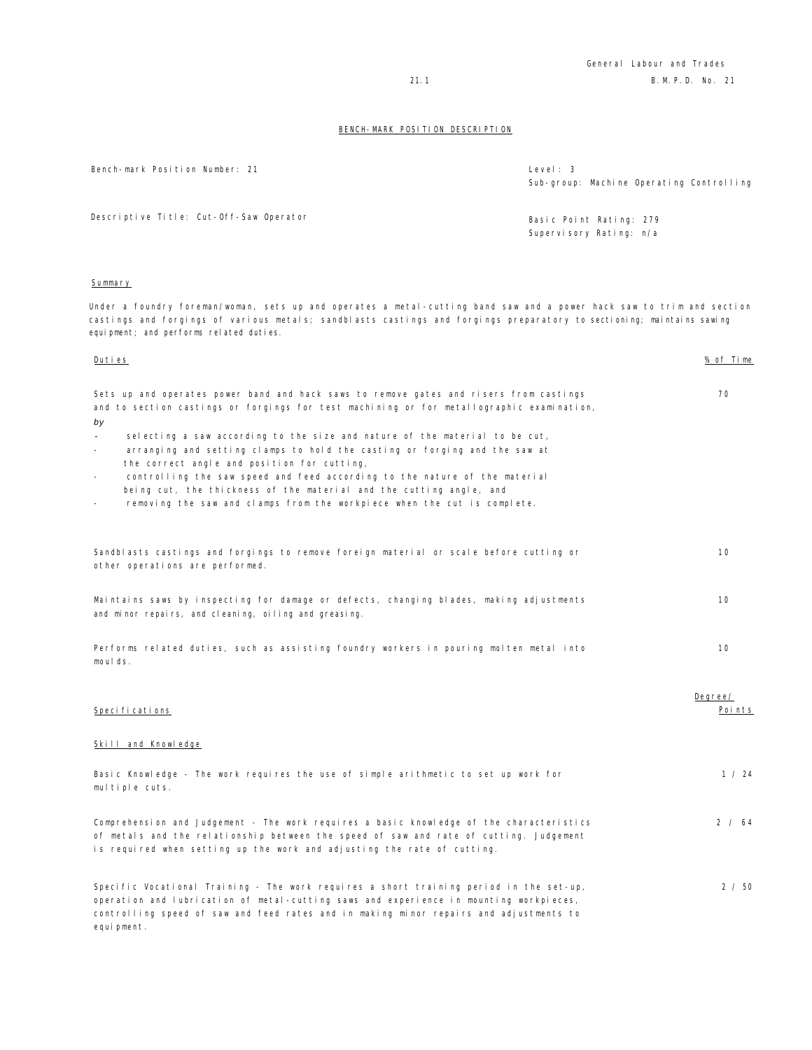## BENCH-MARK POSITION DESCRIPTION

| | |
|---|---|
| Bench-mark Position Number: 21 | Level: 3<br>Sub-group: Machine Operating Controlling |
| Descriptive Title: Cut-Off-Saw Operator | Basic Point Rating: 279<br>Supervisory Rating: n/a |

### Summary

Under a foundry foreman/woman, sets up and operates a metal-cutting band saw and a power hack saw to trim and section castings and forgings of various metals; sandblasts castings and forgings preparatory to sectioning; maintains sawing equipment; and performs related duties.

| Duties | % of Time |
|---|---|
| Sets up and operates power band and hack saws to remove gates and risers from castings and to section castings or forgings for test machining or for metallographic examination, *by*<br>- selecting a saw according to the size and nature of the material to be cut,<br>- arranging and setting clamps to hold the casting or forging and the saw at the correct angle and position for cutting,<br>- controlling the saw speed and feed according to the nature of the material being cut, the thickness of the material and the cutting angle, and<br>- removing the saw and clamps from the workpiece when the cut is complete. | 70 |
| Sandblasts castings and forgings to remove foreign material or scale before cutting or other operations are performed. | 10 |
| Maintains saws by inspecting for damage or defects, changing blades, making adjustments and minor repairs, and cleaning, oiling and greasing. | 10 |
| Performs related duties, such as assisting foundry workers in pouring molten metal into moulds. | 10 |

| Specifications | Degree/ Points |
|---|---|
| **Skill and Knowledge** | |
| Basic Knowledge - The work requires the use of simple arithmetic to set up work for multiple cuts. | 1 / 24 |
| Comprehension and Judgement - The work requires a basic knowledge of the characteristics of metals and the relationship between the speed of saw and rate of cutting. Judgement is required when setting up the work and adjusting the rate of cutting. | 2 / 64 |
| Specific Vocational Training - The work requires a short training period in the set-up, operation and lubrication of metal-cutting saws and experience in mounting workpieces, controlling speed of saw and feed rates and in making minor repairs and adjustments to equipment. | 2 / 50 |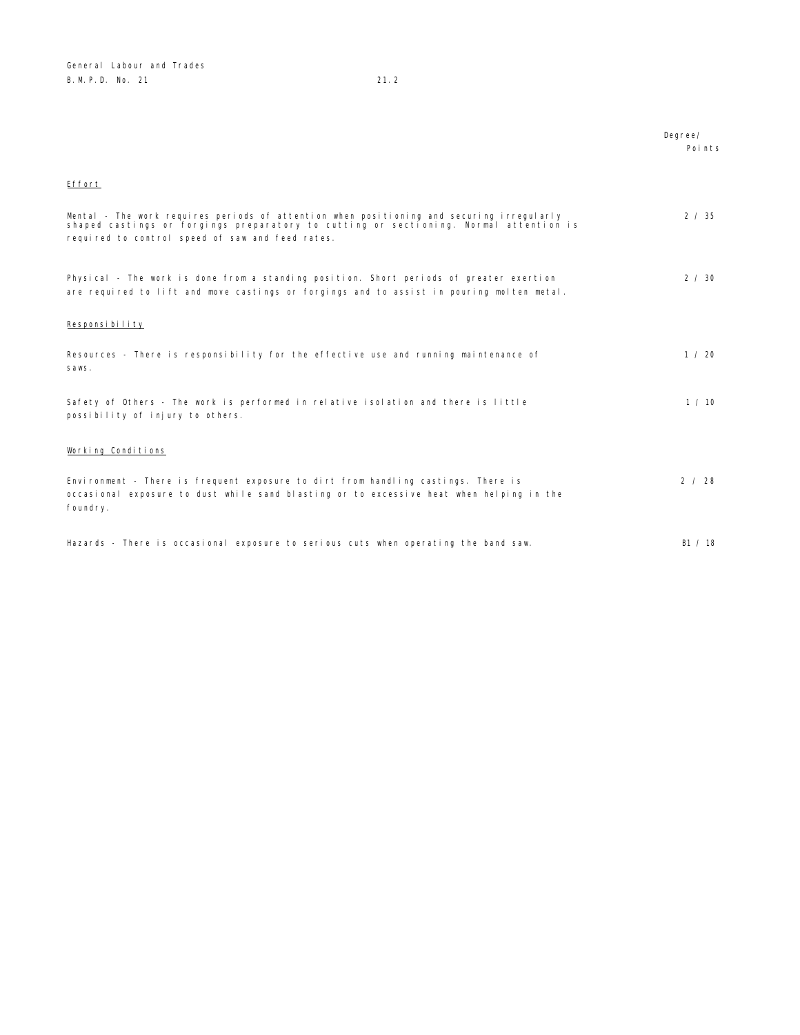| | Degree/ Points |
|---|---|
| <u>Effort</u> | |
| Mental - The work requires periods of attention when positioning and securing irregularly shaped castings or forgings preparatory to cutting or sectioning. Normal attention is required to control speed of saw and feed rates. | 2 / 35 |
| Physical - The work is done from a standing position. Short periods of greater exertion are required to lift and move castings or forgings and to assist in pouring molten metal. | 2 / 30 |
| <u>Responsibility</u> | |
| Resources - There is responsibility for the effective use and running maintenance of saws. | 1 / 20 |
| Safety of Others - The work is performed in relative isolation and there is little possibility of injury to others. | 1 / 10 |
| <u>Working Conditions</u> | |
| Environment - There is frequent exposure to dirt from handling castings. There is occasional exposure to dust while sand blasting or to excessive heat when helping in the foundry. | 2 / 28 |
| Hazards - There is occasional exposure to serious cuts when operating the band saw. | B1 / 18 |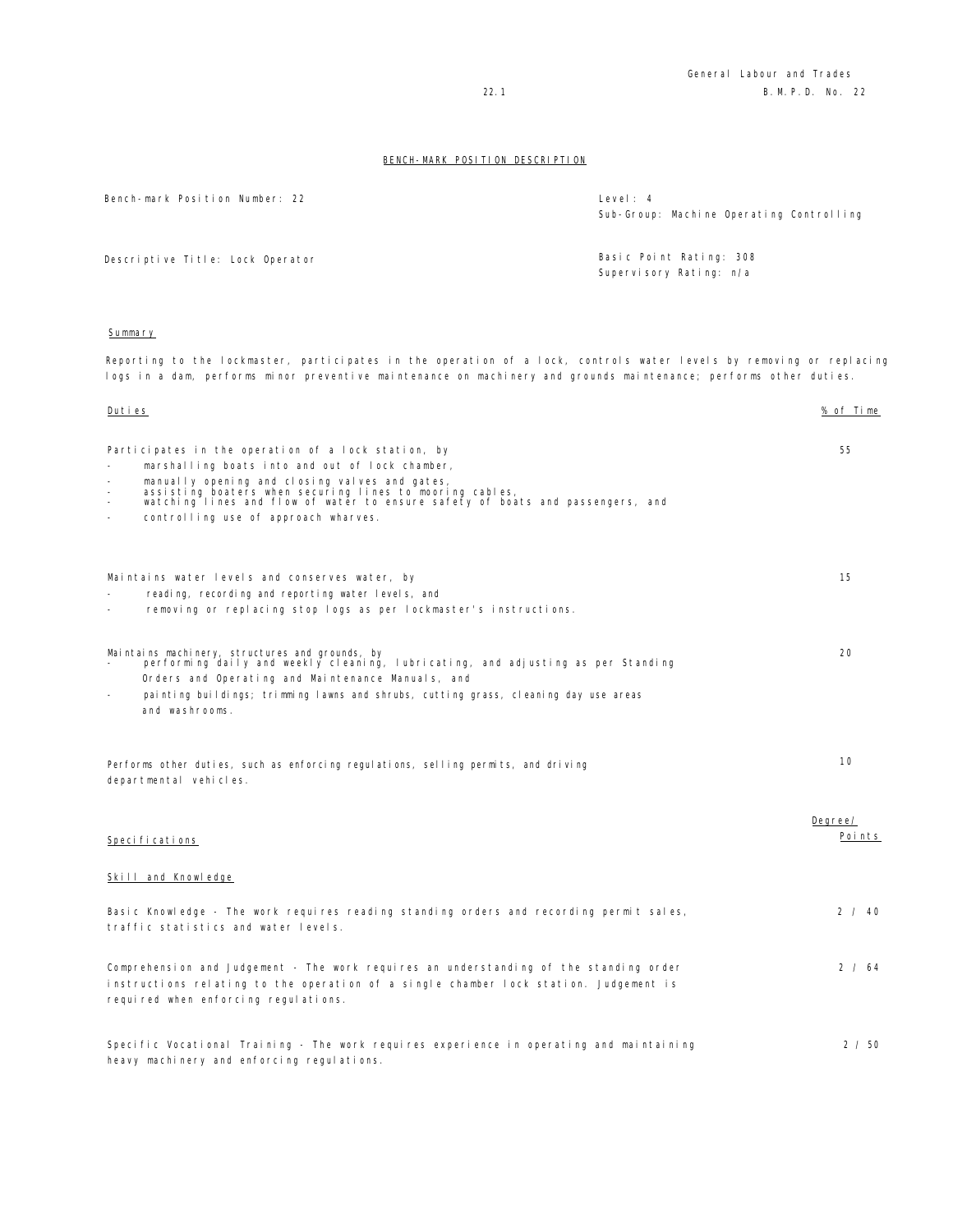## BENCH-MARK POSITION DESCRIPTION

| | |
|---|---|
| Bench-mark Position Number: 22 | Level: 4<br>Sub-Group: Machine Operating Controlling |
| Descriptive Title: Lock Operator | Basic Point Rating: 308<br>Supervisory Rating: n/a |

### Summary

Reporting to the lockmaster, participates in the operation of a lock, controls water levels by removing or replacing logs in a dam, performs minor preventive maintenance on machinery and grounds maintenance; performs other duties.

| Duties | % of Time |
|---|---|
| Participates in the operation of a lock station, by<br>- marshalling boats into and out of lock chamber,<br>- manually opening and closing valves and gates,<br>- assisting boaters when securing lines to mooring cables,<br>- watching lines and flow of water to ensure safety of boats and passengers, and<br>- controlling use of approach wharves. | 55 |
| Maintains water levels and conserves water, by<br>- reading, recording and reporting water levels, and<br>- removing or replacing stop logs as per lockmaster's instructions. | 15 |
| Maintains machinery, structures and grounds, by<br>- performing daily and weekly cleaning, lubricating, and adjusting as per Standing Orders and Operating and Maintenance Manuals, and<br>- painting buildings; trimming lawns and shrubs, cutting grass, cleaning day use areas and washrooms. | 20 |
| Performs other duties, such as enforcing regulations, selling permits, and driving departmental vehicles. | 10 |

| Specifications | Degree/ Points |
|---|---|
| **Skill and Knowledge** | |
| Basic Knowledge - The work requires reading standing orders and recording permit sales, traffic statistics and water levels. | 2 / 40 |
| Comprehension and Judgement - The work requires an understanding of the standing order instructions relating to the operation of a single chamber lock station. Judgement is required when enforcing regulations. | 2 / 64 |
| Specific Vocational Training - The work requires experience in operating and maintaining heavy machinery and enforcing regulations. | 2 / 50 |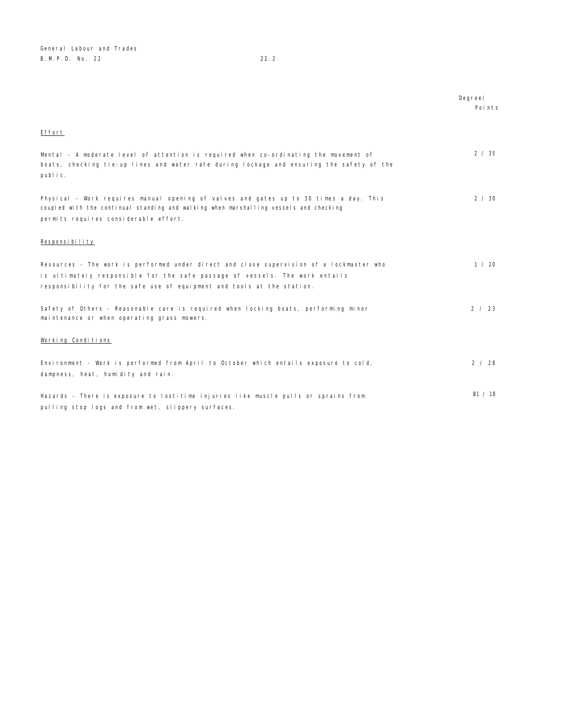| | Degree/ Points |
|---|---|
| **Effort** | |
| Mental - A moderate level of attention is required when co-ordinating the movement of boats, checking tie-up lines and water rate during lockage and ensuring the safety of the public. | 2 / 35 |
| Physical - Work requires manual opening of valves and gates up to 30 times a day. This coupled with the continual standing and walking when marshalling vessels and checking permits requires considerable effort. | 2 / 30 |
| **Responsibility** | |
| Resources - The work is performed under direct and close supervision of a lockmaster who is ultimately responsible for the safe passage of vessels. The work entails responsibility for the safe use of equipment and tools at the station. | 1 / 20 |
| Safety of Others - Reasonable care is required when locking boats, performing minor maintenance or when operating grass mowers. | 2 / 23 |
| **Working Conditions** | |
| Environment - Work is performed from April to October which entails exposure to cold, dampness, heat, humidity and rain. | 2 / 28 |
| Hazards - There is exposure to lost-time injuries like muscle pulls or sprains from pulling stop logs and from wet, slippery surfaces. | B1 / 18 |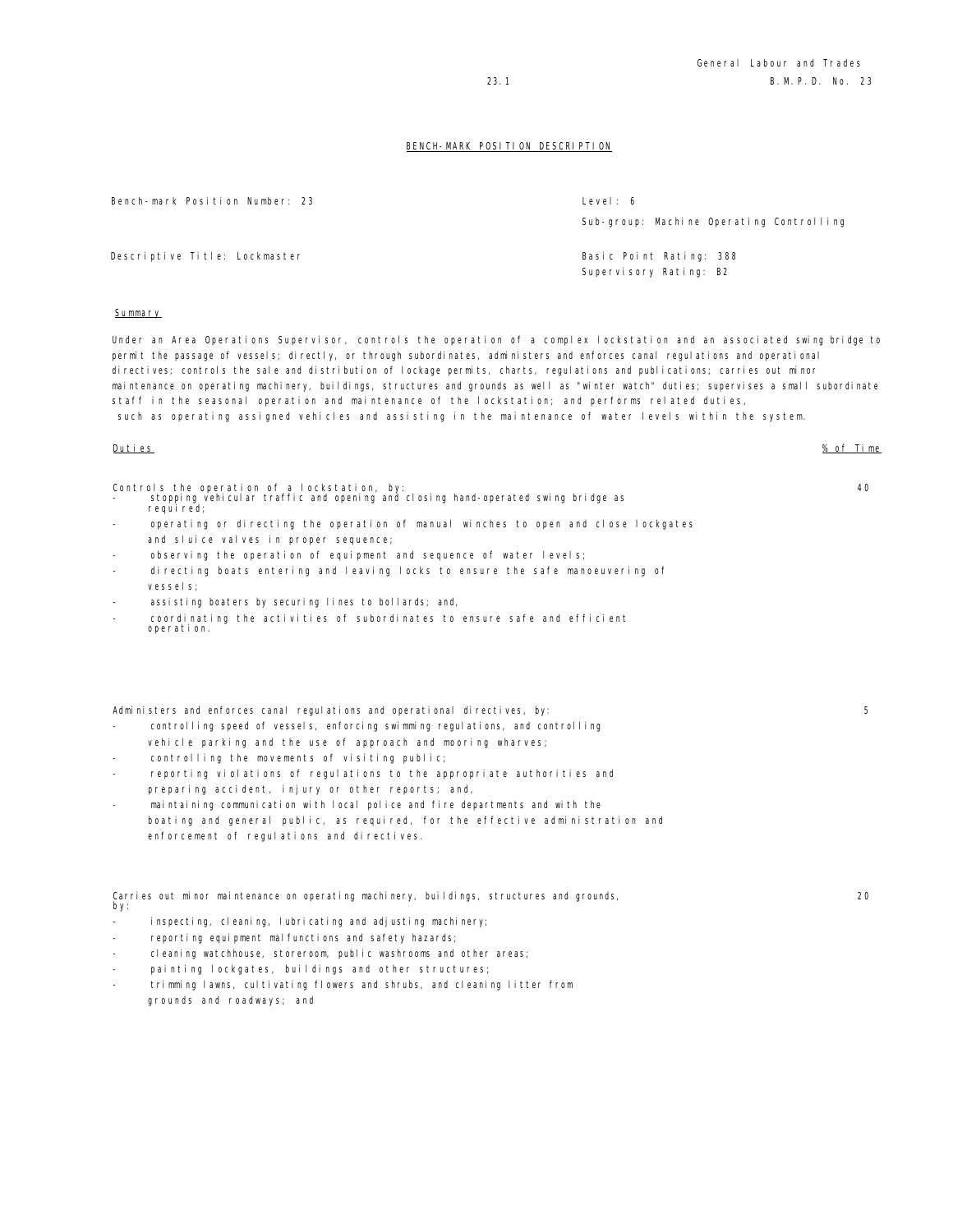## BENCH-MARK POSITION DESCRIPTION

| | |
|---|---|
| Bench-mark Position Number: 23 | Level: 6 |
| | Sub-group: Machine Operating Controlling |
| Descriptive Title: Lockmaster | Basic Point Rating: 388 |
| | Supervisory Rating: B2 |

### Summary

Under an Area Operations Supervisor, controls the operation of a complex lockstation and an associated swing bridge to permit the passage of vessels; directly, or through subordinates, administers and enforces canal regulations and operational directives; controls the sale and distribution of lockage permits, charts, regulations and publications; carries out minor maintenance on operating machinery, buildings, structures and grounds as well as "winter watch" duties; supervises a small subordinate staff in the seasonal operation and maintenance of the lockstation; and performs related duties, such as operating assigned vehicles and assisting in the maintenance of water levels within the system.

| Duties | % of Time |
|---|---|
| Controls the operation of a lockstation, by:<br>- stopping vehicular traffic and opening and closing hand-operated swing bridge as required;<br>- operating or directing the operation of manual winches to open and close lockgates and sluice valves in proper sequence;<br>- observing the operation of equipment and sequence of water levels;<br>- directing boats entering and leaving locks to ensure the safe manoeuvering of vessels;<br>- assisting boaters by securing lines to bollards; and,<br>- coordinating the activities of subordinates to ensure safe and efficient operation. | 40 |
| Administers and enforces canal regulations and operational directives, by:<br>- controlling speed of vessels, enforcing swimming regulations, and controlling vehicle parking and the use of approach and mooring wharves;<br>- controlling the movements of visiting public;<br>- reporting violations of regulations to the appropriate authorities and preparing accident, injury or other reports; and,<br>- maintaining communication with local police and fire departments and with the boating and general public, as required, for the effective administration and enforcement of regulations and directives. | 5 |
| Carries out minor maintenance on operating machinery, buildings, structures and grounds, by:<br>- inspecting, cleaning, lubricating and adjusting machinery;<br>- reporting equipment malfunctions and safety hazards;<br>- cleaning watchhouse, storeroom, public washrooms and other areas;<br>- painting lockgates, buildings and other structures;<br>- trimming lawns, cultivating flowers and shrubs, and cleaning litter from grounds and roadways; and | 20 |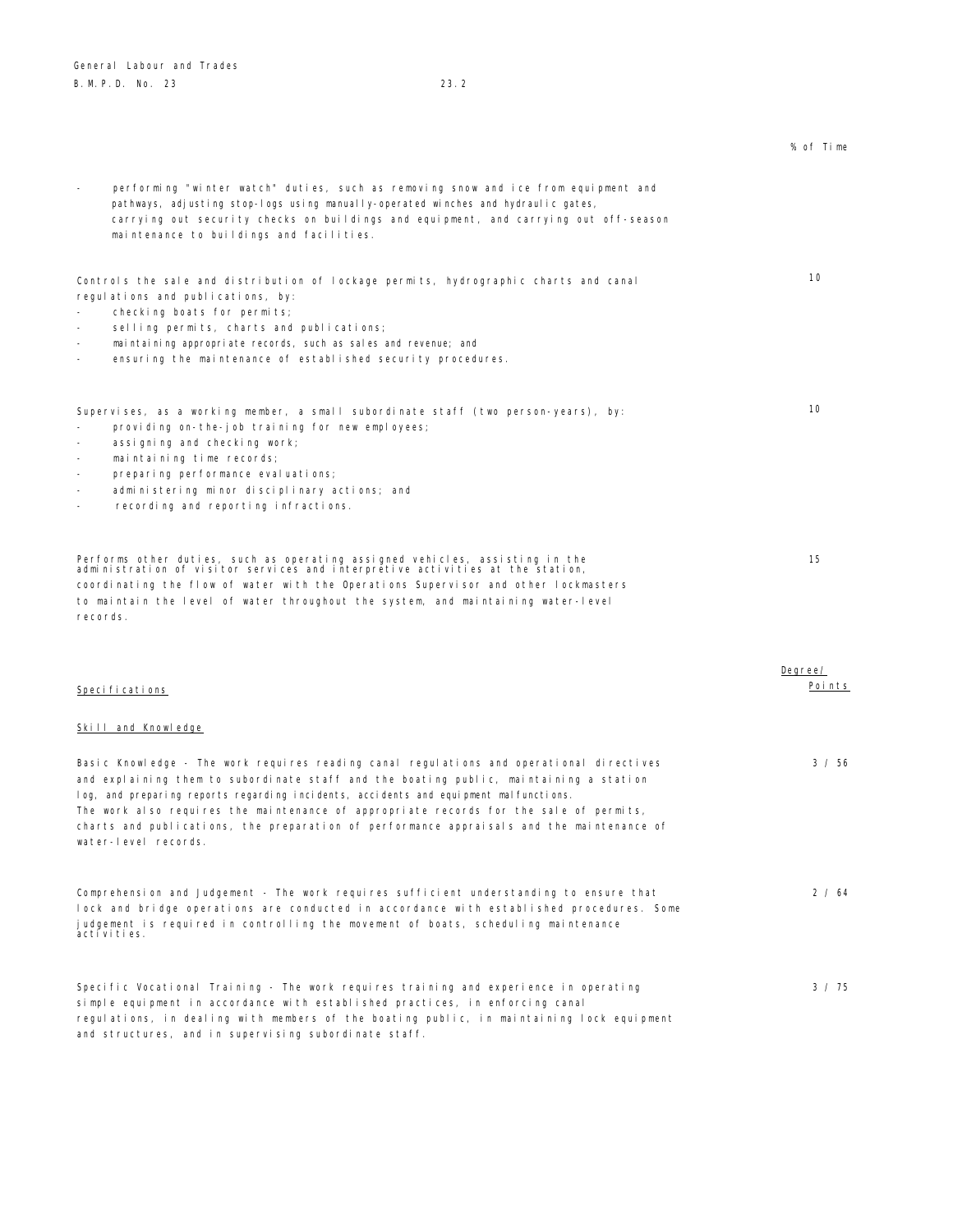% of Time

- performing "winter watch" duties, such as removing snow and ice from equipment and pathways, adjusting stop-logs using manually-operated winches and hydraulic gates, carrying out security checks on buildings and equipment, and carrying out off-season maintenance to buildings and facilities.

Controls the sale and distribution of lockage permits, hydrographic charts and canal regulations and publications, by: — 10

- checking boats for permits;
- selling permits, charts and publications;
- maintaining appropriate records, such as sales and revenue; and
- ensuring the maintenance of established security procedures.

Supervises, as a working member, a small subordinate staff (two person-years), by: — 10

- providing on-the-job training for new employees;
- assigning and checking work;
- maintaining time records;
- preparing performance evaluations;
- administering minor disciplinary actions; and
- recording and reporting infractions.

Performs other duties, such as operating assigned vehicles, assisting in the administration of visitor services and interpretive activities at the station, coordinating the flow of water with the Operations Supervisor and other lockmasters to maintain the level of water throughout the system, and maintaining water-level records. — 15

| Specifications | Degree/ Points |
|---|---|
| **Skill and Knowledge** | |
| Basic Knowledge - The work requires reading canal regulations and operational directives and explaining them to subordinate staff and the boating public, maintaining a station log, and preparing reports regarding incidents, accidents and equipment malfunctions. The work also requires the maintenance of appropriate records for the sale of permits, charts and publications, the preparation of performance appraisals and the maintenance of water-level records. | 3 / 56 |
| Comprehension and Judgement - The work requires sufficient understanding to ensure that lock and bridge operations are conducted in accordance with established procedures. Some judgement is required in controlling the movement of boats, scheduling maintenance activities. | 2 / 64 |
| Specific Vocational Training - The work requires training and experience in operating simple equipment in accordance with established practices, in enforcing canal regulations, in dealing with members of the boating public, in maintaining lock equipment and structures, and in supervising subordinate staff. | 3 / 75 |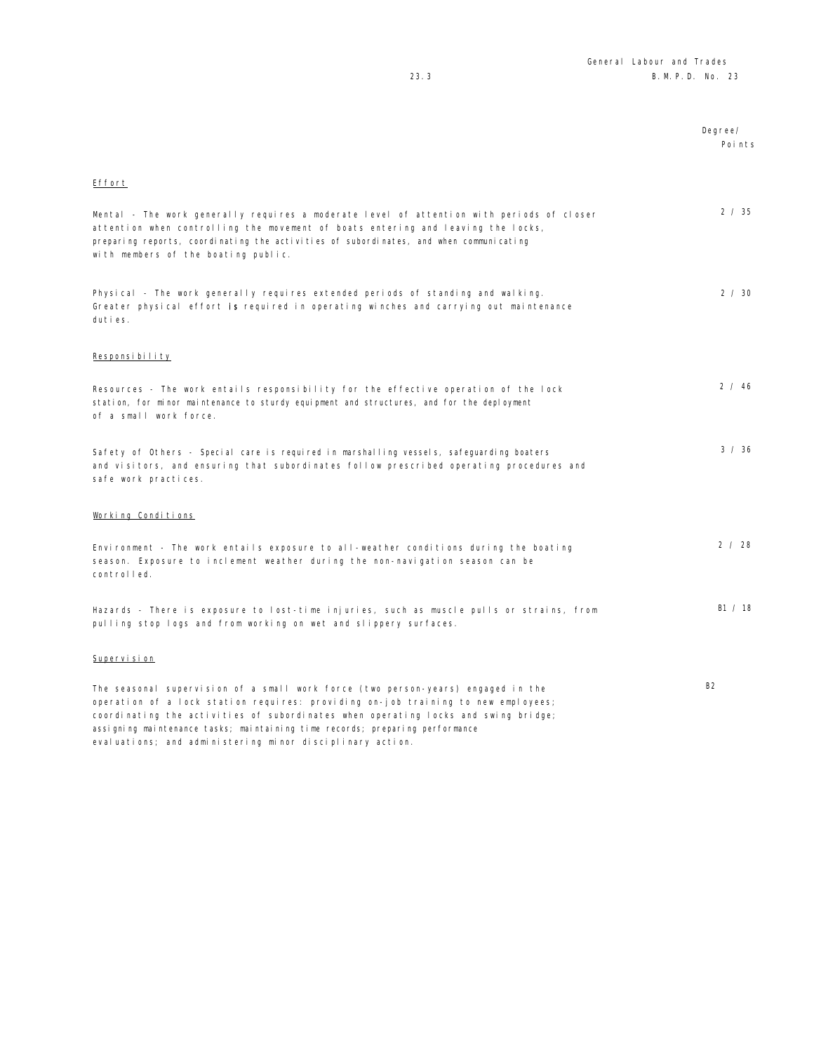Degree/
Points

<u>Effort</u>

Mental - The work generally requires a moderate level of attention with periods of closer attention when controlling the movement of boats entering and leaving the locks, preparing reports, coordinating the activities of subordinates, and when communicating with members of the boating public. — 2 / 35

Physical - The work generally requires extended periods of standing and walking. Greater physical effort is required in operating winches and carrying out maintenance duties. — 2 / 30

<u>Responsibility</u>

Resources - The work entails responsibility for the effective operation of the lock station, for minor maintenance to sturdy equipment and structures, and for the deployment of a small work force. — 2 / 46

Safety of Others - Special care is required in marshalling vessels, safeguarding boaters and visitors, and ensuring that subordinates follow prescribed operating procedures and safe work practices. — 3 / 36

<u>Working Conditions</u>

Environment - The work entails exposure to all-weather conditions during the boating season. Exposure to inclement weather during the non-navigation season can be controlled. — 2 / 28

Hazards - There is exposure to lost-time injuries, such as muscle pulls or strains, from pulling stop logs and from working on wet and slippery surfaces. — B1 / 18

<u>Supervision</u>

The seasonal supervision of a small work force (two person-years) engaged in the operation of a lock station requires: providing on-job training to new employees; coordinating the activities of subordinates when operating locks and swing bridge; assigning maintenance tasks; maintaining time records; preparing performance evaluations; and administering minor disciplinary action. — B2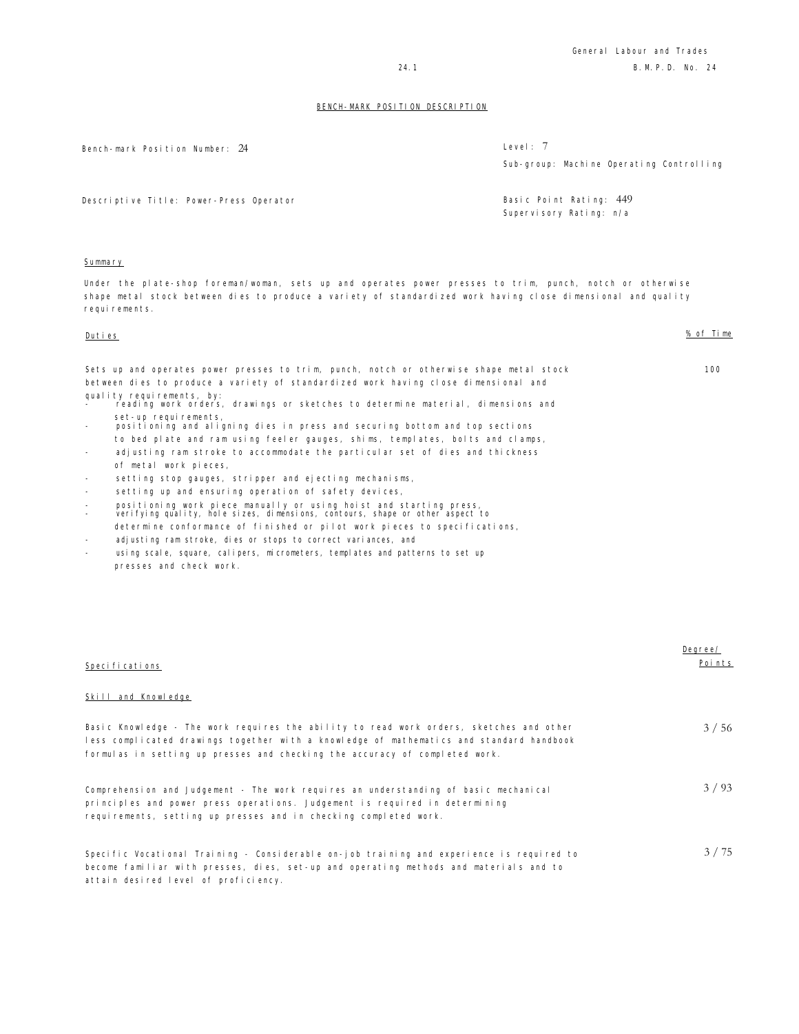## BENCH-MARK POSITION DESCRIPTION

| | |
|---|---|
| Bench-mark Position Number: 24 | Level: 7 |
| | Sub-group: Machine Operating Controlling |
| Descriptive Title: Power-Press Operator | Basic Point Rating: 449 |
| | Supervisory Rating: n/a |

### Summary

Under the plate-shop foreman/woman, sets up and operates power presses to trim, punch, notch or otherwise shape metal stock between dies to produce a variety of standardized work having close dimensional and quality requirements.

| Duties | % of Time |
|---|---|
| Sets up and operates power presses to trim, punch, notch or otherwise shape metal stock between dies to produce a variety of standardized work having close dimensional and quality requirements, by: | 100 |

- reading work orders, drawings or sketches to determine material, dimensions and set-up requirements,
- positioning and aligning dies in press and securing bottom and top sections to bed plate and ram using feeler gauges, shims, templates, bolts and clamps,
- adjusting ram stroke to accommodate the particular set of dies and thickness of metal work pieces,
- setting stop gauges, stripper and ejecting mechanisms,
- setting up and ensuring operation of safety devices,
- positioning work piece manually or using hoist and starting press,
- verifying quality, hole sizes, dimensions, contours, shape or other aspect to determine conformance of finished or pilot work pieces to specifications,
- adjusting ram stroke, dies or stops to correct variances, and
- using scale, square, calipers, micrometers, templates and patterns to set up presses and check work.

| Specifications | Degree/ Points |
|---|---|
| **Skill and Knowledge** | |
| Basic Knowledge - The work requires the ability to read work orders, sketches and other less complicated drawings together with a knowledge of mathematics and standard handbook formulas in setting up presses and checking the accuracy of completed work. | 3 / 56 |
| Comprehension and Judgement - The work requires an understanding of basic mechanical principles and power press operations. Judgement is required in determining requirements, setting up presses and in checking completed work. | 3 / 93 |
| Specific Vocational Training - Considerable on-job training and experience is required to become familiar with presses, dies, set-up and operating methods and materials and to attain desired level of proficiency. | 3 / 75 |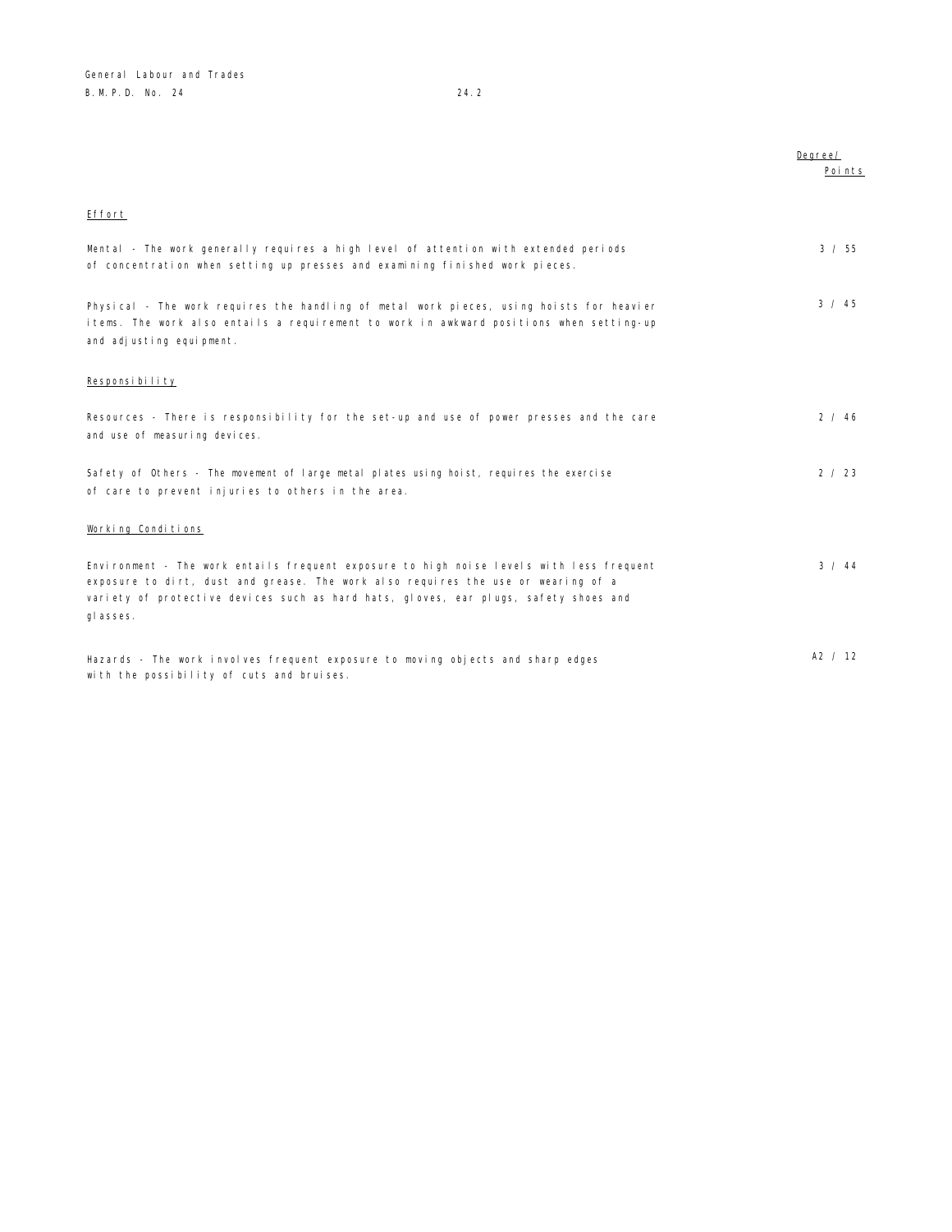Degree/ Points

Effort

Mental - The work generally requires a high level of attention with extended periods of concentration when setting up presses and examining finished work pieces. 3 / 55

Physical - The work requires the handling of metal work pieces, using hoists for heavier items. The work also entails a requirement to work in awkward positions when setting-up and adjusting equipment. 3 / 45

Responsibility

Resources - There is responsibility for the set-up and use of power presses and the care and use of measuring devices. 2 / 46

Safety of Others - The movement of large metal plates using hoist, requires the exercise of care to prevent injuries to others in the area. 2 / 23

Working Conditions

Environment - The work entails frequent exposure to high noise levels with less frequent exposure to dirt, dust and grease. The work also requires the use or wearing of a variety of protective devices such as hard hats, gloves, ear plugs, safety shoes and glasses. 3 / 44

Hazards - The work involves frequent exposure to moving objects and sharp edges with the possibility of cuts and bruises. A2 / 12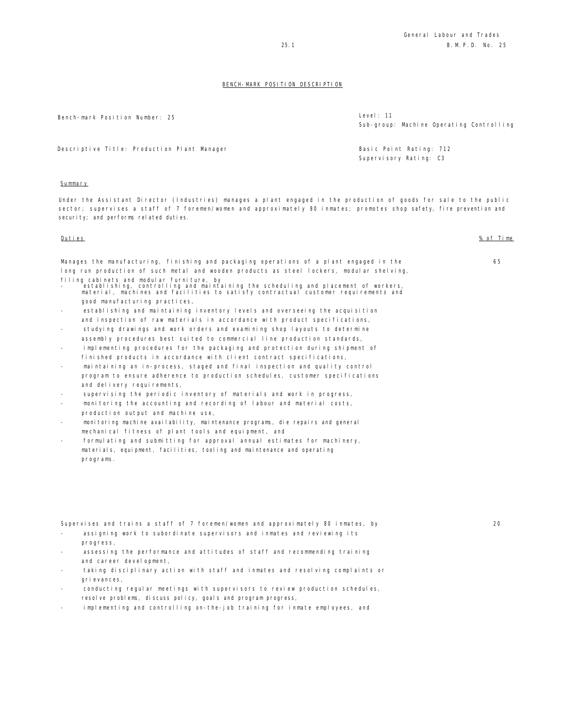## BENCH-MARK POSITION DESCRIPTION

| | |
|---|---|
| Bench-mark Position Number: 25 | Level: 11 |
| | Sub-group: Machine Operating Controlling |
| Descriptive Title: Production Plant Manager | Basic Point Rating: 712 |
| | Supervisory Rating: C3 |

**Summary**

Under the Assistant Director (Industries) manages a plant engaged in the production of goods for sale to the public sector; supervises a staff of 7 foremen/women and approximately 80 inmates; promotes shop safety, fire prevention and security; and performs related duties.

| Duties | % of Time |
|---|---|
| Manages the manufacturing, finishing and packaging operations of a plant engaged in the long run production of such metal and wooden products as steel lockers, modular shelving, filing cabinets and modular furniture, by<br>- establishing, controlling and maintaining the scheduling and placement of workers, material, machines and facilities to satisfy contractual customer requirements and good manufacturing practices,<br>- establishing and maintaining inventory levels and overseeing the acquisition and inspection of raw materials in accordance with product specifications,<br>- studying drawings and work orders and examining shop layouts to determine assembly procedures best suited to commercial line production standards,<br>- implementing procedures for the packaging and protection during shipment of finished products in accordance with client contract specifications,<br>- maintaining an in-process, staged and final inspection and quality control program to ensure adherence to production schedules, customer specifications and delivery requirements,<br>- supervising the periodic inventory of materials and work in progress,<br>- monitoring the accounting and recording of labour and material costs, production output and machine use,<br>- monitoring machine availability, maintenance programs, die repairs and general mechanical fitness of plant tools and equipment, and<br>- formulating and submitting for approval annual estimates for machinery, materials, equipment, facilities, tooling and maintenance and operating programs. | 65 |
| Supervises and trains a staff of 7 foremen/women and approximately 80 inmates, by<br>- assigning work to subordinate supervisors and inmates and reviewing its progress,<br>- assessing the performance and attitudes of staff and recommending training and career development,<br>- taking disciplinary action with staff and inmates and resolving complaints or grievances,<br>- conducting regular meetings with supervisors to review production schedules, resolve problems, discuss policy, goals and program progress,<br>- implementing and controlling on-the-job training for inmate employees, and | 20 |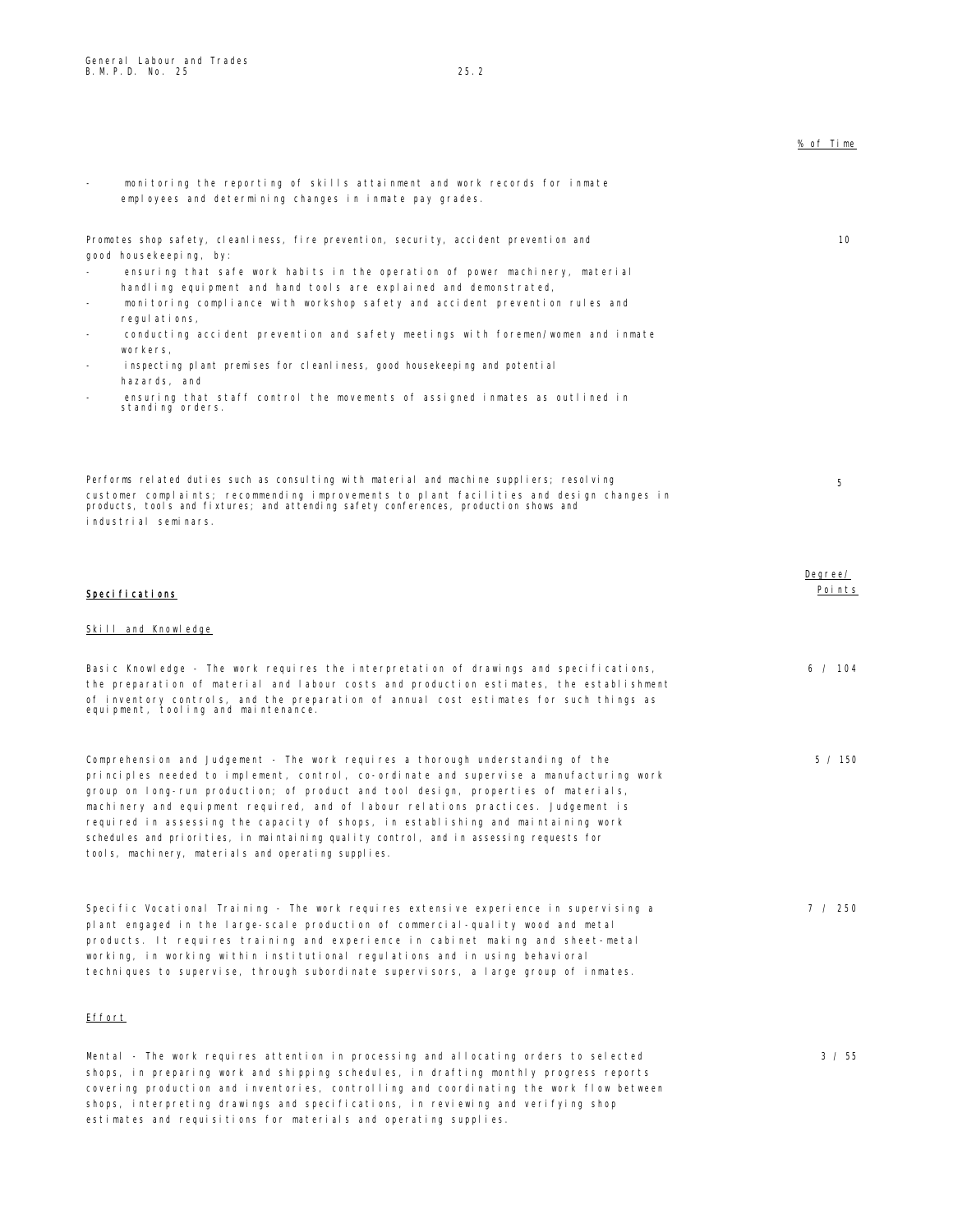% of Time

- monitoring the reporting of skills attainment and work records for inmate employees and determining changes in inmate pay grades.

Promotes shop safety, cleanliness, fire prevention, security, accident prevention and good housekeeping, by: — 10

- ensuring that safe work habits in the operation of power machinery, material handling equipment and hand tools are explained and demonstrated,
- monitoring compliance with workshop safety and accident prevention rules and regulations,
- conducting accident prevention and safety meetings with foremen/women and inmate workers,
- inspecting plant premises for cleanliness, good housekeeping and potential hazards, and
- ensuring that staff control the movements of assigned inmates as outlined in standing orders.

Performs related duties such as consulting with material and machine suppliers; resolving customer complaints; recommending improvements to plant facilities and design changes in products, tools and fixtures; and attending safety conferences, production shows and industrial seminars. — 5

## Specifications

Degree/ Points

### Skill and Knowledge

Basic Knowledge - The work requires the interpretation of drawings and specifications, the preparation of material and labour costs and production estimates, the establishment of inventory controls, and the preparation of annual cost estimates for such things as equipment, tooling and maintenance. — 6 / 104

Comprehension and Judgement - The work requires a thorough understanding of the principles needed to implement, control, co-ordinate and supervise a manufacturing work group on long-run production; of product and tool design, properties of materials, machinery and equipment required, and of labour relations practices. Judgement is required in assessing the capacity of shops, in establishing and maintaining work schedules and priorities, in maintaining quality control, and in assessing requests for tools, machinery, materials and operating supplies. — 5 / 150

Specific Vocational Training - The work requires extensive experience in supervising a plant engaged in the large-scale production of commercial-quality wood and metal products. It requires training and experience in cabinet making and sheet-metal working, in working within institutional regulations and in using behavioral techniques to supervise, through subordinate supervisors, a large group of inmates. — 7 / 250

### Effort

Mental - The work requires attention in processing and allocating orders to selected shops, in preparing work and shipping schedules, in drafting monthly progress reports covering production and inventories, controlling and coordinating the work flow between shops, interpreting drawings and specifications, in reviewing and verifying shop estimates and requisitions for materials and operating supplies. — 3 / 55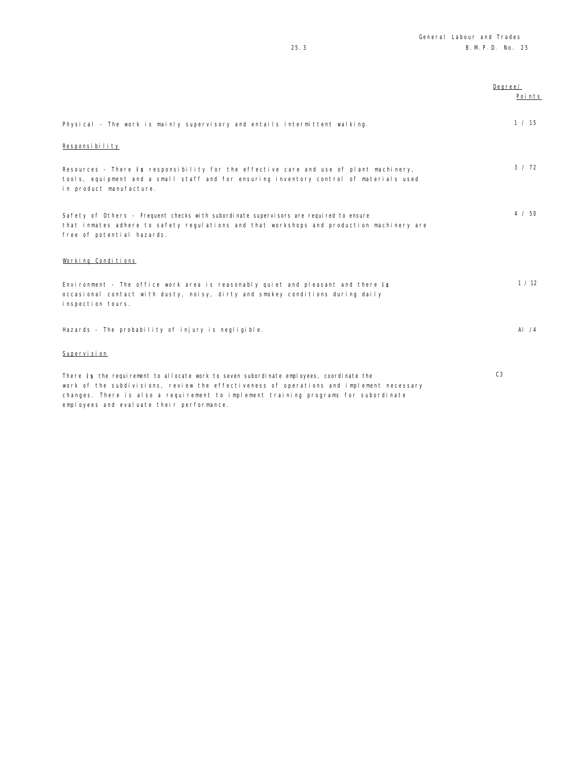| | Degree/ Points |
|---|---|
| Physical - The work is mainly supervisory and entails intermittent walking. | 1 / 15 |
| **Responsibility** | |
| Resources - There is responsibility for the effective care and use of plant machinery, tools, equipment and a small staff and for ensuring inventory control of materials used in product manufacture. | 3 / 72 |
| Safety of Others - Frequent checks with subordinate supervisors are required to ensure that inmates adhere to safety regulations and that workshops and production machinery are free of potential hazards. | 4 / 50 |
| **Working Conditions** | |
| Environment - The office work area is reasonably quiet and pleasant and there is occasional contact with dusty, noisy, dirty and smokey conditions during daily inspection tours. | 1 / 12 |
| Hazards - The probability of injury is negligible. | Al /4 |
| **Supervision** | |
| There is the requirement to allocate work to seven subordinate employees, coordinate the work of the subdivisions, review the effectiveness of operations and implement necessary changes. There is also a requirement to implement training programs for subordinate employees and evaluate their performance. | C3 |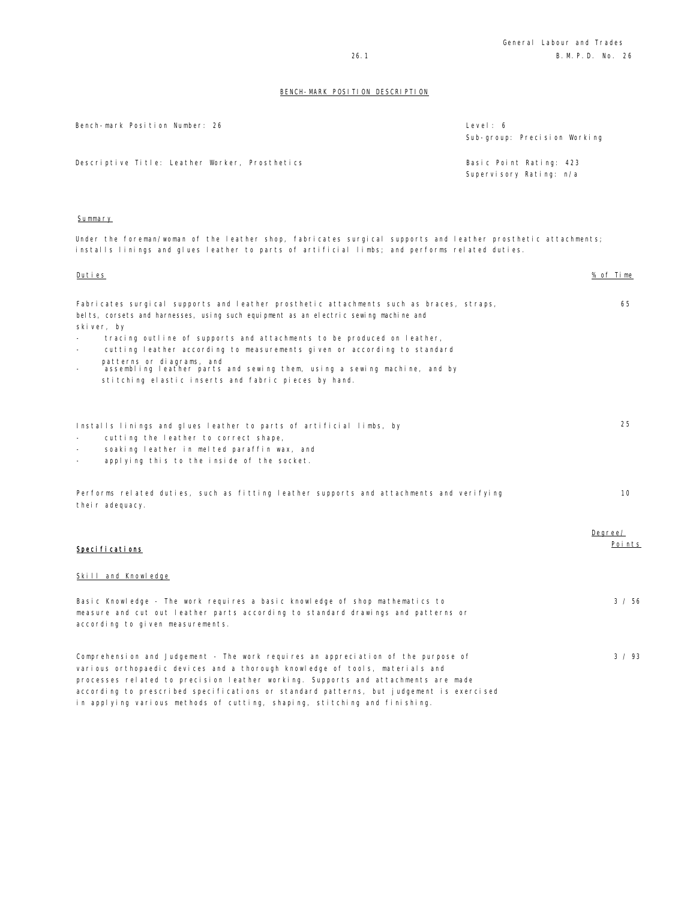## BENCH-MARK POSITION DESCRIPTION

| | |
|---|---|
| Bench-mark Position Number: 26 | Level: 6<br>Sub-group: Precision Working |
| Descriptive Title: Leather Worker, Prosthetics | Basic Point Rating: 423<br>Supervisory Rating: n/a |

### Summary

Under the foreman/woman of the leather shop, fabricates surgical supports and leather prosthetic attachments; installs linings and glues leather to parts of artificial limbs; and performs related duties.

| Duties | % of Time |
|---|---|
| Fabricates surgical supports and leather prosthetic attachments such as braces, straps, belts, corsets and harnesses, using such equipment as an electric sewing machine and skiver, by<br>- tracing outline of supports and attachments to be produced on leather,<br>- cutting leather according to measurements given or according to standard patterns or diagrams, and<br>- assembling leather parts and sewing them, using a sewing machine, and by stitching elastic inserts and fabric pieces by hand. | 65 |
| Installs linings and glues leather to parts of artificial limbs, by<br>- cutting the leather to correct shape,<br>- soaking leather in melted paraffin wax, and<br>- applying this to the inside of the socket. | 25 |
| Performs related duties, such as fitting leather supports and attachments and verifying their adequacy. | 10 |

| Specifications | Degree/ Points |
|---|---|
| **Skill and Knowledge** | |
| Basic Knowledge - The work requires a basic knowledge of shop mathematics to measure and cut out leather parts according to standard drawings and patterns or according to given measurements. | 3 / 56 |
| Comprehension and Judgement - The work requires an appreciation of the purpose of various orthopaedic devices and a thorough knowledge of tools, materials and processes related to precision leather working. Supports and attachments are made according to prescribed specifications or standard patterns, but judgement is exercised in applying various methods of cutting, shaping, stitching and finishing. | 3 / 93 |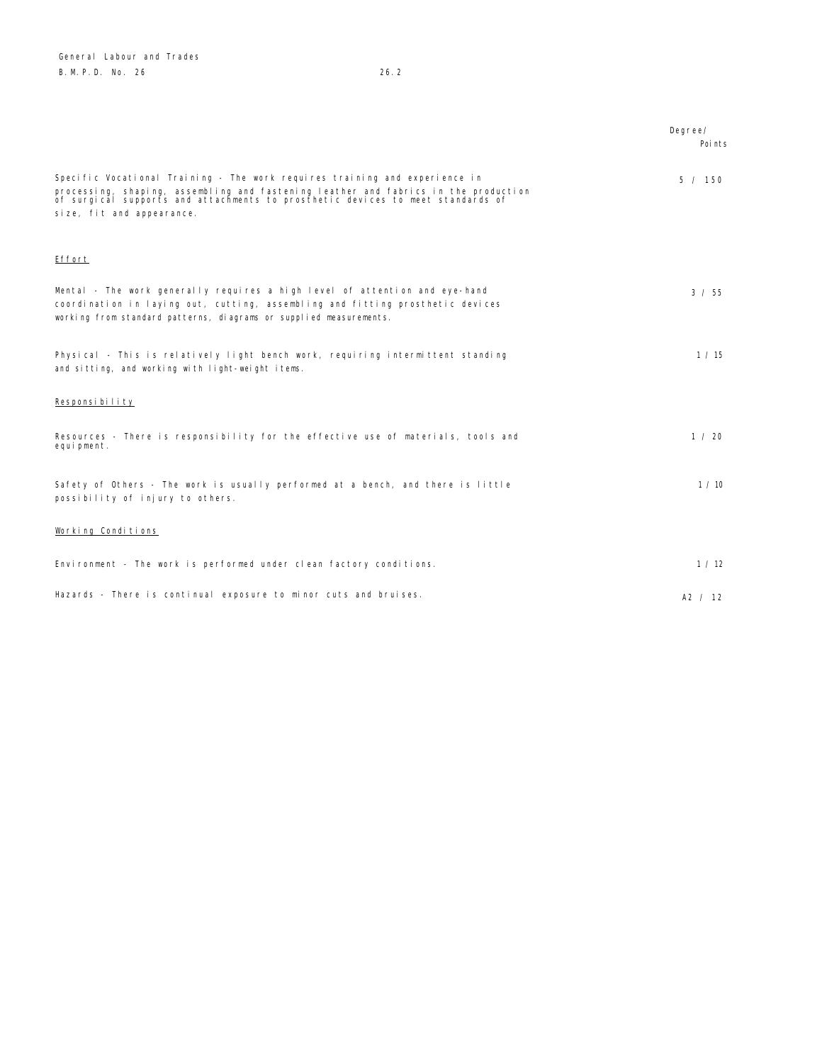| | Degree/ Points |
|---|---|
| Specific Vocational Training - The work requires training and experience in processing, shaping, assembling and fastening leather and fabrics in the production of surgical supports and attachments to prosthetic devices to meet standards of size, fit and appearance. | 5 / 150 |
| **Effort** | |
| Mental - The work generally requires a high level of attention and eye-hand coordination in laying out, cutting, assembling and fitting prosthetic devices working from standard patterns, diagrams or supplied measurements. | 3 / 55 |
| Physical - This is relatively light bench work, requiring intermittent standing and sitting, and working with light-weight items. | 1 / 15 |
| **Responsibility** | |
| Resources - There is responsibility for the effective use of materials, tools and equipment. | 1 / 20 |
| Safety of Others - The work is usually performed at a bench, and there is little possibility of injury to others. | 1 / 10 |
| **Working Conditions** | |
| Environment - The work is performed under clean factory conditions. | 1 / 12 |
| Hazards - There is continual exposure to minor cuts and bruises. | A2 / 12 |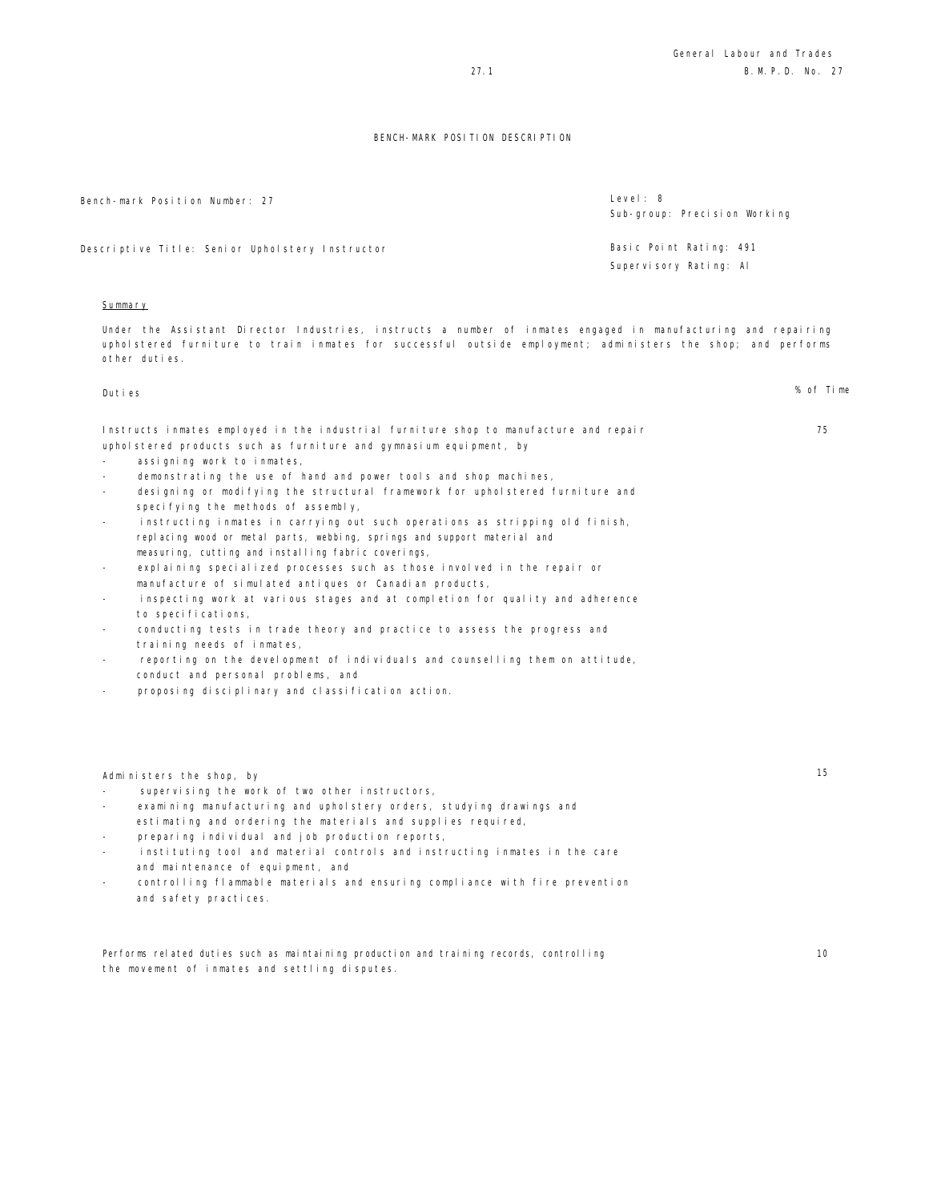# BENCH-MARK POSITION DESCRIPTION

Bench-mark Position Number: 27

Level: 8
Sub-group: Precision Working

Descriptive Title: Senior Upholstery Instructor

Basic Point Rating: 491
Supervisory Rating: A1

## Summary

Under the Assistant Director Industries, instructs a number of inmates engaged in manufacturing and repairing upholstered furniture to train inmates for successful outside employment; administers the shop; and performs other duties.

| Duties | % of Time |
|---|---|
| Instructs inmates employed in the industrial furniture shop to manufacture and repair upholstered products such as furniture and gymnasium equipment, by<br>- assigning work to inmates,<br>- demonstrating the use of hand and power tools and shop machines,<br>- designing or modifying the structural framework for upholstered furniture and specifying the methods of assembly,<br>- instructing inmates in carrying out such operations as stripping old finish, replacing wood or metal parts, webbing, springs and support material and measuring, cutting and installing fabric coverings,<br>- explaining specialized processes such as those involved in the repair or manufacture of simulated antiques or Canadian products,<br>- inspecting work at various stages and at completion for quality and adherence to specifications,<br>- conducting tests in trade theory and practice to assess the progress and training needs of inmates,<br>- reporting on the development of individuals and counselling them on attitude, conduct and personal problems, and<br>- proposing disciplinary and classification action. | 75 |
| Administers the shop, by<br>- supervising the work of two other instructors,<br>- examining manufacturing and upholstery orders, studying drawings and estimating and ordering the materials and supplies required,<br>- preparing individual and job production reports,<br>- instituting tool and material controls and instructing inmates in the care and maintenance of equipment, and<br>- controlling flammable materials and ensuring compliance with fire prevention and safety practices. | 15 |
| Performs related duties such as maintaining production and training records, controlling the movement of inmates and settling disputes. | 10 |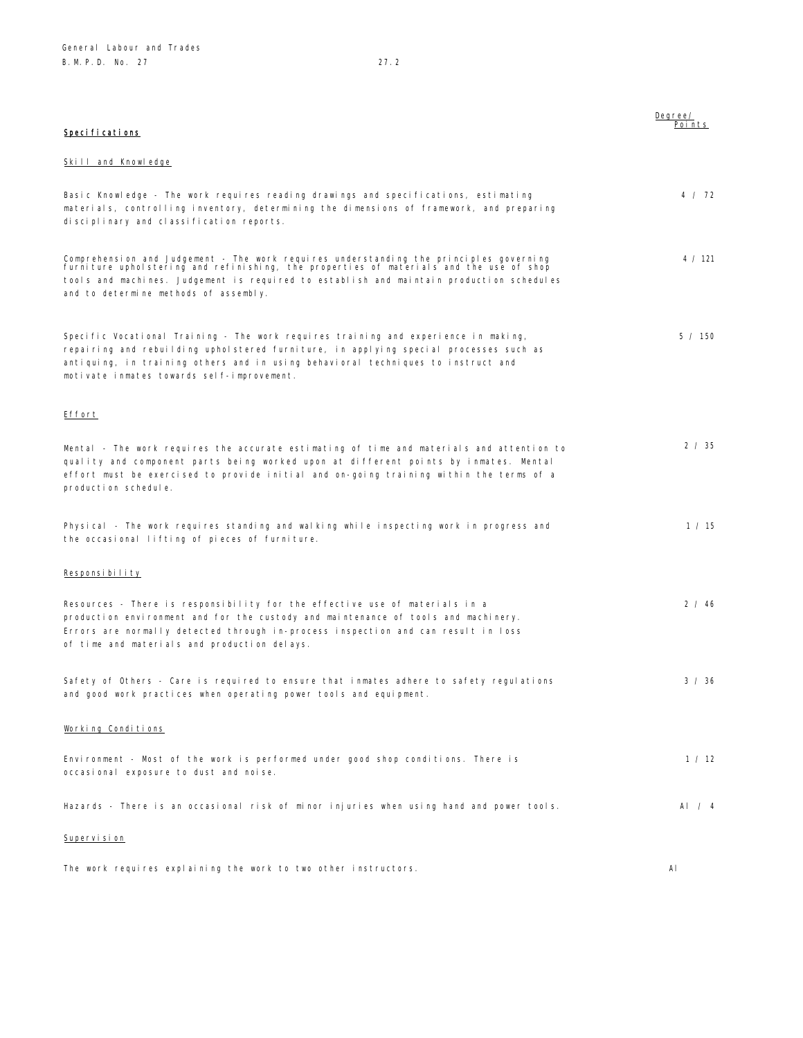**Specifications**

Degree/ Points

Skill and Knowledge

| | Degree/ Points |
|---|---|
| Basic Knowledge - The work requires reading drawings and specifications, estimating materials, controlling inventory, determining the dimensions of framework, and preparing disciplinary and classification reports. | 4 / 72 |
| Comprehension and Judgement - The work requires understanding the principles governing furniture upholstering and refinishing, the properties of materials and the use of shop tools and machines. Judgement is required to establish and maintain production schedules and to determine methods of assembly. | 4 / 121 |
| Specific Vocational Training - The work requires training and experience in making, repairing and rebuilding upholstered furniture, in applying special processes such as antiquing, in training others and in using behavioral techniques to instruct and motivate inmates towards self-improvement. | 5 / 150 |

Effort

| | |
|---|---|
| Mental - The work requires the accurate estimating of time and materials and attention to quality and component parts being worked upon at different points by inmates. Mental effort must be exercised to provide initial and on-going training within the terms of a production schedule. | 2 / 35 |
| Physical - The work requires standing and walking while inspecting work in progress and the occasional lifting of pieces of furniture. | 1 / 15 |

Responsibility

| | |
|---|---|
| Resources - There is responsibility for the effective use of materials in a production environment and for the custody and maintenance of tools and machinery. Errors are normally detected through in-process inspection and can result in loss of time and materials and production delays. | 2 / 46 |
| Safety of Others - Care is required to ensure that inmates adhere to safety regulations and good work practices when operating power tools and equipment. | 3 / 36 |

Working Conditions

| | |
|---|---|
| Environment - Most of the work is performed under good shop conditions. There is occasional exposure to dust and noise. | 1 / 12 |
| Hazards - There is an occasional risk of minor injuries when using hand and power tools. | A1 / 4 |

Supervision

| | |
|---|---|
| The work requires explaining the work to two other instructors. | A1 |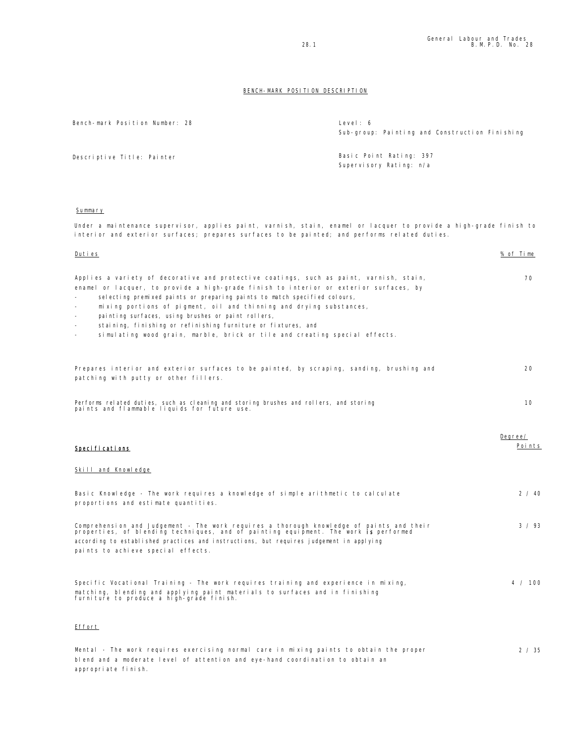## BENCH-MARK POSITION DESCRIPTION

| | |
|---|---|
| Bench-mark Position Number: 28 | Level: 6<br>Sub-group: Painting and Construction Finishing |
| Descriptive Title: Painter | Basic Point Rating: 397<br>Supervisory Rating: n/a |

### Summary

Under a maintenance supervisor, applies paint, varnish, stain, enamel or lacquer to provide a high-grade finish to interior and exterior surfaces; prepares surfaces to be painted; and performs related duties.

| Duties | % of Time |
|---|---|
| Applies a variety of decorative and protective coatings, such as paint, varnish, stain, enamel or lacquer, to provide a high-grade finish to interior or exterior surfaces, by<br>- selecting premixed paints or preparing paints to match specified colours,<br>- mixing portions of pigment, oil and thinning and drying substances,<br>- painting surfaces, using brushes or paint rollers,<br>- staining, finishing or refinishing furniture or fixtures, and<br>- simulating wood grain, marble, brick or tile and creating special effects. | 70 |
| Prepares interior and exterior surfaces to be painted, by scraping, sanding, brushing and patching with putty or other fillers. | 20 |
| Performs related duties, such as cleaning and storing brushes and rollers, and storing paints and flammable liquids for future use. | 10 |

| **Specifications** | Degree/ Points |
|---|---|
| **Skill and Knowledge** | |
| Basic Knowledge - The work requires a knowledge of simple arithmetic to calculate proportions and estimate quantities. | 2 / 40 |
| Comprehension and Judgement - The work requires a thorough knowledge of paints and their properties, of blending techniques, and of painting equipment. The work **is** performed according to established practices and instructions, but requires judgement in applying paints to achieve special effects. | 3 / 93 |
| Specific Vocational Training - The work requires training and experience in mixing, matching, blending and applying paint materials to surfaces and in finishing furniture to produce a high-grade finish. | 4 / 100 |
| **Effort** | |
| Mental - The work requires exercising normal care in mixing paints to obtain the proper blend and a moderate level of attention and eye-hand coordination to obtain an appropriate finish. | 2 / 35 |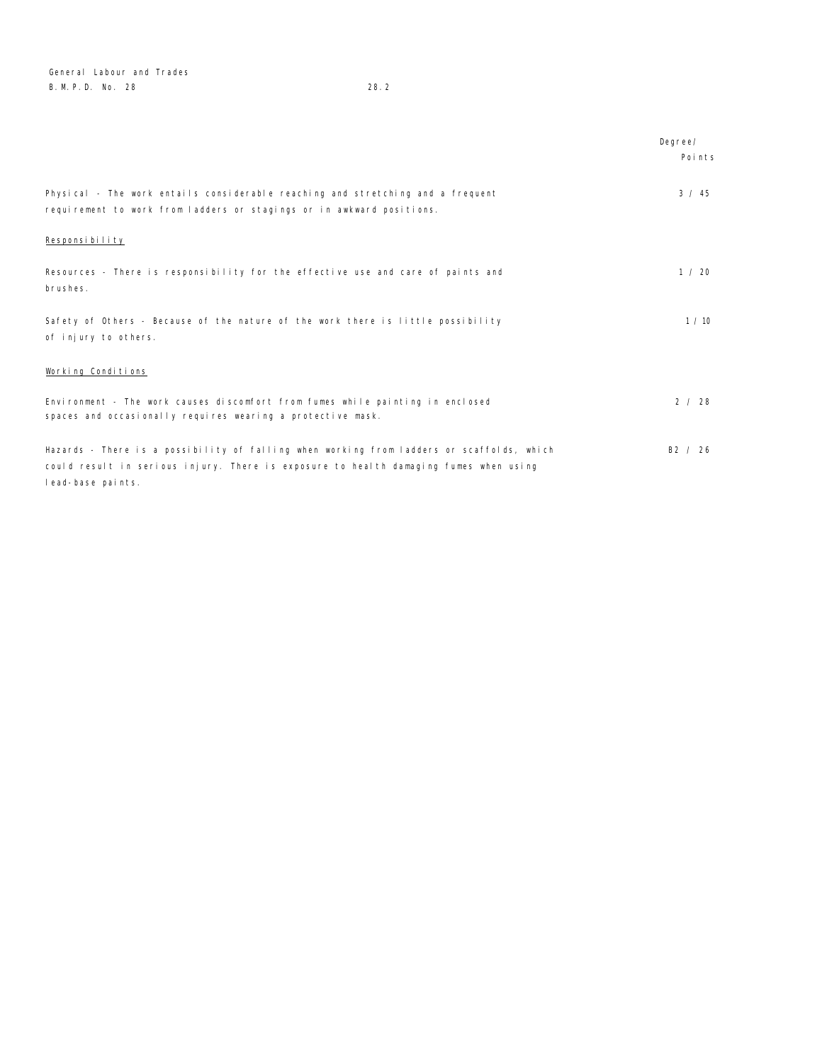| | Degree/ Points |
|---|---|
| Physical - The work entails considerable reaching and stretching and a frequent requirement to work from ladders or stagings or in awkward positions. | 3 / 45 |
| **Responsibility** | |
| Resources - There is responsibility for the effective use and care of paints and brushes. | 1 / 20 |
| Safety of Others - Because of the nature of the work there is little possibility of injury to others. | 1 / 10 |
| **Working Conditions** | |
| Environment - The work causes discomfort from fumes while painting in enclosed spaces and occasionally requires wearing a protective mask. | 2 / 28 |
| Hazards - There is a possibility of falling when working from ladders or scaffolds, which could result in serious injury. There is exposure to health damaging fumes when using lead-base paints. | B2 / 26 |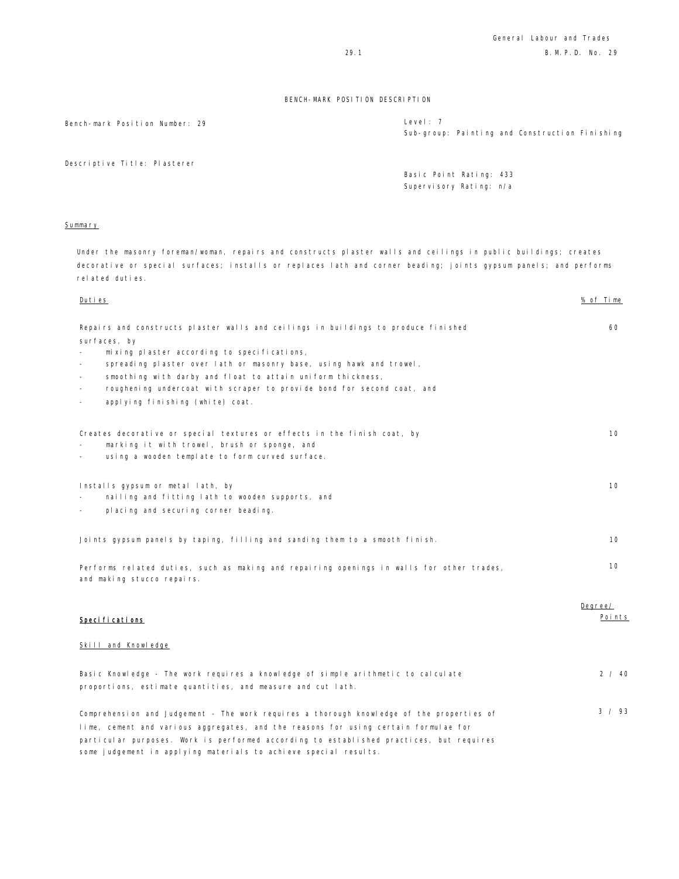# BENCH-MARK POSITION DESCRIPTION

Bench-mark Position Number: 29

Level: 7
Sub-group: Painting and Construction Finishing

Descriptive Title: Plasterer

Basic Point Rating: 433
Supervisory Rating: n/a

## Summary

Under the masonry foreman/woman, repairs and constructs plaster walls and ceilings in public buildings; creates decorative or special surfaces; installs or replaces lath and corner beading; joints gypsum panels; and performs related duties.

| Duties | % of Time |
|---|---|
| Repairs and constructs plaster walls and ceilings in buildings to produce finished surfaces, by<br>- mixing plaster according to specifications,<br>- spreading plaster over lath or masonry base, using hawk and trowel,<br>- smoothing with darby and float to attain uniform thickness,<br>- roughening undercoat with scraper to provide bond for second coat, and<br>- applying finishing (white) coat. | 60 |
| Creates decorative or special textures or effects in the finish coat, by<br>- marking it with trowel, brush or sponge, and<br>- using a wooden template to form curved surface. | 10 |
| Installs gypsum or metal lath, by<br>- nailing and fitting lath to wooden supports, and<br>- placing and securing corner beading. | 10 |
| Joints gypsum panels by taping, filling and sanding them to a smooth finish. | 10 |
| Performs related duties, such as making and repairing openings in walls for other trades, and making stucco repairs. | 10 |

| **Specifications** | Degree/ Points |
|---|---|
| Skill and Knowledge | |
| Basic Knowledge - The work requires a knowledge of simple arithmetic to calculate proportions, estimate quantities, and measure and cut lath. | 2 / 40 |
| Comprehension and Judgement - The work requires a thorough knowledge of the properties of lime, cement and various aggregates, and the reasons for using certain formulae for particular purposes. Work is performed according to established practices, but requires some judgement in applying materials to achieve special results. | 3 / 93 |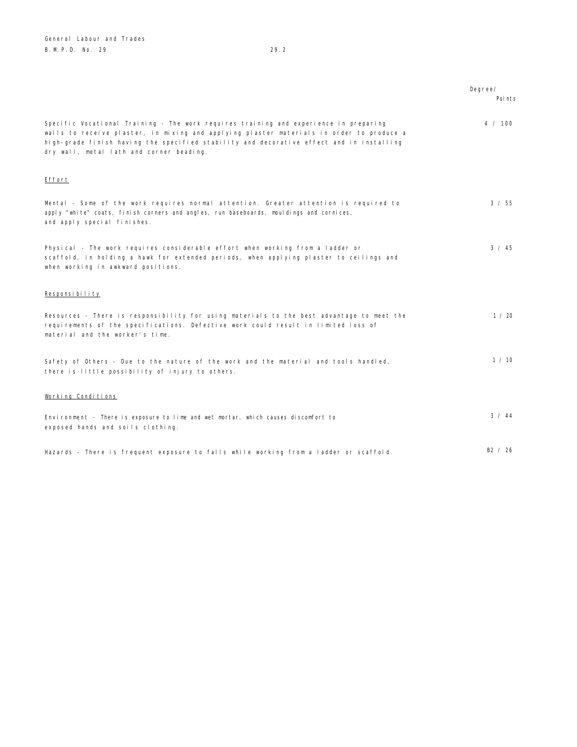| | Degree/ Points |
|---|---|
| Specific Vocational Training - The work requires training and experience in preparing walls to receive plaster, in mixing and applying plaster materials in order to produce a high-grade finish having the specified stability and decorative effect and in installing dry wall, metal lath and corner beading. | 4 / 100 |

<u>Effort</u>

| | |
|---|---|
| Mental - Some of the work requires normal attention. Greater attention is required to apply "white" coats, finish corners and angles, run baseboards, mouldings and cornices, and apply special finishes. | 3 / 55 |
| Physical - The work requires considerable effort when working from a ladder or scaffold, in holding a hawk for extended periods, when applying plaster to ceilings and when working in awkward positions. | 3 / 45 |

<u>Responsibility</u>

| | |
|---|---|
| Resources - There is responsibility for using materials to the best advantage to meet the requirements of the specifications. Defective work could result in limited loss of material and the worker's time. | 1 / 20 |
| Safety of Others - Due to the nature of the work and the material and tools handled, there is little possibility of injury to others. | 1 / 10 |

<u>Working Conditions</u>

| | |
|---|---|
| Environment - There is exposure to lime and wet mortar, which causes discomfort to exposed hands and soils clothing. | 3 / 44 |
| Hazards - There is frequent exposure to falls while working from a ladder or scaffold. | B2 / 26 |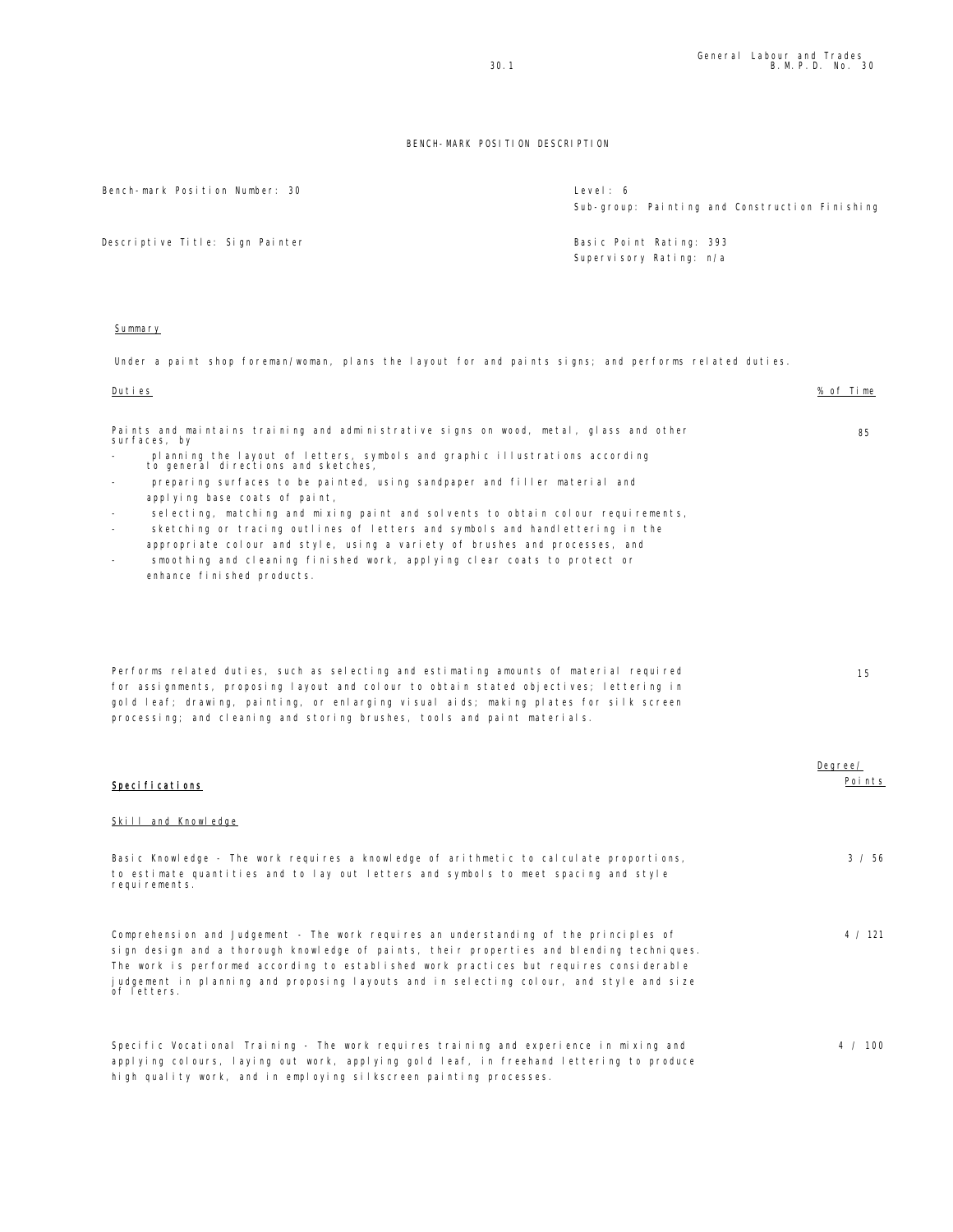# BENCH-MARK POSITION DESCRIPTION

| | |
|---|---|
| Bench-mark Position Number: 30 | Level: 6<br>Sub-group: Painting and Construction Finishing |
| Descriptive Title: Sign Painter | Basic Point Rating: 393<br>Supervisory Rating: n/a |

## Summary

Under a paint shop foreman/woman, plans the layout for and paints signs; and performs related duties.

| Duties | % of Time |
|---|---|
| Paints and maintains training and administrative signs on wood, metal, glass and other surfaces, by<br>- planning the layout of letters, symbols and graphic illustrations according to general directions and sketches,<br>- preparing surfaces to be painted, using sandpaper and filler material and applying base coats of paint,<br>- selecting, matching and mixing paint and solvents to obtain colour requirements,<br>- sketching or tracing outlines of letters and symbols and handlettering in the appropriate colour and style, using a variety of brushes and processes, and<br>- smoothing and cleaning finished work, applying clear coats to protect or enhance finished products. | 85 |
| Performs related duties, such as selecting and estimating amounts of material required for assignments, proposing layout and colour to obtain stated objectives; lettering in gold leaf; drawing, painting, or enlarging visual aids; making plates for silk screen processing; and cleaning and storing brushes, tools and paint materials. | 15 |

## Specifications

| | Degree/ Points |
|---|---|
| **Skill and Knowledge** | |
| Basic Knowledge - The work requires a knowledge of arithmetic to calculate proportions, to estimate quantities and to lay out letters and symbols to meet spacing and style requirements. | 3 / 56 |
| Comprehension and Judgement - The work requires an understanding of the principles of sign design and a thorough knowledge of paints, their properties and blending techniques. The work is performed according to established work practices but requires considerable judgement in planning and proposing layouts and in selecting colour, and style and size of letters. | 4 / 121 |
| Specific Vocational Training - The work requires training and experience in mixing and applying colours, laying out work, applying gold leaf, in freehand lettering to produce high quality work, and in employing silkscreen painting processes. | 4 / 100 |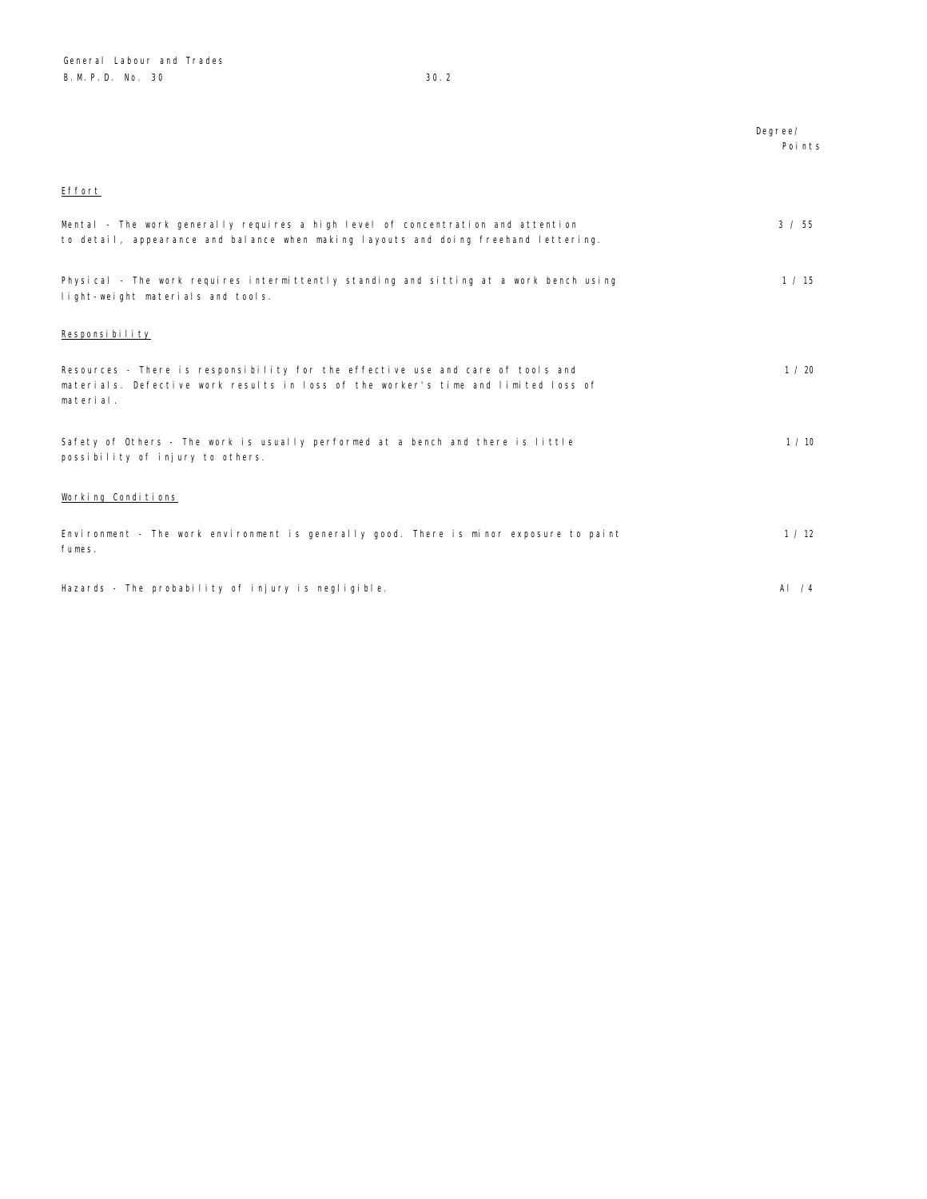| | Degree/ Points |
|---|---|
| **Effort** | |
| Mental - The work generally requires a high level of concentration and attention to detail, appearance and balance when making layouts and doing freehand lettering. | 3 / 55 |
| Physical - The work requires intermittently standing and sitting at a work bench using light-weight materials and tools. | 1 / 15 |
| **Responsibility** | |
| Resources - There is responsibility for the effective use and care of tools and materials. Defective work results in loss of the worker's time and limited loss of material. | 1 / 20 |
| Safety of Others - The work is usually performed at a bench and there is little possibility of injury to others. | 1 / 10 |
| **Working Conditions** | |
| Environment - The work environment is generally good. There is minor exposure to paint fumes. | 1 / 12 |
| Hazards - The probability of injury is negligible. | A1 / 4 |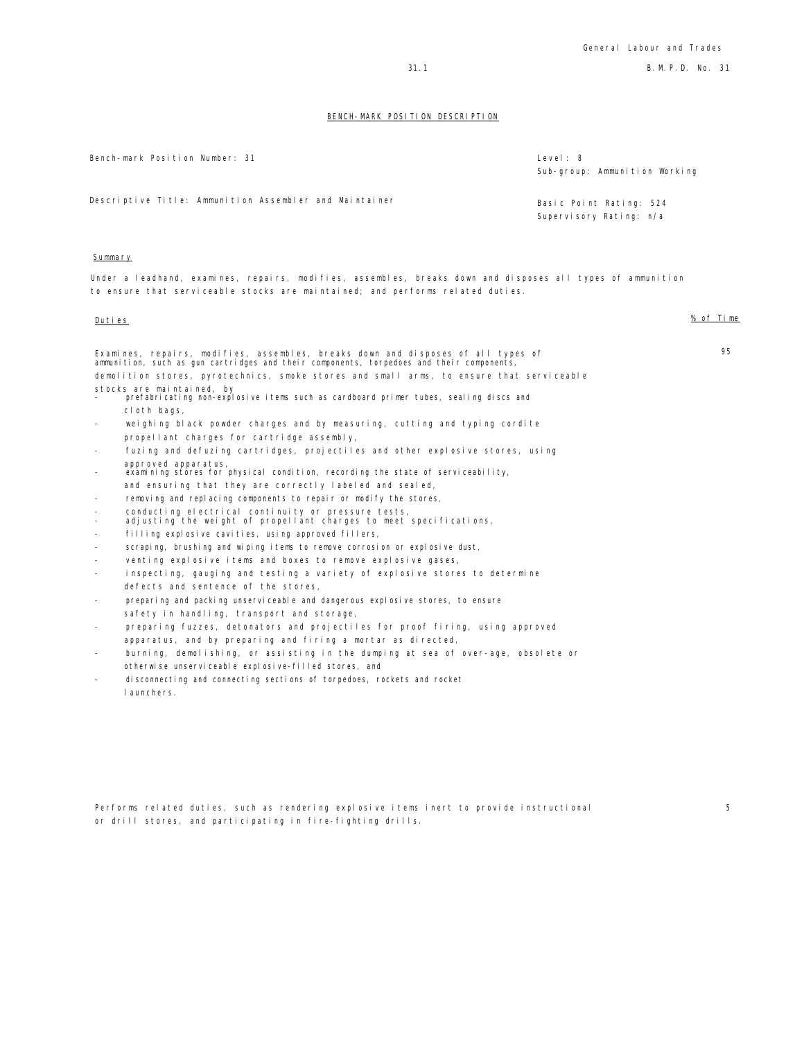## BENCH-MARK POSITION DESCRIPTION

Bench-mark Position Number: 31

Level: 8
Sub-group: Ammunition Working

Descriptive Title: Ammunition Assembler and Maintainer

Basic Point Rating: 524
Supervisory Rating: n/a

### Summary

Under a leadhand, examines, repairs, modifies, assembles, breaks down and disposes all types of ammunition to ensure that serviceable stocks are maintained; and performs related duties.

| Duties | % of Time |
|---|---|
| Examines, repairs, modifies, assembles, breaks down and disposes of all types of ammunition, such as gun cartridges and their components, torpedoes and their components, demolition stores, pyrotechnics, smoke stores and small arms, to ensure that serviceable stocks are maintained, by<br>- prefabricating non-explosive items such as cardboard primer tubes, sealing discs and cloth bags,<br>- weighing black powder charges and by measuring, cutting and typing cordite propellant charges for cartridge assembly,<br>- fuzing and defuzing cartridges, projectiles and other explosive stores, using approved apparatus,<br>- examining stores for physical condition, recording the state of serviceability, and ensuring that they are correctly labeled and sealed,<br>- removing and replacing components to repair or modify the stores,<br>- conducting electrical continuity or pressure tests,<br>- adjusting the weight of propellant charges to meet specifications,<br>- filling explosive cavities, using approved fillers,<br>- scraping, brushing and wiping items to remove corrosion or explosive dust,<br>- venting explosive items and boxes to remove explosive gases,<br>- inspecting, gauging and testing a variety of explosive stores to determine defects and sentence of the stores,<br>- preparing and packing unserviceable and dangerous explosive stores, to ensure safety in handling, transport and storage,<br>- preparing fuzzes, detonators and projectiles for proof firing, using approved apparatus, and by preparing and firing a mortar as directed,<br>- burning, demolishing, or assisting in the dumping at sea of over-age, obsolete or otherwise unserviceable explosive-filled stores, and<br>- disconnecting and connecting sections of torpedoes, rockets and rocket launchers. | 95 |
| Performs related duties, such as rendering explosive items inert to provide instructional or drill stores, and participating in fire-fighting drills. | 5 |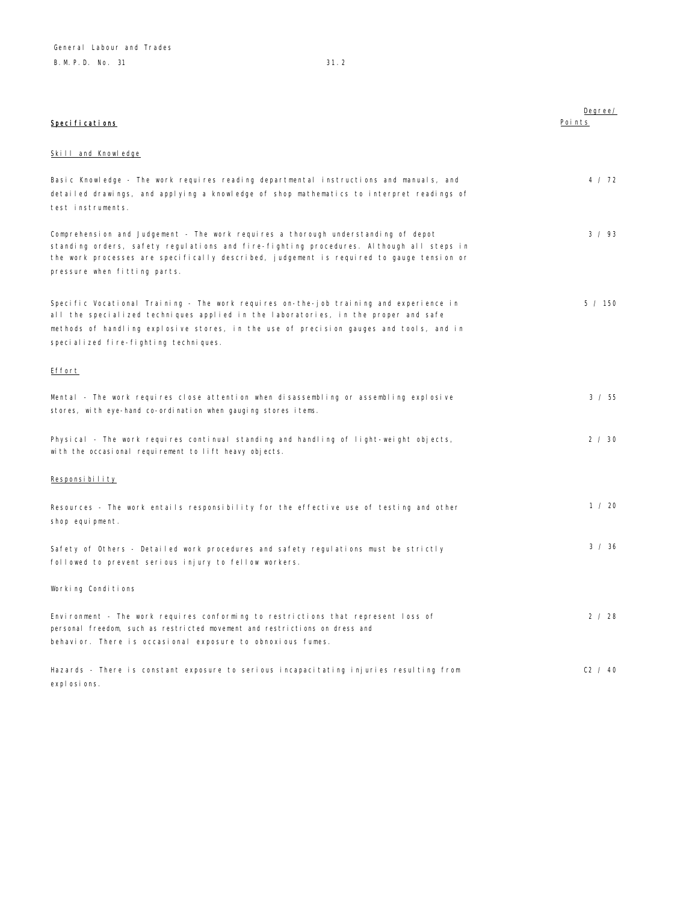| **Specifications** | Degree/ Points |
|---|---|
| **Skill and Knowledge** | |
| Basic Knowledge - The work requires reading departmental instructions and manuals, and detailed drawings, and applying a knowledge of shop mathematics to interpret readings of test instruments. | 4 / 72 |
| Comprehension and Judgement - The work requires a thorough understanding of depot standing orders, safety regulations and fire-fighting procedures. Although all steps in the work processes are specifically described, judgement is required to gauge tension or pressure when fitting parts. | 3 / 93 |
| Specific Vocational Training - The work requires on-the-job training and experience in all the specialized techniques applied in the laboratories, in the proper and safe methods of handling explosive stores, in the use of precision gauges and tools, and in specialized fire-fighting techniques. | 5 / 150 |
| **Effort** | |
| Mental - The work requires close attention when disassembling or assembling explosive stores, with eye-hand co-ordination when gauging stores items. | 3 / 55 |
| Physical - The work requires continual standing and handling of light-weight objects, with the occasional requirement to lift heavy objects. | 2 / 30 |
| **Responsibility** | |
| Resources - The work entails responsibility for the effective use of testing and other shop equipment. | 1 / 20 |
| Safety of Others - Detailed work procedures and safety regulations must be strictly followed to prevent serious injury to fellow workers. | 3 / 36 |
| **Working Conditions** | |
| Environment - The work requires conforming to restrictions that represent loss of personal freedom, such as restricted movement and restrictions on dress and behavior. There is occasional exposure to obnoxious fumes. | 2 / 28 |
| Hazards - There is constant exposure to serious incapacitating injuries resulting from explosions. | C2 / 40 |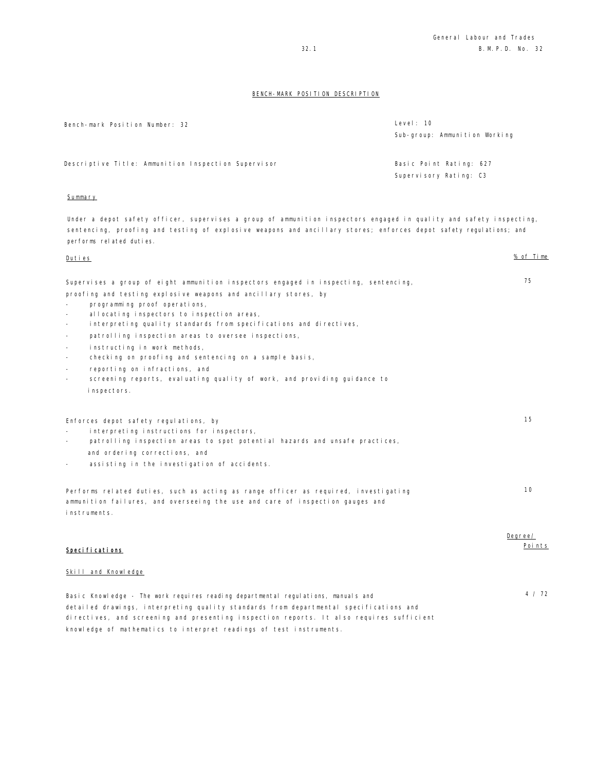## BENCH-MARK POSITION DESCRIPTION

Bench-mark Position Number: 32

Level: 10
Sub-group: Ammunition Working

Descriptive Title: Ammunition Inspection Supervisor

Basic Point Rating: 627
Supervisory Rating: C3

### Summary

Under a depot safety officer, supervises a group of ammunition inspectors engaged in quality and safety inspecting, sentencing, proofing and testing of explosive weapons and ancillary stores; enforces depot safety regulations; and performs related duties.

### Duties

| Duties | % of Time |
|---|---|
| Supervises a group of eight ammunition inspectors engaged in inspecting, sentencing, proofing and testing explosive weapons and ancillary stores, by<br>- programming proof operations,<br>- allocating inspectors to inspection areas,<br>- interpreting quality standards from specifications and directives,<br>- patrolling inspection areas to oversee inspections,<br>- instructing in work methods,<br>- checking on proofing and sentencing on a sample basis,<br>- reporting on infractions, and<br>- screening reports, evaluating quality of work, and providing guidance to inspectors. | 75 |
| Enforces depot safety regulations, by<br>- interpreting instructions for inspectors,<br>- patrolling inspection areas to spot potential hazards and unsafe practices, and ordering corrections, and<br>- assisting in the investigation of accidents. | 15 |
| Performs related duties, such as acting as range officer as required, investigating ammunition failures, and overseeing the use and care of inspection gauges and instruments. | 10 |

### Specifications

| Specifications | Degree/ Points |
|---|---|
| **Skill and Knowledge** | |
| Basic Knowledge - The work requires reading departmental regulations, manuals and detailed drawings, interpreting quality standards from departmental specifications and directives, and screening and presenting inspection reports. It also requires sufficient knowledge of mathematics to interpret readings of test instruments. | 4 / 72 |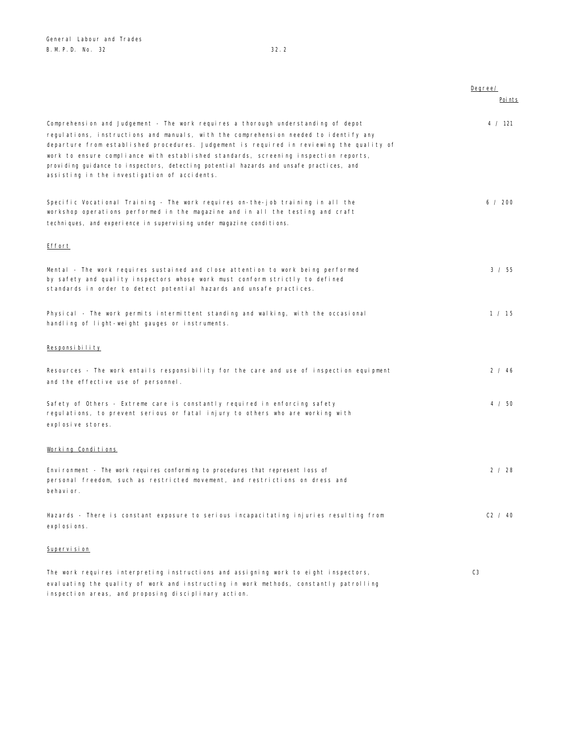| | Degree/ Points |
|---|---|
| Comprehension and Judgement - The work requires a thorough understanding of depot regulations, instructions and manuals, with the comprehension needed to identify any departure from established procedures. Judgement is required in reviewing the quality of work to ensure compliance with established standards, screening inspection reports, providing guidance to inspectors, detecting potential hazards and unsafe practices, and assisting in the investigation of accidents. | 4 / 121 |
| Specific Vocational Training - The work requires on-the-job training in all the workshop operations performed in the magazine and in all the testing and craft techniques, and experience in supervising under magazine conditions. | 6 / 200 |
| **Effort** | |
| Mental - The work requires sustained and close attention to work being performed by safety and quality inspectors whose work must conform strictly to defined standards in order to detect potential hazards and unsafe practices. | 3 / 55 |
| Physical - The work permits intermittent standing and walking, with the occasional handling of light-weight gauges or instruments. | 1 / 15 |
| **Responsibility** | |
| Resources - The work entails responsibility for the care and use of inspection equipment and the effective use of personnel. | 2 / 46 |
| Safety of Others - Extreme care is constantly required in enforcing safety regulations, to prevent serious or fatal injury to others who are working with explosive stores. | 4 / 50 |
| **Working Conditions** | |
| Environment - The work requires conforming to procedures that represent loss of personal freedom, such as restricted movement, and restrictions on dress and behavior. | 2 / 28 |
| Hazards - There is constant exposure to serious incapacitating injuries resulting from explosions. | C2 / 40 |
| **Supervision** | |
| The work requires interpreting instructions and assigning work to eight inspectors, evaluating the quality of work and instructing in work methods, constantly patrolling inspection areas, and proposing disciplinary action. | C3 |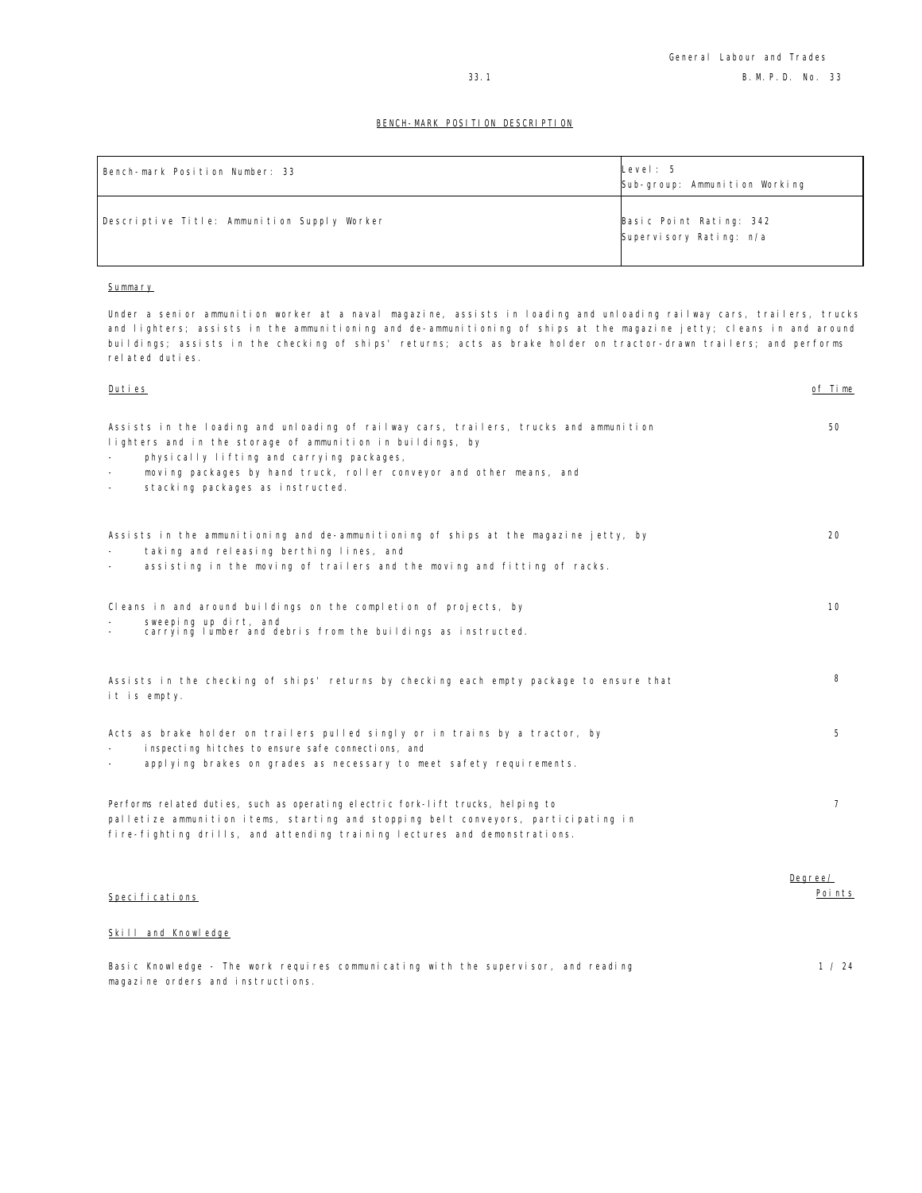## BENCH-MARK POSITION DESCRIPTION

| Bench-mark Position Number: 33 | Level: 5<br>Sub-group: Ammunition Working |
|---|---|
| Descriptive Title: Ammunition Supply Worker | Basic Point Rating: 342<br>Supervisory Rating: n/a |

### Summary

Under a senior ammunition worker at a naval magazine, assists in loading and unloading railway cars, trailers, trucks and lighters; assists in the ammunitioning and de-ammunitioning of ships at the magazine jetty; cleans in and around buildings; assists in the checking of ships' returns; acts as brake holder on tractor-drawn trailers; and performs related duties.

| Duties | % of Time |
|---|---|
| Assists in the loading and unloading of railway cars, trailers, trucks and ammunition lighters and in the storage of ammunition in buildings, by<br>- physically lifting and carrying packages,<br>- moving packages by hand truck, roller conveyor and other means, and<br>- stacking packages as instructed. | 50 |
| Assists in the ammunitioning and de-ammunitioning of ships at the magazine jetty, by<br>- taking and releasing berthing lines, and<br>- assisting in the moving of trailers and the moving and fitting of racks. | 20 |
| Cleans in and around buildings on the completion of projects, by<br>- sweeping up dirt, and<br>- carrying lumber and debris from the buildings as instructed. | 10 |
| Assists in the checking of ships' returns by checking each empty package to ensure that it is empty. | 8 |
| Acts as brake holder on trailers pulled singly or in trains by a tractor, by<br>- inspecting hitches to ensure safe connections, and<br>- applying brakes on grades as necessary to meet safety requirements. | 5 |
| Performs related duties, such as operating electric fork-lift trucks, helping to palletize ammunition items, starting and stopping belt conveyors, participating in fire-fighting drills, and attending training lectures and demonstrations. | 7 |

| Specifications | Degree/ Points |
|---|---|
| **Skill and Knowledge** | |
| Basic Knowledge - The work requires communicating with the supervisor, and reading magazine orders and instructions. | 1 / 24 |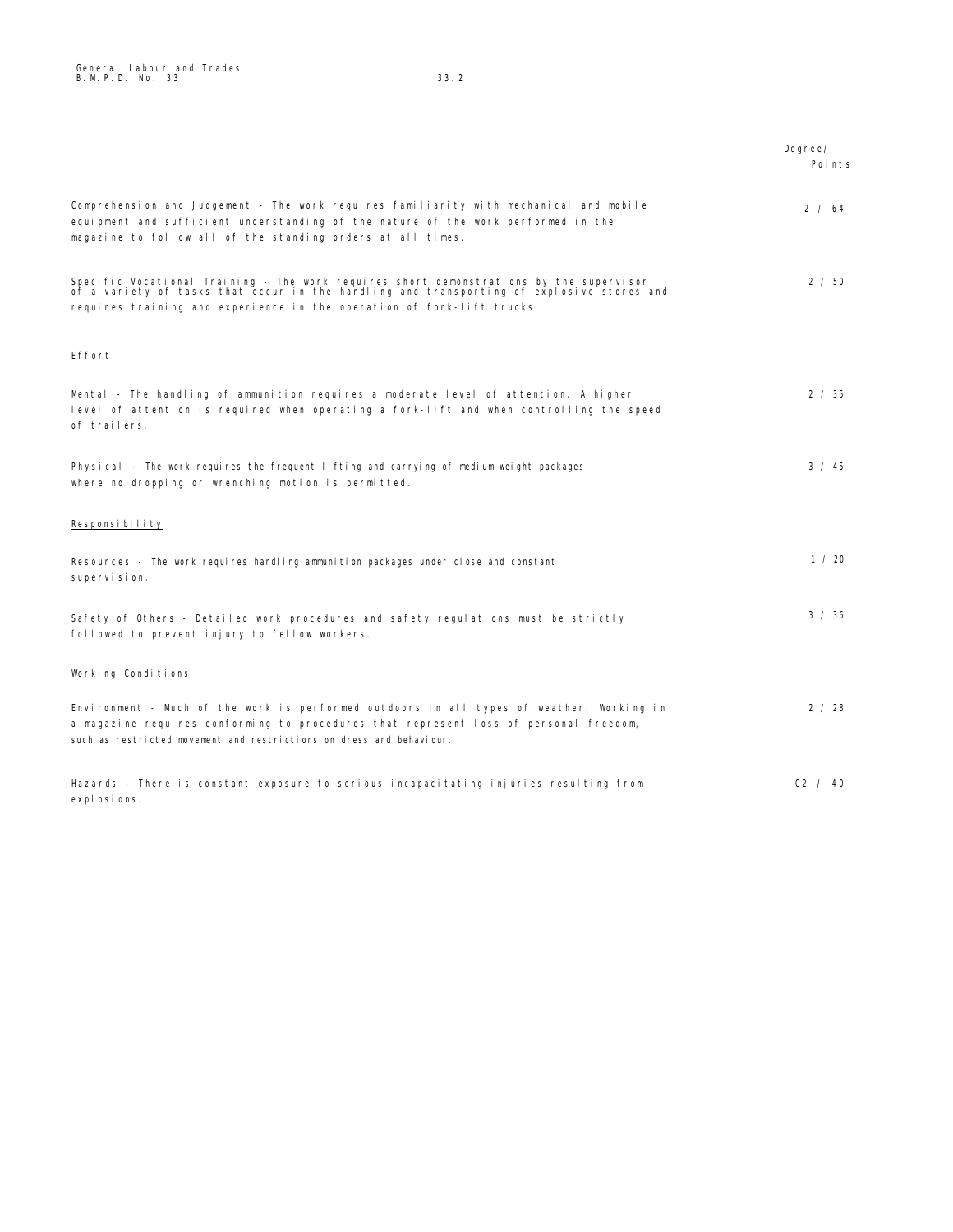| | Degree/ Points |
|---|---|
| Comprehension and Judgement - The work requires familiarity with mechanical and mobile equipment and sufficient understanding of the nature of the work performed in the magazine to follow all of the standing orders at all times. | 2 / 64 |
| Specific Vocational Training - The work requires short demonstrations by the supervisor of a variety of tasks that occur in the handling and transporting of explosive stores and requires training and experience in the operation of fork-lift trucks. | 2 / 50 |

<u>Effort</u>

| | |
|---|---|
| Mental - The handling of ammunition requires a moderate level of attention. A higher level of attention is required when operating a fork-lift and when controlling the speed of trailers. | 2 / 35 |
| Physical - The work requires the frequent lifting and carrying of medium-weight packages where no dropping or wrenching motion is permitted. | 3 / 45 |

<u>Responsibility</u>

| | |
|---|---|
| Resources - The work requires handling ammunition packages under close and constant supervision. | 1 / 20 |
| Safety of Others - Detailed work procedures and safety regulations must be strictly followed to prevent injury to fellow workers. | 3 / 36 |

<u>Working Conditions</u>

| | |
|---|---|
| Environment - Much of the work is performed outdoors in all types of weather. Working in a magazine requires conforming to procedures that represent loss of personal freedom, such as restricted movement and restrictions on dress and behaviour. | 2 / 28 |
| Hazards - There is constant exposure to serious incapacitating injuries resulting from explosions. | C2 / 40 |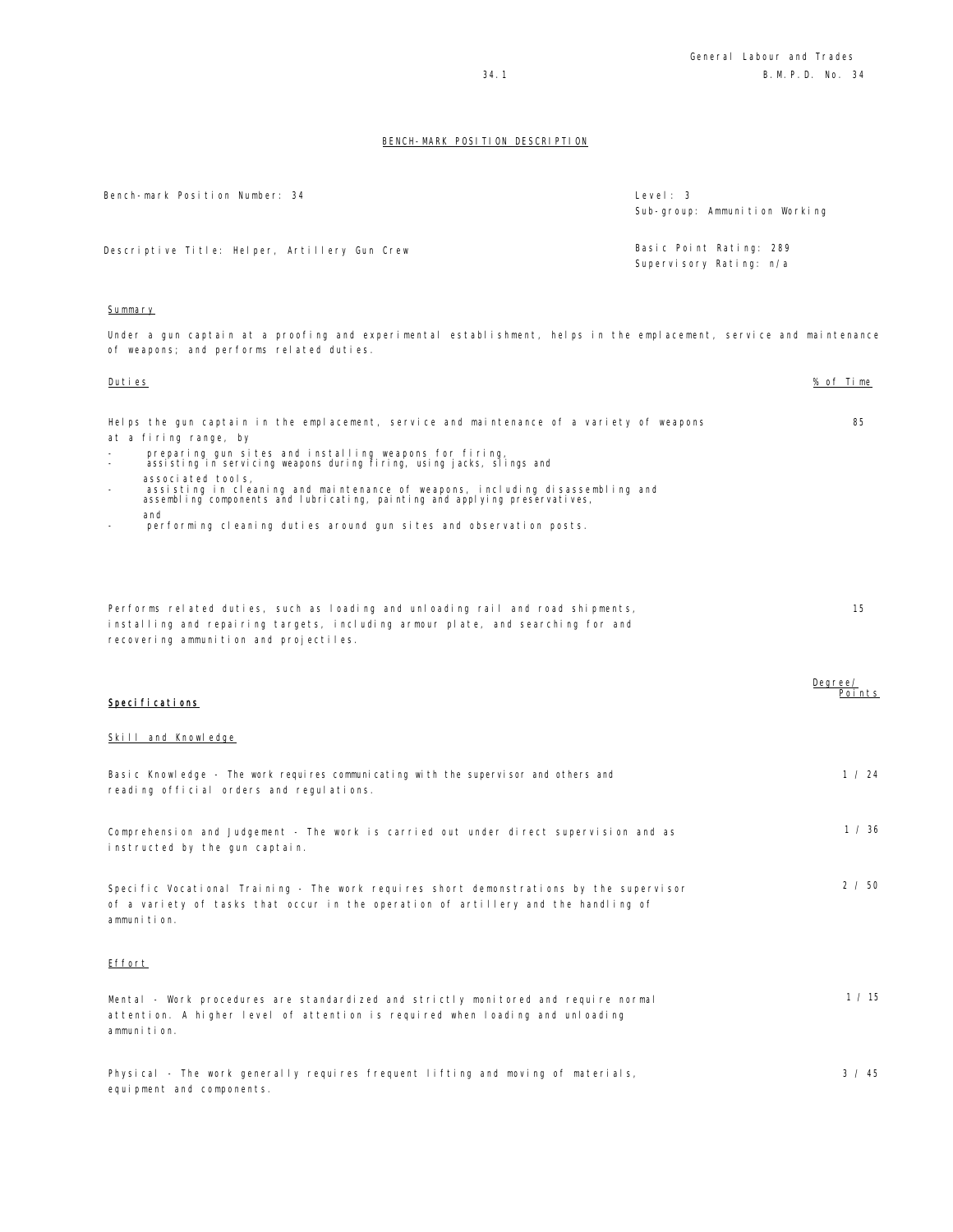## BENCH-MARK POSITION DESCRIPTION

Bench-mark Position Number: 34

Level: 3
Sub-group: Ammunition Working

Descriptive Title: Helper, Artillery Gun Crew

Basic Point Rating: 289
Supervisory Rating: n/a

### Summary

Under a gun captain at a proofing and experimental establishment, helps in the emplacement, service and maintenance of weapons; and performs related duties.

| Duties | % of Time |
|---|---|
| Helps the gun captain in the emplacement, service and maintenance of a variety of weapons at a firing range, by<br>- preparing gun sites and installing weapons for firing,<br>- assisting in servicing weapons during firing, using jacks, slings and associated tools,<br>- assisting in cleaning and maintenance of weapons, including disassembling and assembling components and lubricating, painting and applying preservatives, and<br>- performing cleaning duties around gun sites and observation posts. | 85 |
| Performs related duties, such as loading and unloading rail and road shipments, installing and repairing targets, including armour plate, and searching for and recovering ammunition and projectiles. | 15 |

| **Specifications** | Degree/ Points |
|---|---|
| **Skill and Knowledge** | |
| Basic Knowledge - The work requires communicating with the supervisor and others and reading official orders and regulations. | 1 / 24 |
| Comprehension and Judgement - The work is carried out under direct supervision and as instructed by the gun captain. | 1 / 36 |
| Specific Vocational Training - The work requires short demonstrations by the supervisor of a variety of tasks that occur in the operation of artillery and the handling of ammunition. | 2 / 50 |
| **Effort** | |
| Mental - Work procedures are standardized and strictly monitored and require normal attention. A higher level of attention is required when loading and unloading ammunition. | 1 / 15 |
| Physical - The work generally requires frequent lifting and moving of materials, equipment and components. | 3 / 45 |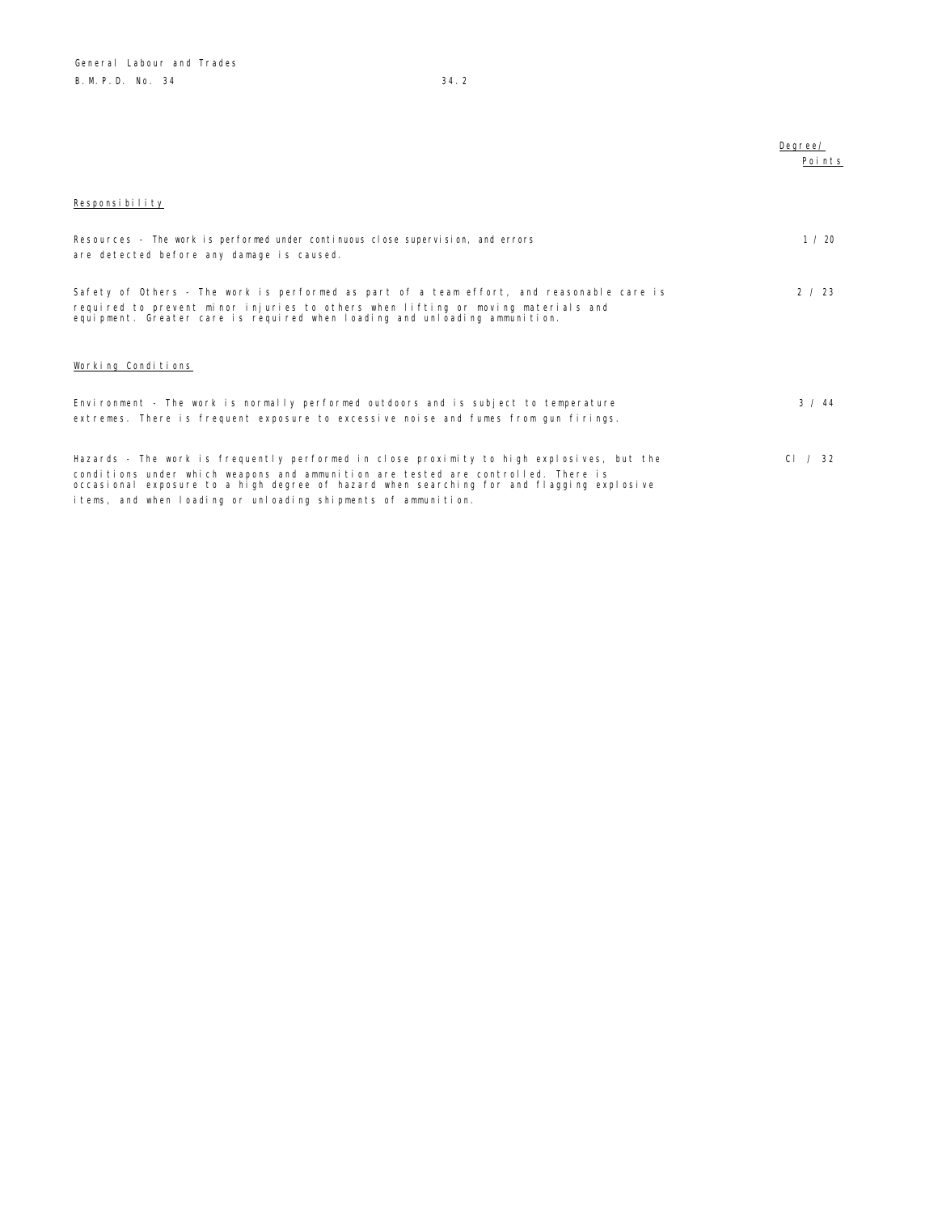| | Degree/ Points |
|---|---|
| **Responsibility** | |
| Resources - The work is performed under continuous close supervision, and errors are detected before any damage is caused. | 1 / 20 |
| Safety of Others - The work is performed as part of a team effort, and reasonable care is required to prevent minor injuries to others when lifting or moving materials and equipment. Greater care is required when loading and unloading ammunition. | 2 / 23 |
| **Working Conditions** | |
| Environment - The work is normally performed outdoors and is subject to temperature extremes. There is frequent exposure to excessive noise and fumes from gun firings. | 3 / 44 |
| Hazards - The work is frequently performed in close proximity to high explosives, but the conditions under which weapons and ammunition are tested are controlled. There is occasional exposure to a high degree of hazard when searching for and flagging explosive items, and when loading or unloading shipments of ammunition. | CI / 32 |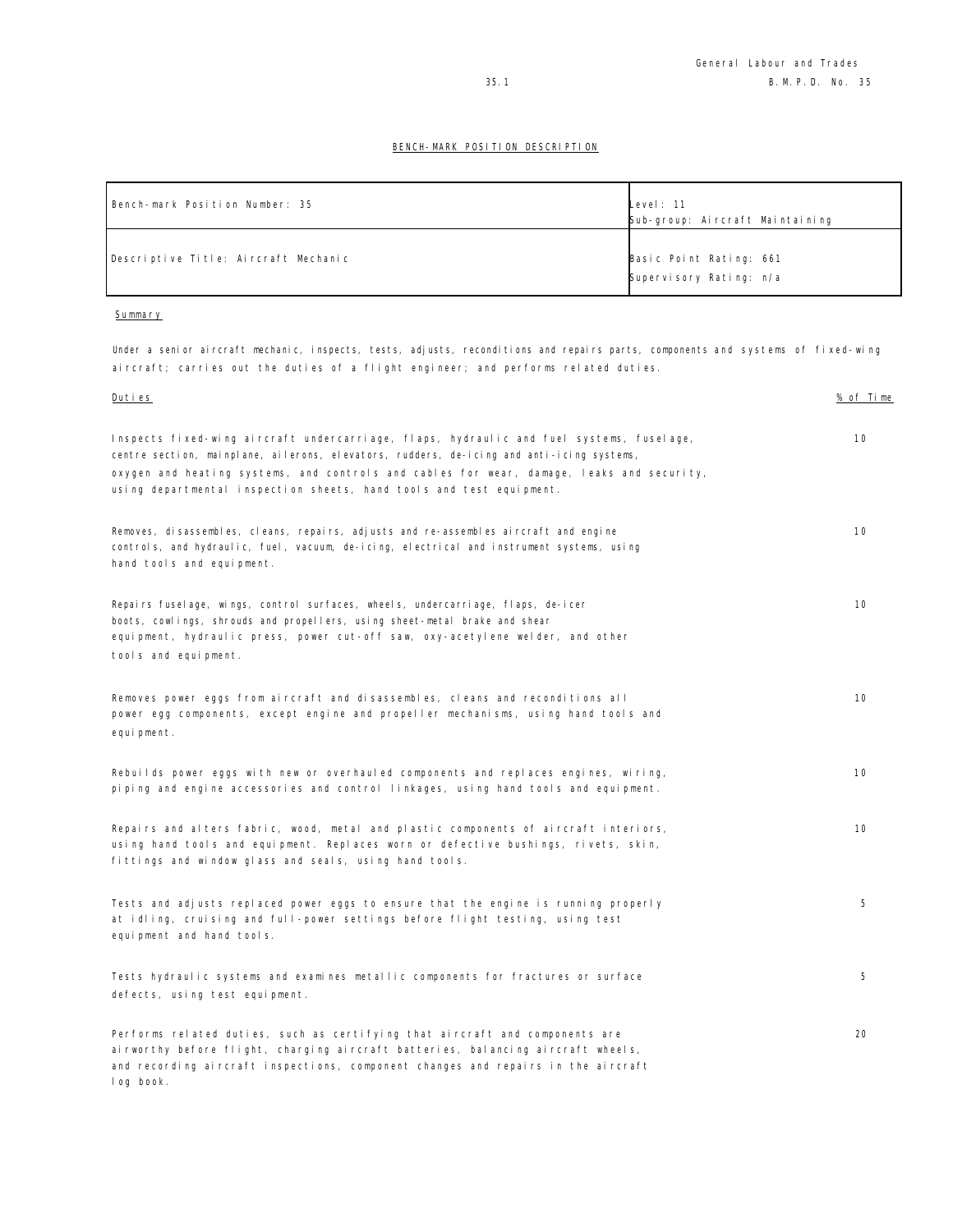## BENCH-MARK POSITION DESCRIPTION

| Bench-mark Position Number: 35 | Level: 11<br>Sub-group: Aircraft Maintaining |
|---|---|
| Descriptive Title: Aircraft Mechanic | Basic Point Rating: 661<br>Supervisory Rating: n/a |

**Summary**

Under a senior aircraft mechanic, inspects, tests, adjusts, reconditions and repairs parts, components and systems of fixed-wing aircraft; carries out the duties of a flight engineer; and performs related duties.

| Duties | % of Time |
|---|---|
| Inspects fixed-wing aircraft undercarriage, flaps, hydraulic and fuel systems, fuselage, centre section, mainplane, ailerons, elevators, rudders, de-icing and anti-icing systems, oxygen and heating systems, and controls and cables for wear, damage, leaks and security, using departmental inspection sheets, hand tools and test equipment. | 10 |
| Removes, disassembles, cleans, repairs, adjusts and re-assembles aircraft and engine controls, and hydraulic, fuel, vacuum, de-icing, electrical and instrument systems, using hand tools and equipment. | 10 |
| Repairs fuselage, wings, control surfaces, wheels, undercarriage, flaps, de-icer boots, cowlings, shrouds and propellers, using sheet-metal brake and shear equipment, hydraulic press, power cut-off saw, oxy-acetylene welder, and other tools and equipment. | 10 |
| Removes power eggs from aircraft and disassembles, cleans and reconditions all power egg components, except engine and propeller mechanisms, using hand tools and equipment. | 10 |
| Rebuilds power eggs with new or overhauled components and replaces engines, wiring, piping and engine accessories and control linkages, using hand tools and equipment. | 10 |
| Repairs and alters fabric, wood, metal and plastic components of aircraft interiors, using hand tools and equipment. Replaces worn or defective bushings, rivets, skin, fittings and window glass and seals, using hand tools. | 10 |
| Tests and adjusts replaced power eggs to ensure that the engine is running properly at idling, cruising and full-power settings before flight testing, using test equipment and hand tools. | 5 |
| Tests hydraulic systems and examines metallic components for fractures or surface defects, using test equipment. | 5 |
| Performs related duties, such as certifying that aircraft and components are airworthy before flight, charging aircraft batteries, balancing aircraft wheels, and recording aircraft inspections, component changes and repairs in the aircraft log book. | 20 |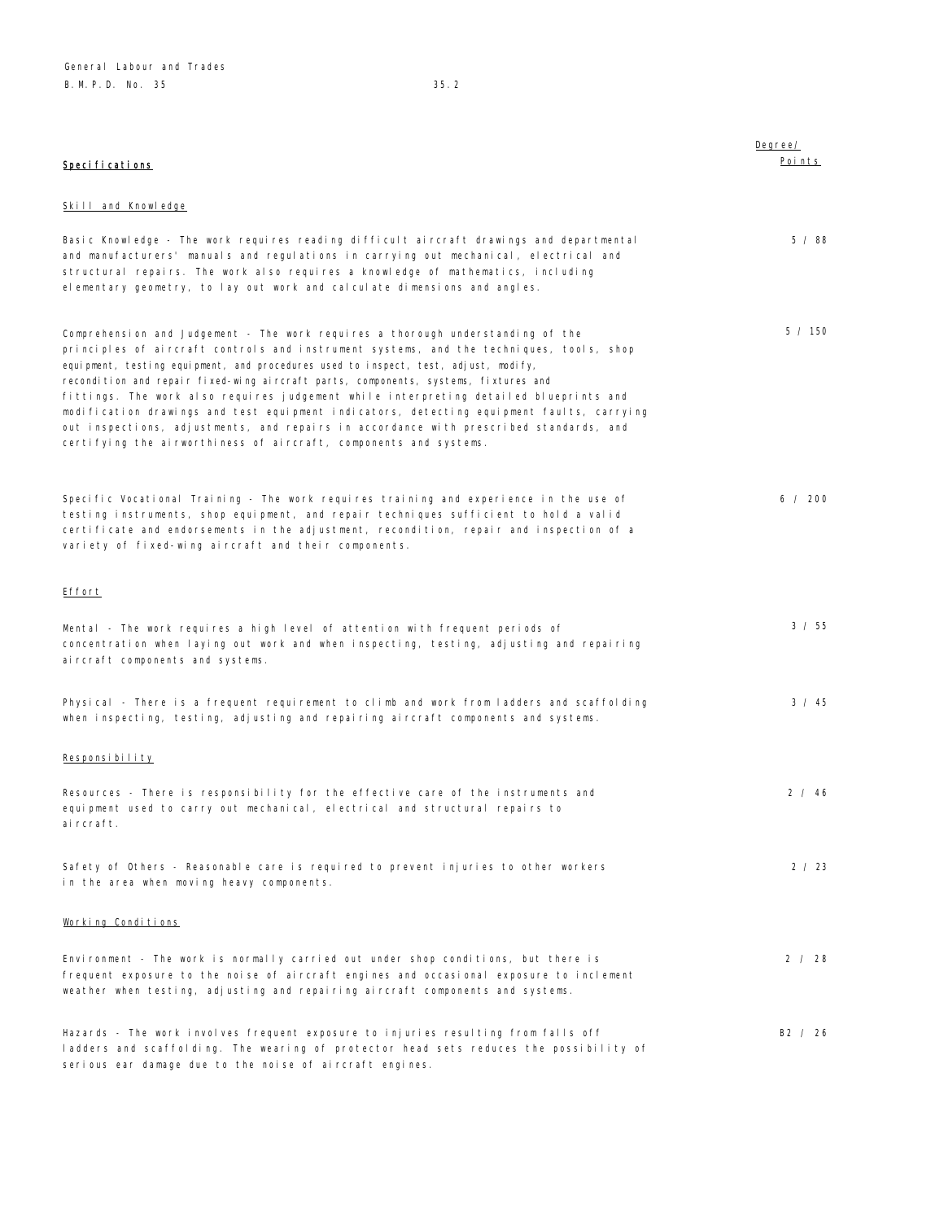| **Specifications** | Degree/ Points |
|---|---|
| **Skill and Knowledge** | |
| Basic Knowledge - The work requires reading difficult aircraft drawings and departmental and manufacturers' manuals and regulations in carrying out mechanical, electrical and structural repairs. The work also requires a knowledge of mathematics, including elementary geometry, to lay out work and calculate dimensions and angles. | 5 / 88 |
| Comprehension and Judgement - The work requires a thorough understanding of the principles of aircraft controls and instrument systems, and the techniques, tools, shop equipment, testing equipment, and procedures used to inspect, test, adjust, modify, recondition and repair fixed-wing aircraft parts, components, systems, fixtures and fittings. The work also requires judgement while interpreting detailed blueprints and modification drawings and test equipment indicators, detecting equipment faults, carrying out inspections, adjustments, and repairs in accordance with prescribed standards, and certifying the airworthiness of aircraft, components and systems. | 5 / 150 |
| Specific Vocational Training - The work requires training and experience in the use of testing instruments, shop equipment, and repair techniques sufficient to hold a valid certificate and endorsements in the adjustment, recondition, repair and inspection of a variety of fixed-wing aircraft and their components. | 6 / 200 |
| **Effort** | |
| Mental - The work requires a high level of attention with frequent periods of concentration when laying out work and when inspecting, testing, adjusting and repairing aircraft components and systems. | 3 / 55 |
| Physical - There is a frequent requirement to climb and work from ladders and scaffolding when inspecting, testing, adjusting and repairing aircraft components and systems. | 3 / 45 |
| **Responsibility** | |
| Resources - There is responsibility for the effective care of the instruments and equipment used to carry out mechanical, electrical and structural repairs to aircraft. | 2 / 46 |
| Safety of Others - Reasonable care is required to prevent injuries to other workers in the area when moving heavy components. | 2 / 23 |
| **Working Conditions** | |
| Environment - The work is normally carried out under shop conditions, but there is frequent exposure to the noise of aircraft engines and occasional exposure to inclement weather when testing, adjusting and repairing aircraft components and systems. | 2 / 28 |
| Hazards - The work involves frequent exposure to injuries resulting from falls off ladders and scaffolding. The wearing of protector head sets reduces the possibility of serious ear damage due to the noise of aircraft engines. | B2 / 26 |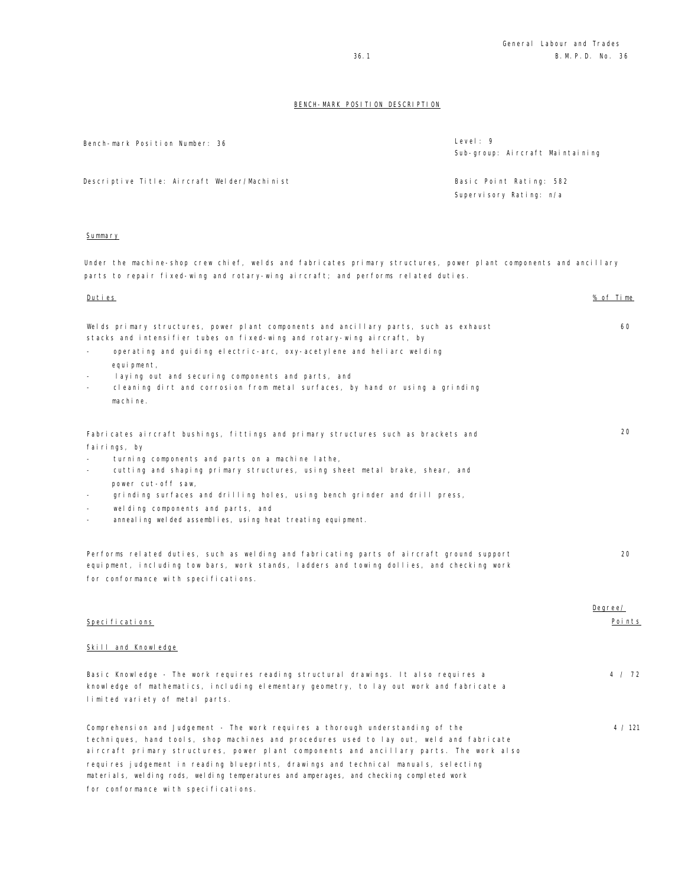## BENCH-MARK POSITION DESCRIPTION

Bench-mark Position Number: 36

Level: 9
Sub-group: Aircraft Maintaining

Descriptive Title: Aircraft Welder/Machinist

Basic Point Rating: 582
Supervisory Rating: n/a

### Summary

Under the machine-shop crew chief, welds and fabricates primary structures, power plant components and ancillary parts to repair fixed-wing and rotary-wing aircraft; and performs related duties.

| Duties | % of Time |
|---|---|
| Welds primary structures, power plant components and ancillary parts, such as exhaust stacks and intensifier tubes on fixed-wing and rotary-wing aircraft, by<br>- operating and guiding electric-arc, oxy-acetylene and heliarc welding equipment,<br>- laying out and securing components and parts, and<br>- cleaning dirt and corrosion from metal surfaces, by hand or using a grinding machine. | 60 |
| Fabricates aircraft bushings, fittings and primary structures such as brackets and fairings, by<br>- turning components and parts on a machine lathe,<br>- cutting and shaping primary structures, using sheet metal brake, shear, and power cut-off saw,<br>- grinding surfaces and drilling holes, using bench grinder and drill press,<br>- welding components and parts, and<br>- annealing welded assemblies, using heat treating equipment. | 20 |
| Performs related duties, such as welding and fabricating parts of aircraft ground support equipment, including tow bars, work stands, ladders and towing dollies, and checking work for conformance with specifications. | 20 |

| Specifications | Degree/ Points |
|---|---|
| **Skill and Knowledge** | |
| Basic Knowledge - The work requires reading structural drawings. It also requires a knowledge of mathematics, including elementary geometry, to lay out work and fabricate a limited variety of metal parts. | 4 / 72 |
| Comprehension and Judgement - The work requires a thorough understanding of the techniques, hand tools, shop machines and procedures used to lay out, weld and fabricate aircraft primary structures, power plant components and ancillary parts. The work also requires judgement in reading blueprints, drawings and technical manuals, selecting materials, welding rods, welding temperatures and amperages, and checking completed work for conformance with specifications. | 4 / 121 |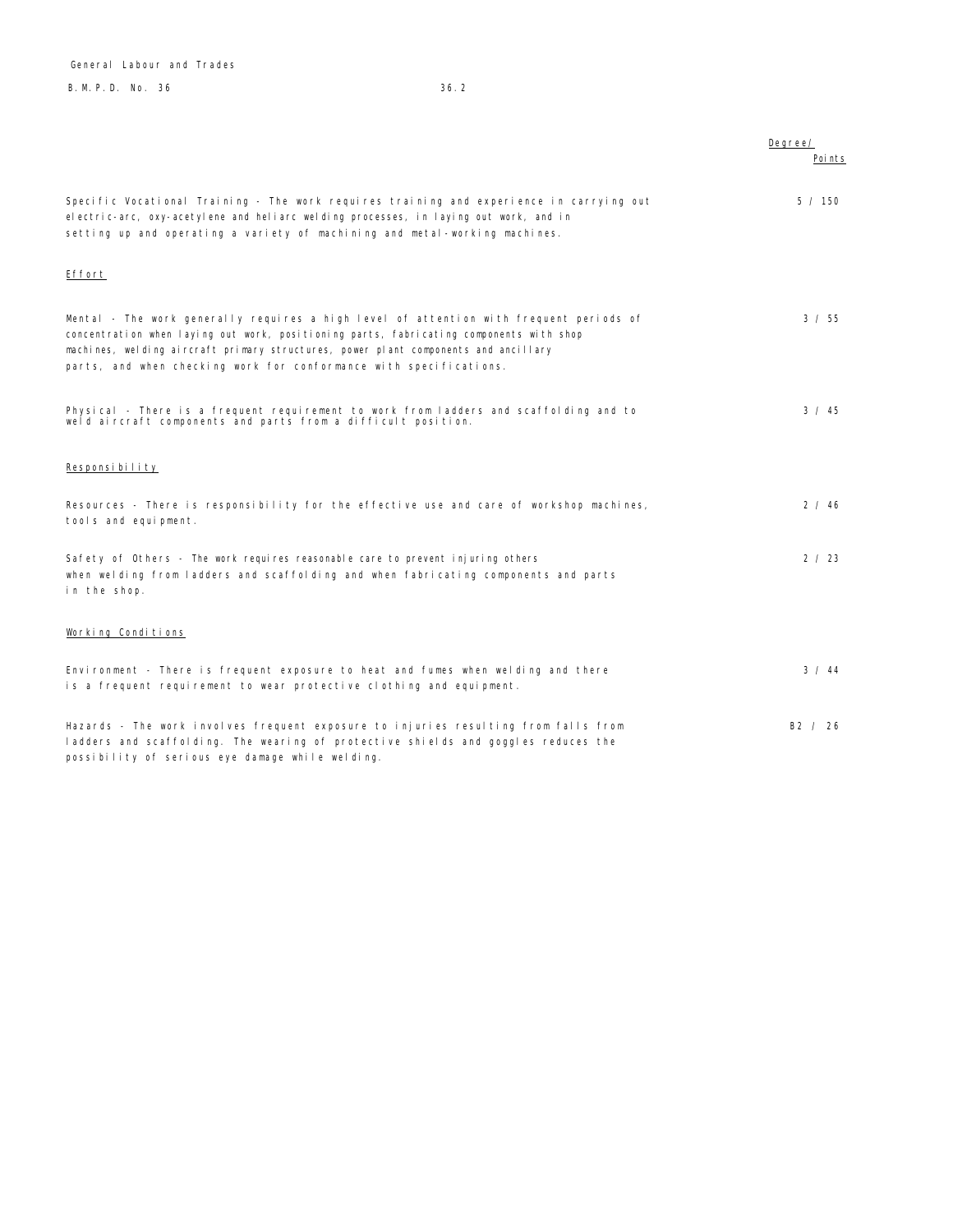| | Degree/ Points |
|---|---|
| Specific Vocational Training - The work requires training and experience in carrying out electric-arc, oxy-acetylene and heliarc welding processes, in laying out work, and in setting up and operating a variety of machining and metal-working machines. | 5 / 150 |
| **Effort** | |
| Mental - The work generally requires a high level of attention with frequent periods of concentration when laying out work, positioning parts, fabricating components with shop machines, welding aircraft primary structures, power plant components and ancillary parts, and when checking work for conformance with specifications. | 3 / 55 |
| Physical - There is a frequent requirement to work from ladders and scaffolding and to weld aircraft components and parts from a difficult position. | 3 / 45 |
| **Responsibility** | |
| Resources - There is responsibility for the effective use and care of workshop machines, tools and equipment. | 2 / 46 |
| Safety of Others - The work requires reasonable care to prevent injuring others when welding from ladders and scaffolding and when fabricating components and parts in the shop. | 2 / 23 |
| **Working Conditions** | |
| Environment - There is frequent exposure to heat and fumes when welding and there is a frequent requirement to wear protective clothing and equipment. | 3 / 44 |
| Hazards - The work involves frequent exposure to injuries resulting from falls from ladders and scaffolding. The wearing of protective shields and goggles reduces the possibility of serious eye damage while welding. | B2 / 26 |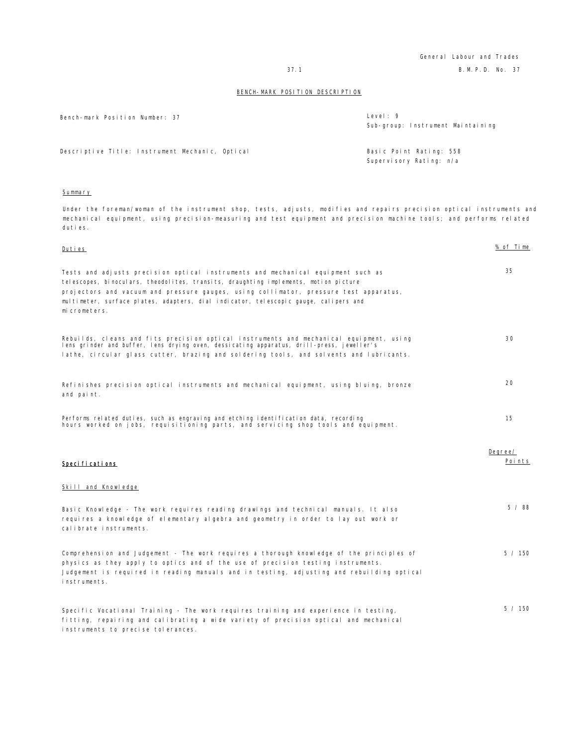General Labour and Trades

B.M.P.D. No. 37

BENCH-MARK POSITION DESCRIPTION

| | |
|---|---|
| Bench-mark Position Number: 37 | Level: 9<br>Sub-group: Instrument Maintaining |
| Descriptive Title: Instrument Mechanic, Optical | Basic Point Rating: 558<br>Supervisory Rating: n/a |

## Summary

Under the foreman/woman of the instrument shop, tests, adjusts, modifies and repairs precision optical instruments and mechanical equipment, using precision-measuring and test equipment and precision machine tools; and performs related duties.

| Duties | % of Time |
|---|---|
| Tests and adjusts precision optical instruments and mechanical equipment such as telescopes, binoculars, theodolites, transits, draughting implements, motion picture projectors and vacuum and pressure gauges, using collimator, pressure test apparatus, multimeter, surface plates, adapters, dial indicator, telescopic gauge, calipers and micrometers. | 35 |
| Rebuilds, cleans and fits precision optical instruments and mechanical equipment, using lens grinder and buffer, lens drying oven, dessicating apparatus, drill-press, jeweller's lathe, circular glass cutter, brazing and soldering tools, and solvents and lubricants. | 30 |
| Refinishes precision optical instruments and mechanical equipment, using bluing, bronze and paint. | 20 |
| Performs related duties, such as engraving and etching identification data, recording hours worked on jobs, requisitioning parts, and servicing shop tools and equipment. | 15 |

## Specifications

| Skill and Knowledge | Degree/ Points |
|---|---|
| Basic Knowledge - The work requires reading drawings and technical manuals. It also requires a knowledge of elementary algebra and geometry in order to lay out work or calibrate instruments. | 5 / 88 |
| Comprehension and Judgement - The work requires a thorough knowledge of the principles of physics as they apply to optics and of the use of precision testing instruments. Judgement is required in reading manuals and in testing, adjusting and rebuilding optical instruments. | 5 / 150 |
| Specific Vocational Training - The work requires training and experience in testing, fitting, repairing and calibrating a wide variety of precision optical and mechanical instruments to precise tolerances. | 5 / 150 |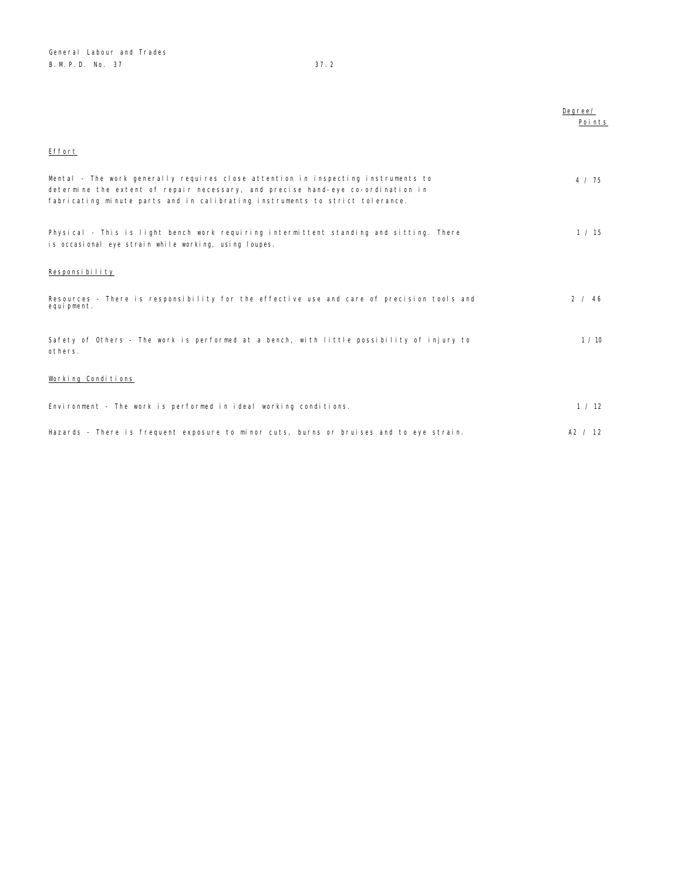| | Degree/ Points |
|---|---|
| **Effort** | |
| Mental - The work generally requires close attention in inspecting instruments to determine the extent of repair necessary, and precise hand-eye co-ordination in fabricating minute parts and in calibrating instruments to strict tolerance. | 4 / 75 |
| Physical - This is light bench work requiring intermittent standing and sitting. There is occasional eye strain while working, using loupes. | 1 / 15 |
| **Responsibility** | |
| Resources - There is responsibility for the effective use and care of precision tools and equipment. | 2 / 46 |
| Safety of Others - The work is performed at a bench, with little possibility of injury to others. | 1 / 10 |
| **Working Conditions** | |
| Environment - The work is performed in ideal working conditions. | 1 / 12 |
| Hazards - There is frequent exposure to minor cuts, burns or bruises and to eye strain. | A2 / 12 |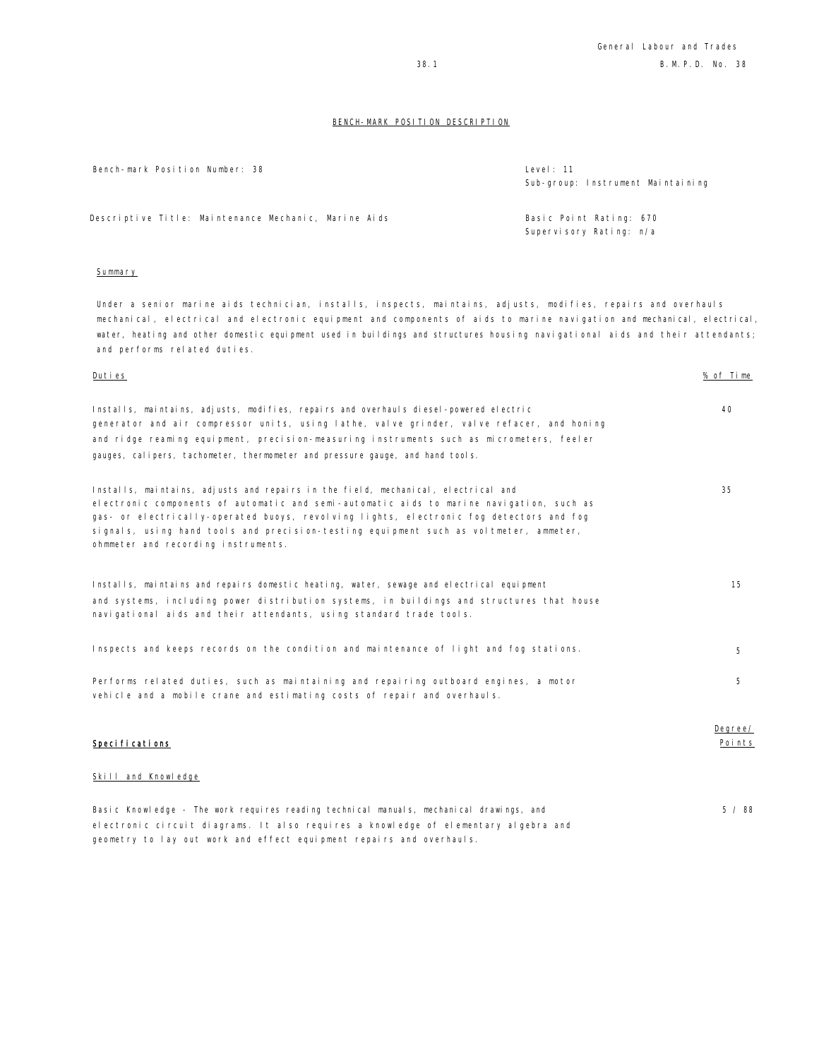## BENCH-MARK POSITION DESCRIPTION

| | |
|---|---|
| Bench-mark Position Number: 38 | Level: 11<br>Sub-group: Instrument Maintaining |
| Descriptive Title: Maintenance Mechanic, Marine Aids | Basic Point Rating: 670<br>Supervisory Rating: n/a |

### Summary

Under a senior marine aids technician, installs, inspects, maintains, adjusts, modifies, repairs and overhauls mechanical, electrical and electronic equipment and components of aids to marine navigation and mechanical, electrical, water, heating and other domestic equipment used in buildings and structures housing navigational aids and their attendants; and performs related duties.

| Duties | % of Time |
|---|---|
| Installs, maintains, adjusts, modifies, repairs and overhauls diesel-powered electric generator and air compressor units, using lathe, valve grinder, valve refacer, and honing and ridge reaming equipment, precision-measuring instruments such as micrometers, feeler gauges, calipers, tachometer, thermometer and pressure gauge, and hand tools. | 40 |
| Installs, maintains, adjusts and repairs in the field, mechanical, electrical and electronic components of automatic and semi-automatic aids to marine navigation, such as gas- or electrically-operated buoys, revolving lights, electronic fog detectors and fog signals, using hand tools and precision-testing equipment such as voltmeter, ammeter, ohmmeter and recording instruments. | 35 |
| Installs, maintains and repairs domestic heating, water, sewage and electrical equipment and systems, including power distribution systems, in buildings and structures that house navigational aids and their attendants, using standard trade tools. | 15 |
| Inspects and keeps records on the condition and maintenance of light and fog stations. | 5 |
| Performs related duties, such as maintaining and repairing outboard engines, a motor vehicle and a mobile crane and estimating costs of repair and overhauls. | 5 |

| **Specifications** | Degree/ Points |
|---|---|
| Skill and Knowledge | |
| Basic Knowledge - The work requires reading technical manuals, mechanical drawings, and electronic circuit diagrams. It also requires a knowledge of elementary algebra and geometry to lay out work and effect equipment repairs and overhauls. | 5 / 88 |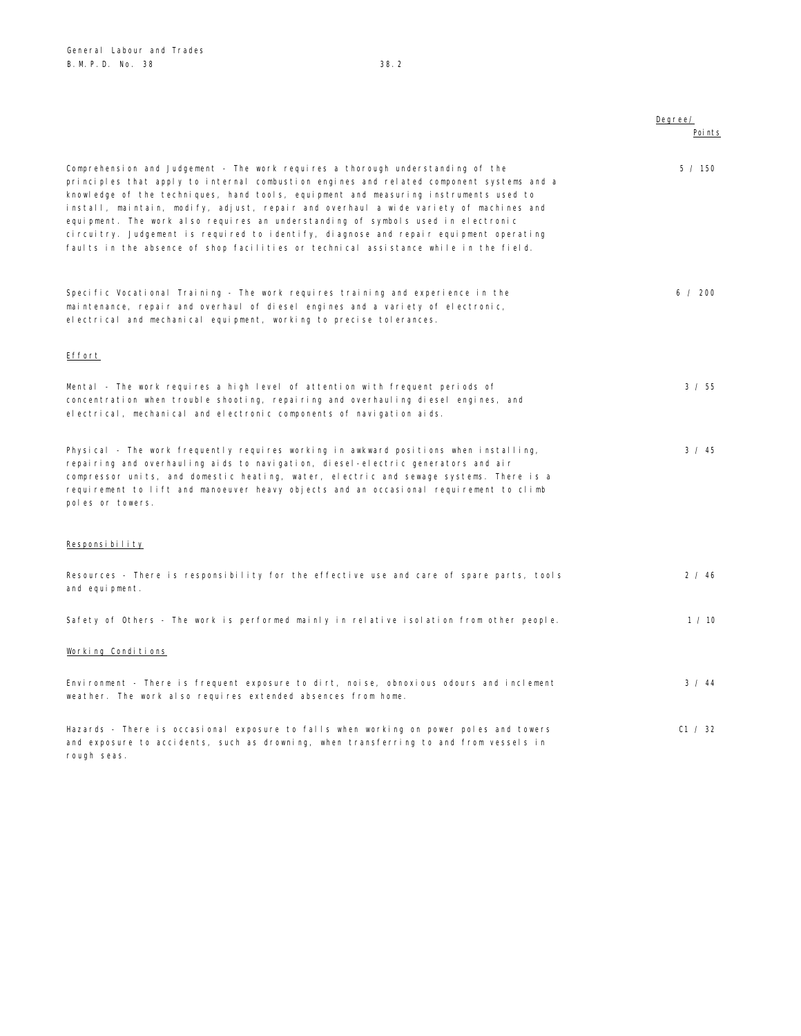| | Degree/ Points |
|---|---|
| Comprehension and Judgement - The work requires a thorough understanding of the principles that apply to internal combustion engines and related component systems and a knowledge of the techniques, hand tools, equipment and measuring instruments used to install, maintain, modify, adjust, repair and overhaul a wide variety of machines and equipment. The work also requires an understanding of symbols used in electronic circuitry. Judgement is required to identify, diagnose and repair equipment operating faults in the absence of shop facilities or technical assistance while in the field. | 5 / 150 |
| Specific Vocational Training - The work requires training and experience in the maintenance, repair and overhaul of diesel engines and a variety of electronic, electrical and mechanical equipment, working to precise tolerances. | 6 / 200 |
| **Effort** | |
| Mental - The work requires a high level of attention with frequent periods of concentration when trouble shooting, repairing and overhauling diesel engines, and electrical, mechanical and electronic components of navigation aids. | 3 / 55 |
| Physical - The work frequently requires working in awkward positions when installing, repairing and overhauling aids to navigation, diesel-electric generators and air compressor units, and domestic heating, water, electric and sewage systems. There is a requirement to lift and manoeuver heavy objects and an occasional requirement to climb poles or towers. | 3 / 45 |
| **Responsibility** | |
| Resources - There is responsibility for the effective use and care of spare parts, tools and equipment. | 2 / 46 |
| Safety of Others - The work is performed mainly in relative isolation from other people. | 1 / 10 |
| **Working Conditions** | |
| Environment - There is frequent exposure to dirt, noise, obnoxious odours and inclement weather. The work also requires extended absences from home. | 3 / 44 |
| Hazards - There is occasional exposure to falls when working on power poles and towers and exposure to accidents, such as drowning, when transferring to and from vessels in rough seas. | C1 / 32 |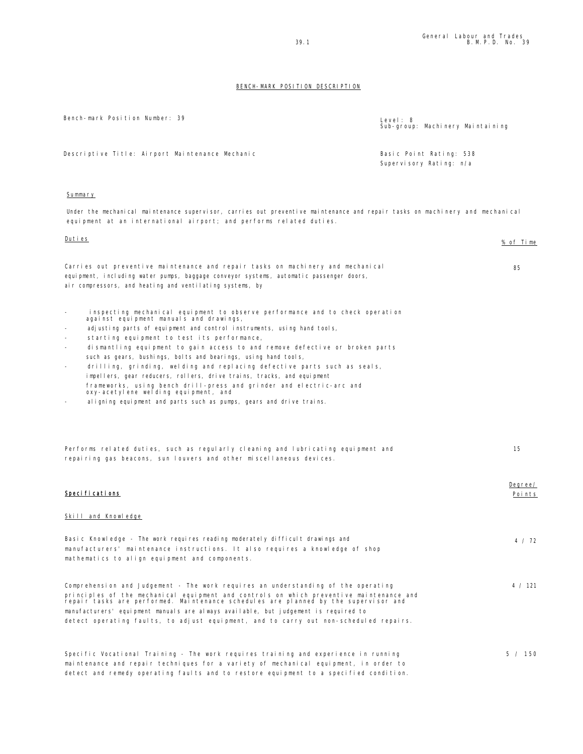## BENCH-MARK POSITION DESCRIPTION

Bench-mark Position Number: 39

Level: 8
Sub-group: Machinery Maintaining

Descriptive Title: Airport Maintenance Mechanic

Basic Point Rating: 538
Supervisory Rating: n/a

### Summary

Under the mechanical maintenance supervisor, carries out preventive maintenance and repair tasks on machinery and mechanical equipment at an international airport; and performs related duties.

### Duties

| Duties | % of Time |
|---|---|
| Carries out preventive maintenance and repair tasks on machinery and mechanical equipment, including water pumps, baggage conveyor systems, automatic passenger doors, air compressors, and heating and ventilating systems, by<br><br>- inspecting mechanical equipment to observe performance and to check operation against equipment manuals and drawings,<br>- adjusting parts of equipment and control instruments, using hand tools,<br>- starting equipment to test its performance,<br>- dismantling equipment to gain access to and remove defective or broken parts such as gears, bushings, bolts and bearings, using hand tools,<br>- drilling, grinding, welding and replacing defective parts such as seals, impellers, gear reducers, rollers, drive trains, tracks, and equipment frameworks, using bench drill-press and grinder and electric-arc and oxy-acetylene welding equipment, and<br>- aligning equipment and parts such as pumps, gears and drive trains. | 85 |
| Performs related duties, such as regularly cleaning and lubricating equipment and repairing gas beacons, sun louvers and other miscellaneous devices. | 15 |

### Specifications

| Skill and Knowledge | Degree/ Points |
|---|---|
| Basic Knowledge - The work requires reading moderately difficult drawings and manufacturers' maintenance instructions. It also requires a knowledge of shop mathematics to align equipment and components. | 4 / 72 |
| Comprehension and Judgement - The work requires an understanding of the operating principles of the mechanical equipment and controls on which preventive maintenance and repair tasks are performed. Maintenance schedules are planned by the supervisor and manufacturers' equipment manuals are always available, but judgement is required to detect operating faults, to adjust equipment, and to carry out non-scheduled repairs. | 4 / 121 |
| Specific Vocational Training - The work requires training and experience in running maintenance and repair techniques for a variety of mechanical equipment, in order to detect and remedy operating faults and to restore equipment to a specified condition. | 5 / 150 |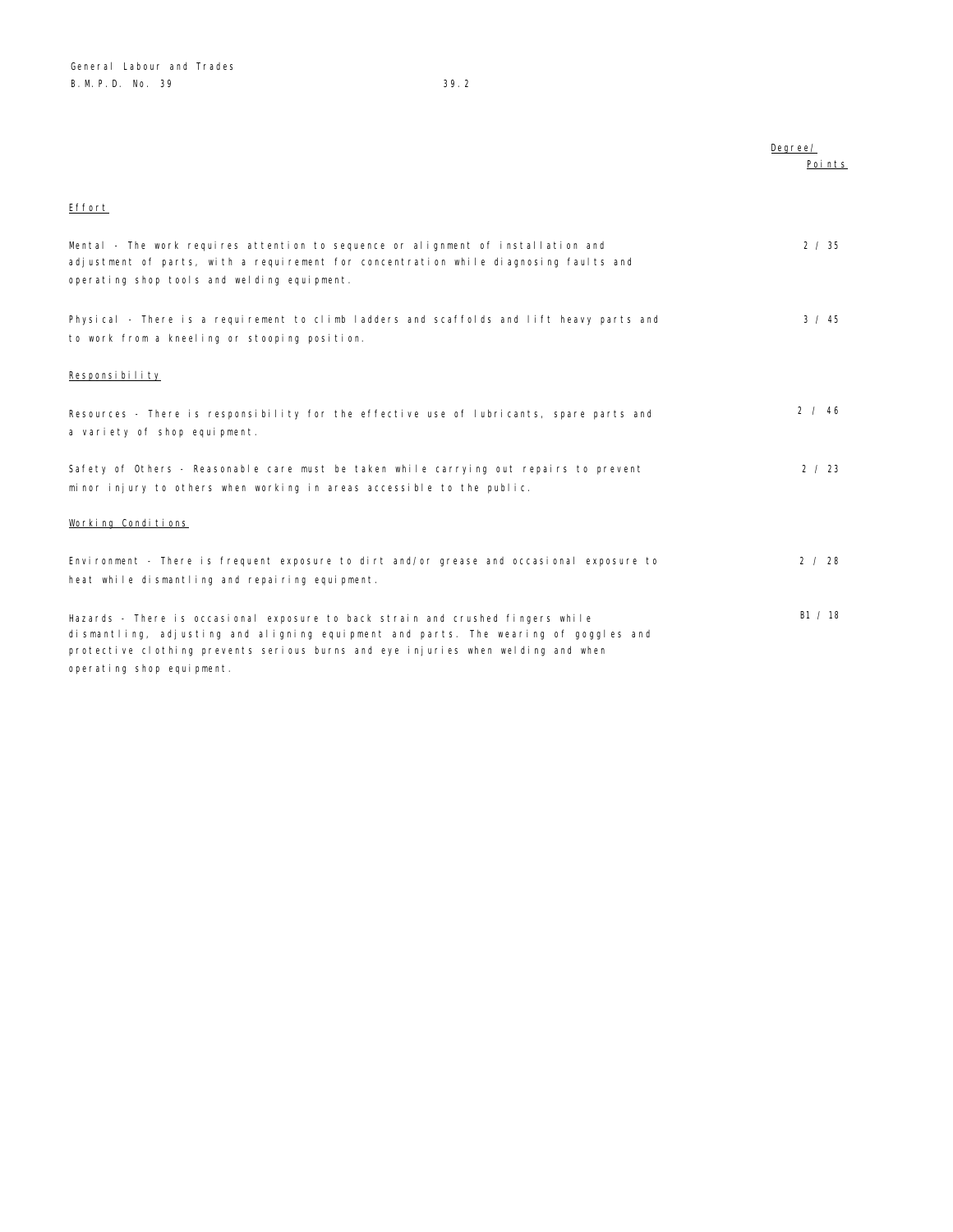| | Degree/ Points |
|---|---|
| **Effort** | |
| Mental - The work requires attention to sequence or alignment of installation and adjustment of parts, with a requirement for concentration while diagnosing faults and operating shop tools and welding equipment. | 2 / 35 |
| Physical - There is a requirement to climb ladders and scaffolds and lift heavy parts and to work from a kneeling or stooping position. | 3 / 45 |
| **Responsibility** | |
| Resources - There is responsibility for the effective use of lubricants, spare parts and a variety of shop equipment. | 2 / 46 |
| Safety of Others - Reasonable care must be taken while carrying out repairs to prevent minor injury to others when working in areas accessible to the public. | 2 / 23 |
| **Working Conditions** | |
| Environment - There is frequent exposure to dirt and/or grease and occasional exposure to heat while dismantling and repairing equipment. | 2 / 28 |
| Hazards - There is occasional exposure to back strain and crushed fingers while dismantling, adjusting and aligning equipment and parts. The wearing of goggles and protective clothing prevents serious burns and eye injuries when welding and when operating shop equipment. | B1 / 18 |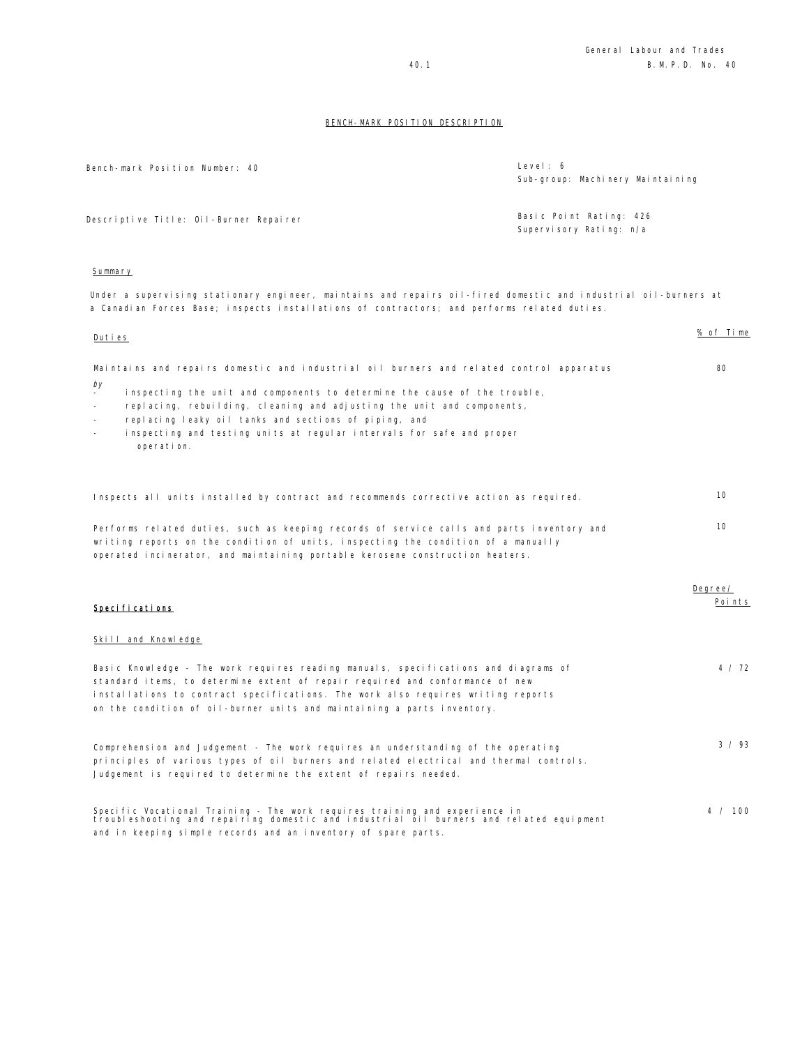## BENCH-MARK POSITION DESCRIPTION

| | |
|---|---|
| Bench-mark Position Number: 40 | Level: 6<br>Sub-group: Machinery Maintaining |
| Descriptive Title: Oil-Burner Repairer | Basic Point Rating: 426<br>Supervisory Rating: n/a |

### Summary

Under a supervising stationary engineer, maintains and repairs oil-fired domestic and industrial oil-burners at a Canadian Forces Base; inspects installations of contractors; and performs related duties.

| Duties | % of Time |
|---|---|
| Maintains and repairs domestic and industrial oil burners and related control apparatus *by*<br>- inspecting the unit and components to determine the cause of the trouble,<br>- replacing, rebuilding, cleaning and adjusting the unit and components,<br>- replacing leaky oil tanks and sections of piping, and<br>- inspecting and testing units at regular intervals for safe and proper operation. | 80 |
| Inspects all units installed by contract and recommends corrective action as required. | 10 |
| Performs related duties, such as keeping records of service calls and parts inventory and writing reports on the condition of units, inspecting the condition of a manually operated incinerator, and maintaining portable kerosene construction heaters. | 10 |

| **Specifications** | Degree/ Points |
|---|---|
| Skill and Knowledge | |
| Basic Knowledge - The work requires reading manuals, specifications and diagrams of standard items, to determine extent of repair required and conformance of new installations to contract specifications. The work also requires writing reports on the condition of oil-burner units and maintaining a parts inventory. | 4 / 72 |
| Comprehension and Judgement - The work requires an understanding of the operating principles of various types of oil burners and related electrical and thermal controls. Judgement is required to determine the extent of repairs needed. | 3 / 93 |
| Specific Vocational Training - The work requires training and experience in troubleshooting and repairing domestic and industrial oil burners and related equipment and in keeping simple records and an inventory of spare parts. | 4 / 100 |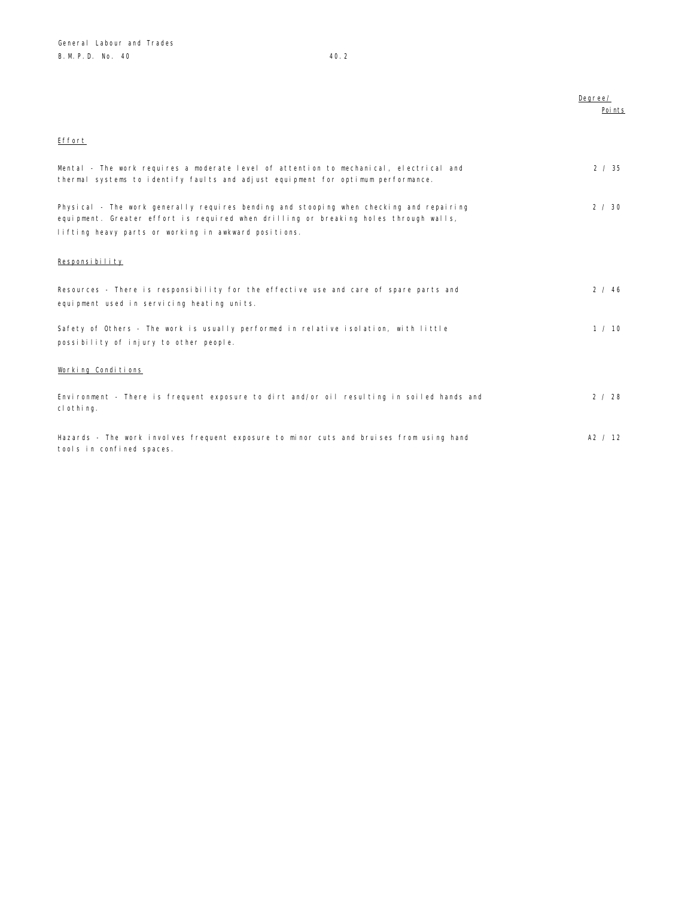| | Degree/ Points |
|---|---|
| **Effort** | |
| Mental - The work requires a moderate level of attention to mechanical, electrical and thermal systems to identify faults and adjust equipment for optimum performance. | 2 / 35 |
| Physical - The work generally requires bending and stooping when checking and repairing equipment. Greater effort is required when drilling or breaking holes through walls, lifting heavy parts or working in awkward positions. | 2 / 30 |
| **Responsibility** | |
| Resources - There is responsibility for the effective use and care of spare parts and equipment used in servicing heating units. | 2 / 46 |
| Safety of Others - The work is usually performed in relative isolation, with little possibility of injury to other people. | 1 / 10 |
| **Working Conditions** | |
| Environment - There is frequent exposure to dirt and/or oil resulting in soiled hands and clothing. | 2 / 28 |
| Hazards - The work involves frequent exposure to minor cuts and bruises from using hand tools in confined spaces. | A2 / 12 |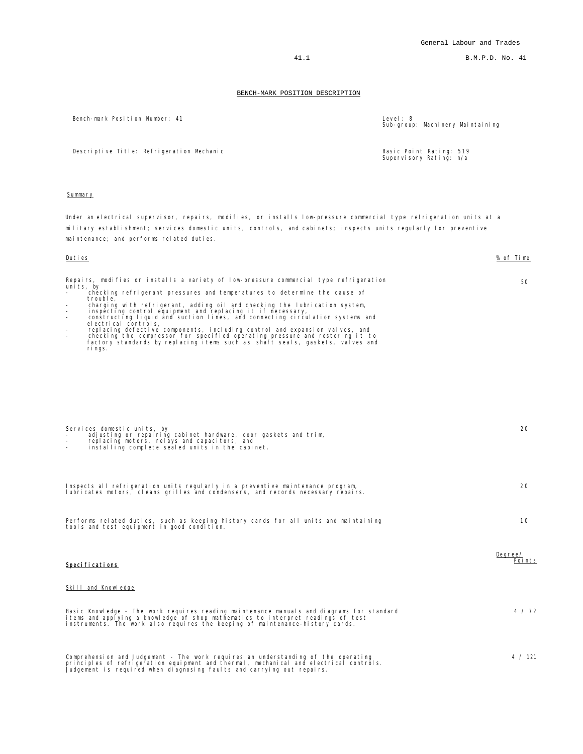## BENCH-MARK POSITION DESCRIPTION

| | |
|---|---|
| Bench-mark Position Number: 41 | Level: 8<br>Sub-group: Machinery Maintaining |
| Descriptive Title: Refrigeration Mechanic | Basic Point Rating: 519<br>Supervisory Rating: n/a |

### Summary

Under an electrical supervisor, repairs, modifies, or installs low-pressure commercial type refrigeration units at a military establishment; services domestic units, controls, and cabinets; inspects units regularly for preventive maintenance; and performs related duties.

### Duties

| Duties | % of Time |
|---|---|
| Repairs, modifies or installs a variety of low-pressure commercial type refrigeration units, by<br>- checking refrigerant pressures and temperatures to determine the cause of trouble,<br>- charging with refrigerant, adding oil and checking the lubrication system,<br>- inspecting control equipment and replacing it if necessary,<br>- constructing liquid and suction lines, and connecting circulation systems and electrical controls,<br>- replacing defective components, including control and expansion valves, and<br>- checking the compressor for specified operating pressure and restoring it to factory standards by replacing items such as shaft seals, gaskets, valves and rings. | 50 |
| Services domestic units, by<br>- adjusting or repairing cabinet hardware, door gaskets and trim,<br>- replacing motors, relays and capacitors, and<br>- installing complete sealed units in the cabinet. | 20 |
| Inspects all refrigeration units regularly in a preventive maintenance program, lubricates motors, cleans grilles and condensers, and records necessary repairs. | 20 |
| Performs related duties, such as keeping history cards for all units and maintaining tools and test equipment in good condition. | 10 |

### Specifications

| Skill and Knowledge | Degree/ Points |
|---|---|
| Basic Knowledge - The work requires reading maintenance manuals and diagrams for standard items and applying a knowledge of shop mathematics to interpret readings of test instruments. The work also requires the keeping of maintenance-history cards. | 4 / 72 |
| Comprehension and Judgement - The work requires an understanding of the operating principles of refrigeration equipment and thermal, mechanical and electrical controls. Judgement is required when diagnosing faults and carrying out repairs. | 4 / 121 |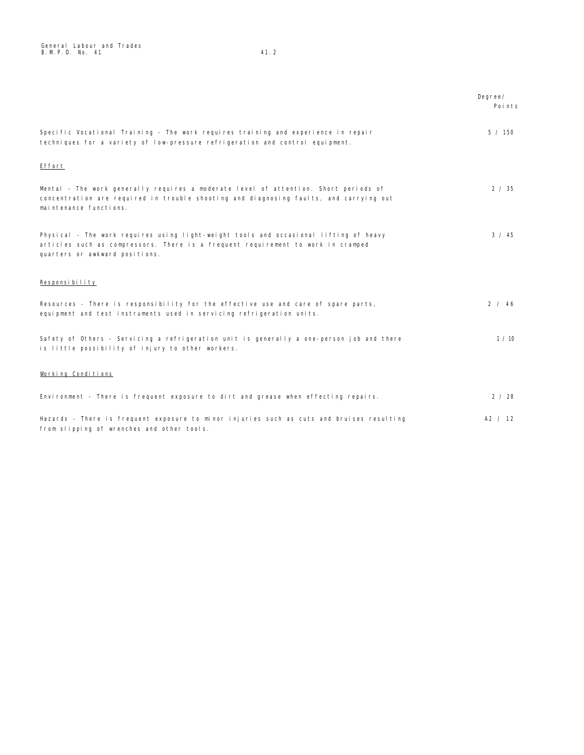| | Degree/ Points |
|---|---|
| Specific Vocational Training - The work requires training and experience in repair techniques for a variety of low-pressure refrigeration and control equipment. | 5 / 150 |
| **Effort** | |
| Mental - The work generally requires a moderate level of attention. Short periods of concentration are required in trouble shooting and diagnosing faults, and carrying out maintenance functions. | 2 / 35 |
| Physical - The work requires using light-weight tools and occasional lifting of heavy articles such as compressors. There is a frequent requirement to work in cramped quarters or awkward positions. | 3 / 45 |
| **Responsibility** | |
| Resources - There is responsibility for the effective use and care of spare parts, equipment and test instruments used in servicing refrigeration units. | 2 / 46 |
| Safety of Others - Servicing a refrigeration unit is generally a one-person job and there is little possibility of injury to other workers. | 1 / 10 |
| **Working Conditions** | |
| Environment - There is frequent exposure to dirt and grease when effecting repairs. | 2 / 28 |
| Hazards - There is frequent exposure to minor injuries such as cuts and bruises resulting from slipping of wrenches and other tools. | A2 / 12 |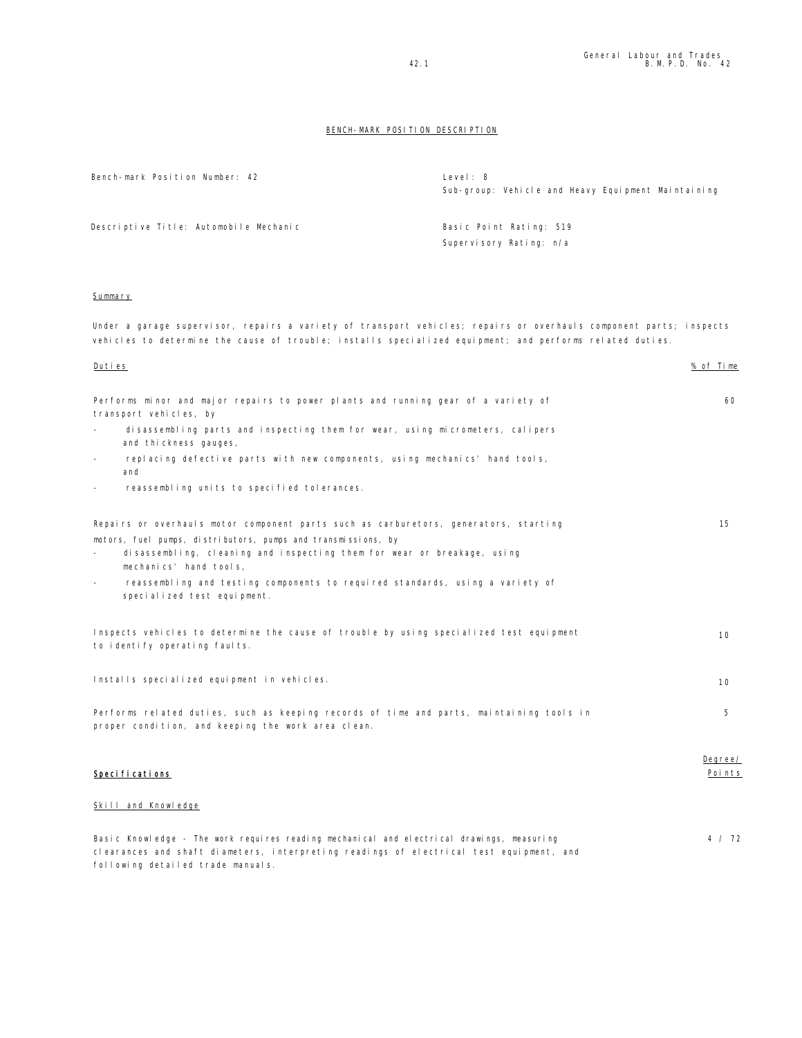## BENCH-MARK POSITION DESCRIPTION

| | |
|---|---|
| Bench-mark Position Number: 42 | Level: 8<br>Sub-group: Vehicle and Heavy Equipment Maintaining |
| Descriptive Title: Automobile Mechanic | Basic Point Rating: 519<br>Supervisory Rating: n/a |

### Summary

Under a garage supervisor, repairs a variety of transport vehicles; repairs or overhauls component parts; inspects vehicles to determine the cause of trouble; installs specialized equipment; and performs related duties.

| Duties | % of Time |
|---|---|
| Performs minor and major repairs to power plants and running gear of a variety of transport vehicles, by<br>- disassembling parts and inspecting them for wear, using micrometers, calipers and thickness gauges,<br>- replacing defective parts with new components, using mechanics' hand tools, and<br>- reassembling units to specified tolerances. | 60 |
| Repairs or overhauls motor component parts such as carburetors, generators, starting motors, fuel pumps, distributors, pumps and transmissions, by<br>- disassembling, cleaning and inspecting them for wear or breakage, using mechanics' hand tools,<br>- reassembling and testing components to required standards, using a variety of specialized test equipment. | 15 |
| Inspects vehicles to determine the cause of trouble by using specialized test equipment to identify operating faults. | 10 |
| Installs specialized equipment in vehicles. | 10 |
| Performs related duties, such as keeping records of time and parts, maintaining tools in proper condition, and keeping the work area clean. | 5 |

| **Specifications** | Degree/ Points |
|---|---|
| Skill and Knowledge | |
| Basic Knowledge - The work requires reading mechanical and electrical drawings, measuring clearances and shaft diameters, interpreting readings of electrical test equipment, and following detailed trade manuals. | 4 / 72 |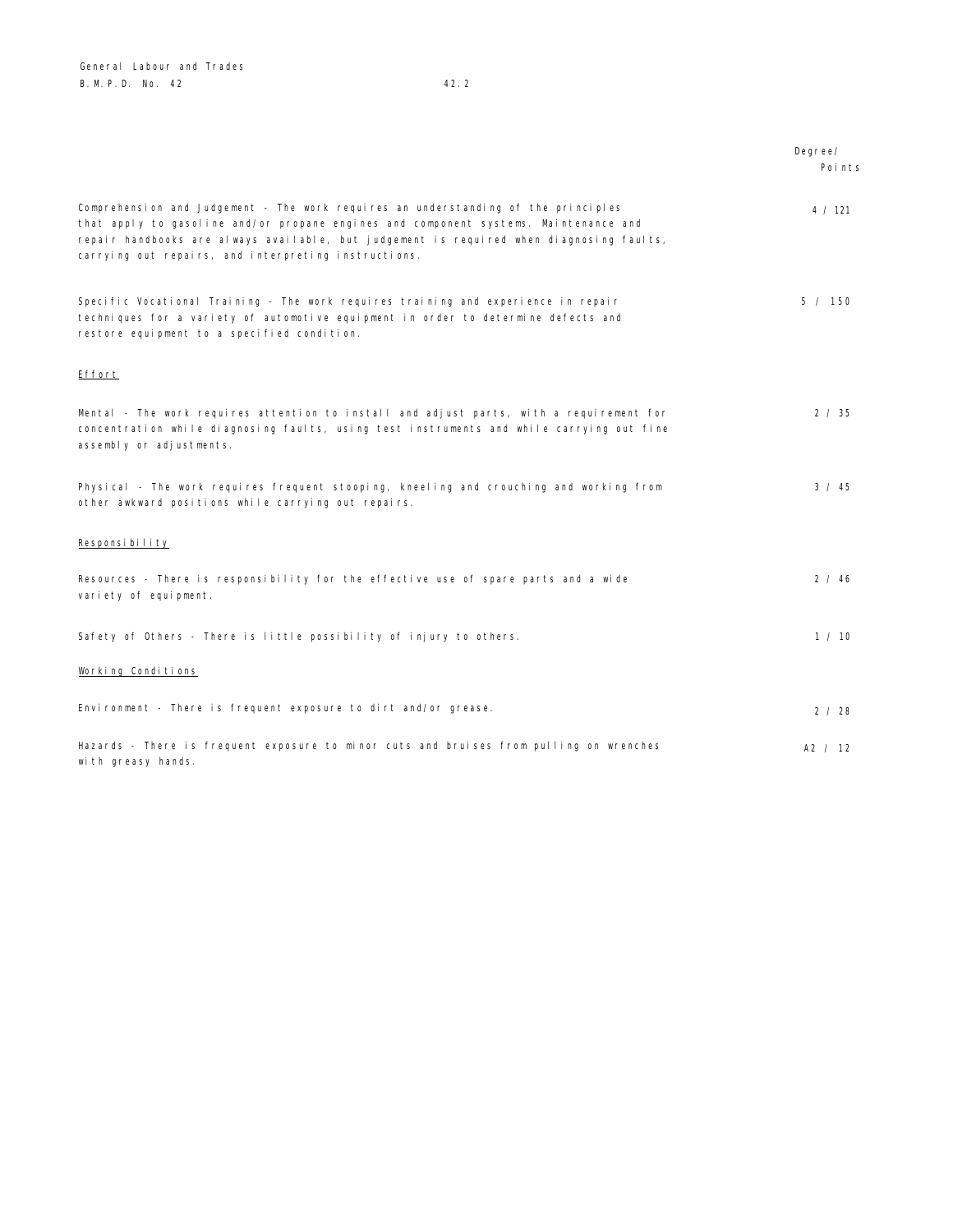| | Degree/ Points |
|---|---|
| Comprehension and Judgement - The work requires an understanding of the principles that apply to gasoline and/or propane engines and component systems. Maintenance and repair handbooks are always available, but judgement is required when diagnosing faults, carrying out repairs, and interpreting instructions. | 4 / 121 |
| Specific Vocational Training - The work requires training and experience in repair techniques for a variety of automotive equipment in order to determine defects and restore equipment to a specified condition. | 5 / 150 |
| <u>Effort</u> | |
| Mental - The work requires attention to install and adjust parts, with a requirement for concentration while diagnosing faults, using test instruments and while carrying out fine assembly or adjustments. | 2 / 35 |
| Physical - The work requires frequent stooping, kneeling and crouching and working from other awkward positions while carrying out repairs. | 3 / 45 |
| <u>Responsibility</u> | |
| Resources - There is responsibility for the effective use of spare parts and a wide variety of equipment. | 2 / 46 |
| Safety of Others - There is little possibility of injury to others. | 1 / 10 |
| <u>Working Conditions</u> | |
| Environment - There is frequent exposure to dirt and/or grease. | 2 / 28 |
| Hazards - There is frequent exposure to minor cuts and bruises from pulling on wrenches with greasy hands. | A2 / 12 |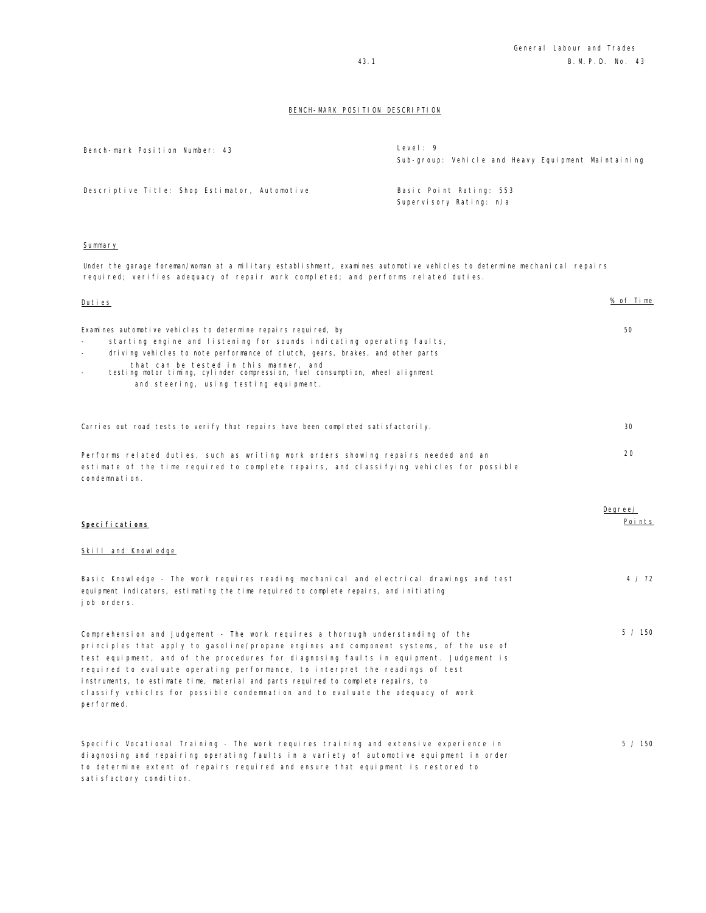## BENCH-MARK POSITION DESCRIPTION

| | |
|---|---|
| Bench-mark Position Number: 43 | Level: 9<br>Sub-group: Vehicle and Heavy Equipment Maintaining |
| Descriptive Title: Shop Estimator, Automotive | Basic Point Rating: 553<br>Supervisory Rating: n/a |

### Summary

Under the garage foreman/woman at a military establishment, examines automotive vehicles to determine mechanical repairs required; verifies adequacy of repair work completed; and performs related duties.

| Duties | % of Time |
|---|---|
| Examines automotive vehicles to determine repairs required, by<br>- starting engine and listening for sounds indicating operating faults,<br>- driving vehicles to note performance of clutch, gears, brakes, and other parts that can be tested in this manner, and<br>- testing motor timing, cylinder compression, fuel consumption, wheel alignment and steering, using testing equipment. | 50 |
| Carries out road tests to verify that repairs have been completed satisfactorily. | 30 |
| Performs related duties, such as writing work orders showing repairs needed and an estimate of the time required to complete repairs, and classifying vehicles for possible condemnation. | 20 |

| **Specifications** | Degree/ Points |
|---|---|
| **Skill and Knowledge** | |
| Basic Knowledge - The work requires reading mechanical and electrical drawings and test equipment indicators, estimating the time required to complete repairs, and initiating job orders. | 4 / 72 |
| Comprehension and Judgement - The work requires a thorough understanding of the principles that apply to gasoline/propane engines and component systems, of the use of test equipment, and of the procedures for diagnosing faults in equipment. Judgement is required to evaluate operating performance, to interpret the readings of test instruments, to estimate time, material and parts required to complete repairs, to classify vehicles for possible condemnation and to evaluate the adequacy of work performed. | 5 / 150 |
| Specific Vocational Training - The work requires training and extensive experience in diagnosing and repairing operating faults in a variety of automotive equipment in order to determine extent of repairs required and ensure that equipment is restored to satisfactory condition. | 5 / 150 |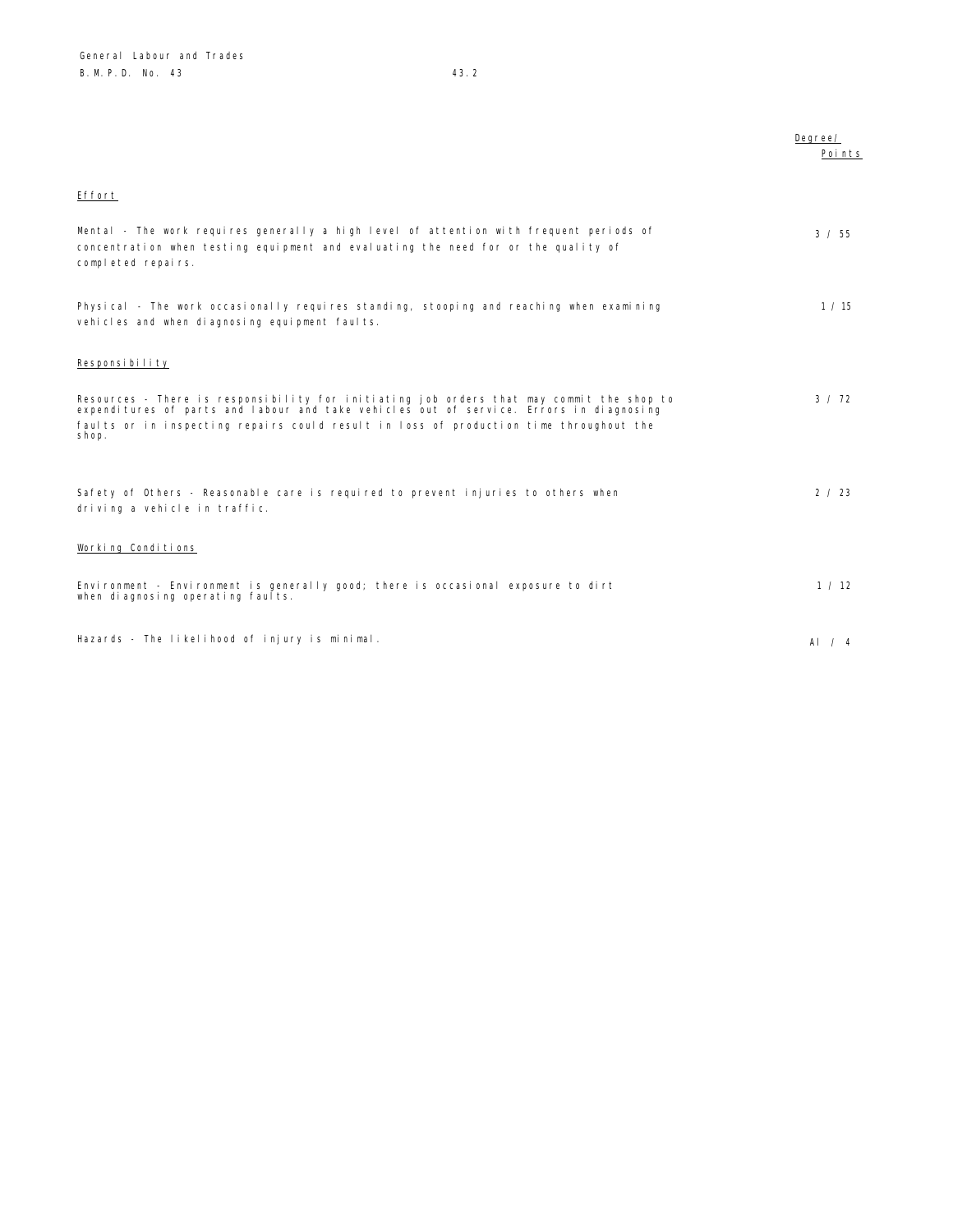| | Degree/ Points |
|---|---|
| **Effort** | |
| Mental - The work requires generally a high level of attention with frequent periods of concentration when testing equipment and evaluating the need for or the quality of completed repairs. | 3 / 55 |
| Physical - The work occasionally requires standing, stooping and reaching when examining vehicles and when diagnosing equipment faults. | 1 / 15 |
| **Responsibility** | |
| Resources - There is responsibility for initiating job orders that may commit the shop to expenditures of parts and labour and take vehicles out of service. Errors in diagnosing faults or in inspecting repairs could result in loss of production time throughout the shop. | 3 / 72 |
| Safety of Others - Reasonable care is required to prevent injuries to others when driving a vehicle in traffic. | 2 / 23 |
| **Working Conditions** | |
| Environment - Environment is generally good; there is occasional exposure to dirt when diagnosing operating faults. | 1 / 12 |
| Hazards - The likelihood of injury is minimal. | A1 / 4 |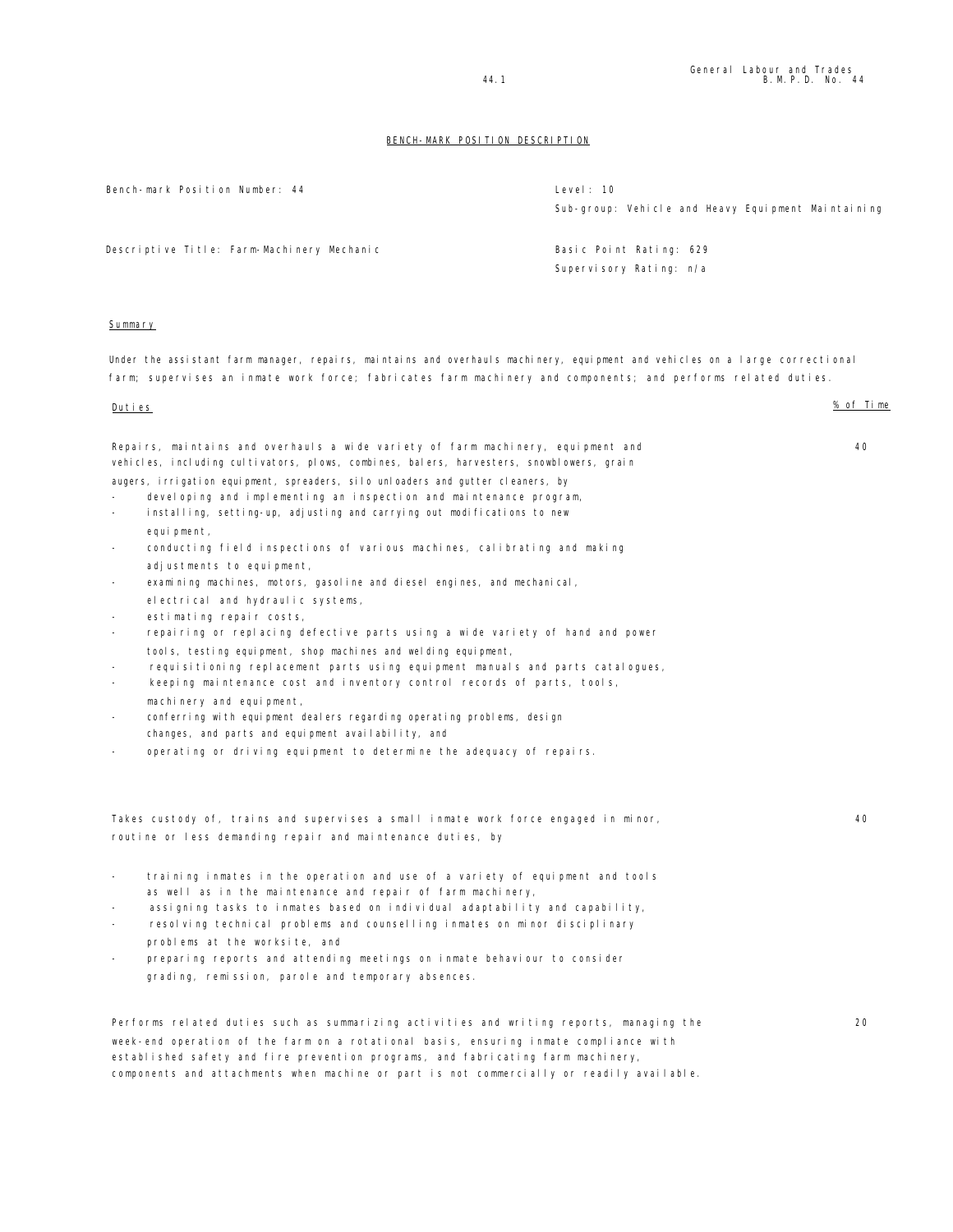## BENCH-MARK POSITION DESCRIPTION

| | |
|---|---|
| Bench-mark Position Number: 44 | Level: 10 |
| | Sub-group: Vehicle and Heavy Equipment Maintaining |
| Descriptive Title: Farm-Machinery Mechanic | Basic Point Rating: 629 |
| | Supervisory Rating: n/a |

### Summary

Under the assistant farm manager, repairs, maintains and overhauls machinery, equipment and vehicles on a large correctional farm; supervises an inmate work force; fabricates farm machinery and components; and performs related duties.

| Duties | % of Time |
|---|---|
| Repairs, maintains and overhauls a wide variety of farm machinery, equipment and vehicles, including cultivators, plows, combines, balers, harvesters, snowblowers, grain augers, irrigation equipment, spreaders, silo unloaders and gutter cleaners, by<br>- developing and implementing an inspection and maintenance program,<br>- installing, setting-up, adjusting and carrying out modifications to new equipment,<br>- conducting field inspections of various machines, calibrating and making adjustments to equipment,<br>- examining machines, motors, gasoline and diesel engines, and mechanical, electrical and hydraulic systems,<br>- estimating repair costs,<br>- repairing or replacing defective parts using a wide variety of hand and power tools, testing equipment, shop machines and welding equipment,<br>- requisitioning replacement parts using equipment manuals and parts catalogues,<br>- keeping maintenance cost and inventory control records of parts, tools, machinery and equipment,<br>- conferring with equipment dealers regarding operating problems, design changes, and parts and equipment availability, and<br>- operating or driving equipment to determine the adequacy of repairs. | 40 |
| Takes custody of, trains and supervises a small inmate work force engaged in minor, routine or less demanding repair and maintenance duties, by<br>- training inmates in the operation and use of a variety of equipment and tools as well as in the maintenance and repair of farm machinery,<br>- assigning tasks to inmates based on individual adaptability and capability,<br>- resolving technical problems and counselling inmates on minor disciplinary problems at the worksite, and<br>- preparing reports and attending meetings on inmate behaviour to consider grading, remission, parole and temporary absences. | 40 |
| Performs related duties such as summarizing activities and writing reports, managing the week-end operation of the farm on a rotational basis, ensuring inmate compliance with established safety and fire prevention programs, and fabricating farm machinery, components and attachments when machine or part is not commercially or readily available. | 20 |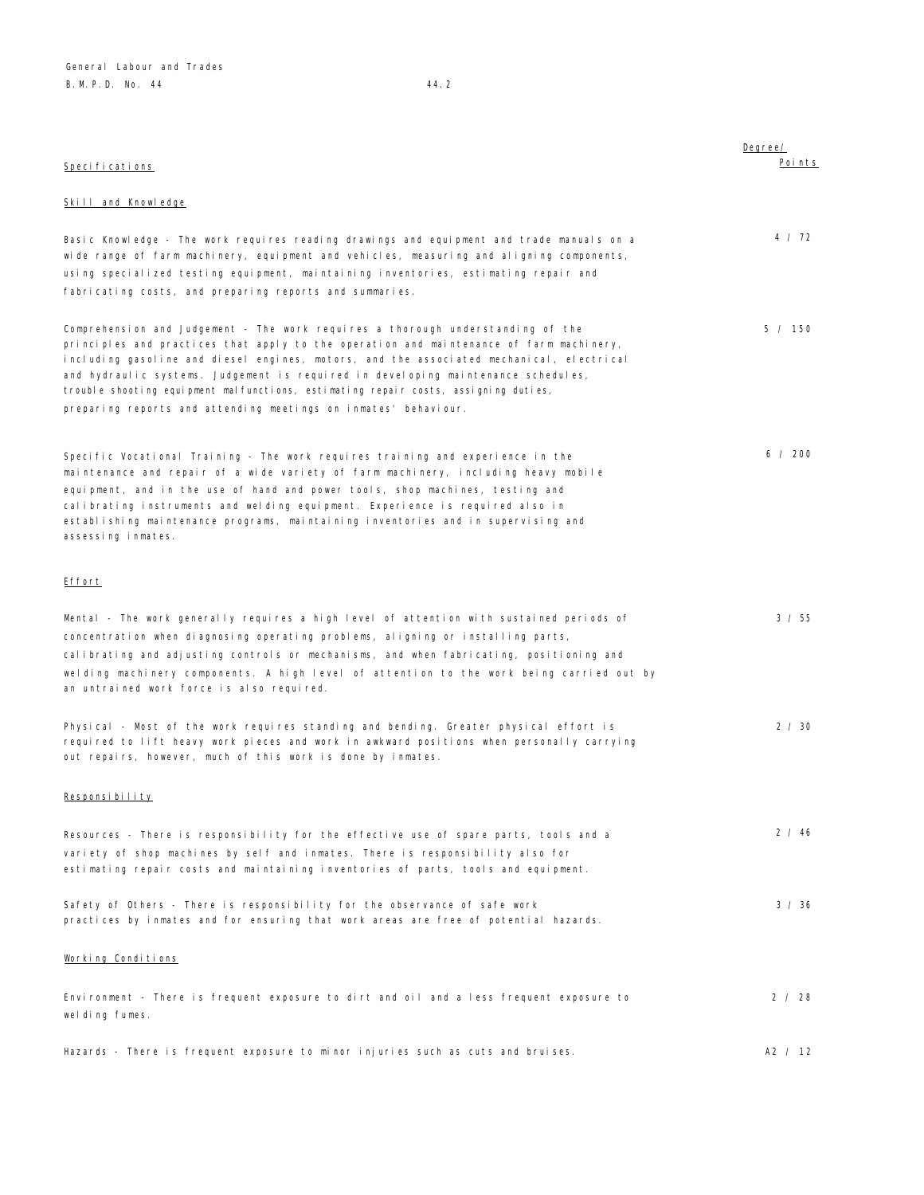| Specifications | Degree/ Points |
|---|---|
| **Skill and Knowledge** | |
| Basic Knowledge - The work requires reading drawings and equipment and trade manuals on a wide range of farm machinery, equipment and vehicles, measuring and aligning components, using specialized testing equipment, maintaining inventories, estimating repair and fabricating costs, and preparing reports and summaries. | 4 / 72 |
| Comprehension and Judgement - The work requires a thorough understanding of the principles and practices that apply to the operation and maintenance of farm machinery, including gasoline and diesel engines, motors, and the associated mechanical, electrical and hydraulic systems. Judgement is required in developing maintenance schedules, trouble shooting equipment malfunctions, estimating repair costs, assigning duties, preparing reports and attending meetings on inmates' behaviour. | 5 / 150 |
| Specific Vocational Training - The work requires training and experience in the maintenance and repair of a wide variety of farm machinery, including heavy mobile equipment, and in the use of hand and power tools, shop machines, testing and calibrating instruments and welding equipment. Experience is required also in establishing maintenance programs, maintaining inventories and in supervising and assessing inmates. | 6 / 200 |
| **Effort** | |
| Mental - The work generally requires a high level of attention with sustained periods of concentration when diagnosing operating problems, aligning or installing parts, calibrating and adjusting controls or mechanisms, and when fabricating, positioning and welding machinery components. A high level of attention to the work being carried out by an untrained work force is also required. | 3 / 55 |
| Physical - Most of the work requires standing and bending. Greater physical effort is required to lift heavy work pieces and work in awkward positions when personally carrying out repairs, however, much of this work is done by inmates. | 2 / 30 |
| **Responsibility** | |
| Resources - There is responsibility for the effective use of spare parts, tools and a variety of shop machines by self and inmates. There is responsibility also for estimating repair costs and maintaining inventories of parts, tools and equipment. | 2 / 46 |
| Safety of Others - There is responsibility for the observance of safe work practices by inmates and for ensuring that work areas are free of potential hazards. | 3 / 36 |
| **Working Conditions** | |
| Environment - There is frequent exposure to dirt and oil and a less frequent exposure to welding fumes. | 2 / 28 |
| Hazards - There is frequent exposure to minor injuries such as cuts and bruises. | A2 / 12 |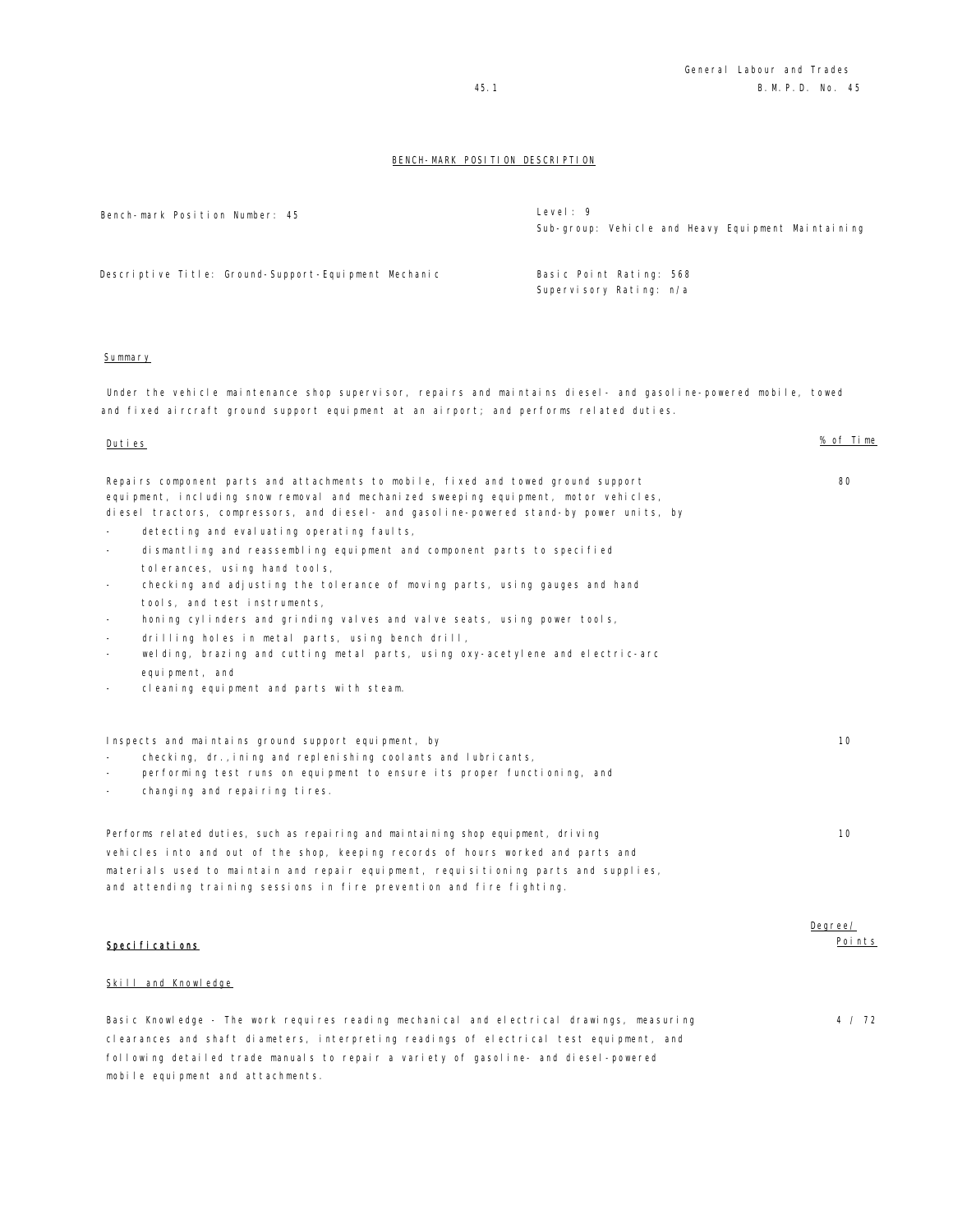## BENCH-MARK POSITION DESCRIPTION

| | |
|---|---|
| Bench-mark Position Number: 45 | Level: 9<br>Sub-group: Vehicle and Heavy Equipment Maintaining |
| Descriptive Title: Ground-Support-Equipment Mechanic | Basic Point Rating: 568<br>Supervisory Rating: n/a |

### Summary

Under the vehicle maintenance shop supervisor, repairs and maintains diesel- and gasoline-powered mobile, towed and fixed aircraft ground support equipment at an airport; and performs related duties.

| Duties | % of Time |
|---|---|
| Repairs component parts and attachments to mobile, fixed and towed ground support equipment, including snow removal and mechanized sweeping equipment, motor vehicles, diesel tractors, compressors, and diesel- and gasoline-powered stand-by power units, by<br>- detecting and evaluating operating faults,<br>- dismantling and reassembling equipment and component parts to specified tolerances, using hand tools,<br>- checking and adjusting the tolerance of moving parts, using gauges and hand tools, and test instruments,<br>- honing cylinders and grinding valves and valve seats, using power tools,<br>- drilling holes in metal parts, using bench drill,<br>- welding, brazing and cutting metal parts, using oxy-acetylene and electric-arc equipment, and<br>- cleaning equipment and parts with steam. | 80 |
| Inspects and maintains ground support equipment, by<br>- checking, dr.,ining and replenishing coolants and lubricants,<br>- performing test runs on equipment to ensure its proper functioning, and<br>- changing and repairing tires. | 10 |
| Performs related duties, such as repairing and maintaining shop equipment, driving vehicles into and out of the shop, keeping records of hours worked and parts and materials used to maintain and repair equipment, requisitioning parts and supplies, and attending training sessions in fire prevention and fire fighting. | 10 |

| **Specifications** | Degree/ Points |
|---|---|
| **Skill and Knowledge** | |
| Basic Knowledge - The work requires reading mechanical and electrical drawings, measuring clearances and shaft diameters, interpreting readings of electrical test equipment, and following detailed trade manuals to repair a variety of gasoline- and diesel-powered mobile equipment and attachments. | 4 / 72 |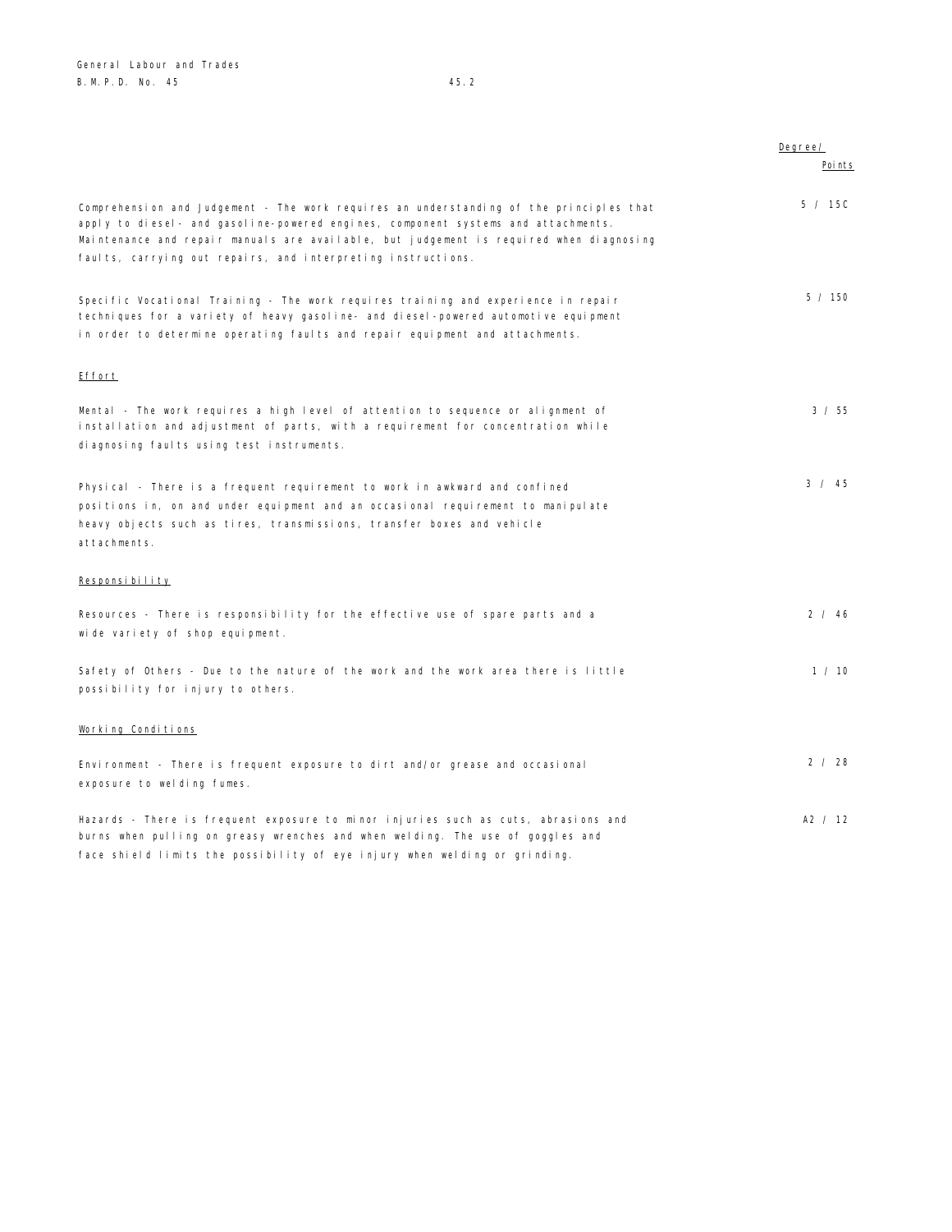| | Degree/ Points |
|---|---|
| Comprehension and Judgement - The work requires an understanding of the principles that apply to diesel- and gasoline-powered engines, component systems and attachments. Maintenance and repair manuals are available, but judgement is required when diagnosing faults, carrying out repairs, and interpreting instructions. | 5 / 15C |
| Specific Vocational Training - The work requires training and experience in repair techniques for a variety of heavy gasoline- and diesel-powered automotive equipment in order to determine operating faults and repair equipment and attachments. | 5 / 150 |

<u>Effort</u>

| | |
|---|---|
| Mental - The work requires a high level of attention to sequence or alignment of installation and adjustment of parts, with a requirement for concentration while diagnosing faults using test instruments. | 3 / 55 |
| Physical - There is a frequent requirement to work in awkward and confined positions in, on and under equipment and an occasional requirement to manipulate heavy objects such as tires, transmissions, transfer boxes and vehicle attachments. | 3 / 45 |

<u>Responsibility</u>

| | |
|---|---|
| Resources - There is responsibility for the effective use of spare parts and a wide variety of shop equipment. | 2 / 46 |
| Safety of Others - Due to the nature of the work and the work area there is little possibility for injury to others. | 1 / 10 |

<u>Working Conditions</u>

| | |
|---|---|
| Environment - There is frequent exposure to dirt and/or grease and occasional exposure to welding fumes. | 2 / 28 |
| Hazards - There is frequent exposure to minor injuries such as cuts, abrasions and burns when pulling on greasy wrenches and when welding. The use of goggles and face shield limits the possibility of eye injury when welding or grinding. | A2 / 12 |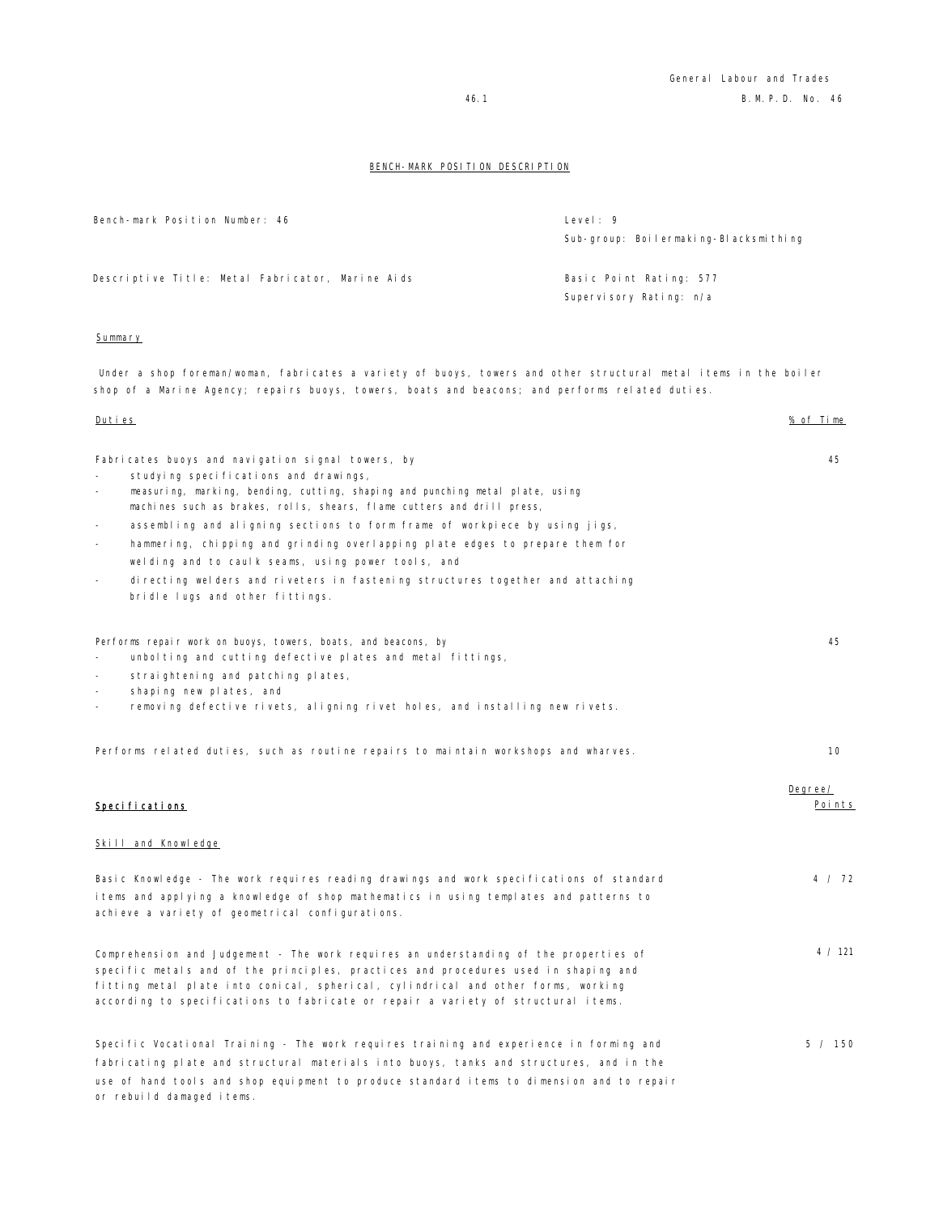## BENCH-MARK POSITION DESCRIPTION

| | |
|---|---|
| Bench-mark Position Number: 46 | Level: 9 <br> Sub-group: Boilermaking-Blacksmithing |
| Descriptive Title: Metal Fabricator, Marine Aids | Basic Point Rating: 577 <br> Supervisory Rating: n/a |

### Summary

Under a shop foreman/woman, fabricates a variety of buoys, towers and other structural metal items in the boiler shop of a Marine Agency; repairs buoys, towers, boats and beacons; and performs related duties.

### Duties

| Duties | % of Time |
|---|---|
| Fabricates buoys and navigation signal towers, by <br> - studying specifications and drawings, <br> - measuring, marking, bending, cutting, shaping and punching metal plate, using machines such as brakes, rolls, shears, flame cutters and drill press, <br> - assembling and aligning sections to form frame of workpiece by using jigs, <br> - hammering, chipping and grinding overlapping plate edges to prepare them for welding and to caulk seams, using power tools, and <br> - directing welders and riveters in fastening structures together and attaching bridle lugs and other fittings. | 45 |
| Performs repair work on buoys, towers, boats, and beacons, by <br> - unbolting and cutting defective plates and metal fittings, <br> - straightening and patching plates, <br> - shaping new plates, and <br> - removing defective rivets, aligning rivet holes, and installing new rivets. | 45 |
| Performs related duties, such as routine repairs to maintain workshops and wharves. | 10 |

### Specifications

| Skill and Knowledge | Degree/ Points |
|---|---|
| Basic Knowledge - The work requires reading drawings and work specifications of standard items and applying a knowledge of shop mathematics in using templates and patterns to achieve a variety of geometrical configurations. | 4 / 72 |
| Comprehension and Judgement - The work requires an understanding of the properties of specific metals and of the principles, practices and procedures used in shaping and fitting metal plate into conical, spherical, cylindrical and other forms, working according to specifications to fabricate or repair a variety of structural items. | 4 / 121 |
| Specific Vocational Training - The work requires training and experience in forming and fabricating plate and structural materials into buoys, tanks and structures, and in the use of hand tools and shop equipment to produce standard items to dimension and to repair or rebuild damaged items. | 5 / 150 |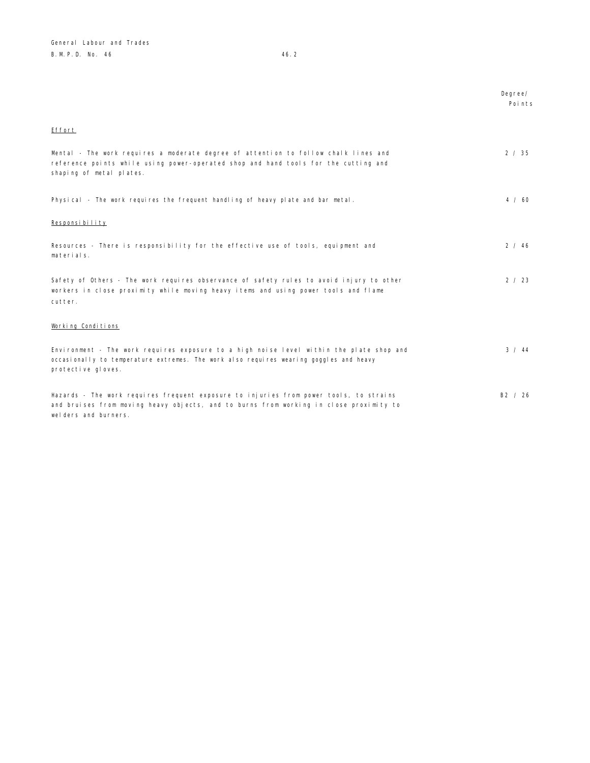| | Degree/ Points |
|---|---|
| <u>Effort</u> | |
| Mental - The work requires a moderate degree of attention to follow chalk lines and reference points while using power-operated shop and hand tools for the cutting and shaping of metal plates. | 2 / 35 |
| Physical - The work requires the frequent handling of heavy plate and bar metal. | 4 / 60 |
| <u>Responsibility</u> | |
| Resources - There is responsibility for the effective use of tools, equipment and materials. | 2 / 46 |
| Safety of Others - The work requires observance of safety rules to avoid injury to other workers in close proximity while moving heavy items and using power tools and flame cutter. | 2 / 23 |
| <u>Working Conditions</u> | |
| Environment - The work requires exposure to a high noise level within the plate shop and occasionally to temperature extremes. The work also requires wearing goggles and heavy protective gloves. | 3 / 44 |
| Hazards - The work requires frequent exposure to injuries from power tools, to strains and bruises from moving heavy objects, and to burns from working in close proximity to welders and burners. | B2 / 26 |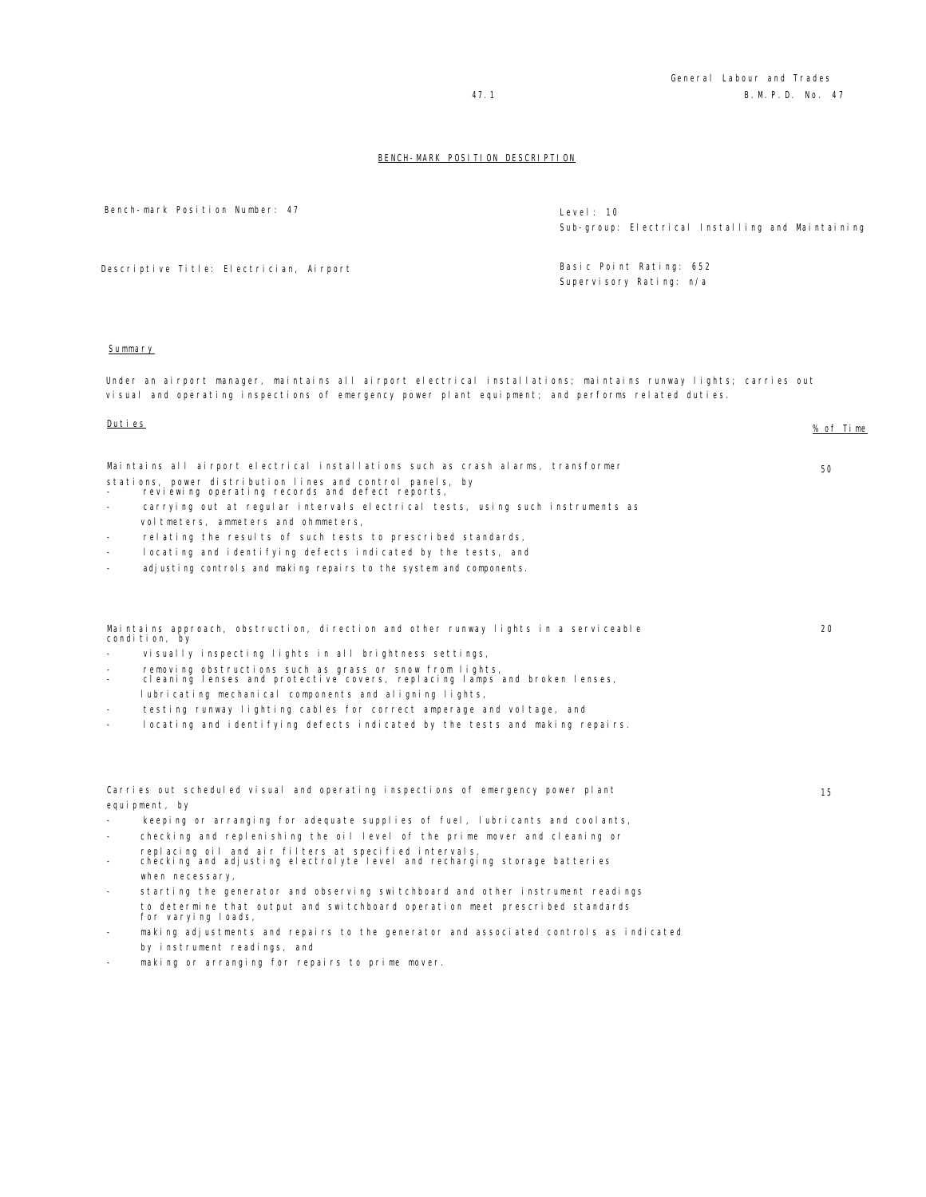## BENCH-MARK POSITION DESCRIPTION

| | |
|---|---|
| Bench-mark Position Number: 47 | Level: 10 |
| | Sub-group: Electrical Installing and Maintaining |
| Descriptive Title: Electrician, Airport | Basic Point Rating: 652 |
| | Supervisory Rating: n/a |

### Summary

Under an airport manager, maintains all airport electrical installations; maintains runway lights; carries out visual and operating inspections of emergency power plant equipment; and performs related duties.

### Duties

| Duties | % of Time |
|---|---|
| Maintains all airport electrical installations such as crash alarms, transformer stations, power distribution lines and control panels, by<br>- reviewing operating records and defect reports,<br>- carrying out at regular intervals electrical tests, using such instruments as voltmeters, ammeters and ohmmeters,<br>- relating the results of such tests to prescribed standards,<br>- locating and identifying defects indicated by the tests, and<br>- adjusting controls and making repairs to the system and components. | 50 |
| Maintains approach, obstruction, direction and other runway lights in a serviceable condition, by<br>- visually inspecting lights in all brightness settings,<br>- removing obstructions such as grass or snow from lights,<br>- cleaning lenses and protective covers, replacing lamps and broken lenses, lubricating mechanical components and aligning lights,<br>- testing runway lighting cables for correct amperage and voltage, and<br>- locating and identifying defects indicated by the tests and making repairs. | 20 |
| Carries out scheduled visual and operating inspections of emergency power plant equipment, by<br>- keeping or arranging for adequate supplies of fuel, lubricants and coolants,<br>- checking and replenishing the oil level of the prime mover and cleaning or replacing oil and air filters at specified intervals,<br>- checking and adjusting electrolyte level and recharging storage batteries when necessary,<br>- starting the generator and observing switchboard and other instrument readings to determine that output and switchboard operation meet prescribed standards for varying loads,<br>- making adjustments and repairs to the generator and associated controls as indicated by instrument readings, and<br>- making or arranging for repairs to prime mover. | 15 |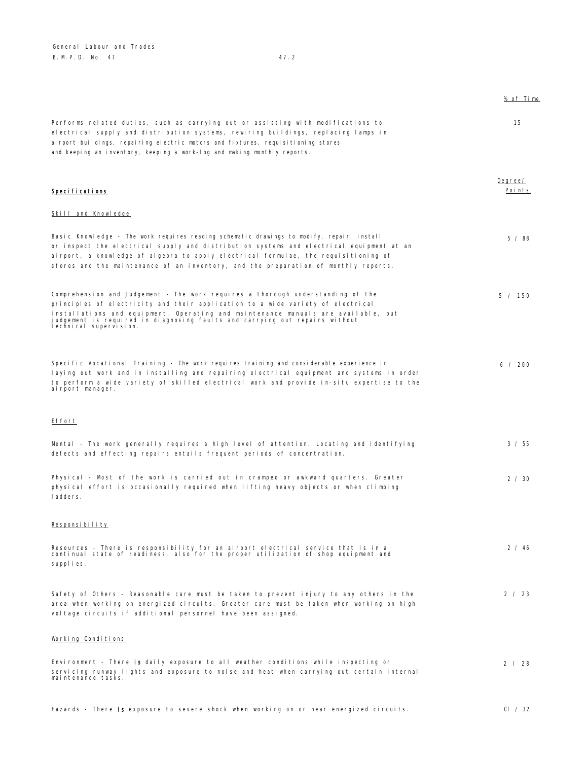| | % of Time |
|---|---|
| Performs related duties, such as carrying out or assisting with modifications to electrical supply and distribution systems, rewiring buildings, replacing lamps in airport buildings, repairing electric motors and fixtures, requisitioning stores and keeping an inventory, keeping a work-log and making monthly reports. | 15 |

| **Specifications** | Degree/ Points |
|---|---|
| **Skill and Knowledge** | |
| Basic Knowledge - The work requires reading schematic drawings to modify, repair, install or inspect the electrical supply and distribution systems and electrical equipment at an airport, a knowledge of algebra to apply electrical formulae, the requisitioning of stores and the maintenance of an inventory, and the preparation of monthly reports. | 5 / 88 |
| Comprehension and Judgement - The work requires a thorough understanding of the principles of electricity and their application to a wide variety of electrical installations and equipment. Operating and maintenance manuals are available, but judgement is required in diagnosing faults and carrying out repairs without technical supervision. | 5 / 150 |
| Specific Vocational Training - The work requires training and considerable experience in laying out work and in installing and repairing electrical equipment and systems in order to perform a wide variety of skilled electrical work and provide in-situ expertise to the airport manager. | 6 / 200 |
| **Effort** | |
| Mental - The work generally requires a high level of attention. Locating and identifying defects and effecting repairs entails frequent periods of concentration. | 3 / 55 |
| Physical - Most of the work is carried out in cramped or awkward quarters. Greater physical effort is occasionally required when lifting heavy objects or when climbing ladders. | 2 / 30 |
| **Responsibility** | |
| Resources - There is responsibility for an airport electrical service that is in a continual state of readiness, also for the proper utilization of shop equipment and supplies. | 2 / 46 |
| Safety of Others - Reasonable care must be taken to prevent injury to any others in the area when working on energized circuits. Greater care must be taken when working on high voltage circuits if additional personnel have been assigned. | 2 / 23 |
| **Working Conditions** | |
| Environment - There is daily exposure to all weather conditions while inspecting or servicing runway lights and exposure to noise and heat when carrying out certain internal maintenance tasks. | 2 / 28 |
| Hazards - There is exposure to severe shock when working on or near energized circuits. | Cl / 32 |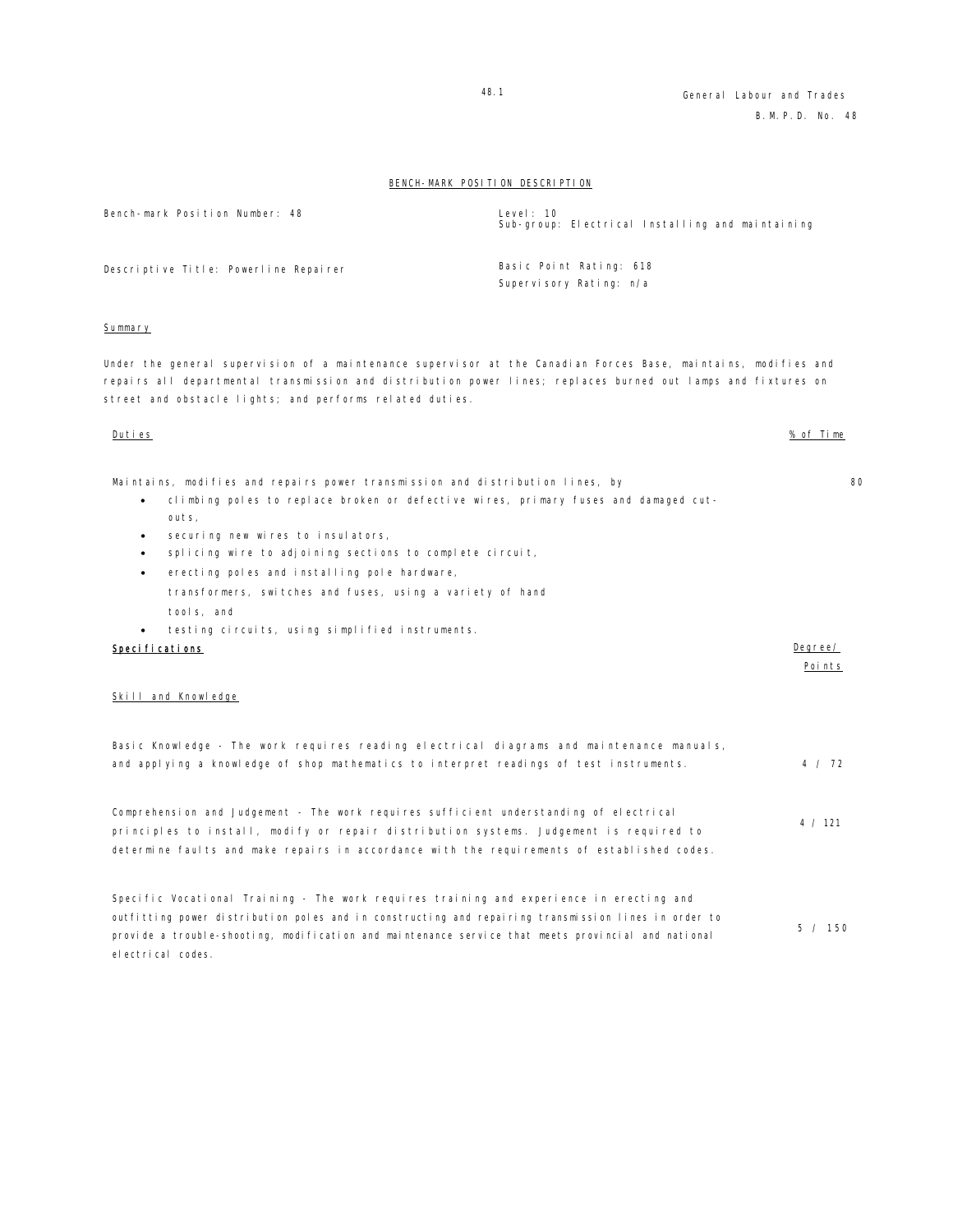General Labour and Trades

B.M.P.D. No. 48

## BENCH-MARK POSITION DESCRIPTION

| | |
|---|---|
| Bench-mark Position Number: 48 | Level: 10<br>Sub-group: Electrical Installing and maintaining |
| Descriptive Title: Powerline Repairer | Basic Point Rating: 618<br>Supervisory Rating: n/a |

### Summary

Under the general supervision of a maintenance supervisor at the Canadian Forces Base, maintains, modifies and repairs all departmental transmission and distribution power lines; replaces burned out lamps and fixtures on street and obstacle lights; and performs related duties.

| Duties | % of Time |
|---|---|
| Maintains, modifies and repairs power transmission and distribution lines, by<br>• climbing poles to replace broken or defective wires, primary fuses and damaged cut-outs,<br>• securing new wires to insulators,<br>• splicing wire to adjoining sections to complete circuit,<br>• erecting poles and installing pole hardware, transformers, switches and fuses, using a variety of hand tools, and<br>• testing circuits, using simplified instruments. | 80 |

### Specifications

| Skill and Knowledge | Degree/ Points |
|---|---|
| Basic Knowledge - The work requires reading electrical diagrams and maintenance manuals, and applying a knowledge of shop mathematics to interpret readings of test instruments. | 4 / 72 |
| Comprehension and Judgement - The work requires sufficient understanding of electrical principles to install, modify or repair distribution systems. Judgement is required to determine faults and make repairs in accordance with the requirements of established codes. | 4 / 121 |
| Specific Vocational Training - The work requires training and experience in erecting and outfitting power distribution poles and in constructing and repairing transmission lines in order to provide a trouble-shooting, modification and maintenance service that meets provincial and national electrical codes. | 5 / 150 |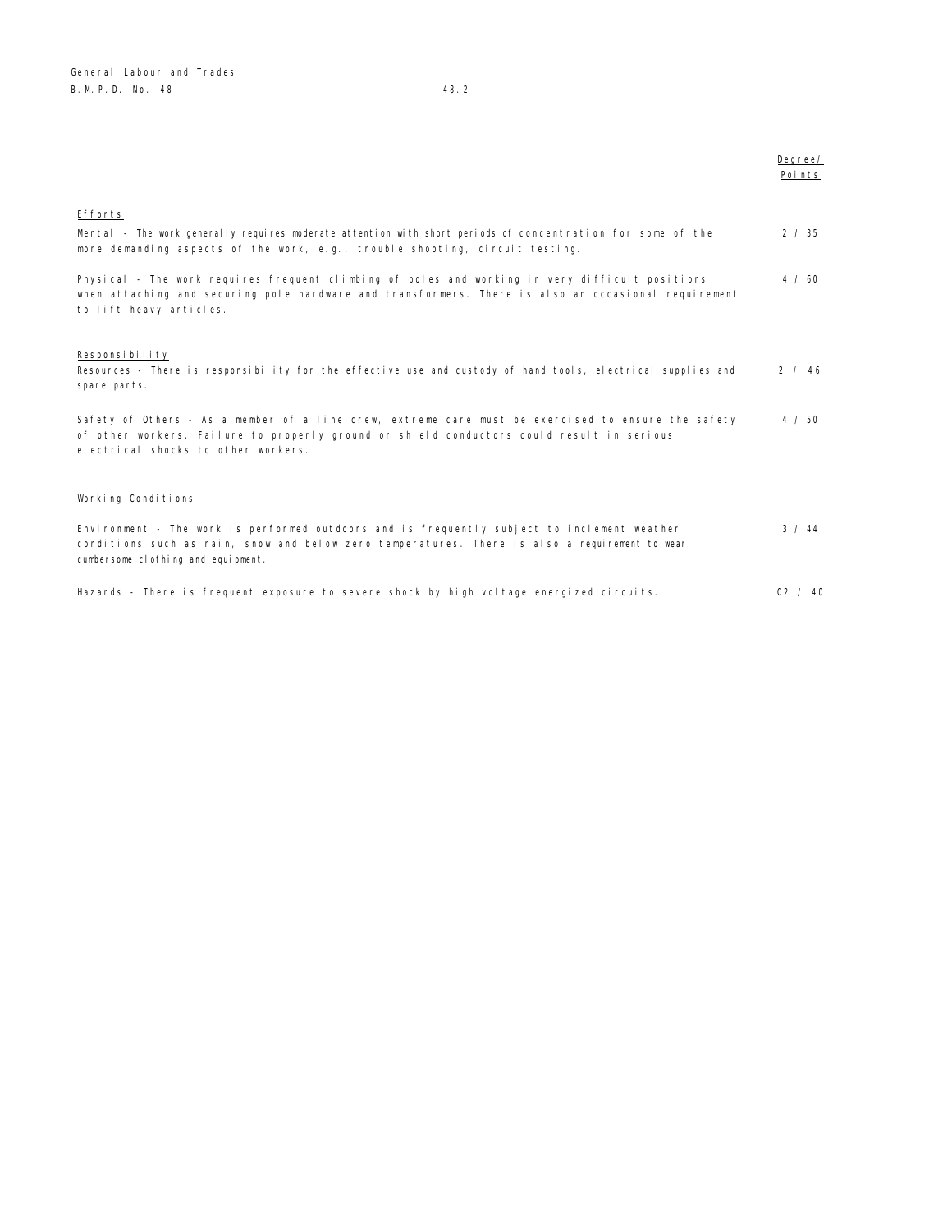| | Degree/ Points |
|---|---|
| **Efforts** | |
| Mental - The work generally requires moderate attention with short periods of concentration for some of the more demanding aspects of the work, e.g., trouble shooting, circuit testing. | 2 / 35 |
| Physical - The work requires frequent climbing of poles and working in very difficult positions when attaching and securing pole hardware and transformers. There is also an occasional requirement to lift heavy articles. | 4 / 60 |
| **Responsibility** | |
| Resources - There is responsibility for the effective use and custody of hand tools, electrical supplies and spare parts. | 2 / 46 |
| Safety of Others - As a member of a line crew, extreme care must be exercised to ensure the safety of other workers. Failure to properly ground or shield conductors could result in serious electrical shocks to other workers. | 4 / 50 |
| Working Conditions | |
| Environment - The work is performed outdoors and is frequently subject to inclement weather conditions such as rain, snow and below zero temperatures. There is also a requirement to wear cumbersome clothing and equipment. | 3 / 44 |
| Hazards - There is frequent exposure to severe shock by high voltage energized circuits. | C2 / 40 |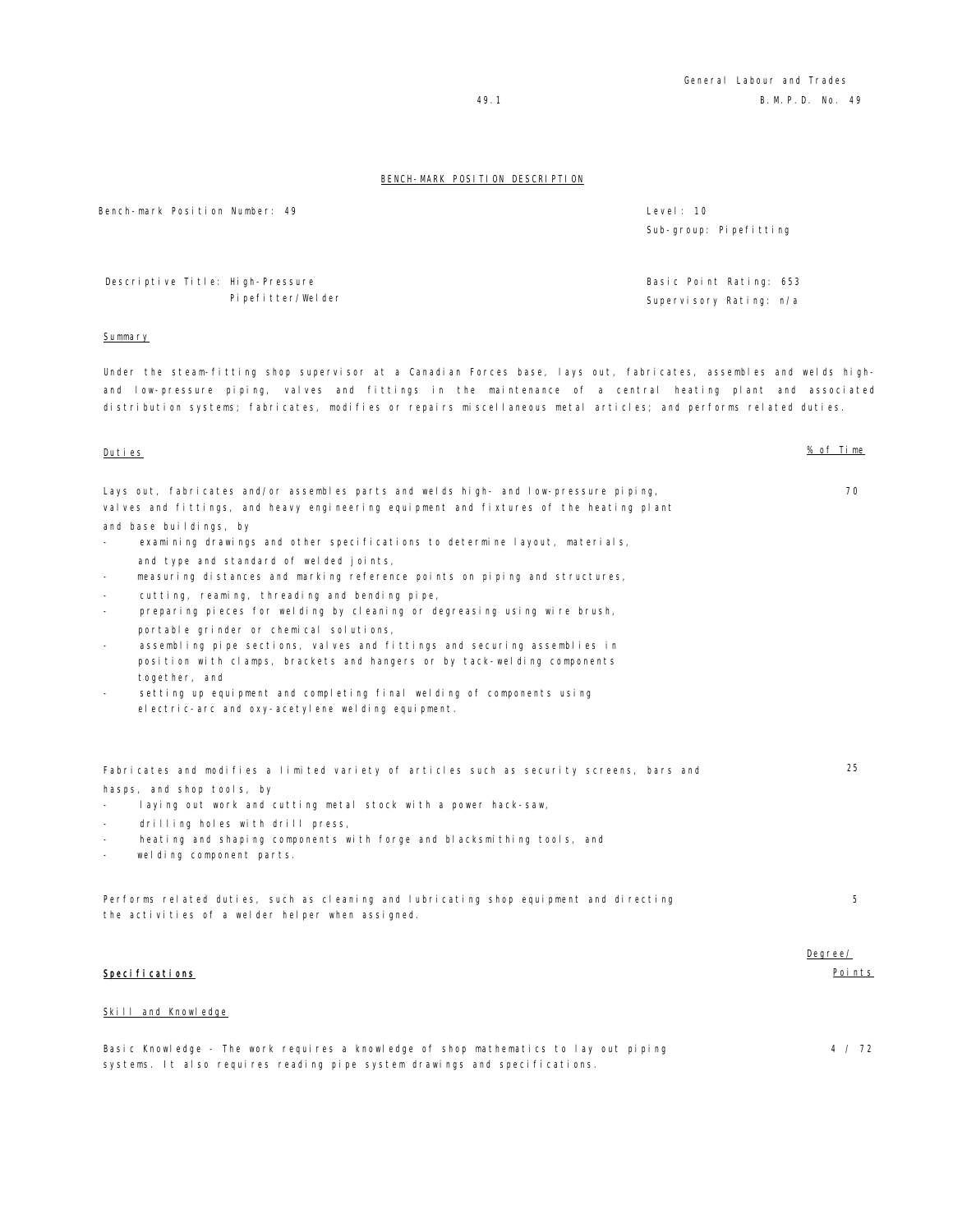## BENCH-MARK POSITION DESCRIPTION

Bench-mark Position Number: 49

Level: 10
Sub-group: Pipefitting

Descriptive Title: High-Pressure Pipefitter/Welder

Basic Point Rating: 653
Supervisory Rating: n/a

### Summary

Under the steam-fitting shop supervisor at a Canadian Forces base, lays out, fabricates, assembles and welds high- and low-pressure piping, valves and fittings in the maintenance of a central heating plant and associated distribution systems; fabricates, modifies or repairs miscellaneous metal articles; and performs related duties.

| Duties | % of Time |
|---|---|
| Lays out, fabricates and/or assembles parts and welds high- and low-pressure piping, valves and fittings, and heavy engineering equipment and fixtures of the heating plant and base buildings, by<br>- examining drawings and other specifications to determine layout, materials, and type and standard of welded joints,<br>- measuring distances and marking reference points on piping and structures,<br>- cutting, reaming, threading and bending pipe,<br>- preparing pieces for welding by cleaning or degreasing using wire brush, portable grinder or chemical solutions,<br>- assembling pipe sections, valves and fittings and securing assemblies in position with clamps, brackets and hangers or by tack-welding components together, and<br>- setting up equipment and completing final welding of components using electric-arc and oxy-acetylene welding equipment. | 70 |
| Fabricates and modifies a limited variety of articles such as security screens, bars and hasps, and shop tools, by<br>- laying out work and cutting metal stock with a power hack-saw,<br>- drilling holes with drill press,<br>- heating and shaping components with forge and blacksmithing tools, and<br>- welding component parts. | 25 |
| Performs related duties, such as cleaning and lubricating shop equipment and directing the activities of a welder helper when assigned. | 5 |

| **Specifications** | Degree/ Points |
|---|---|
| Skill and Knowledge | |
| Basic Knowledge - The work requires a knowledge of shop mathematics to lay out piping systems. It also requires reading pipe system drawings and specifications. | 4 / 72 |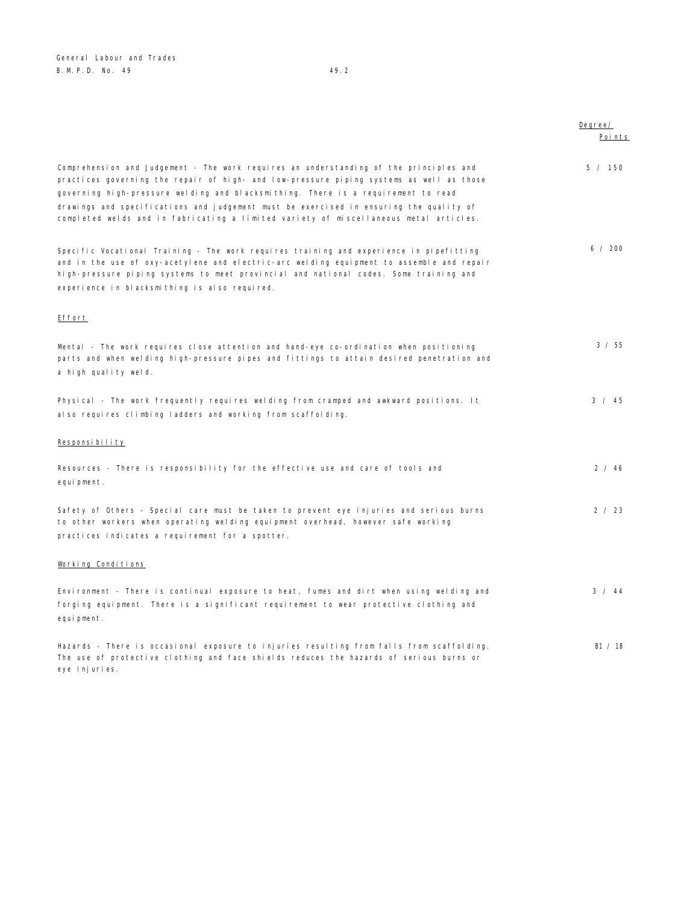| | Degree/ Points |
|---|---|
| Comprehension and Judgement - The work requires an understanding of the principles and practices governing the repair of high- and low-pressure piping systems as well as those governing high-pressure welding and blacksmithing. There is a requirement to read drawings and specifications and judgement must be exercised in ensuring the quality of completed welds and in fabricating a limited variety of miscellaneous metal articles. | 5 / 150 |
| Specific Vocational Training - The work requires training and experience in pipefitting and in the use of oxy-acetylene and electric-arc welding equipment to assemble and repair high-pressure piping systems to meet provincial and national codes. Some training and experience in blacksmithing is also required. | 6 / 200 |

## Effort

| | |
|---|---|
| Mental - The work requires close attention and hand-eye co-ordination when positioning parts and when welding high-pressure pipes and fittings to attain desired penetration and a high quality weld. | 3 / 55 |
| Physical - The work frequently requires welding from cramped and awkward positions. It also requires climbing ladders and working from scaffolding. | 3 / 45 |

## Responsibility

| | |
|---|---|
| Resources - There is responsibility for the effective use and care of tools and equipment. | 2 / 46 |
| Safety of Others - Special care must be taken to prevent eye injuries and serious burns to other workers when operating welding equipment overhead, however safe working practices indicates a requirement for a spotter. | 2 / 23 |

## Working Conditions

| | |
|---|---|
| Environment - There is continual exposure to heat, fumes and dirt when using welding and forging equipment. There is a significant requirement to wear protective clothing and equipment. | 3 / 44 |
| Hazards - There is occasional exposure to injuries resulting from falls from scaffolding. The use of protective clothing and face shields reduces the hazards of serious burns or eye injuries. | B1 / 18 |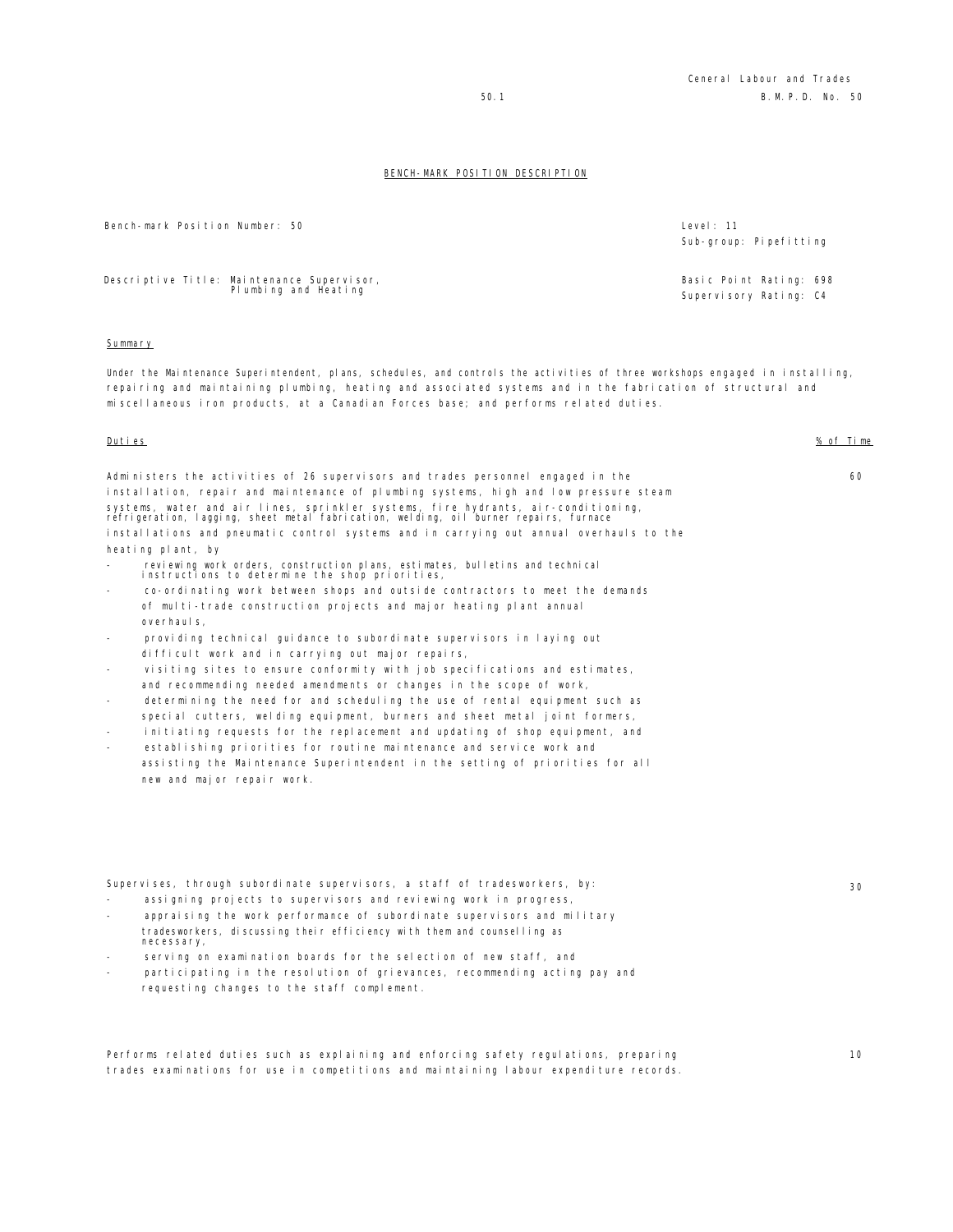## BENCH-MARK POSITION DESCRIPTION

Bench-mark Position Number: 50

Level: 11
Sub-group: Pipefitting

Descriptive Title: Maintenance Supervisor, Plumbing and Heating

Basic Point Rating: 698
Supervisory Rating: C4

### Summary

Under the Maintenance Superintendent, plans, schedules, and controls the activities of three workshops engaged in installing, repairing and maintaining plumbing, heating and associated systems and in the fabrication of structural and miscellaneous iron products, at a Canadian Forces base; and performs related duties.

| Duties | % of Time |
|---|---|
| Administers the activities of 26 supervisors and trades personnel engaged in the installation, repair and maintenance of plumbing systems, high and low pressure steam systems, water and air lines, sprinkler systems, fire hydrants, air-conditioning, refrigeration, lagging, sheet metal fabrication, welding, oil burner repairs, furnace installations and pneumatic control systems and in carrying out annual overhauls to the heating plant, by<br>- reviewing work orders, construction plans, estimates, bulletins and technical instructions to determine the shop priorities,<br>- co-ordinating work between shops and outside contractors to meet the demands of multi-trade construction projects and major heating plant annual overhauls,<br>- providing technical guidance to subordinate supervisors in laying out difficult work and in carrying out major repairs,<br>- visiting sites to ensure conformity with job specifications and estimates, and recommending needed amendments or changes in the scope of work,<br>- determining the need for and scheduling the use of rental equipment such as special cutters, welding equipment, burners and sheet metal joint formers,<br>- initiating requests for the replacement and updating of shop equipment, and<br>- establishing priorities for routine maintenance and service work and assisting the Maintenance Superintendent in the setting of priorities for all new and major repair work. | 60 |
| Supervises, through subordinate supervisors, a staff of tradesworkers, by:<br>- assigning projects to supervisors and reviewing work in progress,<br>- appraising the work performance of subordinate supervisors and military tradesworkers, discussing their efficiency with them and counselling as necessary,<br>- serving on examination boards for the selection of new staff, and<br>- participating in the resolution of grievances, recommending acting pay and requesting changes to the staff complement. | 30 |
| Performs related duties such as explaining and enforcing safety regulations, preparing trades examinations for use in competitions and maintaining labour expenditure records. | 10 |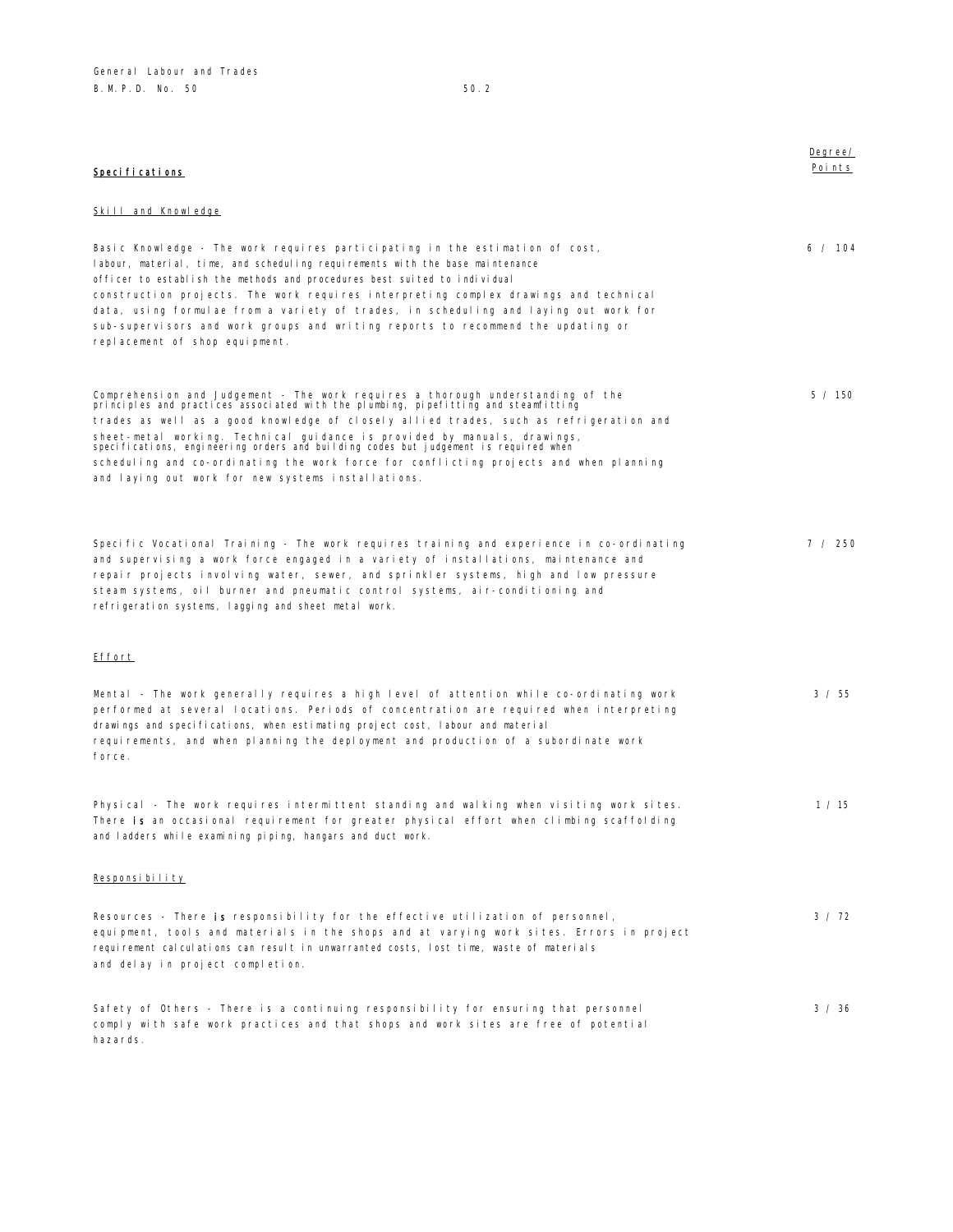| **Specifications** | Degree/ Points |
|---|---|
| **Skill and Knowledge** | |
| Basic Knowledge - The work requires participating in the estimation of cost, labour, material, time, and scheduling requirements with the base maintenance officer to establish the methods and procedures best suited to individual construction projects. The work requires interpreting complex drawings and technical data, using formulae from a variety of trades, in scheduling and laying out work for sub-supervisors and work groups and writing reports to recommend the updating or replacement of shop equipment. | 6 / 104 |
| Comprehension and Judgement - The work requires a thorough understanding of the principles and practices associated with the plumbing, pipefitting and steamfitting trades as well as a good knowledge of closely allied trades, such as refrigeration and sheet-metal working. Technical guidance is provided by manuals, drawings, specifications, engineering orders and building codes but judgement is required when scheduling and co-ordinating the work force for conflicting projects and when planning and laying out work for new systems installations. | 5 / 150 |
| Specific Vocational Training - The work requires training and experience in co-ordinating and supervising a work force engaged in a variety of installations, maintenance and repair projects involving water, sewer, and sprinkler systems, high and low pressure steam systems, oil burner and pneumatic control systems, air-conditioning and refrigeration systems, lagging and sheet metal work. | 7 / 250 |
| **Effort** | |
| Mental - The work generally requires a high level of attention while co-ordinating work performed at several locations. Periods of concentration are required when interpreting drawings and specifications, when estimating project cost, labour and material requirements, and when planning the deployment and production of a subordinate work force. | 3 / 55 |
| Physical - The work requires intermittent standing and walking when visiting work sites. There is an occasional requirement for greater physical effort when climbing scaffolding and ladders while examining piping, hangars and duct work. | 1 / 15 |
| **Responsibility** | |
| Resources - There is responsibility for the effective utilization of personnel, equipment, tools and materials in the shops and at varying work sites. Errors in project requirement calculations can result in unwarranted costs, lost time, waste of materials and delay in project completion. | 3 / 72 |
| Safety of Others - There is a continuing responsibility for ensuring that personnel comply with safe work practices and that shops and work sites are free of potential hazards. | 3 / 36 |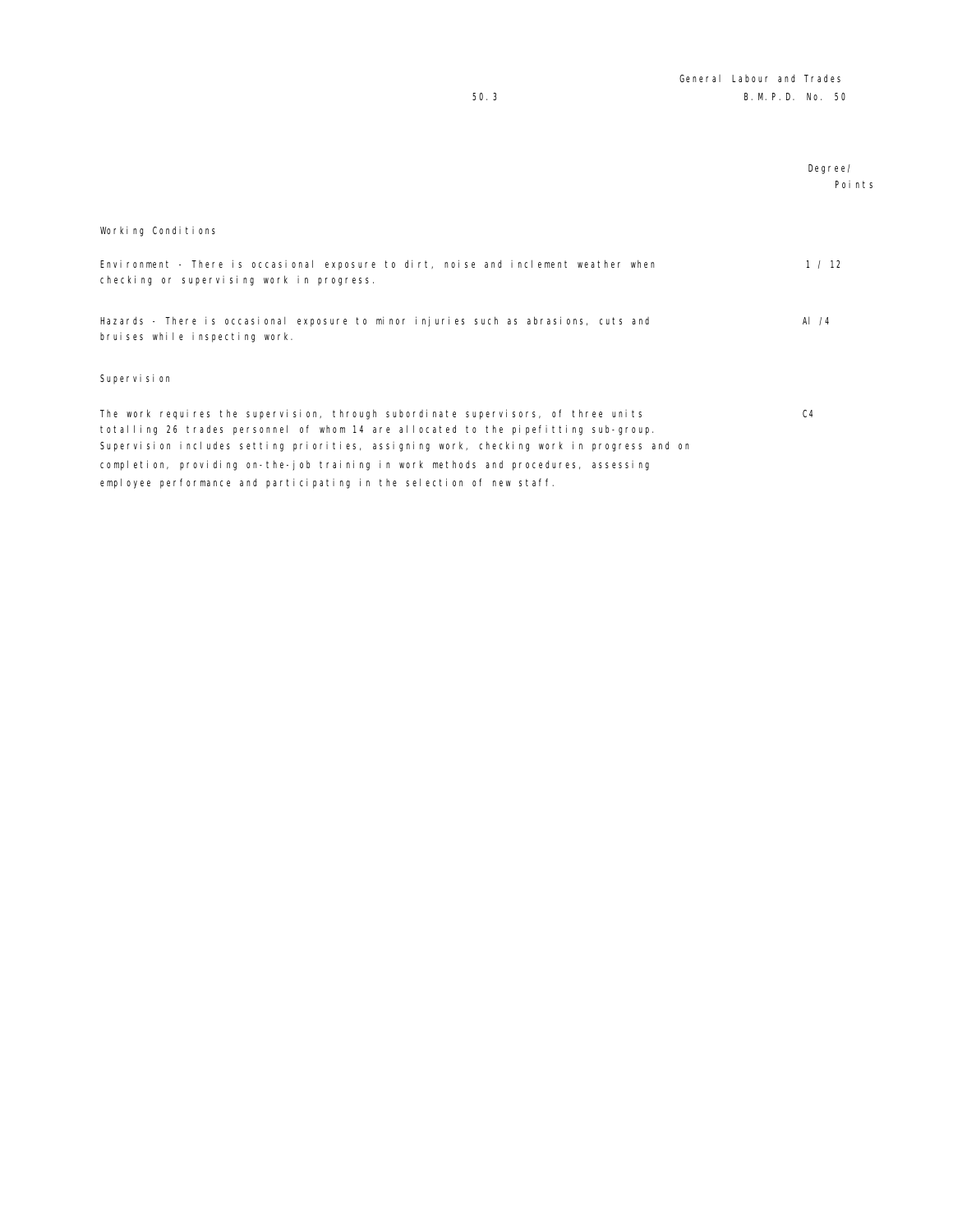| | Degree/ Points |
|---|---|
| **Working Conditions** | |
| Environment - There is occasional exposure to dirt, noise and inclement weather when checking or supervising work in progress. | 1 / 12 |
| Hazards - There is occasional exposure to minor injuries such as abrasions, cuts and bruises while inspecting work. | Al /4 |
| **Supervision** | |
| The work requires the supervision, through subordinate supervisors, of three units totalling 26 trades personnel of whom 14 are allocated to the pipefitting sub-group. Supervision includes setting priorities, assigning work, checking work in progress and on completion, providing on-the-job training in work methods and procedures, assessing employee performance and participating in the selection of new staff. | C4 |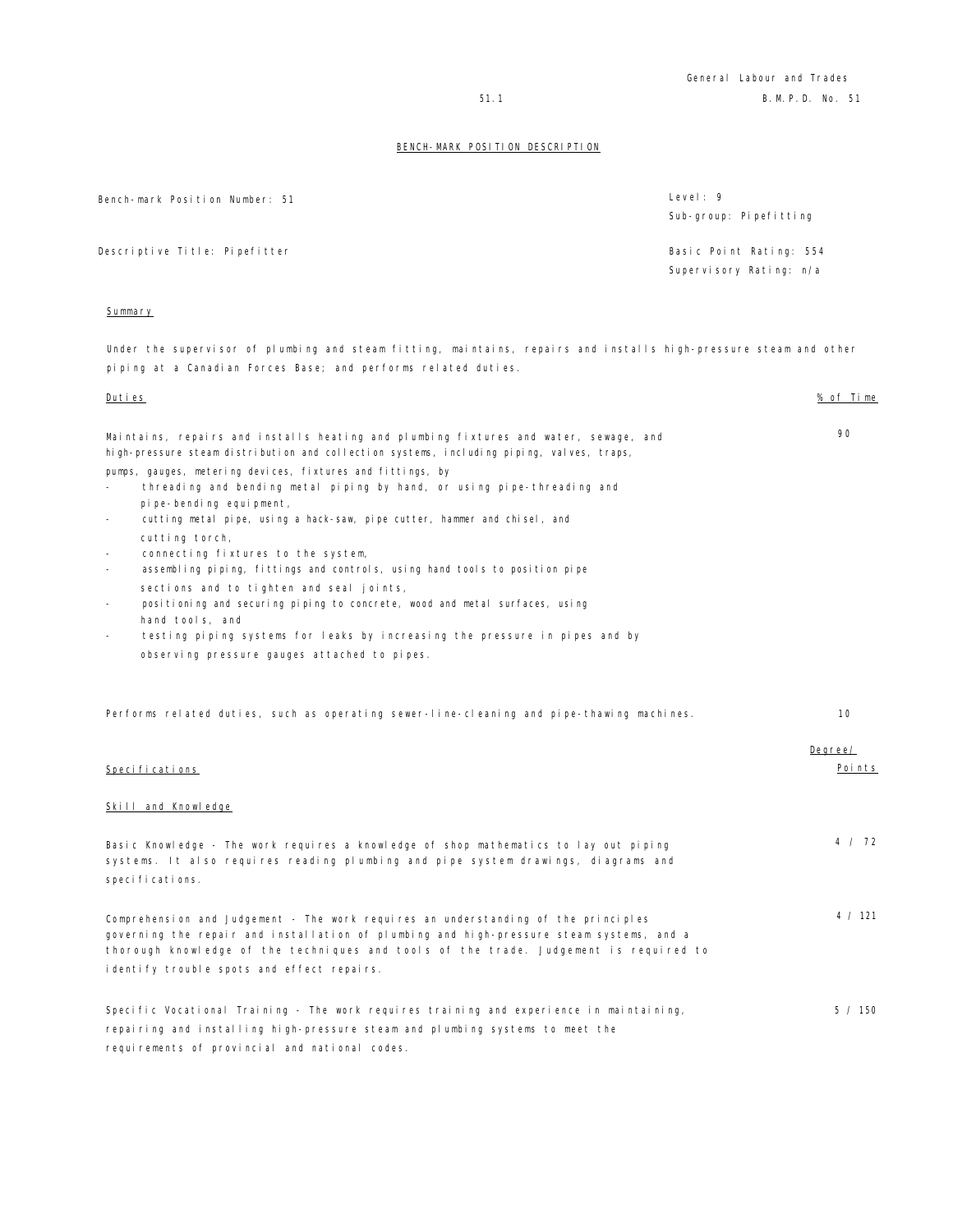General Labour and Trades
B.M.P.D. No. 51

## BENCH-MARK POSITION DESCRIPTION

| | |
|---|---|
| Bench-mark Position Number: 51 | Level: 9 |
| | Sub-group: Pipefitting |
| Descriptive Title: Pipefitter | Basic Point Rating: 554 |
| | Supervisory Rating: n/a |

### Summary

Under the supervisor of plumbing and steam fitting, maintains, repairs and installs high-pressure steam and other piping at a Canadian Forces Base; and performs related duties.

| Duties | % of Time |
|---|---|
| Maintains, repairs and installs heating and plumbing fixtures and water, sewage, and high-pressure steam distribution and collection systems, including piping, valves, traps, pumps, gauges, metering devices, fixtures and fittings, by<br>- threading and bending metal piping by hand, or using pipe-threading and pipe-bending equipment,<br>- cutting metal pipe, using a hack-saw, pipe cutter, hammer and chisel, and cutting torch,<br>- connecting fixtures to the system,<br>- assembling piping, fittings and controls, using hand tools to position pipe sections and to tighten and seal joints,<br>- positioning and securing piping to concrete, wood and metal surfaces, using hand tools, and<br>- testing piping systems for leaks by increasing the pressure in pipes and by observing pressure gauges attached to pipes. | 90 |
| Performs related duties, such as operating sewer-line-cleaning and pipe-thawing machines. | 10 |

| Specifications | Degree/ Points |
|---|---|
| **Skill and Knowledge** | |
| Basic Knowledge - The work requires a knowledge of shop mathematics to lay out piping systems. It also requires reading plumbing and pipe system drawings, diagrams and specifications. | 4 / 72 |
| Comprehension and Judgement - The work requires an understanding of the principles governing the repair and installation of plumbing and high-pressure steam systems, and a thorough knowledge of the techniques and tools of the trade. Judgement is required to identify trouble spots and effect repairs. | 4 / 121 |
| Specific Vocational Training - The work requires training and experience in maintaining, repairing and installing high-pressure steam and plumbing systems to meet the requirements of provincial and national codes. | 5 / 150 |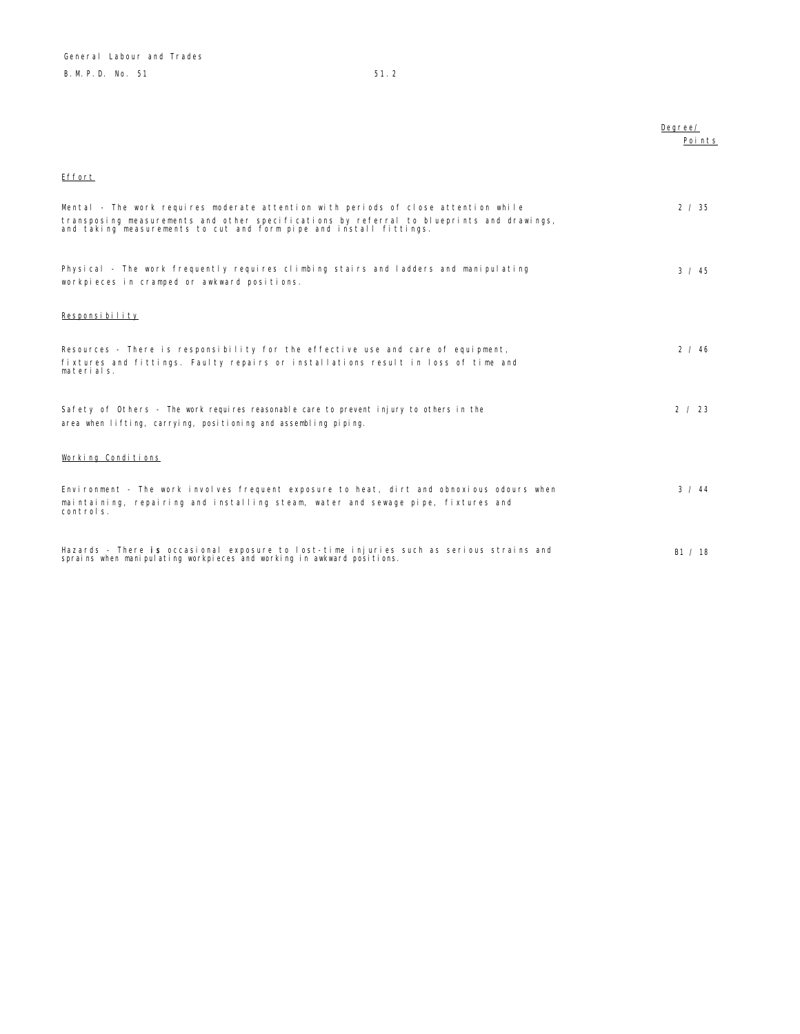| | Degree/ Points |
|---|---|
| **Effort** | |
| Mental - The work requires moderate attention with periods of close attention while transposing measurements and other specifications by referral to blueprints and drawings, and taking measurements to cut and form pipe and install fittings. | 2 / 35 |
| Physical - The work frequently requires climbing stairs and ladders and manipulating workpieces in cramped or awkward positions. | 3 / 45 |
| **Responsibility** | |
| Resources - There is responsibility for the effective use and care of equipment, fixtures and fittings. Faulty repairs or installations result in loss of time and materials. | 2 / 46 |
| Safety of Others - The work requires reasonable care to prevent injury to others in the area when lifting, carrying, positioning and assembling piping. | 2 / 23 |
| **Working Conditions** | |
| Environment - The work involves frequent exposure to heat, dirt and obnoxious odours when maintaining, repairing and installing steam, water and sewage pipe, fixtures and controls. | 3 / 44 |
| Hazards - There is occasional exposure to lost-time injuries such as serious strains and sprains when manipulating workpieces and working in awkward positions. | B1 / 18 |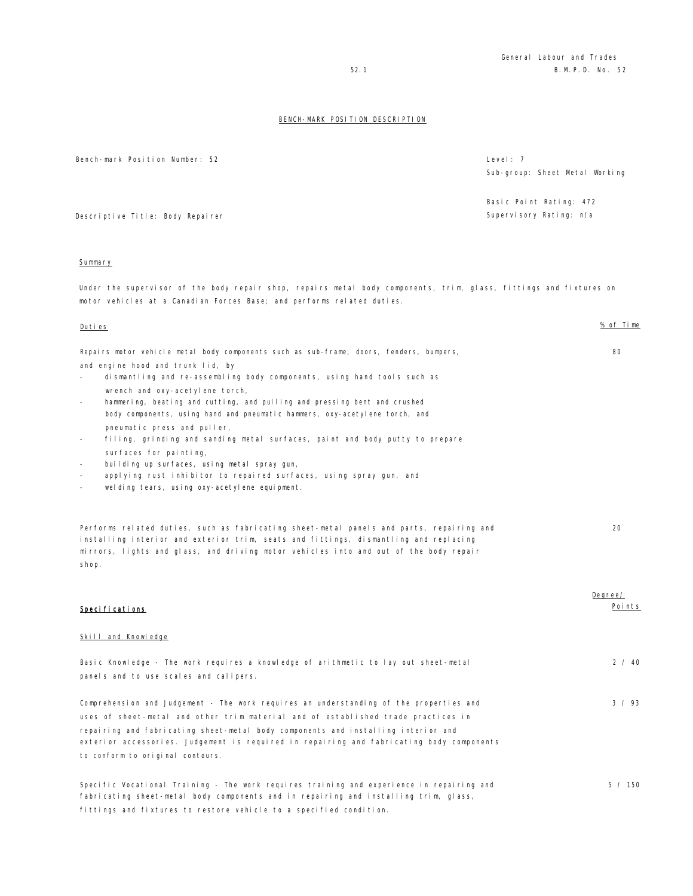General Labour and Trades
B.M.P.D. No. 52

## BENCH-MARK POSITION DESCRIPTION

Bench-mark Position Number: 52

Level: 7
Sub-group: Sheet Metal Working

Basic Point Rating: 472
Supervisory Rating: n/a

Descriptive Title: Body Repairer

### Summary

Under the supervisor of the body repair shop, repairs metal body components, trim, glass, fittings and fixtures on motor vehicles at a Canadian Forces Base; and performs related duties.

| Duties | % of Time |
|---|---|
| Repairs motor vehicle metal body components such as sub-frame, doors, fenders, bumpers, and engine hood and trunk lid, by<br>- dismantling and re-assembling body components, using hand tools such as wrench and oxy-acetylene torch,<br>- hammering, beating and cutting, and pulling and pressing bent and crushed body components, using hand and pneumatic hammers, oxy-acetylene torch, and pneumatic press and puller,<br>- filing, grinding and sanding metal surfaces, paint and body putty to prepare surfaces for painting,<br>- building up surfaces, using metal spray gun,<br>- applying rust inhibitor to repaired surfaces, using spray gun, and<br>- welding tears, using oxy-acetylene equipment. | 80 |
| Performs related duties, such as fabricating sheet-metal panels and parts, repairing and installing interior and exterior trim, seats and fittings, dismantling and replacing mirrors, lights and glass, and driving motor vehicles into and out of the body repair shop. | 20 |

| **Specifications** | Degree/ Points |
|---|---|
| **Skill and Knowledge** | |
| Basic Knowledge - The work requires a knowledge of arithmetic to lay out sheet-metal panels and to use scales and calipers. | 2 / 40 |
| Comprehension and Judgement - The work requires an understanding of the properties and uses of sheet-metal and other trim material and of established trade practices in repairing and fabricating sheet-metal body components and installing interior and exterior accessories. Judgement is required in repairing and fabricating body components to conform to original contours. | 3 / 93 |
| Specific Vocational Training - The work requires training and experience in repairing and fabricating sheet-metal body components and in repairing and installing trim, glass, fittings and fixtures to restore vehicle to a specified condition. | 5 / 150 |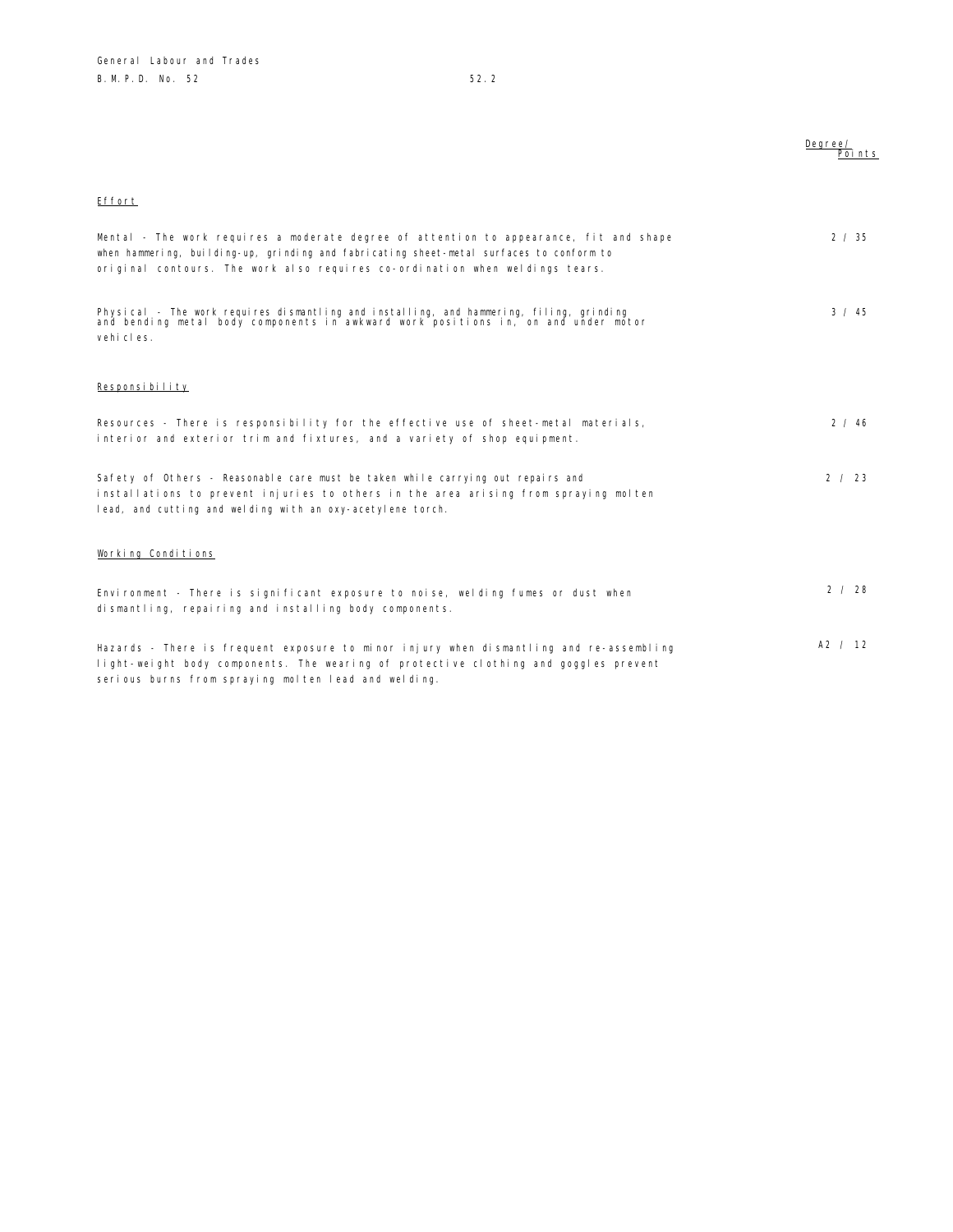| | Degree/ Points |
|---|---|
| **Effort** | |
| Mental - The work requires a moderate degree of attention to appearance, fit and shape when hammering, building-up, grinding and fabricating sheet-metal surfaces to conform to original contours. The work also requires co-ordination when weldings tears. | 2 / 35 |
| Physical - The work requires dismantling and installing, and hammering, filing, grinding and bending metal body components in awkward work positions in, on and under motor vehicles. | 3 / 45 |
| **Responsibility** | |
| Resources - There is responsibility for the effective use of sheet-metal materials, interior and exterior trim and fixtures, and a variety of shop equipment. | 2 / 46 |
| Safety of Others - Reasonable care must be taken while carrying out repairs and installations to prevent injuries to others in the area arising from spraying molten lead, and cutting and welding with an oxy-acetylene torch. | 2 / 23 |
| **Working Conditions** | |
| Environment - There is significant exposure to noise, welding fumes or dust when dismantling, repairing and installing body components. | 2 / 28 |
| Hazards - There is frequent exposure to minor injury when dismantling and re-assembling light-weight body components. The wearing of protective clothing and goggles prevent serious burns from spraying molten lead and welding. | A2 / 12 |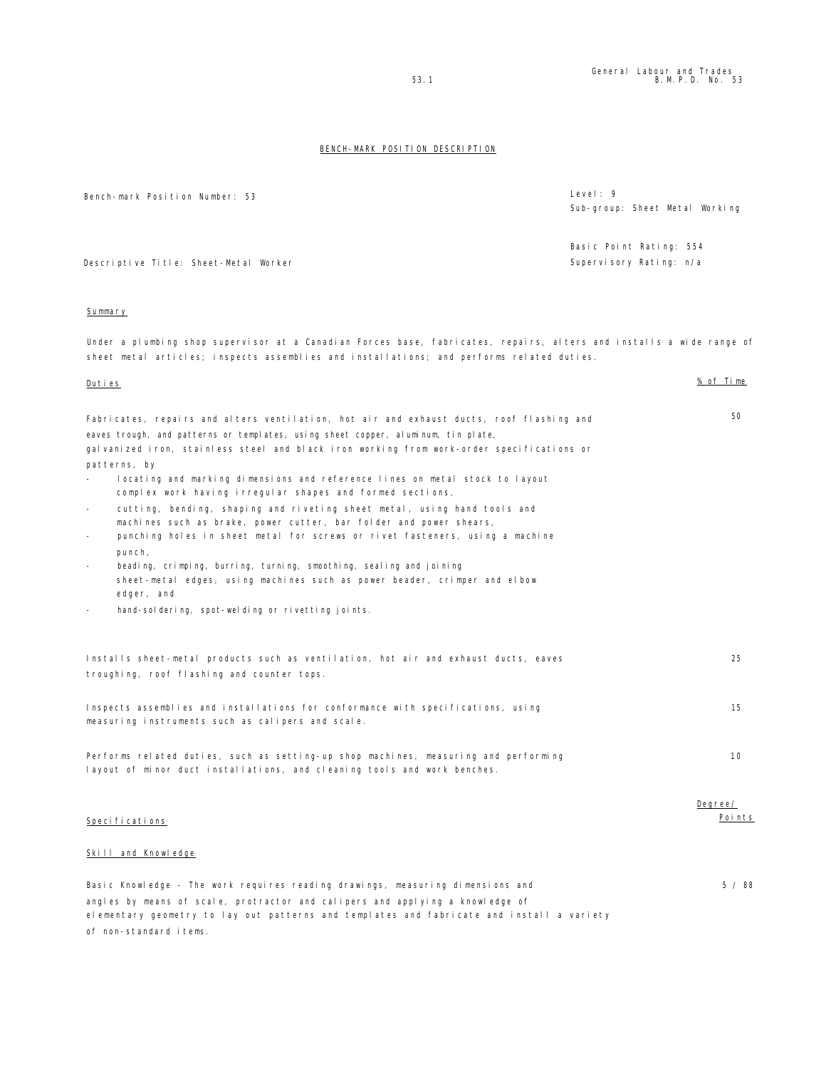# BENCH-MARK POSITION DESCRIPTION

| | |
|---|---|
| Bench-mark Position Number: 53 | Level: 9<br>Sub-group: Sheet Metal Working |
| Descriptive Title: Sheet-Metal Worker | Basic Point Rating: 554<br>Supervisory Rating: n/a |

## Summary

Under a plumbing shop supervisor at a Canadian Forces base, fabricates, repairs, alters and installs a wide range of sheet metal articles; inspects assemblies and installations; and performs related duties.

| Duties | % of Time |
|---|---|
| Fabricates, repairs and alters ventilation, hot air and exhaust ducts, roof flashing and eaves trough, and patterns or templates, using sheet copper, aluminum, tin plate, galvanized iron, stainless steel and black iron working from work-order specifications or patterns, by<br>- locating and marking dimensions and reference lines on metal stock to layout complex work having irregular shapes and formed sections,<br>- cutting, bending, shaping and riveting sheet metal, using hand tools and machines such as brake, power cutter, bar folder and power shears,<br>- punching holes in sheet metal for screws or rivet fasteners, using a machine punch,<br>- beading, crimping, burring, turning, smoothing, sealing and joining sheet-metal edges, using machines such as power beader, crimper and elbow edger, and<br>- hand-soldering, spot-welding or rivetting joints. | 50 |
| Installs sheet-metal products such as ventilation, hot air and exhaust ducts, eaves troughing, roof flashing and counter tops. | 25 |
| Inspects assemblies and installations for conformance with specifications, using measuring instruments such as calipers and scale. | 15 |
| Performs related duties, such as setting-up shop machines, measuring and performing layout of minor duct installations, and cleaning tools and work benches. | 10 |

| Specifications | Degree/ Points |
|---|---|
| **Skill and Knowledge** | |
| Basic Knowledge - The work requires reading drawings, measuring dimensions and angles by means of scale, protractor and calipers and applying a knowledge of elementary geometry to lay out patterns and templates and fabricate and install a variety of non-standard items. | 5 / 88 |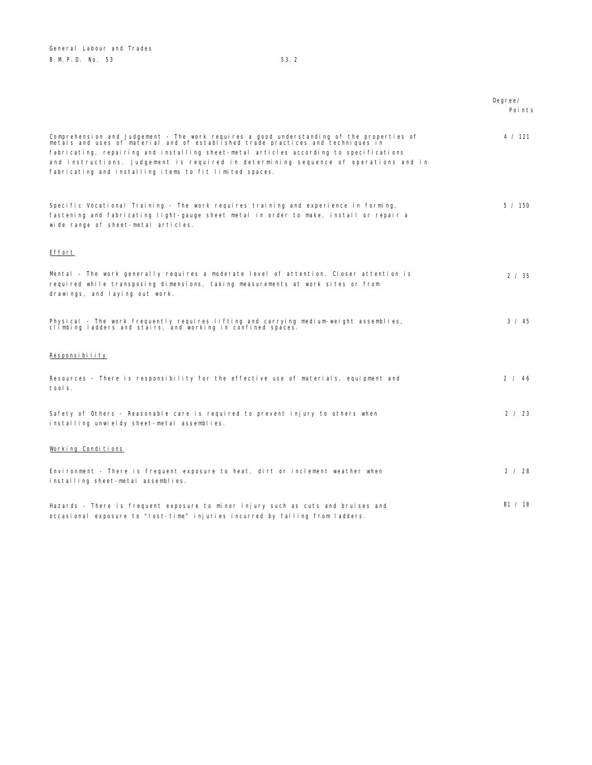| | Degree/ Points |
|---|---|
| Comprehension and Judgement - The work requires a good understanding of the properties of metals and uses of material and of established trade practices and techniques in fabricating, repairing and installing sheet-metal articles according to specifications and instructions. Judgement is required in determining sequence of operations and in fabricating and installing items to fit limited spaces. | 4 / 121 |
| Specific Vocational Training - The work requires training and experience in forming, fastening and fabricating light-gauge sheet metal in order to make, install or repair a wide range of sheet-metal articles. | 5 / 150 |

<u>Effort</u>

| | |
|---|---|
| Mental - The work generally requires a moderate level of attention. Closer attention is required while transposing dimensions, taking measurements at work sites or from drawings, and laying out work. | 2 / 35 |
| Physical - The work frequently requires lifting and carrying medium-weight assemblies, climbing ladders and stairs, and working in confined spaces. | 3 / 45 |

<u>Responsibility</u>

| | |
|---|---|
| Resources - There is responsibility for the effective use of materials, equipment and tools. | 2 / 46 |
| Safety of Others - Reasonable care is required to prevent injury to others when installing unwieldy sheet-metal assemblies. | 2 / 23 |

<u>Working Conditions</u>

| | |
|---|---|
| Environment - There is frequent exposure to heat, dirt or inclement weather when installing sheet-metal assemblies. | 2 / 28 |
| Hazards - There is frequent exposure to minor injury such as cuts and bruises and occasional exposure to "lost-time" injuries incurred by falling from ladders. | B1 / 18 |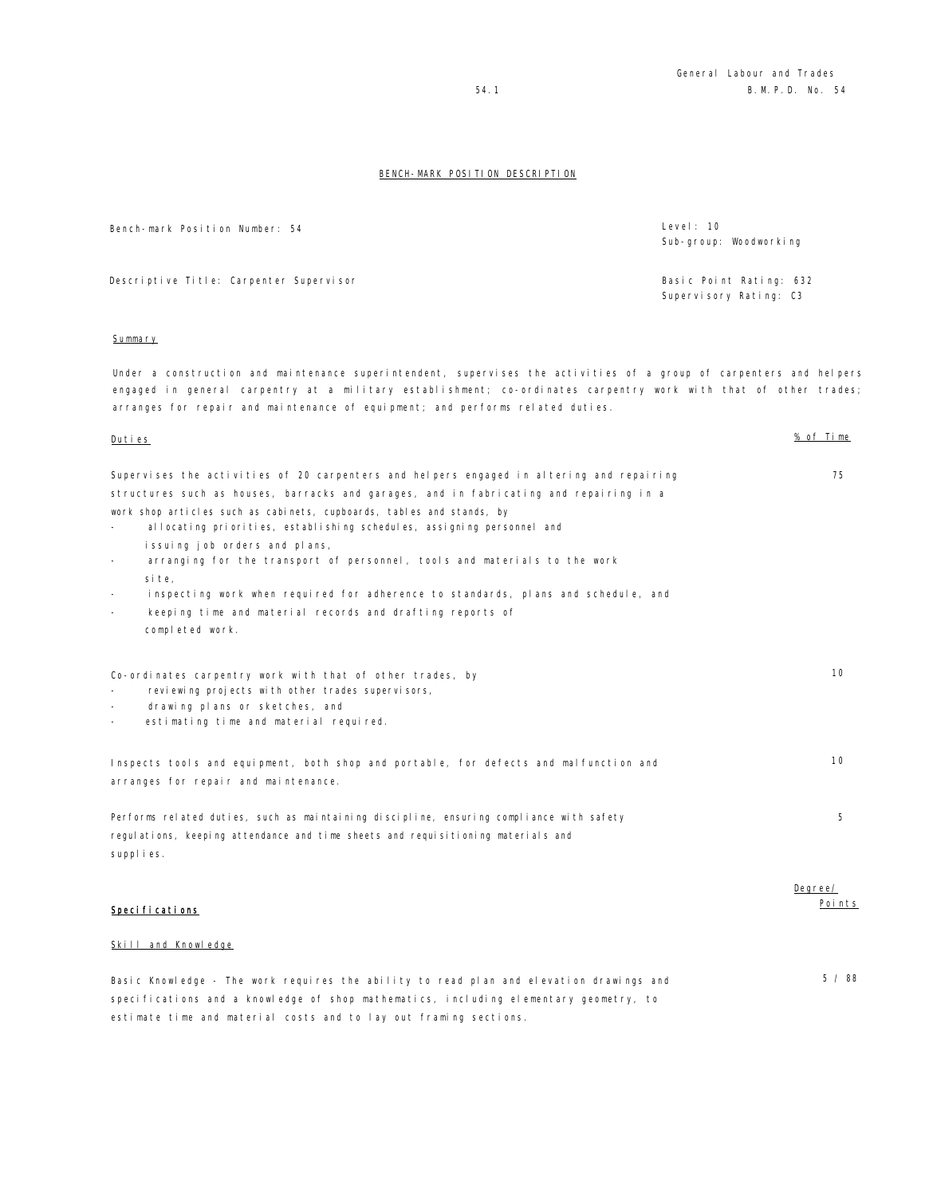## BENCH-MARK POSITION DESCRIPTION

Bench-mark Position Number: 54

Level: 10
Sub-group: Woodworking

Descriptive Title: Carpenter Supervisor

Basic Point Rating: 632
Supervisory Rating: C3

### Summary

Under a construction and maintenance superintendent, supervises the activities of a group of carpenters and helpers engaged in general carpentry at a military establishment; co-ordinates carpentry work with that of other trades; arranges for repair and maintenance of equipment; and performs related duties.

| Duties | % of Time |
|---|---|
| Supervises the activities of 20 carpenters and helpers engaged in altering and repairing structures such as houses, barracks and garages, and in fabricating and repairing in a work shop articles such as cabinets, cupboards, tables and stands, by<br>- allocating priorities, establishing schedules, assigning personnel and issuing job orders and plans,<br>- arranging for the transport of personnel, tools and materials to the work site,<br>- inspecting work when required for adherence to standards, plans and schedule, and<br>- keeping time and material records and drafting reports of completed work. | 75 |
| Co-ordinates carpentry work with that of other trades, by<br>- reviewing projects with other trades supervisors,<br>- drawing plans or sketches, and<br>- estimating time and material required. | 10 |
| Inspects tools and equipment, both shop and portable, for defects and malfunction and arranges for repair and maintenance. | 10 |
| Performs related duties, such as maintaining discipline, ensuring compliance with safety regulations, keeping attendance and time sheets and requisitioning materials and supplies. | 5 |

| **Specifications** | Degree/ Points |
|---|---|
| **Skill and Knowledge** | |
| Basic Knowledge - The work requires the ability to read plan and elevation drawings and specifications and a knowledge of shop mathematics, including elementary geometry, to estimate time and material costs and to lay out framing sections. | 5 / 88 |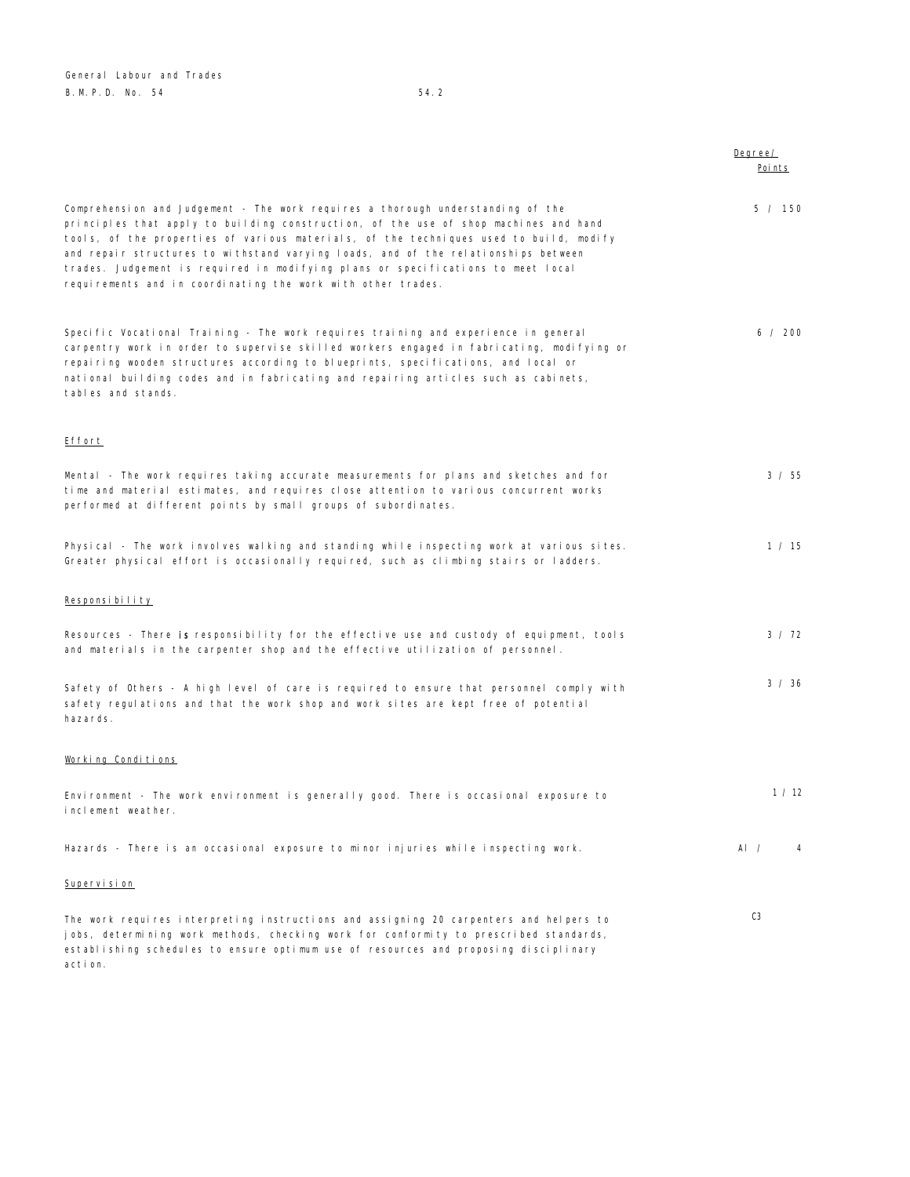| | Degree/ Points |
|---|---|
| Comprehension and Judgement - The work requires a thorough understanding of the principles that apply to building construction, of the use of shop machines and hand tools, of the properties of various materials, of the techniques used to build, modify and repair structures to withstand varying loads, and of the relationships between trades. Judgement is required in modifying plans or specifications to meet local requirements and in coordinating the work with other trades. | 5 / 150 |
| Specific Vocational Training - The work requires training and experience in general carpentry work in order to supervise skilled workers engaged in fabricating, modifying or repairing wooden structures according to blueprints, specifications, and local or national building codes and in fabricating and repairing articles such as cabinets, tables and stands. | 6 / 200 |

<u>Effort</u>

| | |
|---|---|
| Mental - The work requires taking accurate measurements for plans and sketches and for time and material estimates, and requires close attention to various concurrent works performed at different points by small groups of subordinates. | 3 / 55 |
| Physical - The work involves walking and standing while inspecting work at various sites. Greater physical effort is occasionally required, such as climbing stairs or ladders. | 1 / 15 |

<u>Responsibility</u>

| | |
|---|---|
| Resources - There is responsibility for the effective use and custody of equipment, tools and materials in the carpenter shop and the effective utilization of personnel. | 3 / 72 |
| Safety of Others - A high level of care is required to ensure that personnel comply with safety regulations and that the work shop and work sites are kept free of potential hazards. | 3 / 36 |

<u>Working Conditions</u>

| | |
|---|---|
| Environment - The work environment is generally good. There is occasional exposure to inclement weather. | 1 / 12 |
| Hazards - There is an occasional exposure to minor injuries while inspecting work. | A1 / 4 |

<u>Supervision</u>

| | |
|---|---|
| The work requires interpreting instructions and assigning 20 carpenters and helpers to jobs, determining work methods, checking work for conformity to prescribed standards, establishing schedules to ensure optimum use of resources and proposing disciplinary action. | C3 |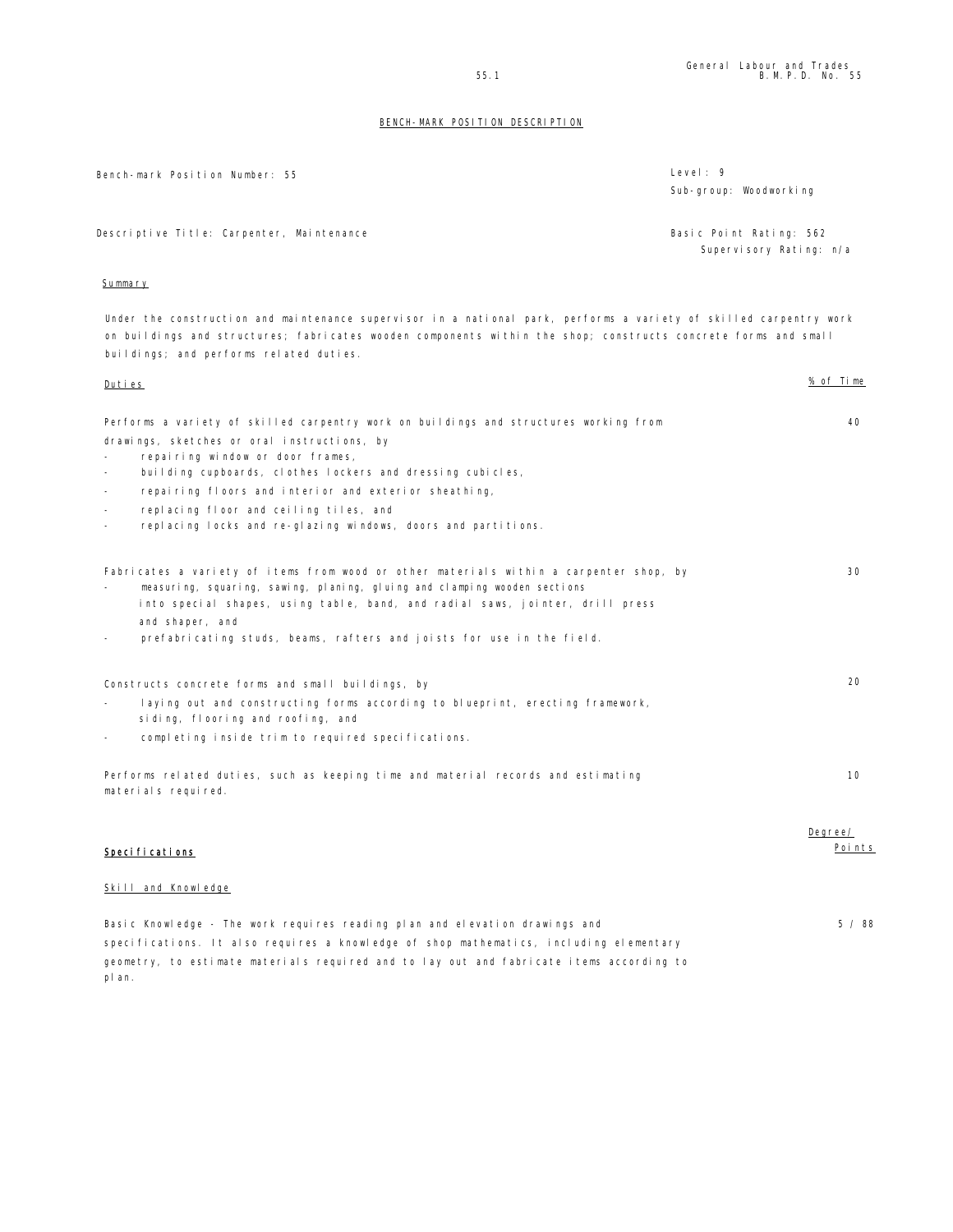## BENCH-MARK POSITION DESCRIPTION

Bench-mark Position Number: 55

Level: 9
Sub-group: Woodworking

Descriptive Title: Carpenter, Maintenance

Basic Point Rating: 562
Supervisory Rating: n/a

**Summary**

Under the construction and maintenance supervisor in a national park, performs a variety of skilled carpentry work on buildings and structures; fabricates wooden components within the shop; constructs concrete forms and small buildings; and performs related duties.

| Duties | % of Time |
|---|---|
| Performs a variety of skilled carpentry work on buildings and structures working from drawings, sketches or oral instructions, by<br>- repairing window or door frames,<br>- building cupboards, clothes lockers and dressing cubicles,<br>- repairing floors and interior and exterior sheathing,<br>- replacing floor and ceiling tiles, and<br>- replacing locks and re-glazing windows, doors and partitions. | 40 |
| Fabricates a variety of items from wood or other materials within a carpenter shop, by<br>- measuring, squaring, sawing, planing, gluing and clamping wooden sections into special shapes, using table, band, and radial saws, jointer, drill press and shaper, and<br>- prefabricating studs, beams, rafters and joists for use in the field. | 30 |
| Constructs concrete forms and small buildings, by<br>- laying out and constructing forms according to blueprint, erecting framework, siding, flooring and roofing, and<br>- completing inside trim to required specifications. | 20 |
| Performs related duties, such as keeping time and material records and estimating materials required. | 10 |

| **Specifications** | Degree/ Points |
|---|---|
| **Skill and Knowledge** | |
| Basic Knowledge - The work requires reading plan and elevation drawings and specifications. It also requires a knowledge of shop mathematics, including elementary geometry, to estimate materials required and to lay out and fabricate items according to plan. | 5 / 88 |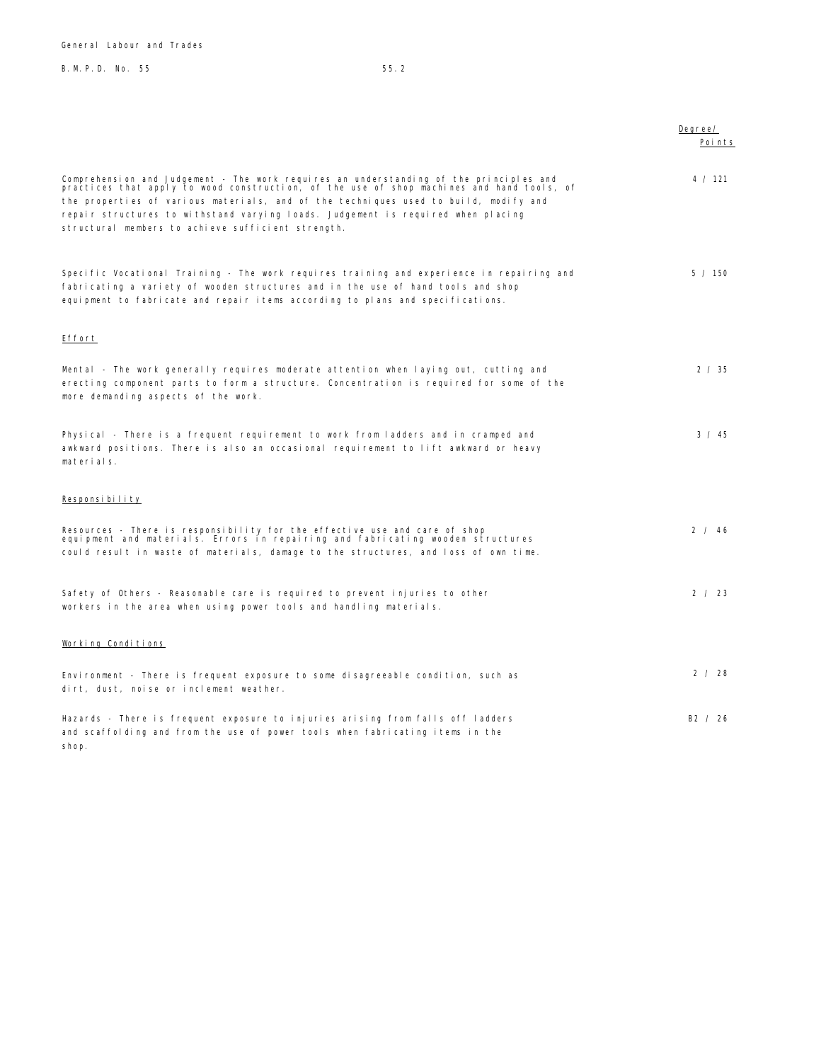| | Degree/ Points |
|---|---|
| Comprehension and Judgement - The work requires an understanding of the principles and practices that apply to wood construction, of the use of shop machines and hand tools, of the properties of various materials, and of the techniques used to build, modify and repair structures to withstand varying loads. Judgement is required when placing structural members to achieve sufficient strength. | 4 / 121 |
| Specific Vocational Training - The work requires training and experience in repairing and fabricating a variety of wooden structures and in the use of hand tools and shop equipment to fabricate and repair items according to plans and specifications. | 5 / 150 |
| **Effort** | |
| Mental - The work generally requires moderate attention when laying out, cutting and erecting component parts to form a structure. Concentration is required for some of the more demanding aspects of the work. | 2 / 35 |
| Physical - There is a frequent requirement to work from ladders and in cramped and awkward positions. There is also an occasional requirement to lift awkward or heavy materials. | 3 / 45 |
| **Responsibility** | |
| Resources - There is responsibility for the effective use and care of shop equipment and materials. Errors in repairing and fabricating wooden structures could result in waste of materials, damage to the structures, and loss of own time. | 2 / 46 |
| Safety of Others - Reasonable care is required to prevent injuries to other workers in the area when using power tools and handling materials. | 2 / 23 |
| **Working Conditions** | |
| Environment - There is frequent exposure to some disagreeable condition, such as dirt, dust, noise or inclement weather. | 2 / 28 |
| Hazards - There is frequent exposure to injuries arising from falls off ladders and scaffolding and from the use of power tools when fabricating items in the shop. | B2 / 26 |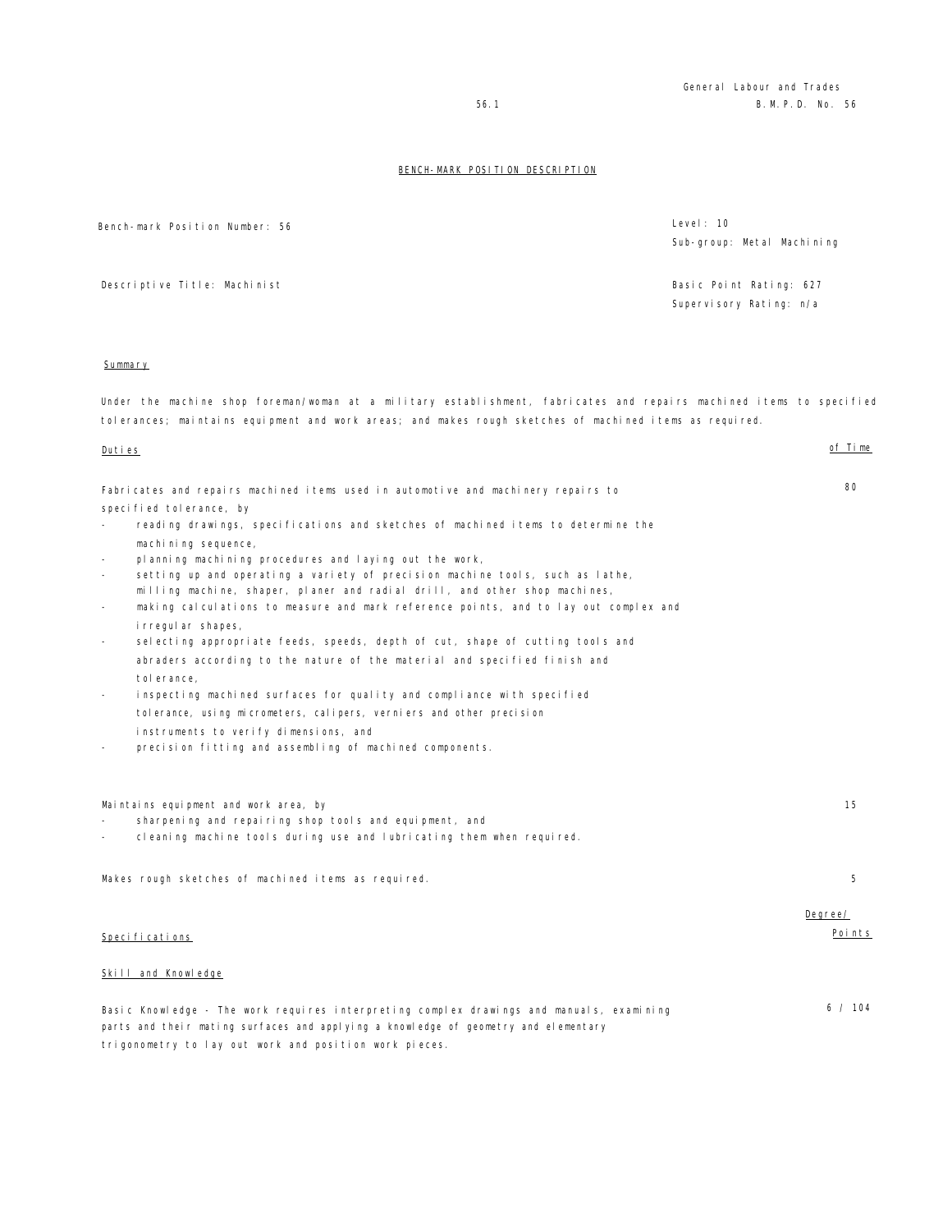General Labour and Trades
B.M.P.D. No. 56

56.1

## BENCH-MARK POSITION DESCRIPTION

Bench-mark Position Number: 56

Level: 10
Sub-group: Metal Machining

Descriptive Title: Machinist

Basic Point Rating: 627
Supervisory Rating: n/a

### Summary

Under the machine shop foreman/woman at a military establishment, fabricates and repairs machined items to specified tolerances; maintains equipment and work areas; and makes rough sketches of machined items as required.

| Duties | of Time |
|---|---|
| Fabricates and repairs machined items used in automotive and machinery repairs to specified tolerance, by<br>- reading drawings, specifications and sketches of machined items to determine the machining sequence,<br>- planning machining procedures and laying out the work,<br>- setting up and operating a variety of precision machine tools, such as lathe, milling machine, shaper, planer and radial drill, and other shop machines,<br>- making calculations to measure and mark reference points, and to lay out complex and irregular shapes,<br>- selecting appropriate feeds, speeds, depth of cut, shape of cutting tools and abraders according to the nature of the material and specified finish and tolerance,<br>- inspecting machined surfaces for quality and compliance with specified tolerance, using micrometers, calipers, verniers and other precision instruments to verify dimensions, and<br>- precision fitting and assembling of machined components. | 80 |
| Maintains equipment and work area, by<br>- sharpening and repairing shop tools and equipment, and<br>- cleaning machine tools during use and lubricating them when required. | 15 |
| Makes rough sketches of machined items as required. | 5 |

| Specifications | Degree/ Points |
|---|---|
| **Skill and Knowledge** | |
| Basic Knowledge - The work requires interpreting complex drawings and manuals, examining parts and their mating surfaces and applying a knowledge of geometry and elementary trigonometry to lay out work and position work pieces. | 6 / 104 |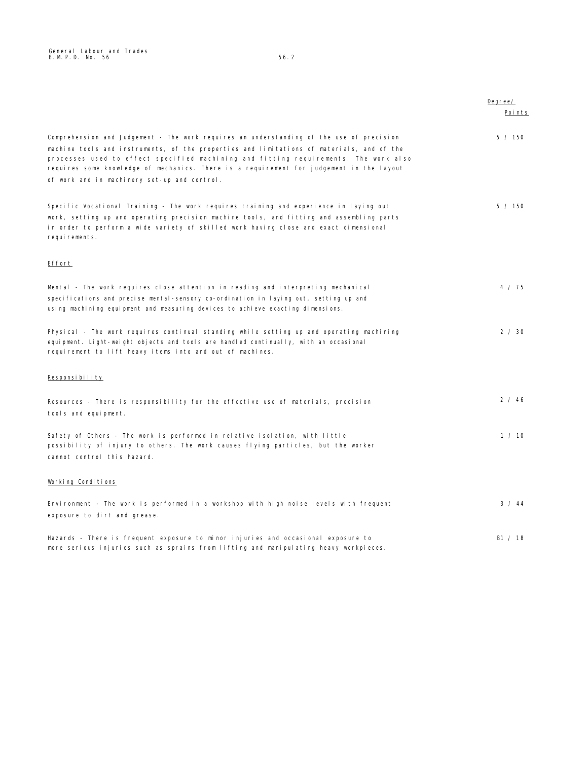| | Degree/ Points |
|---|---|
| Comprehension and Judgement - The work requires an understanding of the use of precision machine tools and instruments, of the properties and limitations of materials, and of the processes used to effect specified machining and fitting requirements. The work also requires some knowledge of mechanics. There is a requirement for judgement in the layout of work and in machinery set-up and control. | 5 / 150 |
| Specific Vocational Training - The work requires training and experience in laying out work, setting up and operating precision machine tools, and fitting and assembling parts in order to perform a wide variety of skilled work having close and exact dimensional requirements. | 5 / 150 |
| **Effort** | |
| Mental - The work requires close attention in reading and interpreting mechanical specifications and precise mental-sensory co-ordination in laying out, setting up and using machining equipment and measuring devices to achieve exacting dimensions. | 4 / 75 |
| Physical - The work requires continual standing while setting up and operating machining equipment. Light-weight objects and tools are handled continually, with an occasional requirement to lift heavy items into and out of machines. | 2 / 30 |
| **Responsibility** | |
| Resources - There is responsibility for the effective use of materials, precision tools and equipment. | 2 / 46 |
| Safety of Others - The work is performed in relative isolation, with little possibility of injury to others. The work causes flying particles, but the worker cannot control this hazard. | 1 / 10 |
| **Working Conditions** | |
| Environment - The work is performed in a workshop with high noise levels with frequent exposure to dirt and grease. | 3 / 44 |
| Hazards - There is frequent exposure to minor injuries and occasional exposure to more serious injuries such as sprains from lifting and manipulating heavy workpieces. | B1 / 18 |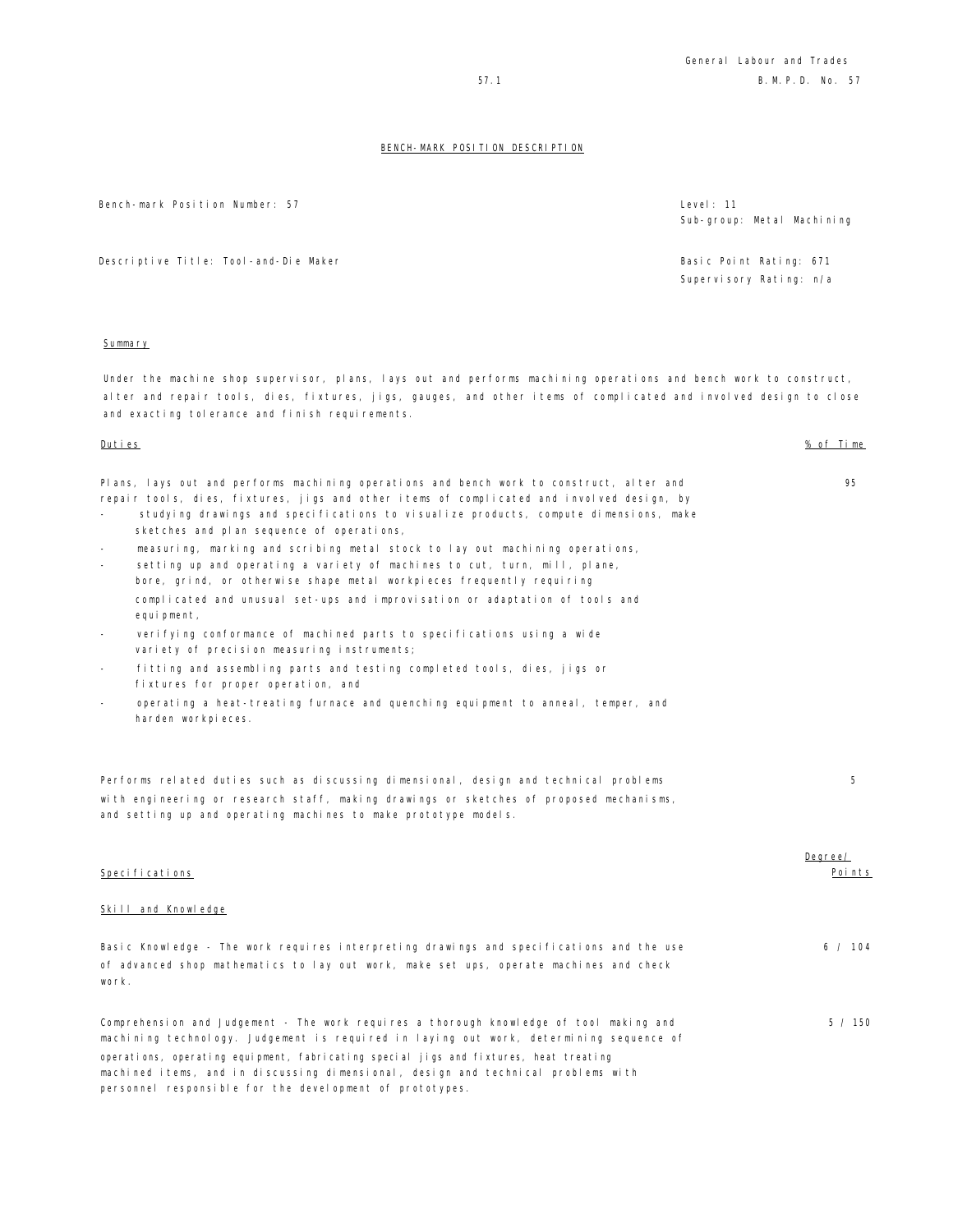## BENCH-MARK POSITION DESCRIPTION

Bench-mark Position Number: 57

Level: 11
Sub-group: Metal Machining

Descriptive Title: Tool-and-Die Maker

Basic Point Rating: 671
Supervisory Rating: n/a

### Summary

Under the machine shop supervisor, plans, lays out and performs machining operations and bench work to construct, alter and repair tools, dies, fixtures, jigs, gauges, and other items of complicated and involved design to close and exacting tolerance and finish requirements.

| Duties | % of Time |
|---|---|
| Plans, lays out and performs machining operations and bench work to construct, alter and repair tools, dies, fixtures, jigs and other items of complicated and involved design, by<br>- studying drawings and specifications to visualize products, compute dimensions, make sketches and plan sequence of operations,<br>- measuring, marking and scribing metal stock to lay out machining operations,<br>- setting up and operating a variety of machines to cut, turn, mill, plane, bore, grind, or otherwise shape metal workpieces frequently requiring complicated and unusual set-ups and improvisation or adaptation of tools and equipment,<br>- verifying conformance of machined parts to specifications using a wide variety of precision measuring instruments;<br>- fitting and assembling parts and testing completed tools, dies, jigs or fixtures for proper operation, and<br>- operating a heat-treating furnace and quenching equipment to anneal, temper, and harden workpieces. | 95 |
| Performs related duties such as discussing dimensional, design and technical problems with engineering or research staff, making drawings or sketches of proposed mechanisms, and setting up and operating machines to make prototype models. | 5 |

| Specifications | Degree/ Points |
|---|---|
| **Skill and Knowledge** | |
| Basic Knowledge - The work requires interpreting drawings and specifications and the use of advanced shop mathematics to lay out work, make set ups, operate machines and check work. | 6 / 104 |
| Comprehension and Judgement - The work requires a thorough knowledge of tool making and machining technology. Judgement is required in laying out work, determining sequence of operations, operating equipment, fabricating special jigs and fixtures, heat treating machined items, and in discussing dimensional, design and technical problems with personnel responsible for the development of prototypes. | 5 / 150 |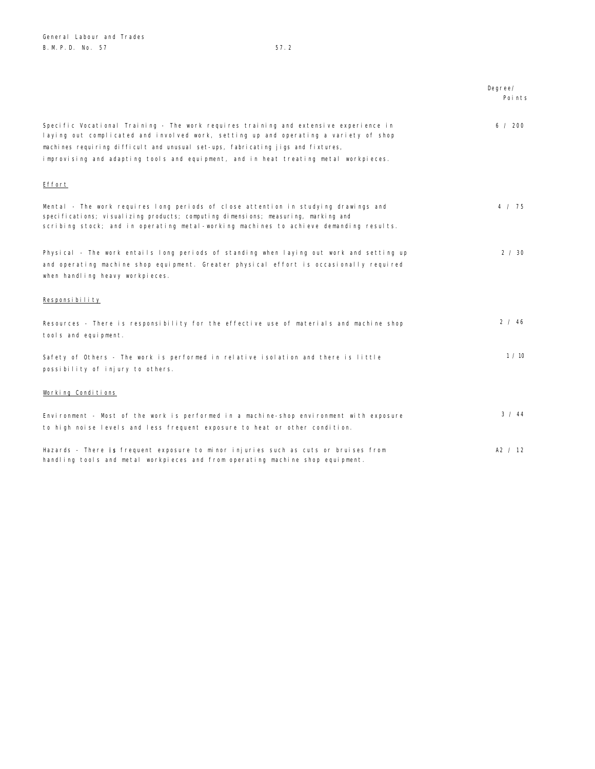| | Degree/ Points |
|---|---|
| Specific Vocational Training - The work requires training and extensive experience in laying out complicated and involved work, setting up and operating a variety of shop machines requiring difficult and unusual set-ups, fabricating jigs and fixtures, improvising and adapting tools and equipment, and in heat treating metal workpieces. | 6 / 200 |
| <u>Effort</u> | |
| Mental - The work requires long periods of close attention in studying drawings and specifications; visualizing products; computing dimensions; measuring, marking and scribing stock; and in operating metal-working machines to achieve demanding results. | 4 / 75 |
| Physical - The work entails long periods of standing when laying out work and setting up and operating machine shop equipment. Greater physical effort is occasionally required when handling heavy workpieces. | 2 / 30 |
| <u>Responsibility</u> | |
| Resources - There is responsibility for the effective use of materials and machine shop tools and equipment. | 2 / 46 |
| Safety of Others - The work is performed in relative isolation and there is little possibility of injury to others. | 1 / 10 |
| <u>Working Conditions</u> | |
| Environment - Most of the work is performed in a machine-shop environment with exposure to high noise levels and less frequent exposure to heat or other condition. | 3 / 44 |
| Hazards - There is frequent exposure to minor injuries such as cuts or bruises from handling tools and metal workpieces and from operating machine shop equipment. | A2 / 12 |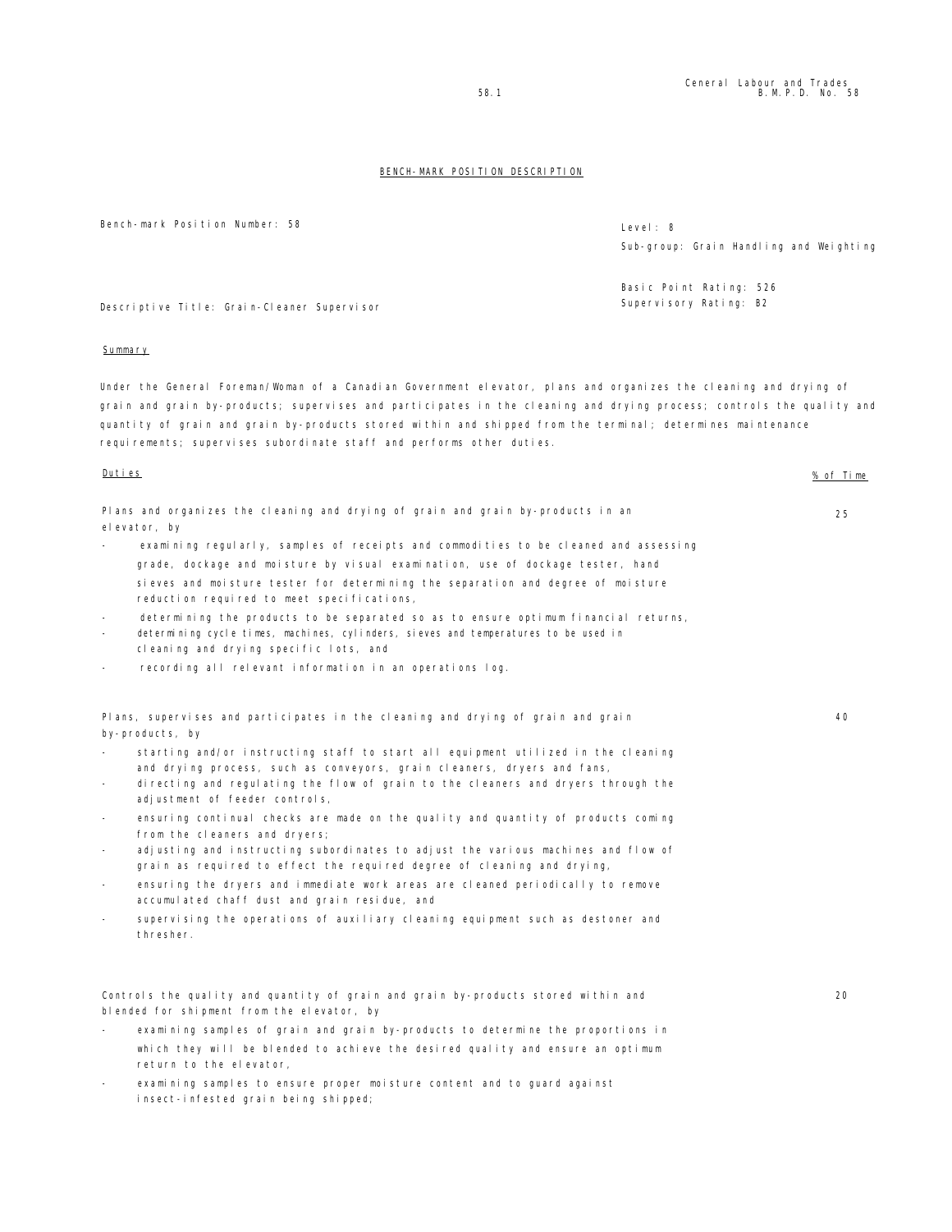## BENCH-MARK POSITION DESCRIPTION

Bench-mark Position Number: 58

Level: 8

Sub-group: Grain Handling and Weighting

Basic Point Rating: 526

Supervisory Rating: B2

Descriptive Title: Grain-Cleaner Supervisor

### Summary

Under the General Foreman/Woman of a Canadian Government elevator, plans and organizes the cleaning and drying of grain and grain by-products; supervises and participates in the cleaning and drying process; controls the quality and quantity of grain and grain by-products stored within and shipped from the terminal; determines maintenance requirements; supervises subordinate staff and performs other duties.

| Duties | % of Time |
|---|---|
| Plans and organizes the cleaning and drying of grain and grain by-products in an elevator, by<br>- examining regularly, samples of receipts and commodities to be cleaned and assessing grade, dockage and moisture by visual examination, use of dockage tester, hand sieves and moisture tester for determining the separation and degree of moisture reduction required to meet specifications,<br>- determining the products to be separated so as to ensure optimum financial returns,<br>- determining cycle times, machines, cylinders, sieves and temperatures to be used in cleaning and drying specific lots, and<br>- recording all relevant information in an operations log. | 25 |
| Plans, supervises and participates in the cleaning and drying of grain and grain by-products, by<br>- starting and/or instructing staff to start all equipment utilized in the cleaning and drying process, such as conveyors, grain cleaners, dryers and fans,<br>- directing and regulating the flow of grain to the cleaners and dryers through the adjustment of feeder controls,<br>- ensuring continual checks are made on the quality and quantity of products coming from the cleaners and dryers;<br>- adjusting and instructing subordinates to adjust the various machines and flow of grain as required to effect the required degree of cleaning and drying,<br>- ensuring the dryers and immediate work areas are cleaned periodically to remove accumulated chaff dust and grain residue, and<br>- supervising the operations of auxiliary cleaning equipment such as destoner and thresher. | 40 |
| Controls the quality and quantity of grain and grain by-products stored within and blended for shipment from the elevator, by<br>- examining samples of grain and grain by-products to determine the proportions in which they will be blended to achieve the desired quality and ensure an optimum return to the elevator,<br>- examining samples to ensure proper moisture content and to guard against insect-infested grain being shipped; | 20 |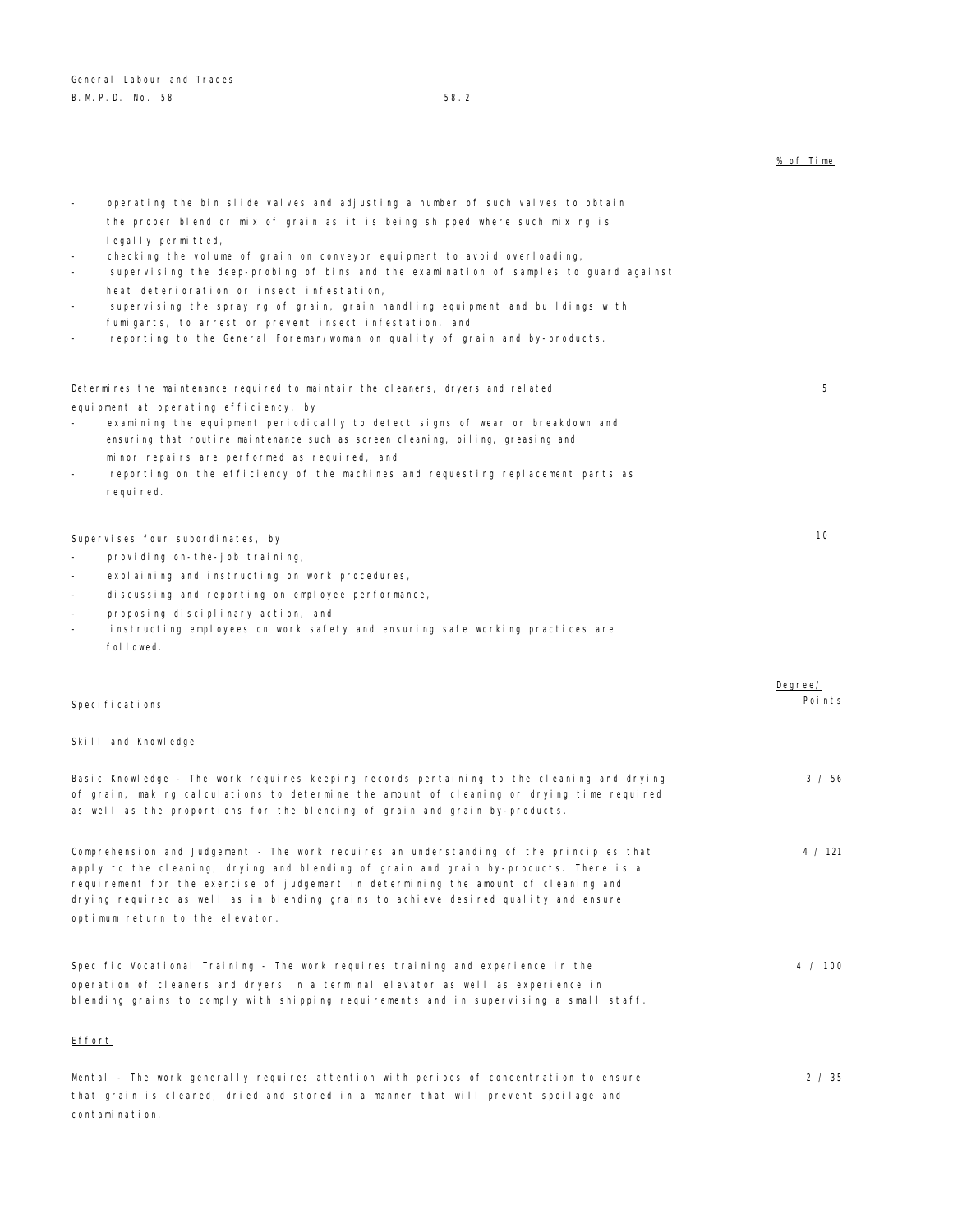% of Time

- operating the bin slide valves and adjusting a number of such valves to obtain the proper blend or mix of grain as it is being shipped where such mixing is legally permitted,
- checking the volume of grain on conveyor equipment to avoid overloading,
- supervising the deep-probing of bins and the examination of samples to guard against heat deterioration or insect infestation,
- supervising the spraying of grain, grain handling equipment and buildings with fumigants, to arrest or prevent insect infestation, and
- reporting to the General Foreman/woman on quality of grain and by-products.

Determines the maintenance required to maintain the cleaners, dryers and related equipment at operating efficiency, by — 5

- examining the equipment periodically to detect signs of wear or breakdown and ensuring that routine maintenance such as screen cleaning, oiling, greasing and minor repairs are performed as required, and
- reporting on the efficiency of the machines and requesting replacement parts as required.

Supervises four subordinates, by — 10

- providing on-the-job training,
- explaining and instructing on work procedures,
- discussing and reporting on employee performance,
- proposing disciplinary action, and
- instructing employees on work safety and ensuring safe working practices are followed.

| Specifications | Degree/ Points |
|---|---|
| **Skill and Knowledge** | |
| Basic Knowledge - The work requires keeping records pertaining to the cleaning and drying of grain, making calculations to determine the amount of cleaning or drying time required as well as the proportions for the blending of grain and grain by-products. | 3 / 56 |
| Comprehension and Judgement - The work requires an understanding of the principles that apply to the cleaning, drying and blending of grain and grain by-products. There is a requirement for the exercise of judgement in determining the amount of cleaning and drying required as well as in blending grains to achieve desired quality and ensure optimum return to the elevator. | 4 / 121 |
| Specific Vocational Training - The work requires training and experience in the operation of cleaners and dryers in a terminal elevator as well as experience in blending grains to comply with shipping requirements and in supervising a small staff. | 4 / 100 |
| **Effort** | |
| Mental - The work generally requires attention with periods of concentration to ensure that grain is cleaned, dried and stored in a manner that will prevent spoilage and contamination. | 2 / 35 |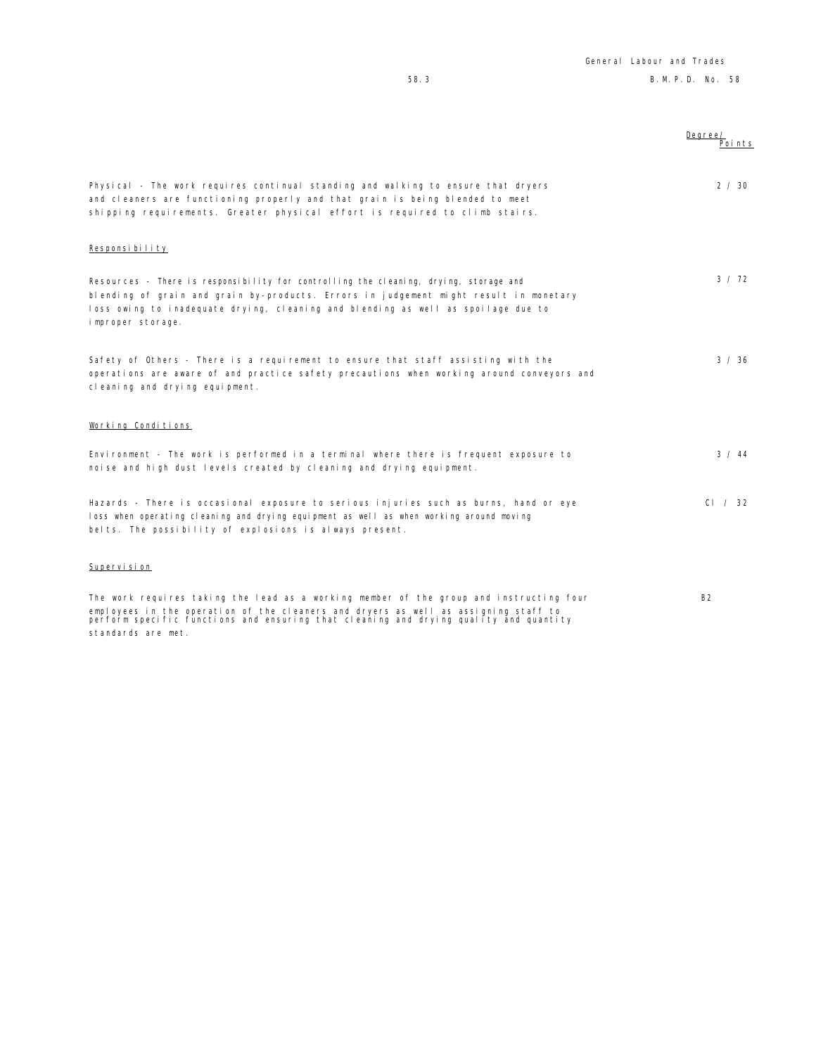| | Degree/ Points |
|---|---|
| Physical - The work requires continual standing and walking to ensure that dryers and cleaners are functioning properly and that grain is being blended to meet shipping requirements. Greater physical effort is required to climb stairs. | 2 / 30 |
| **Responsibility** | |
| Resources - There is responsibility for controlling the cleaning, drying, storage and blending of grain and grain by-products. Errors in judgement might result in monetary loss owing to inadequate drying, cleaning and blending as well as spoilage due to improper storage. | 3 / 72 |
| Safety of Others - There is a requirement to ensure that staff assisting with the operations are aware of and practice safety precautions when working around conveyors and cleaning and drying equipment. | 3 / 36 |
| **Working Conditions** | |
| Environment - The work is performed in a terminal where there is frequent exposure to noise and high dust levels created by cleaning and drying equipment. | 3 / 44 |
| Hazards - There is occasional exposure to serious injuries such as burns, hand or eye loss when operating cleaning and drying equipment as well as when working around moving belts. The possibility of explosions is always present. | CI / 32 |
| **Supervision** | |
| The work requires taking the lead as a working member of the group and instructing four employees in the operation of the cleaners and dryers as well as assigning staff to perform specific functions and ensuring that cleaning and drying quality and quantity standards are met. | B2 |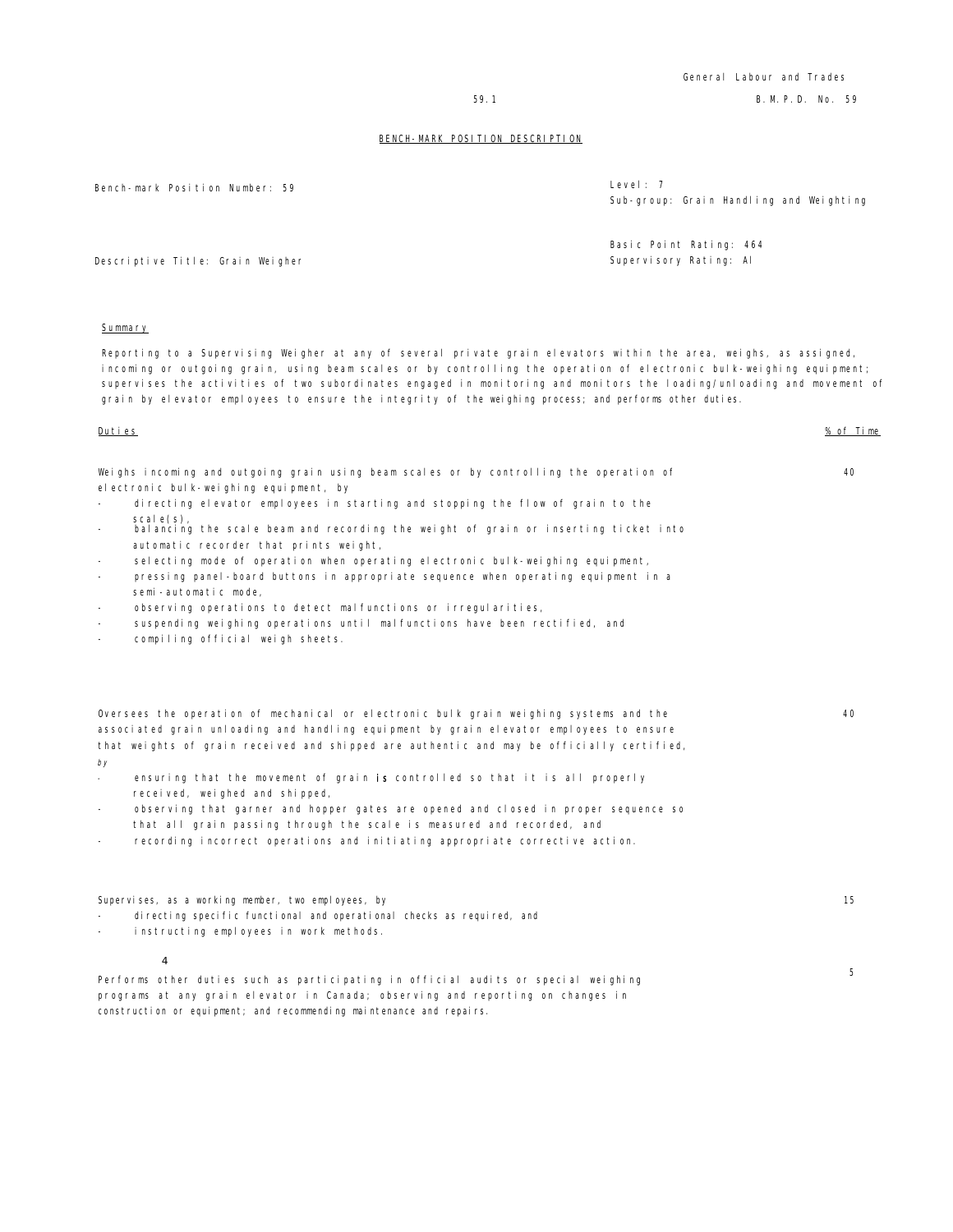## BENCH-MARK POSITION DESCRIPTION

Bench-mark Position Number: 59

Level: 7
Sub-group: Grain Handling and Weighting

Descriptive Title: Grain Weigher

Basic Point Rating: 464
Supervisory Rating: AI

### Summary

Reporting to a Supervising Weigher at any of several private grain elevators within the area, weighs, as assigned, incoming or outgoing grain, using beam scales or by controlling the operation of electronic bulk-weighing equipment; supervises the activities of two subordinates engaged in monitoring and monitors the loading/unloading and movement of grain by elevator employees to ensure the integrity of the weighing process; and performs other duties.

| Duties | % of Time |
|---|---|
| Weighs incoming and outgoing grain using beam scales or by controlling the operation of electronic bulk-weighing equipment, by<br>- directing elevator employees in starting and stopping the flow of grain to the scale(s),<br>- balancing the scale beam and recording the weight of grain or inserting ticket into automatic recorder that prints weight,<br>- selecting mode of operation when operating electronic bulk-weighing equipment,<br>- pressing panel-board buttons in appropriate sequence when operating equipment in a semi-automatic mode,<br>- observing operations to detect malfunctions or irregularities,<br>- suspending weighing operations until malfunctions have been rectified, and<br>- compiling official weigh sheets. | 40 |
| Oversees the operation of mechanical or electronic bulk grain weighing systems and the associated grain unloading and handling equipment by grain elevator employees to ensure that weights of grain received and shipped are authentic and may be officially certified, by<br>- ensuring that the movement of grain **is** controlled so that it is all properly received, weighed and shipped,<br>- observing that garner and hopper gates are opened and closed in proper sequence so that all grain passing through the scale is measured and recorded, and<br>- recording incorrect operations and initiating appropriate corrective action. | 40 |
| Supervises, as a working member, two employees, by<br>- directing specific functional and operational checks as required, and<br>- instructing employees in work methods. | 15 |
| Performs other duties such as participating in official audits or special weighing programs at any grain elevator in Canada; observing and reporting on changes in construction or equipment; and recommending maintenance and repairs. | 5 |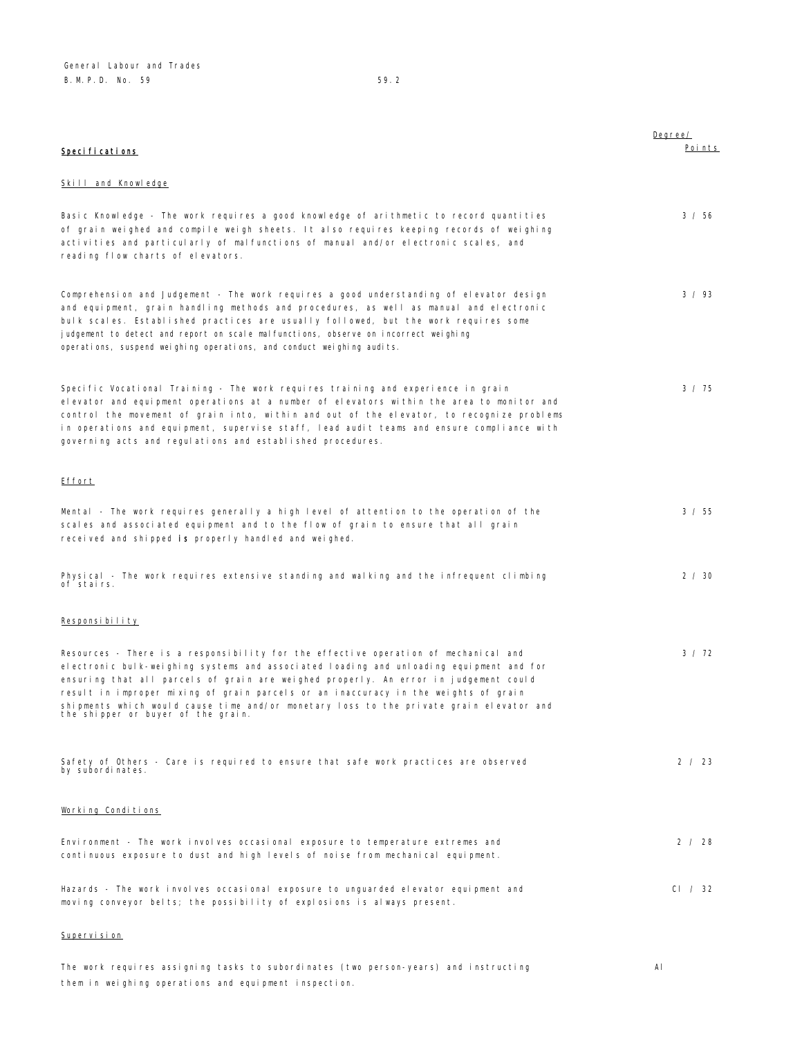| **Specifications** | Degree/ Points |
|---|---|
| **Skill and Knowledge** | |
| Basic Knowledge - The work requires a good knowledge of arithmetic to record quantities of grain weighed and compile weigh sheets. It also requires keeping records of weighing activities and particularly of malfunctions of manual and/or electronic scales, and reading flow charts of elevators. | 3 / 56 |
| Comprehension and Judgement - The work requires a good understanding of elevator design and equipment, grain handling methods and procedures, as well as manual and electronic bulk scales. Established practices are usually followed, but the work requires some judgement to detect and report on scale malfunctions, observe on incorrect weighing operations, suspend weighing operations, and conduct weighing audits. | 3 / 93 |
| Specific Vocational Training - The work requires training and experience in grain elevator and equipment operations at a number of elevators within the area to monitor and control the movement of grain into, within and out of the elevator, to recognize problems in operations and equipment, supervise staff, lead audit teams and ensure compliance with governing acts and regulations and established procedures. | 3 / 75 |
| **Effort** | |
| Mental - The work requires generally a high level of attention to the operation of the scales and associated equipment and to the flow of grain to ensure that all grain received and shipped **is** properly handled and weighed. | 3 / 55 |
| Physical - The work requires extensive standing and walking and the infrequent climbing of stairs. | 2 / 30 |
| **Responsibility** | |
| Resources - There is a responsibility for the effective operation of mechanical and electronic bulk-weighing systems and associated loading and unloading equipment and for ensuring that all parcels of grain are weighed properly. An error in judgement could result in improper mixing of grain parcels or an inaccuracy in the weights of grain shipments which would cause time and/or monetary loss to the private grain elevator and the shipper or buyer of the grain. | 3 / 72 |
| Safety of Others - Care is required to ensure that safe work practices are observed by subordinates. | 2 / 23 |
| **Working Conditions** | |
| Environment - The work involves occasional exposure to temperature extremes and continuous exposure to dust and high levels of noise from mechanical equipment. | 2 / 28 |
| Hazards - The work involves occasional exposure to unguarded elevator equipment and moving conveyor belts; the possibility of explosions is always present. | Cl / 32 |
| **Supervision** | |
| The work requires assigning tasks to subordinates (two person-years) and instructing them in weighing operations and equipment inspection. | Al |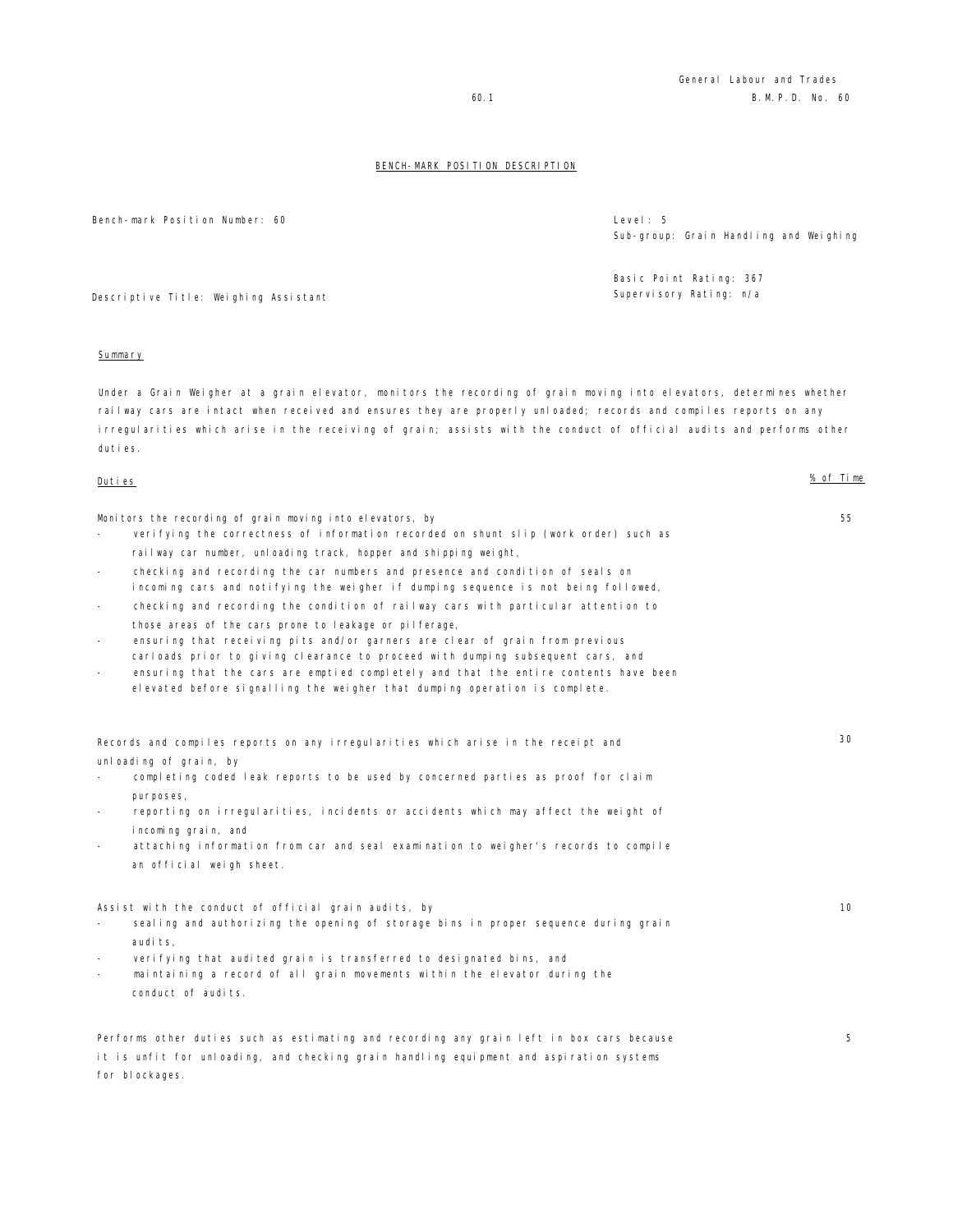## BENCH-MARK POSITION DESCRIPTION

Bench-mark Position Number: 60

Level: 5
Sub-group: Grain Handling and Weighing

Basic Point Rating: 367
Supervisory Rating: n/a

Descriptive Title: Weighing Assistant

### Summary

Under a Grain Weigher at a grain elevator, monitors the recording of grain moving into elevators, determines whether railway cars are intact when received and ensures they are properly unloaded; records and compiles reports on any irregularities which arise in the receiving of grain; assists with the conduct of official audits and performs other duties.

| Duties | % of Time |
|---|---|
| Monitors the recording of grain moving into elevators, by<br>- verifying the correctness of information recorded on shunt slip (work order) such as railway car number, unloading track, hopper and shipping weight,<br>- checking and recording the car numbers and presence and condition of seals on incoming cars and notifying the weigher if dumping sequence is not being followed,<br>- checking and recording the condition of railway cars with particular attention to those areas of the cars prone to leakage or pilferage,<br>- ensuring that receiving pits and/or garners are clear of grain from previous carloads prior to giving clearance to proceed with dumping subsequent cars, and<br>- ensuring that the cars are emptied completely and that the entire contents have been elevated before signalling the weigher that dumping operation is complete. | 55 |
| Records and compiles reports on any irregularities which arise in the receipt and unloading of grain, by<br>- completing coded leak reports to be used by concerned parties as proof for claim purposes,<br>- reporting on irregularities, incidents or accidents which may affect the weight of incoming grain, and<br>- attaching information from car and seal examination to weigher's records to compile an official weigh sheet. | 30 |
| Assist with the conduct of official grain audits, by<br>- sealing and authorizing the opening of storage bins in proper sequence during grain audits,<br>- verifying that audited grain is transferred to designated bins, and<br>- maintaining a record of all grain movements within the elevator during the conduct of audits. | 10 |
| Performs other duties such as estimating and recording any grain left in box cars because it is unfit for unloading, and checking grain handling equipment and aspiration systems for blockages. | 5 |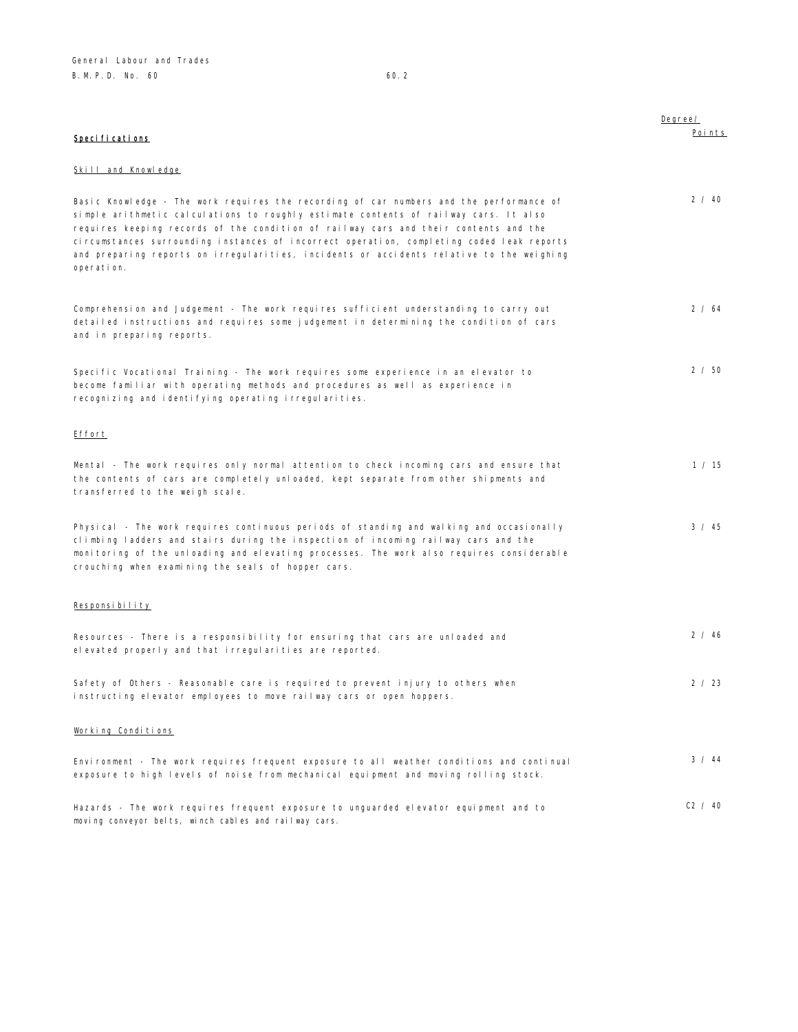## Specifications

| Specifications | Degree/ Points |
|---|---|
| **Skill and Knowledge** | |
| Basic Knowledge - The work requires the recording of car numbers and the performance of simple arithmetic calculations to roughly estimate contents of railway cars. It also requires keeping records of the condition of railway cars and their contents and the circumstances surrounding instances of incorrect operation, completing coded leak reports and preparing reports on irregularities, incidents or accidents relative to the weighing operation. | 2 / 40 |
| Comprehension and Judgement - The work requires sufficient understanding to carry out detailed instructions and requires some judgement in determining the condition of cars and in preparing reports. | 2 / 64 |
| Specific Vocational Training - The work requires some experience in an elevator to become familiar with operating methods and procedures as well as experience in recognizing and identifying operating irregularities. | 2 / 50 |
| **Effort** | |
| Mental - The work requires only normal attention to check incoming cars and ensure that the contents of cars are completely unloaded, kept separate from other shipments and transferred to the weigh scale. | 1 / 15 |
| Physical - The work requires continuous periods of standing and walking and occasionally climbing ladders and stairs during the inspection of incoming railway cars and the monitoring of the unloading and elevating processes. The work also requires considerable crouching when examining the seals of hopper cars. | 3 / 45 |
| **Responsibility** | |
| Resources - There is a responsibility for ensuring that cars are unloaded and elevated properly and that irregularities are reported. | 2 / 46 |
| Safety of Others - Reasonable care is required to prevent injury to others when instructing elevator employees to move railway cars or open hoppers. | 2 / 23 |
| **Working Conditions** | |
| Environment - The work requires frequent exposure to all weather conditions and continual exposure to high levels of noise from mechanical equipment and moving rolling stock. | 3 / 44 |
| Hazards - The work requires frequent exposure to unguarded elevator equipment and to moving conveyor belts, winch cables and railway cars. | C2 / 40 |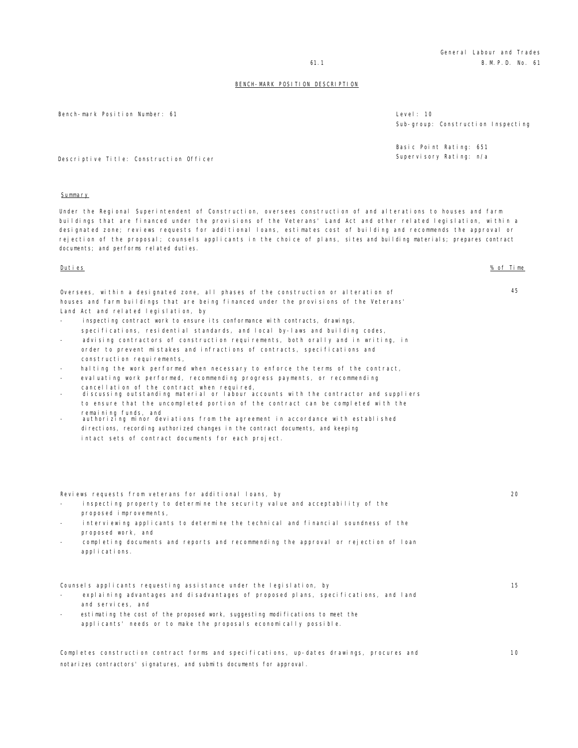General Labour and Trades
B.M.P.D. No. 61

## BENCH-MARK POSITION DESCRIPTION

Bench-mark Position Number: 61

Level: 10
Sub-group: Construction Inspecting

Basic Point Rating: 651
Supervisory Rating: n/a

Descriptive Title: Construction Officer

### Summary

Under the Regional Superintendent of Construction, oversees construction of and alterations to houses and farm buildings that are financed under the provisions of the Veterans' Land Act and other related legislation, within a designated zone; reviews requests for additional loans, estimates cost of building and recommends the approval or rejection of the proposal; counsels applicants in the choice of plans, sites and building materials; prepares contract documents; and performs related duties.

| Duties | % of Time |
| --- | --- |
| Oversees, within a designated zone, all phases of the construction or alteration of houses and farm buildings that are being financed under the provisions of the Veterans' Land Act and related legislation, by<br>- inspecting contract work to ensure its conformance with contracts, drawings, specifications, residential standards, and local by-laws and building codes,<br>- advising contractors of construction requirements, both orally and in writing, in order to prevent mistakes and infractions of contracts, specifications and construction requirements,<br>- halting the work performed when necessary to enforce the terms of the contract,<br>- evaluating work performed, recommending progress payments, or recommending cancellation of the contract when required,<br>- discussing outstanding material or labour accounts with the contractor and suppliers to ensure that the uncompleted portion of the contract can be completed with the remaining funds, and<br>- authorizing minor deviations from the agreement in accordance with established directions, recording authorized changes in the contract documents, and keeping intact sets of contract documents for each project. | 45 |
| Reviews requests from veterans for additional loans, by<br>- inspecting property to determine the security value and acceptability of the proposed improvements,<br>- interviewing applicants to determine the technical and financial soundness of the proposed work, and<br>- completing documents and reports and recommending the approval or rejection of loan applications. | 20 |
| Counsels applicants requesting assistance under the legislation, by<br>- explaining advantages and disadvantages of proposed plans, specifications, and land and services, and<br>- estimating the cost of the proposed work, suggesting modifications to meet the applicants' needs or to make the proposals economically possible. | 15 |
| Completes construction contract forms and specifications, up-dates drawings, procures and notarizes contractors' signatures, and submits documents for approval. | 10 |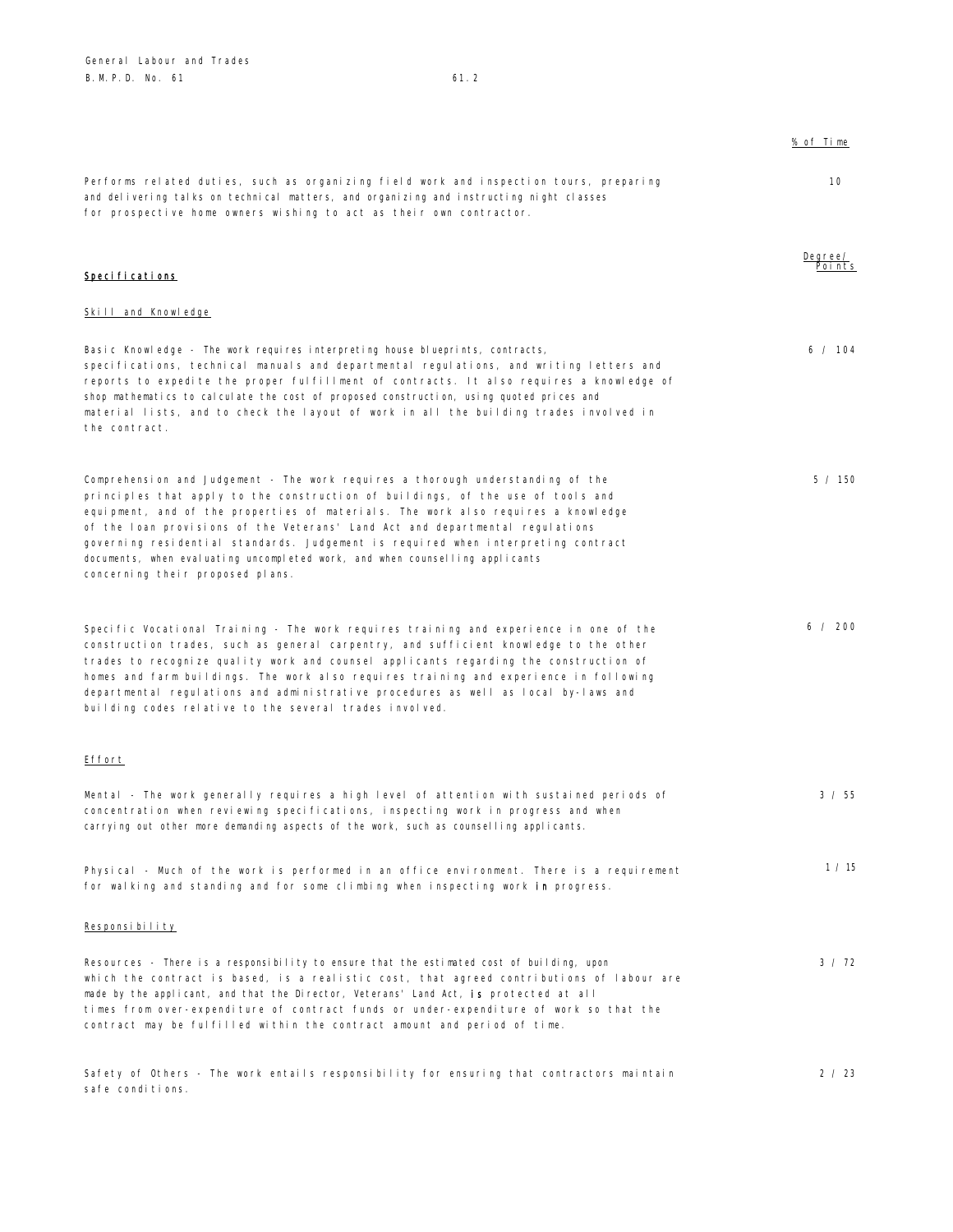| | % of Time |
|---|---|
| Performs related duties, such as organizing field work and inspection tours, preparing and delivering talks on technical matters, and organizing and instructing night classes for prospective home owners wishing to act as their own contractor. | 10 |

## Specifications

| | Degree/ Points |
|---|---|
| **Skill and Knowledge** | |
| Basic Knowledge - The work requires interpreting house blueprints, contracts, specifications, technical manuals and departmental regulations, and writing letters and reports to expedite the proper fulfillment of contracts. It also requires a knowledge of shop mathematics to calculate the cost of proposed construction, using quoted prices and material lists, and to check the layout of work in all the building trades involved in the contract. | 6 / 104 |
| Comprehension and Judgement - The work requires a thorough understanding of the principles that apply to the construction of buildings, of the use of tools and equipment, and of the properties of materials. The work also requires a knowledge of the loan provisions of the Veterans' Land Act and departmental regulations governing residential standards. Judgement is required when interpreting contract documents, when evaluating uncompleted work, and when counselling applicants concerning their proposed plans. | 5 / 150 |
| Specific Vocational Training - The work requires training and experience in one of the construction trades, such as general carpentry, and sufficient knowledge to the other trades to recognize quality work and counsel applicants regarding the construction of homes and farm buildings. The work also requires training and experience in following departmental regulations and administrative procedures as well as local by-laws and building codes relative to the several trades involved. | 6 / 200 |
| **Effort** | |
| Mental - The work generally requires a high level of attention with sustained periods of concentration when reviewing specifications, inspecting work in progress and when carrying out other more demanding aspects of the work, such as counselling applicants. | 3 / 55 |
| Physical - Much of the work is performed in an office environment. There is a requirement for walking and standing and for some climbing when inspecting work in progress. | 1 / 15 |
| **Responsibility** | |
| Resources - There is a responsibility to ensure that the estimated cost of building, upon which the contract is based, is a realistic cost, that agreed contributions of labour are made by the applicant, and that the Director, Veterans' Land Act, is protected at all times from over-expenditure of contract funds or under-expenditure of work so that the contract may be fulfilled within the contract amount and period of time. | 3 / 72 |
| Safety of Others - The work entails responsibility for ensuring that contractors maintain safe conditions. | 2 / 23 |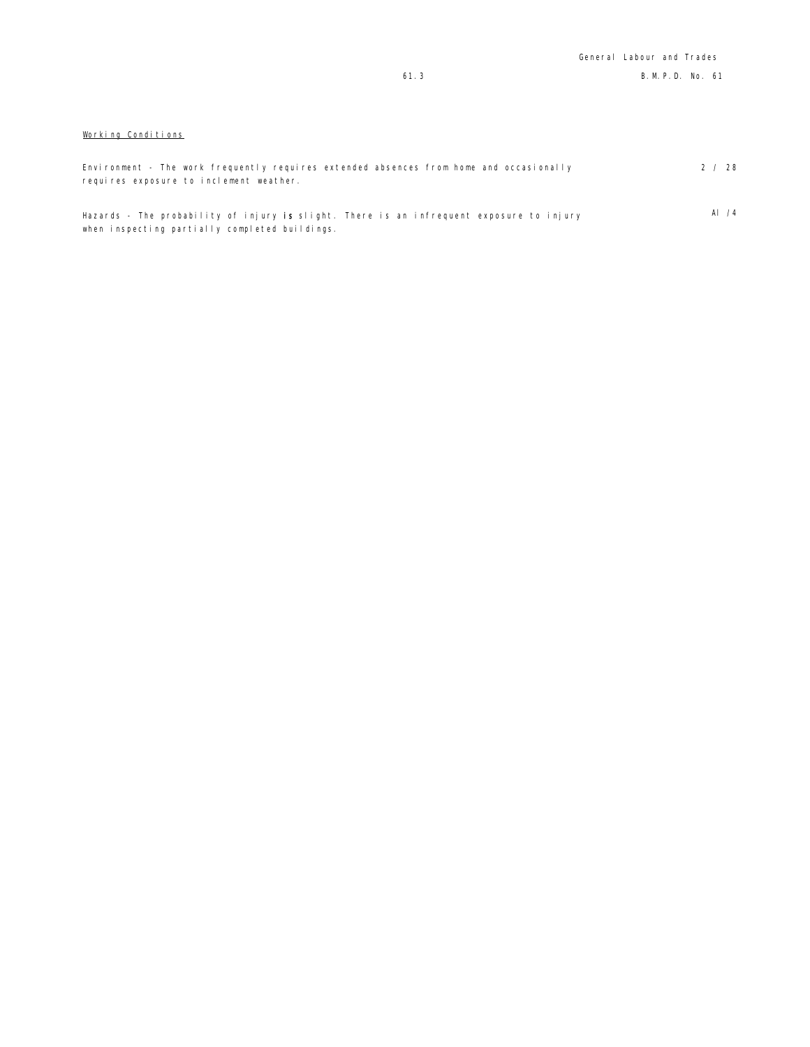Working Conditions

| | |
|---|---|
| Environment - The work frequently requires extended absences from home and occasionally requires exposure to inclement weather. | 2 / 28 |
| Hazards - The probability of injury **is** slight. There is an infrequent exposure to injury when inspecting partially completed buildings. | Al /4 |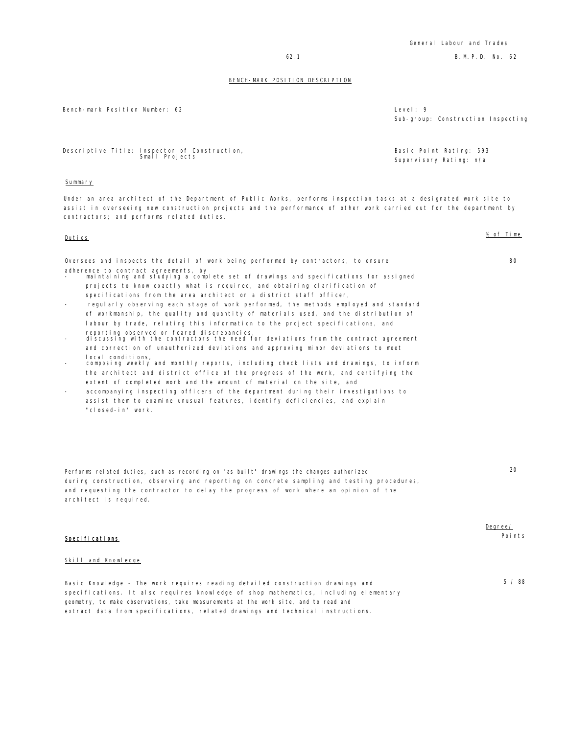## BENCH-MARK POSITION DESCRIPTION

Bench-mark Position Number: 62

Level: 9
Sub-group: Construction Inspecting

Descriptive Title: Inspector of Construction, Small Projects

Basic Point Rating: 593
Supervisory Rating: n/a

### Summary

Under an area architect of the Department of Public Works, performs inspection tasks at a designated work site to assist in overseeing new construction projects and the performance of other work carried out for the department by contractors; and performs related duties.

| Duties | % of Time |
|---|---|
| Oversees and inspects the detail of work being performed by contractors, to ensure adherence to contract agreements, by<br>- maintaining and studying a complete set of drawings and specifications for assigned projects to know exactly what is required, and obtaining clarification of specifications from the area architect or a district staff officer,<br>- regularly observing each stage of work performed, the methods employed and standard of workmanship, the quality and quantity of materials used, and the distribution of labour by trade, relating this information to the project specifications, and reporting observed or feared discrepancies,<br>- discussing with the contractors the need for deviations from the contract agreement and correction of unauthorized deviations and approving minor deviations to meet local conditions,<br>- composing weekly and monthly reports, including check lists and drawings, to inform the architect and district office of the progress of the work, and certifying the extent of completed work and the amount of material on the site, and<br>- accompanying inspecting officers of the department during their investigations to assist them to examine unusual features, identify deficiencies, and explain "closed-in" work. | 80 |
| Performs related duties, such as recording on "as built" drawings the changes authorized during construction, observing and reporting on concrete sampling and testing procedures, and requesting the contractor to delay the progress of work where an opinion of the architect is required. | 20 |

| **Specifications** | Degree/ Points |
|---|---|
| Skill and Knowledge | |
| Basic Knowledge - The work requires reading detailed construction drawings and specifications. It also requires knowledge of shop mathematics, including elementary geometry, to make observations, take measurements at the work site, and to read and extract data from specifications, related drawings and technical instructions. | 5 / 88 |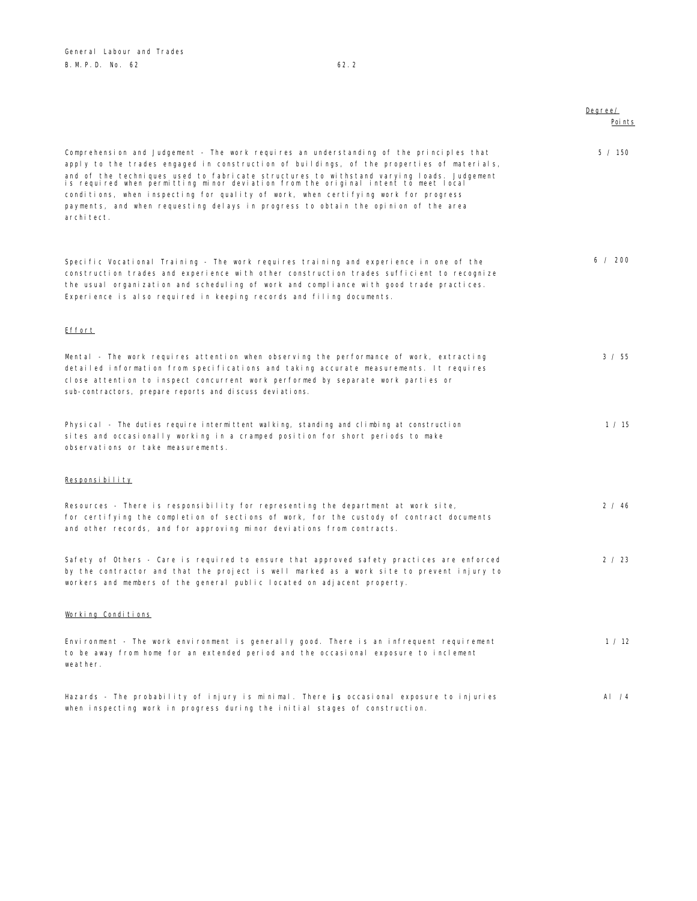| | Degree/ Points |
|---|---|
| Comprehension and Judgement - The work requires an understanding of the principles that apply to the trades engaged in construction of buildings, of the properties of materials, and of the techniques used to fabricate structures to withstand varying loads. Judgement is required when permitting minor deviation from the original intent to meet local conditions, when inspecting for quality of work, when certifying work for progress payments, and when requesting delays in progress to obtain the opinion of the area architect. | 5 / 150 |
| Specific Vocational Training - The work requires training and experience in one of the construction trades and experience with other construction trades sufficient to recognize the usual organization and scheduling of work and compliance with good trade practices. Experience is also required in keeping records and filing documents. | 6 / 200 |

## Effort

| | |
|---|---|
| Mental - The work requires attention when observing the performance of work, extracting detailed information from specifications and taking accurate measurements. It requires close attention to inspect concurrent work performed by separate work parties or sub-contractors, prepare reports and discuss deviations. | 3 / 55 |
| Physical - The duties require intermittent walking, standing and climbing at construction sites and occasionally working in a cramped position for short periods to make observations or take measurements. | 1 / 15 |

## Responsibility

| | |
|---|---|
| Resources - There is responsibility for representing the department at work site, for certifying the completion of sections of work, for the custody of contract documents and other records, and for approving minor deviations from contracts. | 2 / 46 |
| Safety of Others - Care is required to ensure that approved safety practices are enforced by the contractor and that the project is well marked as a work site to prevent injury to workers and members of the general public located on adjacent property. | 2 / 23 |

## Working Conditions

| | |
|---|---|
| Environment - The work environment is generally good. There is an infrequent requirement to be away from home for an extended period and the occasional exposure to inclement weather. | 1 / 12 |
| Hazards - The probability of injury is minimal. There **is** occasional exposure to injuries when inspecting work in progress during the initial stages of construction. | A1 / 4 |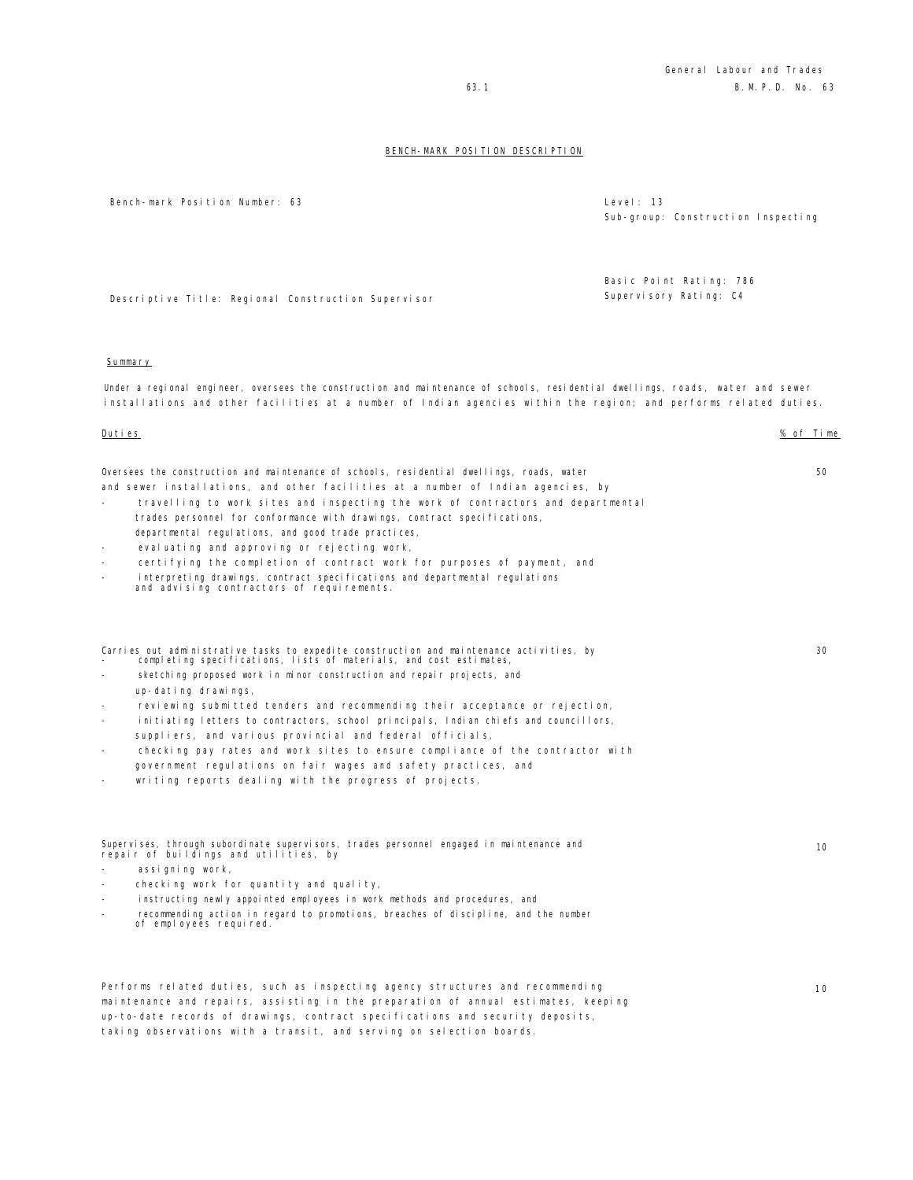## BENCH-MARK POSITION DESCRIPTION

Bench-mark Position Number: 63

Level: 13
Sub-group: Construction Inspecting

Basic Point Rating: 786
Supervisory Rating: C4

Descriptive Title: Regional Construction Supervisor

### Summary

Under a regional engineer, oversees the construction and maintenance of schools, residential dwellings, roads, water and sewer installations and other facilities at a number of Indian agencies within the region; and performs related duties.

| Duties | % of Time |
|---|---|
| Oversees the construction and maintenance of schools, residential dwellings, roads, water and sewer installations, and other facilities at a number of Indian agencies, by<br>- travelling to work sites and inspecting the work of contractors and departmental trades personnel for conformance with drawings, contract specifications, departmental regulations, and good trade practices,<br>- evaluating and approving or rejecting work,<br>- certifying the completion of contract work for purposes of payment, and<br>- interpreting drawings, contract specifications and departmental regulations and advising contractors of requirements. | 50 |
| Carries out administrative tasks to expedite construction and maintenance activities, by<br>- completing specifications, lists of materials, and cost estimates,<br>- sketching proposed work in minor construction and repair projects, and up-dating drawings,<br>- reviewing submitted tenders and recommending their acceptance or rejection,<br>- initiating letters to contractors, school principals, Indian chiefs and councillors, suppliers, and various provincial and federal officials,<br>- checking pay rates and work sites to ensure compliance of the contractor with government regulations on fair wages and safety practices, and<br>- writing reports dealing with the progress of projects. | 30 |
| Supervises, through subordinate supervisors, trades personnel engaged in maintenance and repair of buildings and utilities, by<br>- assigning work,<br>- checking work for quantity and quality,<br>- instructing newly appointed employees in work methods and procedures, and<br>- recommending action in regard to promotions, breaches of discipline, and the number of employees required. | 10 |
| Performs related duties, such as inspecting agency structures and recommending maintenance and repairs, assisting in the preparation of annual estimates, keeping up-to-date records of drawings, contract specifications and security deposits, taking observations with a transit, and serving on selection boards. | 10 |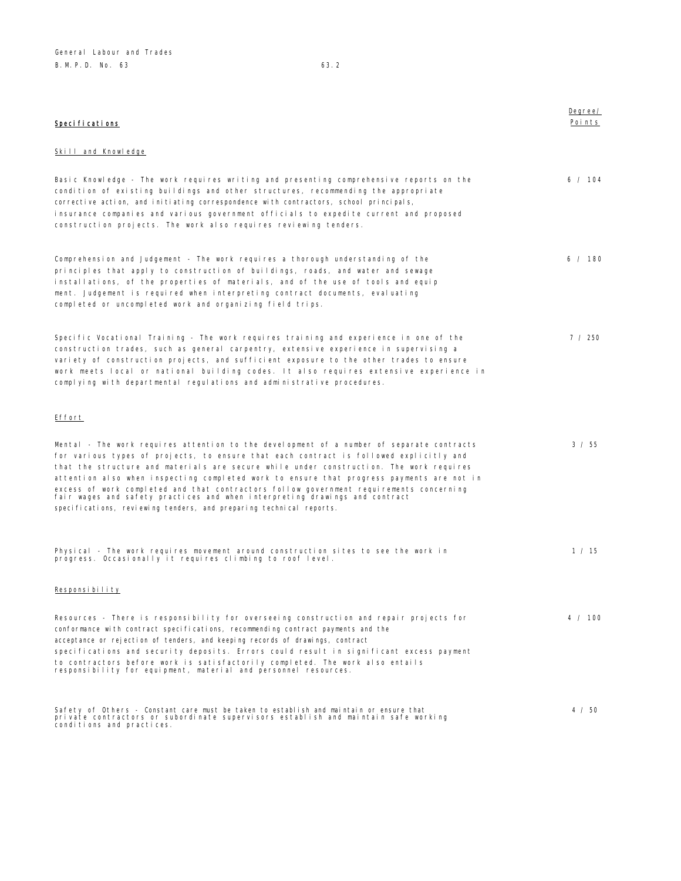| **Specifications** | Degree/ Points |
|---|---|
| **Skill and Knowledge** | |
| Basic Knowledge - The work requires writing and presenting comprehensive reports on the condition of existing buildings and other structures, recommending the appropriate corrective action, and initiating correspondence with contractors, school principals, insurance companies and various government officials to expedite current and proposed construction projects. The work also requires reviewing tenders. | 6 / 104 |
| Comprehension and Judgement - The work requires a thorough understanding of the principles that apply to construction of buildings, roads, and water and sewage installations, of the properties of materials, and of the use of tools and equipment. Judgement is required when interpreting contract documents, evaluating completed or uncompleted work and organizing field trips. | 6 / 180 |
| Specific Vocational Training - The work requires training and experience in one of the construction trades, such as general carpentry, extensive experience in supervising a variety of construction projects, and sufficient exposure to the other trades to ensure work meets local or national building codes. It also requires extensive experience in complying with departmental regulations and administrative procedures. | 7 / 250 |
| **Effort** | |
| Mental - The work requires attention to the development of a number of separate contracts for various types of projects, to ensure that each contract is followed explicitly and that the structure and materials are secure while under construction. The work requires attention also when inspecting completed work to ensure that progress payments are not in excess of work completed and that contractors follow government requirements concerning fair wages and safety practices and when interpreting drawings and contract specifications, reviewing tenders, and preparing technical reports. | 3 / 55 |
| Physical - The work requires movement around construction sites to see the work in progress. Occasionally it requires climbing to roof level. | 1 / 15 |
| **Responsibility** | |
| Resources - There is responsibility for overseeing construction and repair projects for conformance with contract specifications, recommending contract payments and the acceptance or rejection of tenders, and keeping records of drawings, contract specifications and security deposits. Errors could result in significant excess payment to contractors before work is satisfactorily completed. The work also entails responsibility for equipment, material and personnel resources. | 4 / 100 |
| Safety of Others - Constant care must be taken to establish and maintain or ensure that private contractors or subordinate supervisors establish and maintain safe working conditions and practices. | 4 / 50 |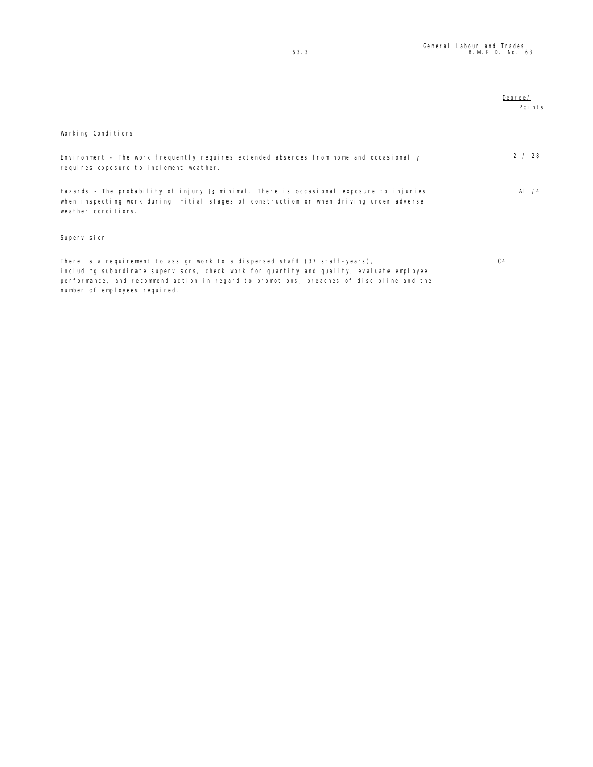Degree/ Points

Working Conditions

Environment - The work frequently requires extended absences from home and occasionally requires exposure to inclement weather. 2 / 28

Hazards - The probability of injury is minimal. There is occasional exposure to injuries when inspecting work during initial stages of construction or when driving under adverse weather conditions. Al /4

Supervision

There is a requirement to assign work to a dispersed staff (37 staff-years), including subordinate supervisors, check work for quantity and quality, evaluate employee performance, and recommend action in regard to promotions, breaches of discipline and the number of employees required. C4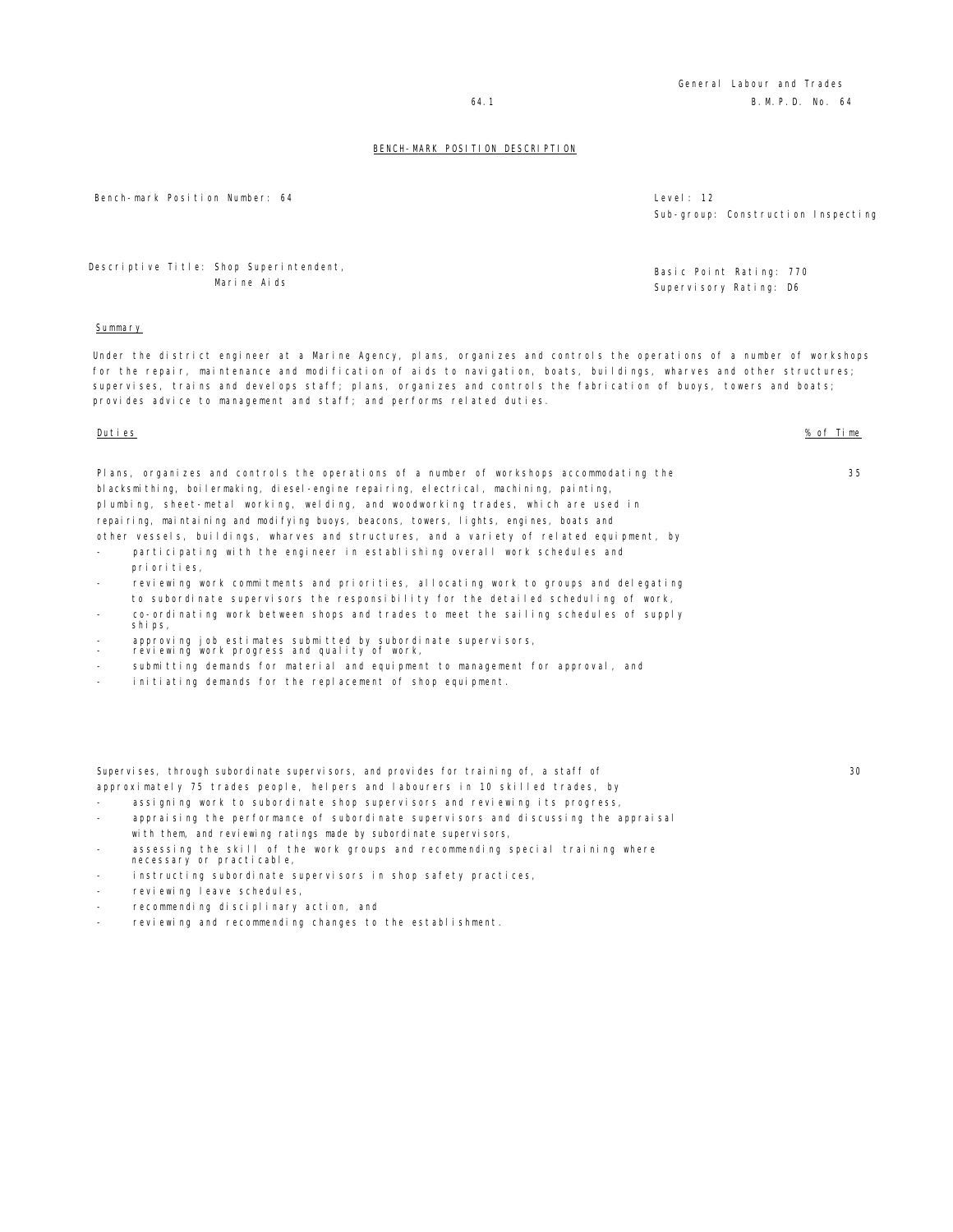## BENCH-MARK POSITION DESCRIPTION

Bench-mark Position Number: 64

Level: 12
Sub-group: Construction Inspecting

Descriptive Title: Shop Superintendent, Marine Aids

Basic Point Rating: 770
Supervisory Rating: D6

**Summary**

Under the district engineer at a Marine Agency, plans, organizes and controls the operations of a number of workshops for the repair, maintenance and modification of aids to navigation, boats, buildings, wharves and other structures; supervises, trains and develops staff; plans, organizes and controls the fabrication of buoys, towers and boats; provides advice to management and staff; and performs related duties.

| Duties | % of Time |
|---|---|
| Plans, organizes and controls the operations of a number of workshops accommodating the blacksmithing, boilermaking, diesel-engine repairing, electrical, machining, painting, plumbing, sheet-metal working, welding, and woodworking trades, which are used in repairing, maintaining and modifying buoys, beacons, towers, lights, engines, boats and other vessels, buildings, wharves and structures, and a variety of related equipment, by | 35 |

- participating with the engineer in establishing overall work schedules and priorities,
- reviewing work commitments and priorities, allocating work to groups and delegating to subordinate supervisors the responsibility for the detailed scheduling of work,
- co-ordinating work between shops and trades to meet the sailing schedules of supply ships,
- approving job estimates submitted by subordinate supervisors,
- reviewing work progress and quality of work,
- submitting demands for material and equipment to management for approval, and
- initiating demands for the replacement of shop equipment.

| Duties | % of Time |
|---|---|
| Supervises, through subordinate supervisors, and provides for training of, a staff of approximately 75 trades people, helpers and labourers in 10 skilled trades, by | 30 |

- assigning work to subordinate shop supervisors and reviewing its progress,
- appraising the performance of subordinate supervisors and discussing the appraisal with them, and reviewing ratings made by subordinate supervisors,
- assessing the skill of the work groups and recommending special training where necessary or practicable,
- instructing subordinate supervisors in shop safety practices,
- reviewing leave schedules,
- recommending disciplinary action, and
- reviewing and recommending changes to the establishment.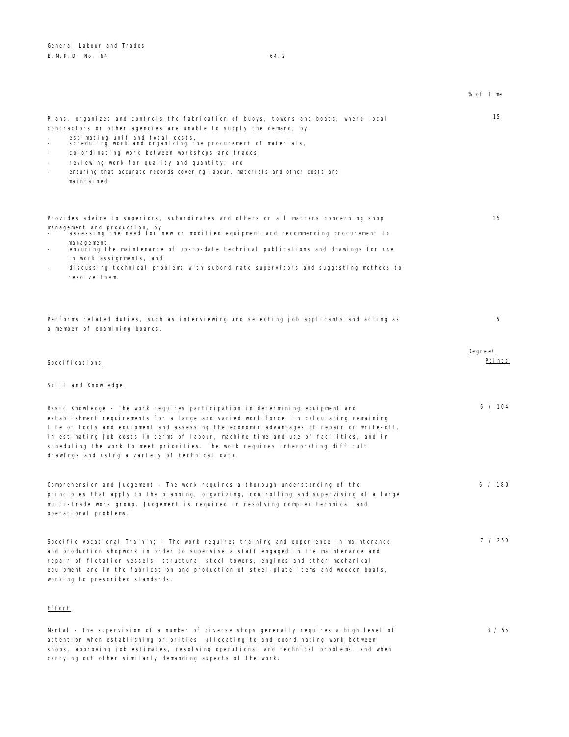% of Time

Plans, organizes and controls the fabrication of buoys, towers and boats, where local contractors or other agencies are unable to supply the demand, by — 15

- estimating unit and total costs,
- scheduling work and organizing the procurement of materials,
- co-ordinating work between workshops and trades,
- reviewing work for quality and quantity, and
- ensuring that accurate records covering labour, materials and other costs are maintained.

Provides advice to superiors, subordinates and others on all matters concerning shop management and production, by — 15

- assessing the need for new or modified equipment and recommending procurement to management,
- ensuring the maintenance of up-to-date technical publications and drawings for use in work assignments, and
- discussing technical problems with subordinate supervisors and suggesting methods to resolve them.

Performs related duties, such as interviewing and selecting job applicants and acting as a member of examining boards. — 5

| Specifications | Degree/ Points |
|---|---|
| **Skill and Knowledge** | |
| Basic Knowledge - The work requires participation in determining equipment and establishment requirements for a large and varied work force, in calculating remaining life of tools and equipment and assessing the economic advantages of repair or write-off, in estimating job costs in terms of labour, machine time and use of facilities, and in scheduling the work to meet priorities. The work requires interpreting difficult drawings and using a variety of technical data. | 6 / 104 |
| Comprehension and Judgement - The work requires a thorough understanding of the principles that apply to the planning, organizing, controlling and supervising of a large multi-trade work group. Judgement is required in resolving complex technical and operational problems. | 6 / 180 |
| Specific Vocational Training - The work requires training and experience in maintenance and production shopwork in order to supervise a staff engaged in the maintenance and repair of flotation vessels, structural steel towers, engines and other mechanical equipment and in the fabrication and production of steel-plate items and wooden boats, working to prescribed standards. | 7 / 250 |
| **Effort** | |
| Mental - The supervision of a number of diverse shops generally requires a high level of attention when establishing priorities, allocating to and coordinating work between shops, approving job estimates, resolving operational and technical problems, and when carrying out other similarly demanding aspects of the work. | 3 / 55 |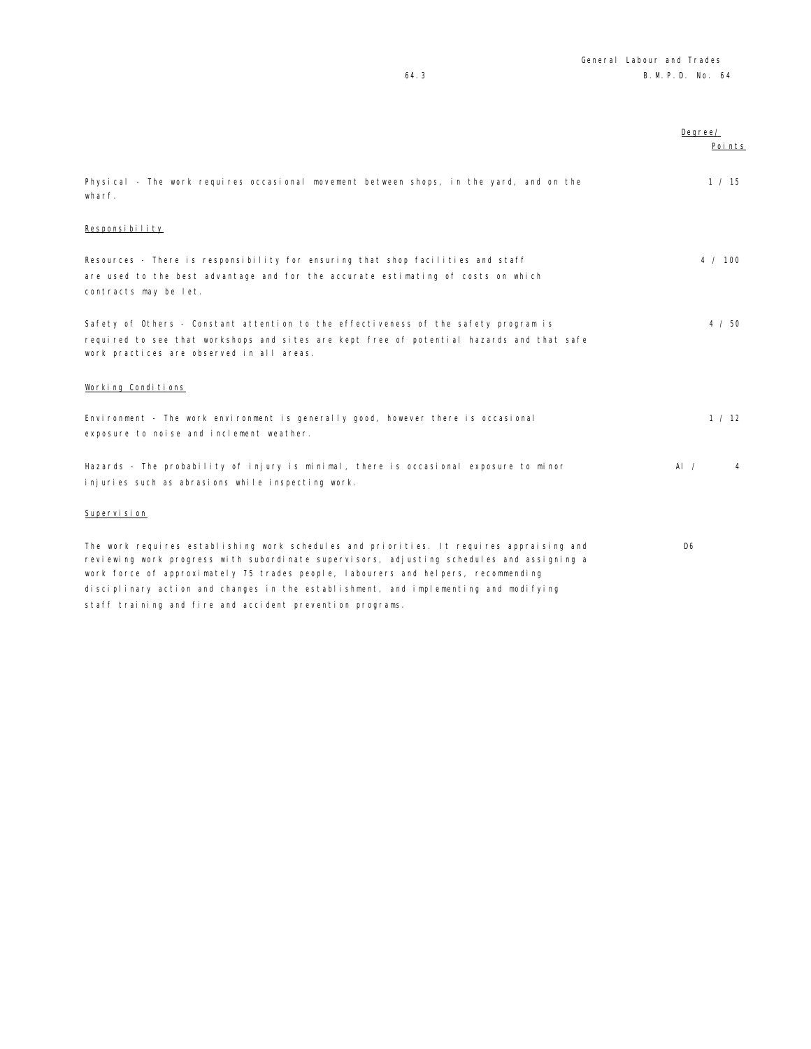| | Degree/ Points |
|---|---|
| Physical - The work requires occasional movement between shops, in the yard, and on the wharf. | 1 / 15 |
| **Responsibility** | |
| Resources - There is responsibility for ensuring that shop facilities and staff are used to the best advantage and for the accurate estimating of costs on which contracts may be let. | 4 / 100 |
| Safety of Others - Constant attention to the effectiveness of the safety program is required to see that workshops and sites are kept free of potential hazards and that safe work practices are observed in all areas. | 4 / 50 |
| **Working Conditions** | |
| Environment - The work environment is generally good, however there is occasional exposure to noise and inclement weather. | 1 / 12 |
| Hazards - The probability of injury is minimal, there is occasional exposure to minor injuries such as abrasions while inspecting work. | A1 / 4 |
| **Supervision** | |
| The work requires establishing work schedules and priorities. It requires appraising and reviewing work progress with subordinate supervisors, adjusting schedules and assigning a work force of approximately 75 trades people, labourers and helpers, recommending disciplinary action and changes in the establishment, and implementing and modifying staff training and fire and accident prevention programs. | D6 |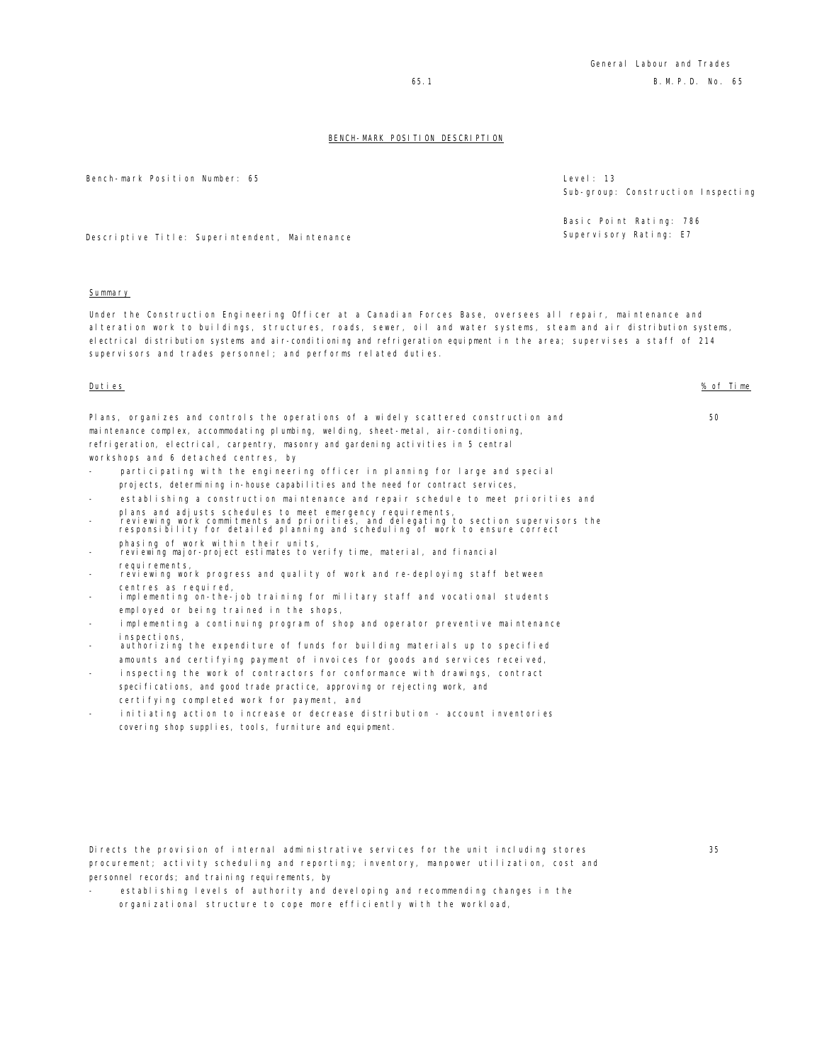## BENCH-MARK POSITION DESCRIPTION

Bench-mark Position Number: 65

Level: 13
Sub-group: Construction Inspecting

Basic Point Rating: 786
Supervisory Rating: E7

Descriptive Title: Superintendent, Maintenance

### Summary

Under the Construction Engineering Officer at a Canadian Forces Base, oversees all repair, maintenance and alteration work to buildings, structures, roads, sewer, oil and water systems, steam and air distribution systems, electrical distribution systems and air-conditioning and refrigeration equipment in the area; supervises a staff of 214 supervisors and trades personnel; and performs related duties.

### Duties

| Duties | % of Time |
|---|---|
| Plans, organizes and controls the operations of a widely scattered construction and maintenance complex, accommodating plumbing, welding, sheet-metal, air-conditioning, refrigeration, electrical, carpentry, masonry and gardening activities in 5 central workshops and 6 detached centres, by | 50 |

- participating with the engineering officer in planning for large and special projects, determining in-house capabilities and the need for contract services,
- establishing a construction maintenance and repair schedule to meet priorities and plans and adjusts schedules to meet emergency requirements,
- reviewing work commitments and priorities, and delegating to section supervisors the responsibility for detailed planning and scheduling of work to ensure correct phasing of work within their units,
- reviewing major-project estimates to verify time, material, and financial requirements,
- reviewing work progress and quality of work and re-deploying staff between centres as required,
- implementing on-the-job training for military staff and vocational students employed or being trained in the shops,
- implementing a continuing program of shop and operator preventive maintenance inspections,
- authorizing the expenditure of funds for building materials up to specified amounts and certifying payment of invoices for goods and services received,
- inspecting the work of contractors for conformance with drawings, contract specifications, and good trade practice, approving or rejecting work, and certifying completed work for payment, and
- initiating action to increase or decrease distribution - account inventories covering shop supplies, tools, furniture and equipment.

| Duties | % of Time |
|---|---|
| Directs the provision of internal administrative services for the unit including stores procurement; activity scheduling and reporting; inventory, manpower utilization, cost and personnel records; and training requirements, by | 35 |

- establishing levels of authority and developing and recommending changes in the organizational structure to cope more efficiently with the workload,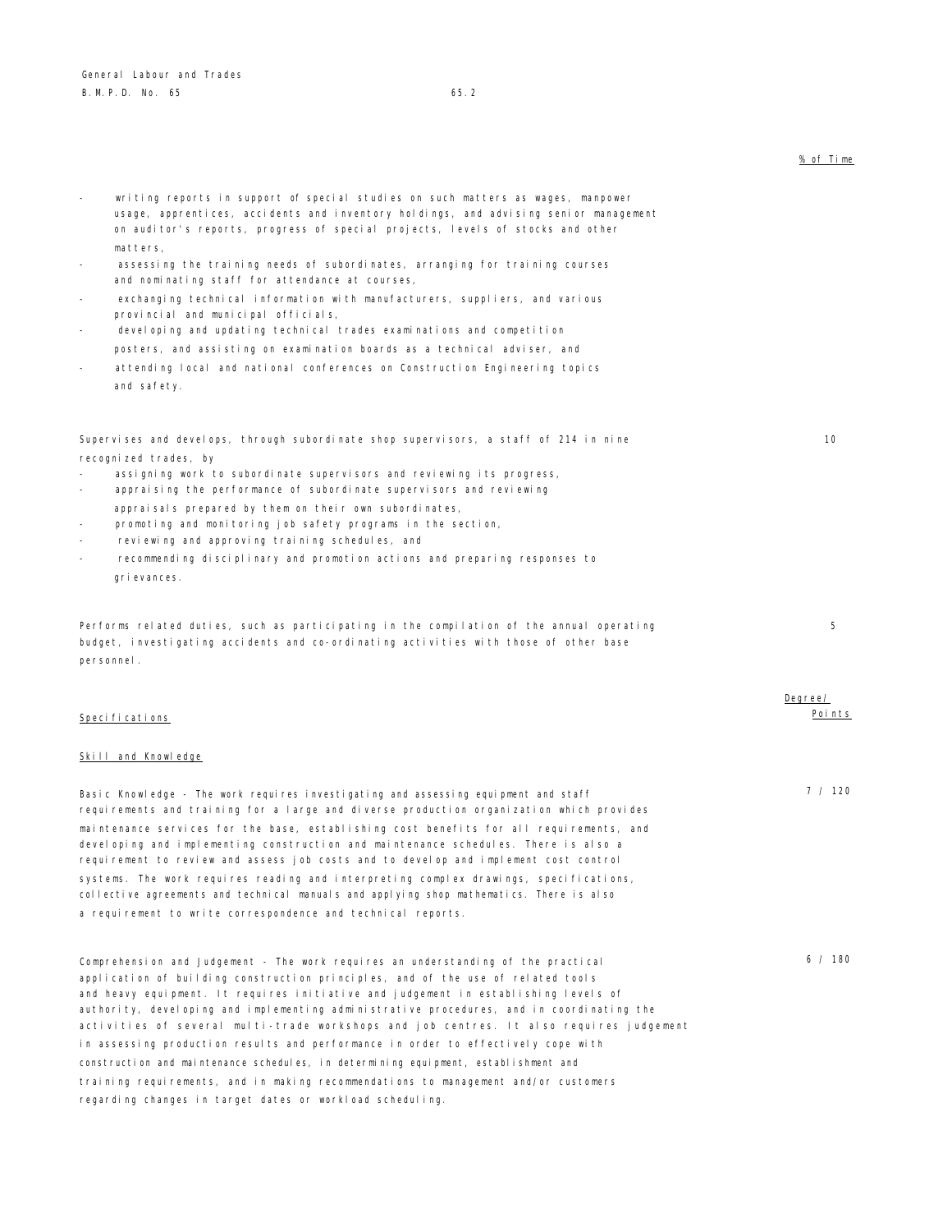% of Time

- writing reports in support of special studies on such matters as wages, manpower usage, apprentices, accidents and inventory holdings, and advising senior management on auditor's reports, progress of special projects, levels of stocks and other matters,
- assessing the training needs of subordinates, arranging for training courses and nominating staff for attendance at courses,
- exchanging technical information with manufacturers, suppliers, and various provincial and municipal officials,
- developing and updating technical trades examinations and competition posters, and assisting on examination boards as a technical adviser, and
- attending local and national conferences on Construction Engineering topics and safety.

Supervises and develops, through subordinate shop supervisors, a staff of 214 in nine recognized trades, by — 10

- assigning work to subordinate supervisors and reviewing its progress,
- appraising the performance of subordinate supervisors and reviewing appraisals prepared by them on their own subordinates,
- promoting and monitoring job safety programs in the section,
- reviewing and approving training schedules, and
- recommending disciplinary and promotion actions and preparing responses to grievances.

Performs related duties, such as participating in the compilation of the annual operating budget, investigating accidents and co-ordinating activities with those of other base personnel. — 5

## Specifications

Degree/ Points

### Skill and Knowledge

Basic Knowledge - The work requires investigating and assessing equipment and staff requirements and training for a large and diverse production organization which provides maintenance services for the base, establishing cost benefits for all requirements, and developing and implementing construction and maintenance schedules. There is also a requirement to review and assess job costs and to develop and implement cost control systems. The work requires reading and interpreting complex drawings, specifications, collective agreements and technical manuals and applying shop mathematics. There is also a requirement to write correspondence and technical reports. — 7 / 120

Comprehension and Judgement - The work requires an understanding of the practical application of building construction principles, and of the use of related tools and heavy equipment. It requires initiative and judgement in establishing levels of authority, developing and implementing administrative procedures, and in coordinating the activities of several multi-trade workshops and job centres. It also requires judgement in assessing production results and performance in order to effectively cope with construction and maintenance schedules, in determining equipment, establishment and training requirements, and in making recommendations to management and/or customers regarding changes in target dates or workload scheduling. — 6 / 180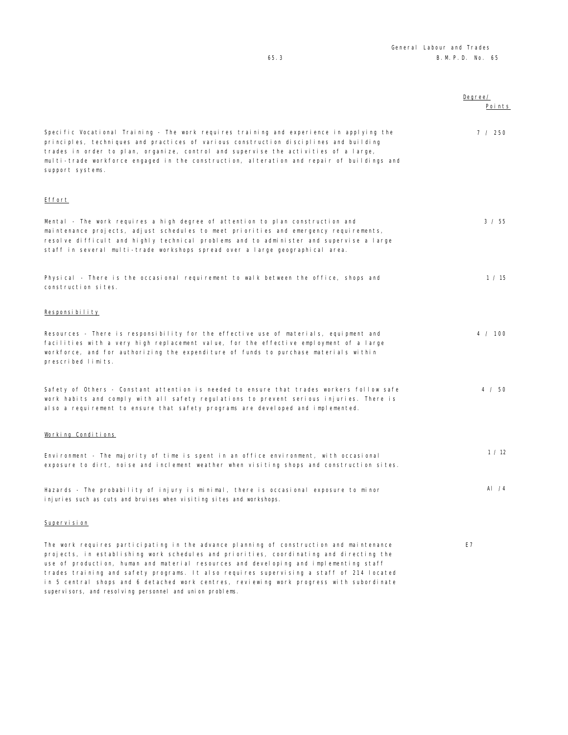Degree/ Points

Specific Vocational Training - The work requires training and experience in applying the principles, techniques and practices of various construction disciplines and building trades in order to plan, organize, control and supervise the activities of a large, multi-trade workforce engaged in the construction, alteration and repair of buildings and support systems. — 7 / 250

Effort

Mental - The work requires a high degree of attention to plan construction and maintenance projects, adjust schedules to meet priorities and emergency requirements, resolve difficult and highly technical problems and to administer and supervise a large staff in several multi-trade workshops spread over a large geographical area. — 3 / 55

Physical - There is the occasional requirement to walk between the office, shops and construction sites. — 1 / 15

Responsibility

Resources - There is responsibility for the effective use of materials, equipment and facilities with a very high replacement value, for the effective employment of a large workforce, and for authorizing the expenditure of funds to purchase materials within prescribed limits. — 4 / 100

Safety of Others - Constant attention is needed to ensure that trades workers follow safe work habits and comply with all safety regulations to prevent serious injuries. There is also a requirement to ensure that safety programs are developed and implemented. — 4 / 50

Working Conditions

Environment - The majority of time is spent in an office environment, with occasional exposure to dirt, noise and inclement weather when visiting shops and construction sites. — 1 / 12

Hazards - The probability of injury is minimal, there is occasional exposure to minor injuries such as cuts and bruises when visiting sites and workshops. — A1 / 4

Supervision

The work requires participating in the advance planning of construction and maintenance projects, in establishing work schedules and priorities, coordinating and directing the use of production, human and material resources and developing and implementing staff trades training and safety programs. It also requires supervising a staff of 214 located in 5 central shops and 6 detached work centres, reviewing work progress with subordinate supervisors, and resolving personnel and union problems. — E7